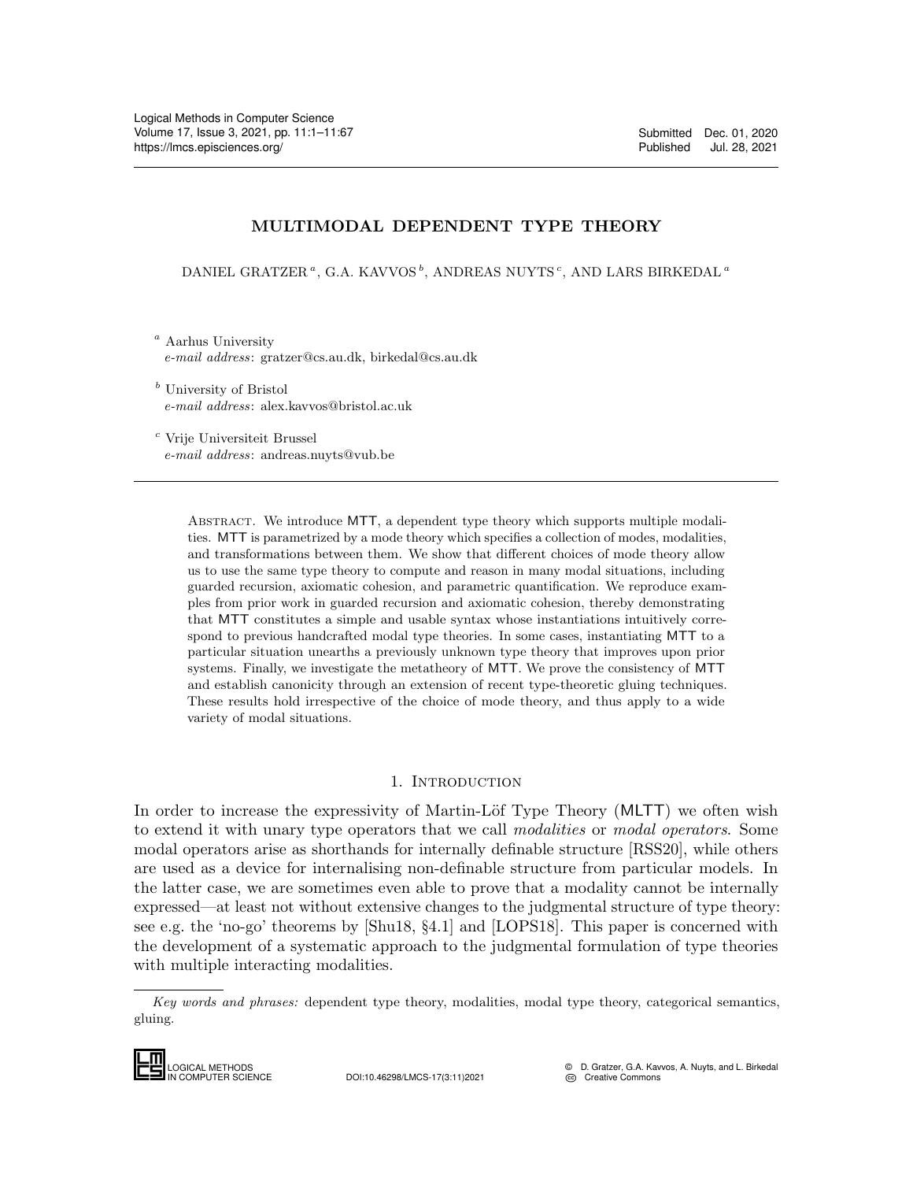Submitted Dec. 01, 2020
Published Jul. 28, 2021

# MULTIMODAL DEPENDENT TYPE THEORY

DANIEL GRATZER [a], G.A. KAVVOS [b], ANDREAS NUYTS [c], AND LARS BIRKEDAL [a]

[a] Aarhus University
*e-mail address*: gratzer@cs.au.dk, birkedal@cs.au.dk

[b] University of Bristol
*e-mail address*: alex.kavvos@bristol.ac.uk

[c] Vrije Universiteit Brussel
*e-mail address*: andreas.nuyts@vub.be

Abstract. We introduce MTT, a dependent type theory which supports multiple modalities. MTT is parametrized by a mode theory which specifies a collection of modes, modalities, and transformations between them. We show that different choices of mode theory allow us to use the same type theory to compute and reason in many modal situations, including guarded recursion, axiomatic cohesion, and parametric quantification. We reproduce examples from prior work in guarded recursion and axiomatic cohesion, thereby demonstrating that MTT constitutes a simple and usable syntax whose instantiations intuitively correspond to previous handcrafted modal type theories. In some cases, instantiating MTT to a particular situation unearths a previously unknown type theory that improves upon prior systems. Finally, we investigate the metatheory of MTT. We prove the consistency of MTT and establish canonicity through an extension of recent type-theoretic gluing techniques. These results hold irrespective of the choice of mode theory, and thus apply to a wide variety of modal situations.

## 1. Introduction

In order to increase the expressivity of Martin-Löf Type Theory (MLTT) we often wish to extend it with unary type operators that we call *modalities* or *modal operators*. Some modal operators arise as shorthands for internally definable structure [RSS20], while others are used as a device for internalising non-definable structure from particular models. In the latter case, we are sometimes even able to prove that a modality cannot be internally expressed—at least not without extensive changes to the judgmental structure of type theory: see e.g. the 'no-go' theorems by [Shu18, §4.1] and [LOPS18]. This paper is concerned with the development of a systematic approach to the judgmental formulation of type theories with multiple interacting modalities.

*Key words and phrases:* dependent type theory, modalities, modal type theory, categorical semantics, gluing.

LOGICAL METHODS IN COMPUTER SCIENCE DOI:10.46298/LMCS-17(3:11)2021 © D. Gratzer, G.A. Kavvos, A. Nuyts, and L. Birkedal Creative Commons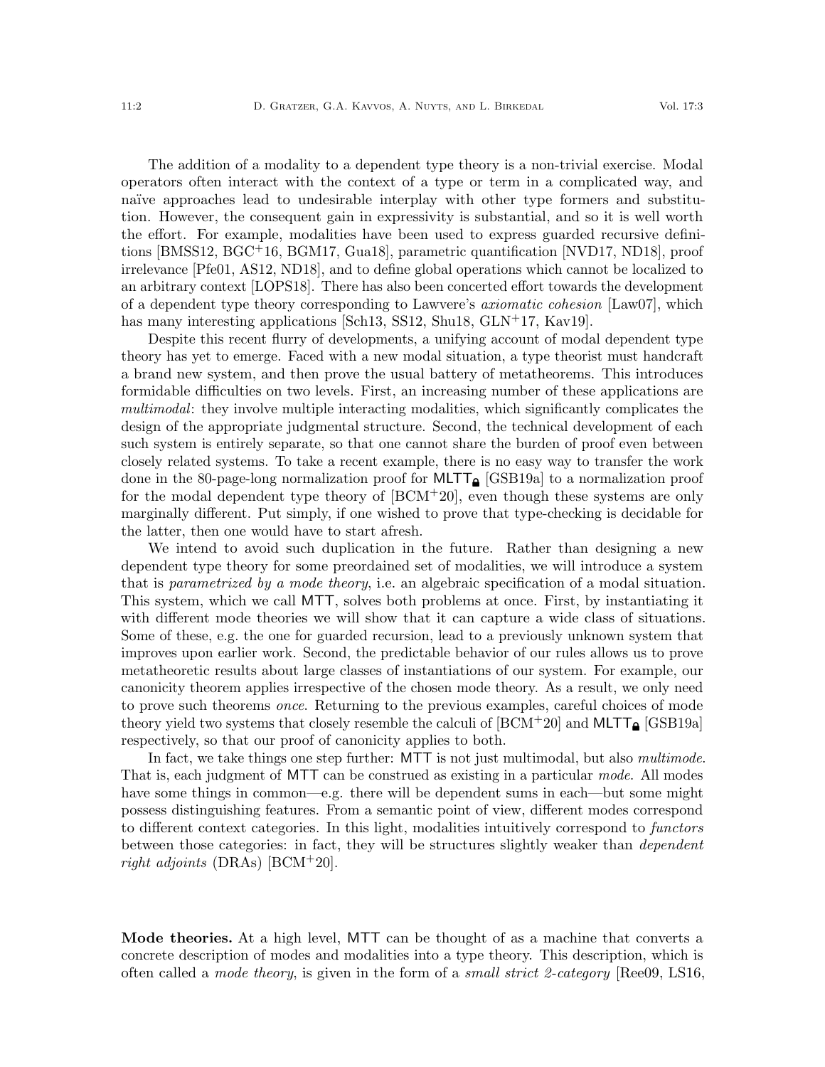The addition of a modality to a dependent type theory is a non-trivial exercise. Modal operators often interact with the context of a type or term in a complicated way, and naïve approaches lead to undesirable interplay with other type formers and substitution. However, the consequent gain in expressivity is substantial, and so it is well worth the effort. For example, modalities have been used to express guarded recursive definitions [BMSS12, BGC+16, BGM17, Gua18], parametric quantification [NVD17, ND18], proof irrelevance [Pfe01, AS12, ND18], and to define global operations which cannot be localized to an arbitrary context [LOPS18]. There has also been concerted effort towards the development of a dependent type theory corresponding to Lawvere's *axiomatic cohesion* [Law07], which has many interesting applications [Sch13, SS12, Shu18, GLN+17, Kav19].

Despite this recent flurry of developments, a unifying account of modal dependent type theory has yet to emerge. Faced with a new modal situation, a type theorist must handcraft a brand new system, and then prove the usual battery of metatheorems. This introduces formidable difficulties on two levels. First, an increasing number of these applications are *multimodal*: they involve multiple interacting modalities, which significantly complicates the design of the appropriate judgmental structure. Second, the technical development of each such system is entirely separate, so that one cannot share the burden of proof even between closely related systems. To take a recent example, there is no easy way to transfer the work done in the 80-page-long normalization proof for $\mathsf{MLTT}_{🔒}$ [GSB19a] to a normalization proof for the modal dependent type theory of [BCM+20], even though these systems are only marginally different. Put simply, if one wished to prove that type-checking is decidable for the latter, then one would have to start afresh.

We intend to avoid such duplication in the future. Rather than designing a new dependent type theory for some preordained set of modalities, we will introduce a system that is *parametrized by a mode theory*, i.e. an algebraic specification of a modal situation. This system, which we call MTT, solves both problems at once. First, by instantiating it with different mode theories we will show that it can capture a wide class of situations. Some of these, e.g. the one for guarded recursion, lead to a previously unknown system that improves upon earlier work. Second, the predictable behavior of our rules allows us to prove metatheoretic results about large classes of instantiations of our system. For example, our canonicity theorem applies irrespective of the chosen mode theory. As a result, we only need to prove such theorems *once*. Returning to the previous examples, careful choices of mode theory yield two systems that closely resemble the calculi of [BCM+20] and $\mathsf{MLTT}_{🔒}$ [GSB19a] respectively, so that our proof of canonicity applies to both.

In fact, we take things one step further: MTT is not just multimodal, but also *multimode*. That is, each judgment of MTT can be construed as existing in a particular *mode*. All modes have some things in common—e.g. there will be dependent sums in each—but some might possess distinguishing features. From a semantic point of view, different modes correspond to different context categories. In this light, modalities intuitively correspond to *functors* between those categories: in fact, they will be structures slightly weaker than *dependent right adjoints* (DRAs) [BCM+20].

**Mode theories.** At a high level, MTT can be thought of as a machine that converts a concrete description of modes and modalities into a type theory. This description, which is often called a *mode theory*, is given in the form of a *small strict 2-category* [Ree09, LS16,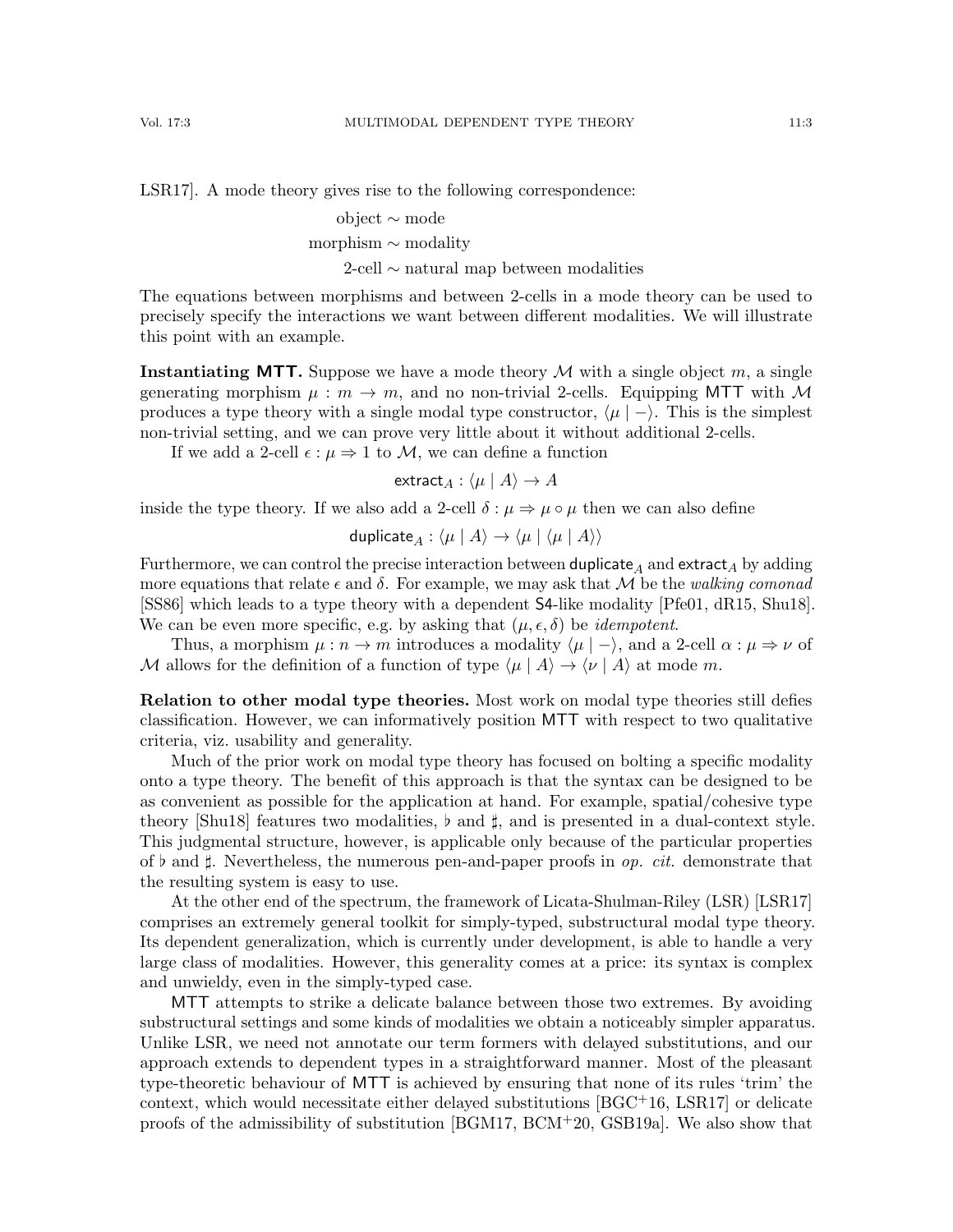LSR17]. A mode theory gives rise to the following correspondence:

$$\text{object} \sim \text{mode}$$
$$\text{morphism} \sim \text{modality}$$
$$\text{2-cell} \sim \text{natural map between modalities}$$

The equations between morphisms and between 2-cells in a mode theory can be used to precisely specify the interactions we want between different modalities. We will illustrate this point with an example.

**Instantiating MTT.** Suppose we have a mode theory $\mathcal{M}$ with a single object $m$, a single generating morphism $\mu : m \to m$, and no non-trivial 2-cells. Equipping MTT with $\mathcal{M}$ produces a type theory with a single modal type constructor, $\langle \mu \mid - \rangle$. This is the simplest non-trivial setting, and we can prove very little about it without additional 2-cells.

If we add a 2-cell $\epsilon : \mu \Rightarrow 1$ to $\mathcal{M}$, we can define a function

$$\mathsf{extract}_A : \langle \mu \mid A \rangle \to A$$

inside the type theory. If we also add a 2-cell $\delta : \mu \Rightarrow \mu \circ \mu$ then we can also define

$$\mathsf{duplicate}_A : \langle \mu \mid A \rangle \to \langle \mu \mid \langle \mu \mid A \rangle \rangle$$

Furthermore, we can control the precise interaction between $\mathsf{duplicate}_A$ and $\mathsf{extract}_A$ by adding more equations that relate $\epsilon$ and $\delta$. For example, we may ask that $\mathcal{M}$ be the *walking comonad* [SS86] which leads to a type theory with a dependent S4-like modality [Pfe01, dR15, Shu18]. We can be even more specific, e.g. by asking that $(\mu, \epsilon, \delta)$ be *idempotent*.

Thus, a morphism $\mu : n \to m$ introduces a modality $\langle \mu \mid - \rangle$, and a 2-cell $\alpha : \mu \Rightarrow \nu$ of $\mathcal{M}$ allows for the definition of a function of type $\langle \mu \mid A \rangle \to \langle \nu \mid A \rangle$ at mode $m$.

**Relation to other modal type theories.** Most work on modal type theories still defies classification. However, we can informatively position MTT with respect to two qualitative criteria, viz. usability and generality.

Much of the prior work on modal type theory has focused on bolting a specific modality onto a type theory. The benefit of this approach is that the syntax can be designed to be as convenient as possible for the application at hand. For example, spatial/cohesive type theory [Shu18] features two modalities, $\flat$ and $\sharp$, and is presented in a dual-context style. This judgmental structure, however, is applicable only because of the particular properties of $\flat$ and $\sharp$. Nevertheless, the numerous pen-and-paper proofs in *op. cit.* demonstrate that the resulting system is easy to use.

At the other end of the spectrum, the framework of Licata-Shulman-Riley (LSR) [LSR17] comprises an extremely general toolkit for simply-typed, substructural modal type theory. Its dependent generalization, which is currently under development, is able to handle a very large class of modalities. However, this generality comes at a price: its syntax is complex and unwieldy, even in the simply-typed case.

MTT attempts to strike a delicate balance between those two extremes. By avoiding substructural settings and some kinds of modalities we obtain a noticeably simpler apparatus. Unlike LSR, we need not annotate our term formers with delayed substitutions, and our approach extends to dependent types in a straightforward manner. Most of the pleasant type-theoretic behaviour of MTT is achieved by ensuring that none of its rules 'trim' the context, which would necessitate either delayed substitutions [BGC+16, LSR17] or delicate proofs of the admissibility of substitution [BGM17, BCM+20, GSB19a]. We also show that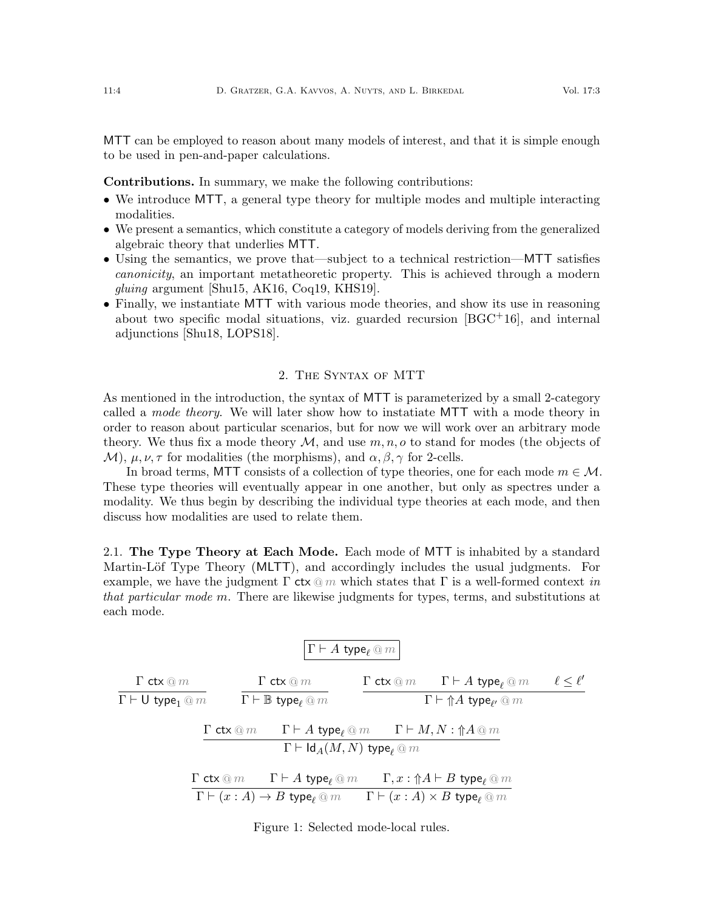MTT can be employed to reason about many models of interest, and that it is simple enough to be used in pen-and-paper calculations.

**Contributions.** In summary, we make the following contributions:

- We introduce MTT, a general type theory for multiple modes and multiple interacting modalities.
- We present a semantics, which constitute a category of models deriving from the generalized algebraic theory that underlies MTT.
- Using the semantics, we prove that—subject to a technical restriction—MTT satisfies *canonicity*, an important metatheoretic property. This is achieved through a modern *gluing* argument [Shu15, AK16, Coq19, KHS19].
- Finally, we instantiate MTT with various mode theories, and show its use in reasoning about two specific modal situations, viz. guarded recursion [BGC+16], and internal adjunctions [Shu18, LOPS18].

## 2. The Syntax of MTT

As mentioned in the introduction, the syntax of MTT is parameterized by a small 2-category called a *mode theory*. We will later show how to instatiate MTT with a mode theory in order to reason about particular scenarios, but for now we will work over an arbitrary mode theory. We thus fix a mode theory $\mathcal{M}$, and use $m, n, o$ to stand for modes (the objects of $\mathcal{M}$), $\mu, \nu, \tau$ for modalities (the morphisms), and $\alpha, \beta, \gamma$ for 2-cells.

In broad terms, MTT consists of a collection of type theories, one for each mode $m \in \mathcal{M}$. These type theories will eventually appear in one another, but only as spectres under a modality. We thus begin by describing the individual type theories at each mode, and then discuss how modalities are used to relate them.

### 2.1. The Type Theory at Each Mode.

Each mode of MTT is inhabited by a standard Martin-Löf Type Theory (MLTT), and accordingly includes the usual judgments. For example, we have the judgment $\Gamma \ \mathsf{ctx} \ @ \ m$ which states that $\Gamma$ is a well-formed context *in that particular mode $m$*. There are likewise judgments for types, terms, and substitutions at each mode.

$$\boxed{\Gamma \vdash A \ \mathsf{type}_\ell \ @ \ m}$$

$$\frac{\Gamma \ \mathsf{ctx} \ @ \ m}{\Gamma \vdash \mathsf{U} \ \mathsf{type}_1 \ @ \ m} \qquad \frac{\Gamma \ \mathsf{ctx} \ @ \ m}{\Gamma \vdash \mathbb{B} \ \mathsf{type}_\ell \ @ \ m} \qquad \frac{\Gamma \ \mathsf{ctx} \ @ \ m \qquad \Gamma \vdash A \ \mathsf{type}_\ell \ @ \ m \qquad \ell \leq \ell'}{\Gamma \vdash \Uparrow\! A \ \mathsf{type}_{\ell'} \ @ \ m}$$

$$\frac{\Gamma \ \mathsf{ctx} \ @ \ m \qquad \Gamma \vdash A \ \mathsf{type}_\ell \ @ \ m \qquad \Gamma \vdash M, N : \Uparrow\! A \ @ \ m}{\Gamma \vdash \mathsf{Id}_A(M, N) \ \mathsf{type}_\ell \ @ \ m}$$

$$\frac{\Gamma \ \mathsf{ctx} \ @ \ m \qquad \Gamma \vdash A \ \mathsf{type}_\ell \ @ \ m \qquad \Gamma, x : \Uparrow\! A \vdash B \ \mathsf{type}_\ell \ @ \ m}{\Gamma \vdash (x : A) \to B \ \mathsf{type}_\ell \ @ \ m \qquad \Gamma \vdash (x : A) \times B \ \mathsf{type}_\ell \ @ \ m}$$

Figure 1: Selected mode-local rules.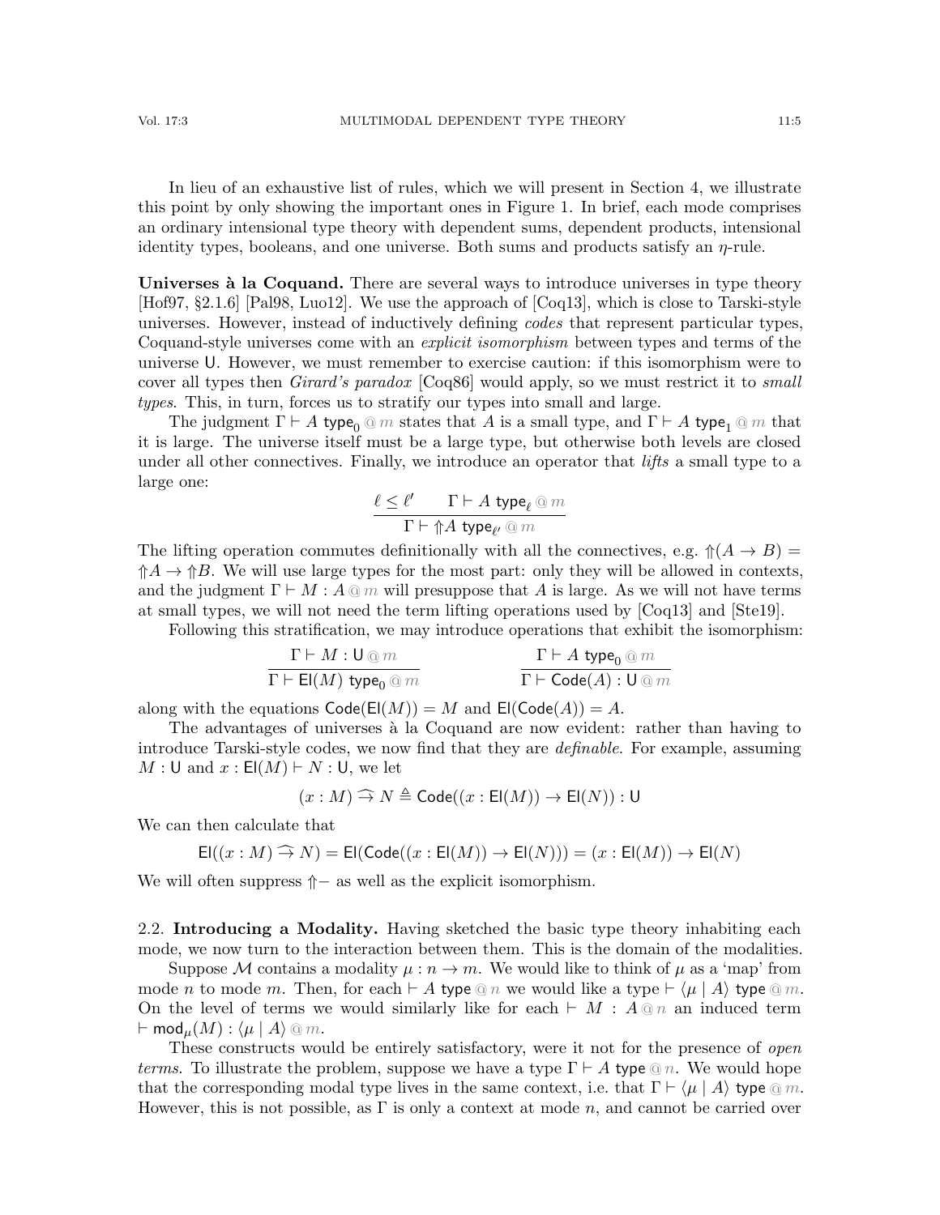In lieu of an exhaustive list of rules, which we will present in Section 4, we illustrate this point by only showing the important ones in Figure 1. In brief, each mode comprises an ordinary intensional type theory with dependent sums, dependent products, intensional identity types, booleans, and one universe. Both sums and products satisfy an $\eta$-rule.

**Universes à la Coquand.** There are several ways to introduce universes in type theory [Hof97, §2.1.6] [Pal98, Luo12]. We use the approach of [Coq13], which is close to Tarski-style universes. However, instead of inductively defining *codes* that represent particular types, Coquand-style universes come with an *explicit isomorphism* between types and terms of the universe $\mathsf{U}$. However, we must remember to exercise caution: if this isomorphism were to cover all types then *Girard's paradox* [Coq86] would apply, so we must restrict it to *small types*. This, in turn, forces us to stratify our types into small and large.

The judgment $\Gamma \vdash A\ \mathsf{type}_0 \mathbin{@} m$ states that $A$ is a small type, and $\Gamma \vdash A\ \mathsf{type}_1 \mathbin{@} m$ that it is large. The universe itself must be a large type, but otherwise both levels are closed under all other connectives. Finally, we introduce an operator that *lifts* a small type to a large one:

$$\frac{\ell \leq \ell' \qquad \Gamma \vdash A\ \mathsf{type}_\ell \mathbin{@} m}{\Gamma \vdash \Uparrow A\ \mathsf{type}_{\ell'} \mathbin{@} m}$$

The lifting operation commutes definitionally with all the connectives, e.g. $\Uparrow(A \to B) = \Uparrow A \to \Uparrow B$. We will use large types for the most part: only they will be allowed in contexts, and the judgment $\Gamma \vdash M : A \mathbin{@} m$ will presuppose that $A$ is large. As we will not have terms at small types, we will not need the term lifting operations used by [Coq13] and [Ste19].

Following this stratification, we may introduce operations that exhibit the isomorphism:

$$\frac{\Gamma \vdash M : \mathsf{U} \mathbin{@} m}{\Gamma \vdash \mathsf{El}(M)\ \mathsf{type}_0 \mathbin{@} m} \qquad\qquad \frac{\Gamma \vdash A\ \mathsf{type}_0 \mathbin{@} m}{\Gamma \vdash \mathsf{Code}(A) : \mathsf{U} \mathbin{@} m}$$

along with the equations $\mathsf{Code}(\mathsf{El}(M)) = M$ and $\mathsf{El}(\mathsf{Code}(A)) = A$.

The advantages of universes à la Coquand are now evident: rather than having to introduce Tarski-style codes, we now find that they are *definable*. For example, assuming $M : \mathsf{U}$ and $x : \mathsf{El}(M) \vdash N : \mathsf{U}$, we let

$$(x : M) \mathbin{\widehat{\to}} N \triangleq \mathsf{Code}((x : \mathsf{El}(M)) \to \mathsf{El}(N)) : \mathsf{U}$$

We can then calculate that

$$\mathsf{El}((x : M) \mathbin{\widehat{\to}} N) = \mathsf{El}(\mathsf{Code}((x : \mathsf{El}(M)) \to \mathsf{El}(N))) = (x : \mathsf{El}(M)) \to \mathsf{El}(N)$$

We will often suppress $\Uparrow -$ as well as the explicit isomorphism.

## 2.2. Introducing a Modality.

Having sketched the basic type theory inhabiting each mode, we now turn to the interaction between them. This is the domain of the modalities.

Suppose $\mathcal{M}$ contains a modality $\mu : n \to m$. We would like to think of $\mu$ as a 'map' from mode $n$ to mode $m$. Then, for each $\vdash A\ \mathsf{type} \mathbin{@} n$ we would like a type $\vdash \langle \mu \mid A \rangle\ \mathsf{type} \mathbin{@} m$. On the level of terms we would similarly like for each $\vdash M : A \mathbin{@} n$ an induced term $\vdash \mathsf{mod}_\mu(M) : \langle \mu \mid A \rangle \mathbin{@} m$.

These constructs would be entirely satisfactory, were it not for the presence of *open terms*. To illustrate the problem, suppose we have a type $\Gamma \vdash A\ \mathsf{type} \mathbin{@} n$. We would hope that the corresponding modal type lives in the same context, i.e. that $\Gamma \vdash \langle \mu \mid A \rangle\ \mathsf{type} \mathbin{@} m$. However, this is not possible, as $\Gamma$ is only a context at mode $n$, and cannot be carried over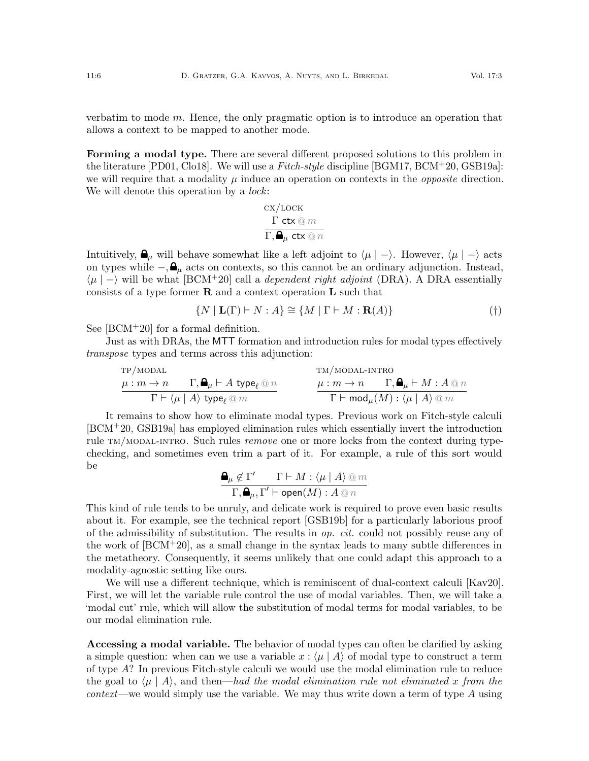verbatim to mode $m$. Hence, the only pragmatic option is to introduce an operation that allows a context to be mapped to another mode.

**Forming a modal type.** There are several different proposed solutions to this problem in the literature [PD01, Clo18]. We will use a *Fitch-style* discipline [BGM17, BCM+20, GSB19a]: we will require that a modality $\mu$ induce an operation on contexts in the *opposite* direction. We will denote this operation by a *lock*:

$$\frac{\Gamma\ \mathsf{ctx}\ @\ m}{\Gamma, \text{🔒}_\mu\ \mathsf{ctx}\ @\ n}\ \textsc{cx/lock}$$

Intuitively, $\text{🔒}_\mu$ will behave somewhat like a left adjoint to $\langle \mu \mid - \rangle$. However, $\langle \mu \mid - \rangle$ acts on types while $-, \text{🔒}_\mu$ acts on contexts, so this cannot be an ordinary adjunction. Instead, $\langle \mu \mid - \rangle$ will be what [BCM+20] call a *dependent right adjoint* (DRA). A DRA essentially consists of a type former $\mathbf{R}$ and a context operation $\mathbf{L}$ such that

$$\{N \mid \mathbf{L}(\Gamma) \vdash N : A\} \cong \{M \mid \Gamma \vdash M : \mathbf{R}(A)\} \tag{†}$$

See [BCM+20] for a formal definition.

Just as with DRAs, the MTT formation and introduction rules for modal types effectively *transpose* types and terms across this adjunction:

$$\frac{\mu : m \to n \qquad \Gamma, \text{🔒}_\mu \vdash A\ \mathsf{type}_\ell\ @\ n}{\Gamma \vdash \langle \mu \mid A \rangle\ \mathsf{type}_\ell\ @\ m}\ \textsc{tp/modal} \qquad \frac{\mu : m \to n \qquad \Gamma, \text{🔒}_\mu \vdash M : A\ @\ n}{\Gamma \vdash \mathsf{mod}_\mu(M) : \langle \mu \mid A \rangle\ @\ m}\ \textsc{tm/modal-intro}$$

It remains to show how to eliminate modal types. Previous work on Fitch-style calculi [BCM+20, GSB19a] has employed elimination rules which essentially invert the introduction rule TM/MODAL-INTRO. Such rules *remove* one or more locks from the context during type-checking, and sometimes even trim a part of it. For example, a rule of this sort would be

$$\frac{\text{🔒}_\mu \notin \Gamma' \qquad \Gamma \vdash M : \langle \mu \mid A \rangle\ @\ m}{\Gamma, \text{🔒}_\mu, \Gamma' \vdash \mathsf{open}(M) : A\ @\ n}$$

This kind of rule tends to be unruly, and delicate work is required to prove even basic results about it. For example, see the technical report [GSB19b] for a particularly laborious proof of the admissibility of substitution. The results in *op. cit.* could not possibly reuse any of the work of [BCM+20], as a small change in the syntax leads to many subtle differences in the metatheory. Consequently, it seems unlikely that one could adapt this approach to a modality-agnostic setting like ours.

We will use a different technique, which is reminiscent of dual-context calculi [Kav20]. First, we will let the variable rule control the use of modal variables. Then, we will take a 'modal cut' rule, which will allow the substitution of modal terms for modal variables, to be our modal elimination rule.

**Accessing a modal variable.** The behavior of modal types can often be clarified by asking a simple question: when can we use a variable $x : \langle \mu \mid A \rangle$ of modal type to construct a term of type $A$? In previous Fitch-style calculi we would use the modal elimination rule to reduce the goal to $\langle \mu \mid A \rangle$, and then—*had the modal elimination rule not eliminated $x$ from the context*—we would simply use the variable. We may thus write down a term of type $A$ using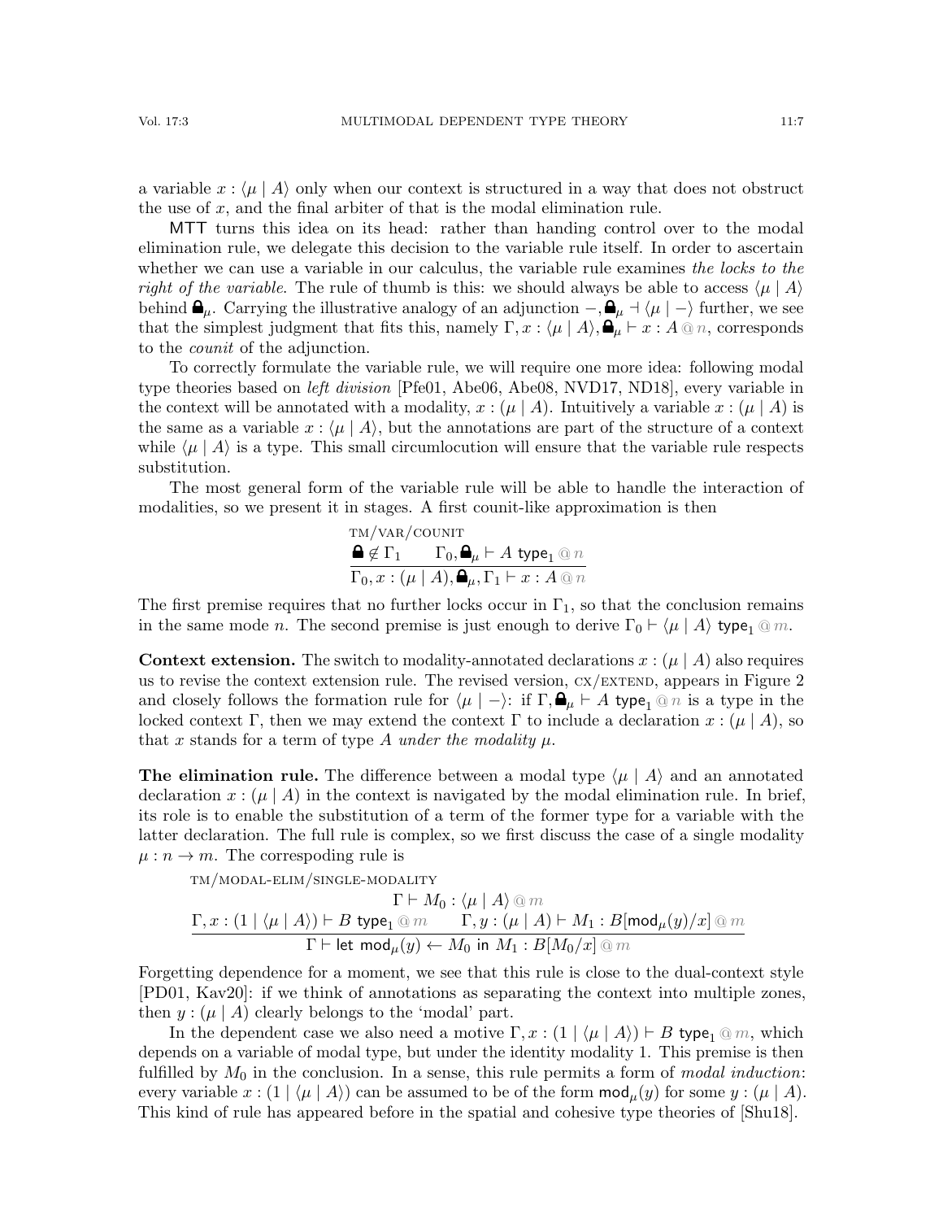a variable $x : \langle \mu \mid A \rangle$ only when our context is structured in a way that does not obstruct the use of $x$, and the final arbiter of that is the modal elimination rule.

MTT turns this idea on its head: rather than handing control over to the modal elimination rule, we delegate this decision to the variable rule itself. In order to ascertain whether we can use a variable in our calculus, the variable rule examines *the locks to the right of the variable*. The rule of thumb is this: we should always be able to access $\langle \mu \mid A \rangle$ behind $\text{🔒}_\mu$. Carrying the illustrative analogy of an adjunction $-, \text{🔒}_\mu \dashv \langle \mu \mid - \rangle$ further, we see that the simplest judgment that fits this, namely $\Gamma, x : \langle \mu \mid A \rangle, \text{🔒}_\mu \vdash x : A \mathbin{@} n$, corresponds to the *counit* of the adjunction.

To correctly formulate the variable rule, we will require one more idea: following modal type theories based on *left division* [Pfe01, Abe06, Abe08, NVD17, ND18], every variable in the context will be annotated with a modality, $x : (\mu \mid A)$. Intuitively a variable $x : (\mu \mid A)$ is the same as a variable $x : \langle \mu \mid A \rangle$, but the annotations are part of the structure of a context while $\langle \mu \mid A \rangle$ is a type. This small circumlocution will ensure that the variable rule respects substitution.

The most general form of the variable rule will be able to handle the interaction of modalities, so we present it in stages. A first counit-like approximation is then

$$\textsc{tm/var/counit}\quad \frac{\text{🔒} \notin \Gamma_1 \qquad \Gamma_0, \text{🔒}_\mu \vdash A \ \mathsf{type}_1 \mathbin{@} n}{\Gamma_0, x : (\mu \mid A), \text{🔒}_\mu, \Gamma_1 \vdash x : A \mathbin{@} n}$$

The first premise requires that no further locks occur in $\Gamma_1$, so that the conclusion remains in the same mode $n$. The second premise is just enough to derive $\Gamma_0 \vdash \langle \mu \mid A \rangle \ \mathsf{type}_1 \mathbin{@} m$.

**Context extension.** The switch to modality-annotated declarations $x : (\mu \mid A)$ also requires us to revise the context extension rule. The revised version, $\textsc{cx/extend}$, appears in Figure 2 and closely follows the formation rule for $\langle \mu \mid - \rangle$: if $\Gamma, \text{🔒}_\mu \vdash A \ \mathsf{type}_1 \mathbin{@} n$ is a type in the locked context $\Gamma$, then we may extend the context $\Gamma$ to include a declaration $x : (\mu \mid A)$, so that $x$ stands for a term of type $A$ *under the modality* $\mu$.

**The elimination rule.** The difference between a modal type $\langle \mu \mid A \rangle$ and an annotated declaration $x : (\mu \mid A)$ in the context is navigated by the modal elimination rule. In brief, its role is to enable the substitution of a term of the former type for a variable with the latter declaration. The full rule is complex, so we first discuss the case of a single modality $\mu : n \to m$. The correspoding rule is

$$\textsc{tm/modal-elim/single-modality}\quad \frac{\Gamma \vdash M_0 : \langle \mu \mid A \rangle \mathbin{@} m \qquad \Gamma, x : (1 \mid \langle \mu \mid A \rangle) \vdash B \ \mathsf{type}_1 \mathbin{@} m \qquad \Gamma, y : (\mu \mid A) \vdash M_1 : B[\mathsf{mod}_\mu(y)/x] \mathbin{@} m}{\Gamma \vdash \mathsf{let}\ \mathsf{mod}_\mu(y) \leftarrow M_0 \ \mathsf{in}\ M_1 : B[M_0/x] \mathbin{@} m}$$

Forgetting dependence for a moment, we see that this rule is close to the dual-context style [PD01, Kav20]: if we think of annotations as separating the context into multiple zones, then $y : (\mu \mid A)$ clearly belongs to the 'modal' part.

In the dependent case we also need a motive $\Gamma, x : (1 \mid \langle \mu \mid A \rangle) \vdash B \ \mathsf{type}_1 \mathbin{@} m$, which depends on a variable of modal type, but under the identity modality 1. This premise is then fulfilled by $M_0$ in the conclusion. In a sense, this rule permits a form of *modal induction*: every variable $x : (1 \mid \langle \mu \mid A \rangle)$ can be assumed to be of the form $\mathsf{mod}_\mu(y)$ for some $y : (\mu \mid A)$. This kind of rule has appeared before in the spatial and cohesive type theories of [Shu18].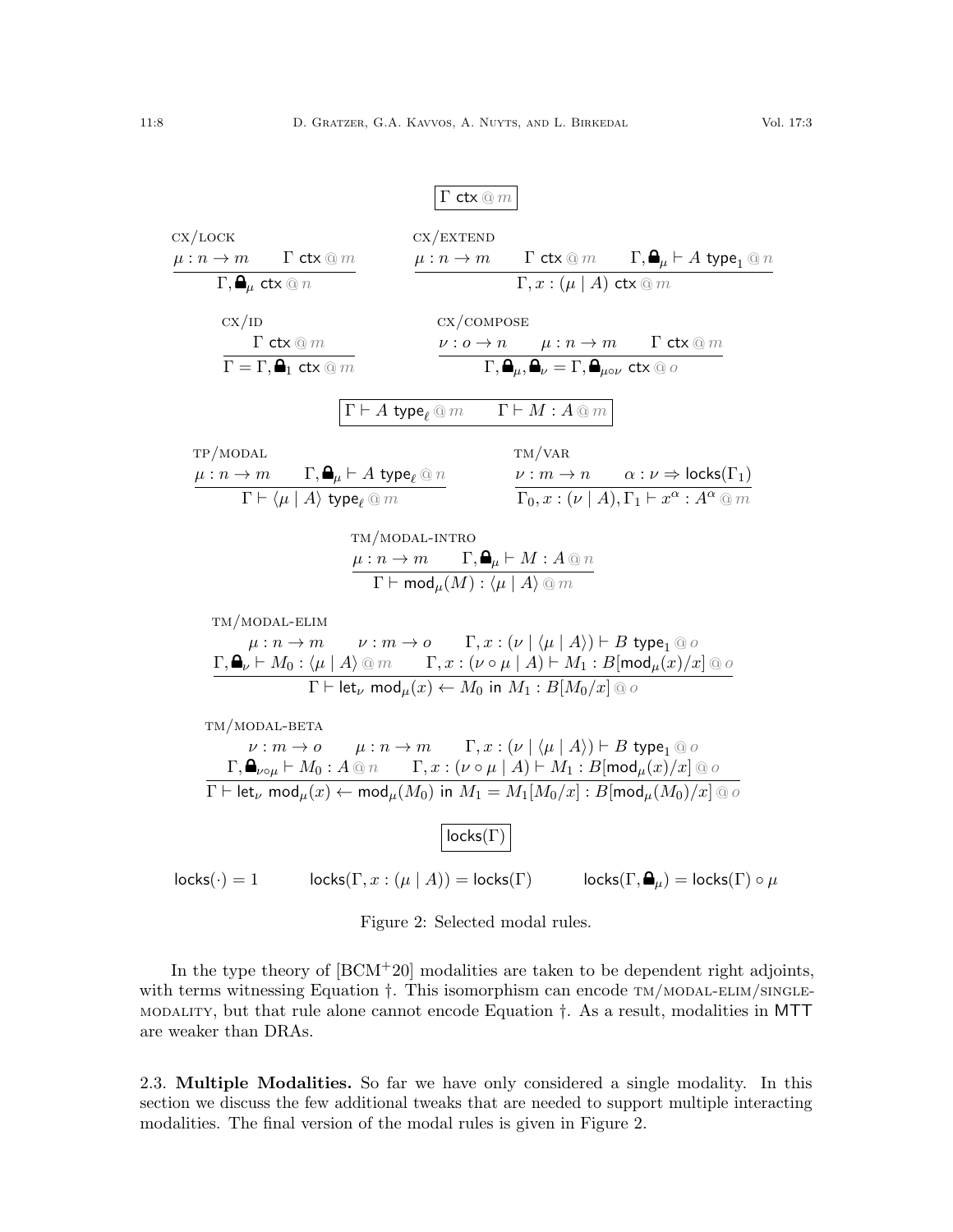$$\boxed{\Gamma\ \mathsf{ctx} \mathbin{@} m}$$

$$\frac{\mu : n \to m \qquad \Gamma\ \mathsf{ctx} \mathbin{@} m}{\Gamma, \text{🔒}_\mu\ \mathsf{ctx} \mathbin{@} n}\ \textsc{cx/lock} \qquad \frac{\mu : n \to m \qquad \Gamma\ \mathsf{ctx} \mathbin{@} m \qquad \Gamma, \text{🔒}_\mu \vdash A\ \mathsf{type}_1 \mathbin{@} n}{\Gamma, x : (\mu \mid A)\ \mathsf{ctx} \mathbin{@} m}\ \textsc{cx/extend}$$

$$\frac{\Gamma\ \mathsf{ctx} \mathbin{@} m}{\Gamma = \Gamma, \text{🔒}_1\ \mathsf{ctx} \mathbin{@} m}\ \textsc{cx/id} \qquad \frac{\nu : o \to n \qquad \mu : n \to m \qquad \Gamma\ \mathsf{ctx} \mathbin{@} m}{\Gamma, \text{🔒}_\mu, \text{🔒}_\nu = \Gamma, \text{🔒}_{\mu \circ \nu}\ \mathsf{ctx} \mathbin{@} o}\ \textsc{cx/compose}$$

$$\boxed{\Gamma \vdash A\ \mathsf{type}_\ell \mathbin{@} m \qquad \Gamma \vdash M : A \mathbin{@} m}$$

$$\frac{\mu : n \to m \qquad \Gamma, \text{🔒}_\mu \vdash A\ \mathsf{type}_\ell \mathbin{@} n}{\Gamma \vdash \langle \mu \mid A \rangle\ \mathsf{type}_\ell \mathbin{@} m}\ \textsc{tp/modal} \qquad \frac{\nu : m \to n \qquad \alpha : \nu \Rightarrow \mathsf{locks}(\Gamma_1)}{\Gamma_0, x : (\nu \mid A), \Gamma_1 \vdash x^\alpha : A^\alpha \mathbin{@} m}\ \textsc{tm/var}$$

$$\frac{\mu : n \to m \qquad \Gamma, \text{🔒}_\mu \vdash M : A \mathbin{@} n}{\Gamma \vdash \mathsf{mod}_\mu(M) : \langle \mu \mid A \rangle \mathbin{@} m}\ \textsc{tm/modal-intro}$$

$$\frac{\begin{array}{c}\mu : n \to m \qquad \nu : m \to o \qquad \Gamma, x : (\nu \mid \langle \mu \mid A \rangle) \vdash B\ \mathsf{type}_1 \mathbin{@} o \\ \Gamma, \text{🔒}_\nu \vdash M_0 : \langle \mu \mid A \rangle \mathbin{@} m \qquad \Gamma, x : (\nu \circ \mu \mid A) \vdash M_1 : B[\mathsf{mod}_\mu(x)/x] \mathbin{@} o\end{array}}{\Gamma \vdash \mathsf{let}_\nu\ \mathsf{mod}_\mu(x) \leftarrow M_0\ \mathsf{in}\ M_1 : B[M_0/x] \mathbin{@} o}\ \textsc{tm/modal-elim}$$

$$\frac{\begin{array}{c}\nu : m \to o \qquad \mu : n \to m \qquad \Gamma, x : (\nu \mid \langle \mu \mid A \rangle) \vdash B\ \mathsf{type}_1 \mathbin{@} o \\ \Gamma, \text{🔒}_{\nu \circ \mu} \vdash M_0 : A \mathbin{@} n \qquad \Gamma, x : (\nu \circ \mu \mid A) \vdash M_1 : B[\mathsf{mod}_\mu(x)/x] \mathbin{@} o\end{array}}{\Gamma \vdash \mathsf{let}_\nu\ \mathsf{mod}_\mu(x) \leftarrow \mathsf{mod}_\mu(M_0)\ \mathsf{in}\ M_1 = M_1[M_0/x] : B[\mathsf{mod}_\mu(M_0)/x] \mathbin{@} o}\ \textsc{tm/modal-beta}$$

$$\boxed{\mathsf{locks}(\Gamma)}$$

$$\mathsf{locks}(\cdot) = 1 \qquad \mathsf{locks}(\Gamma, x : (\mu \mid A)) = \mathsf{locks}(\Gamma) \qquad \mathsf{locks}(\Gamma, \text{🔒}_\mu) = \mathsf{locks}(\Gamma) \circ \mu$$

Figure 2: Selected modal rules.

In the type theory of [BCM+20] modalities are taken to be dependent right adjoints, with terms witnessing Equation †. This isomorphism can encode TM/MODAL-ELIM/SINGLE-MODALITY, but that rule alone cannot encode Equation †. As a result, modalities in MTT are weaker than DRAs.

### 2.3. Multiple Modalities.

So far we have only considered a single modality. In this section we discuss the few additional tweaks that are needed to support multiple interacting modalities. The final version of the modal rules is given in Figure 2.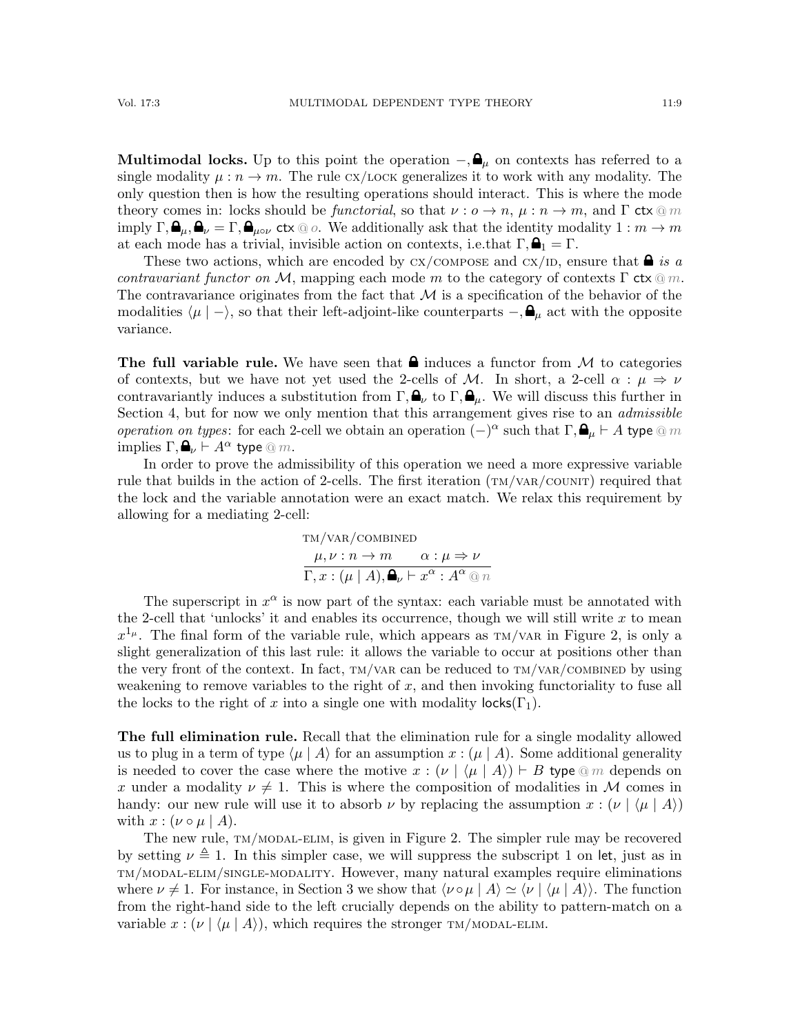**Multimodal locks.** Up to this point the operation $-, \text{🔒}_\mu$ on contexts has referred to a single modality $\mu : n \to m$. The rule CX/LOCK generalizes it to work with any modality. The only question then is how the resulting operations should interact. This is where the mode theory comes in: locks should be *functorial*, so that $\nu : o \to n$, $\mu : n \to m$, and $\Gamma \ \mathsf{ctx} \ @ \ m$ imply $\Gamma, \text{🔒}_\mu, \text{🔒}_\nu = \Gamma, \text{🔒}_{\mu \circ \nu} \ \mathsf{ctx} \ @ \ o$. We additionally ask that the identity modality $1 : m \to m$ at each mode has a trivial, invisible action on contexts, i.e.that $\Gamma, \text{🔒}_1 = \Gamma$.

These two actions, which are encoded by CX/COMPOSE and CX/ID, ensure that 🔒 *is a contravariant functor on* $\mathcal{M}$, mapping each mode $m$ to the category of contexts $\Gamma \ \mathsf{ctx} \ @ \ m$. The contravariance originates from the fact that $\mathcal{M}$ is a specification of the behavior of the modalities $\langle \mu \mid - \rangle$, so that their left-adjoint-like counterparts $-, \text{🔒}_\mu$ act with the opposite variance.

**The full variable rule.** We have seen that 🔒 induces a functor from $\mathcal{M}$ to categories of contexts, but we have not yet used the 2-cells of $\mathcal{M}$. In short, a 2-cell $\alpha : \mu \Rightarrow \nu$ contravariantly induces a substitution from $\Gamma, \text{🔒}_\nu$ to $\Gamma, \text{🔒}_\mu$. We will discuss this further in Section 4, but for now we only mention that this arrangement gives rise to an *admissible operation on types*: for each 2-cell we obtain an operation $(-)^\alpha$ such that $\Gamma, \text{🔒}_\mu \vdash A \ \mathsf{type} \ @ \ m$ implies $\Gamma, \text{🔒}_\nu \vdash A^\alpha \ \mathsf{type} \ @ \ m$.

In order to prove the admissibility of this operation we need a more expressive variable rule that builds in the action of 2-cells. The first iteration (TM/VAR/COUNIT) required that the lock and the variable annotation were an exact match. We relax this requirement by allowing for a mediating 2-cell:

$$\frac{\mu, \nu : n \to m \qquad \alpha : \mu \Rightarrow \nu}{\Gamma, x : (\mu \mid A), \text{🔒}_\nu \vdash x^\alpha : A^\alpha \ @ \ n} \ \text{TM/VAR/COMBINED}$$

The superscript in $x^\alpha$ is now part of the syntax: each variable must be annotated with the 2-cell that 'unlocks' it and enables its occurrence, though we will still write $x$ to mean $x^{1_\mu}$. The final form of the variable rule, which appears as TM/VAR in Figure 2, is only a slight generalization of this last rule: it allows the variable to occur at positions other than the very front of the context. In fact, TM/VAR can be reduced to TM/VAR/COMBINED by using weakening to remove variables to the right of $x$, and then invoking functoriality to fuse all the locks to the right of $x$ into a single one with modality $\mathsf{locks}(\Gamma_1)$.

**The full elimination rule.** Recall that the elimination rule for a single modality allowed us to plug in a term of type $\langle \mu \mid A \rangle$ for an assumption $x : (\mu \mid A)$. Some additional generality is needed to cover the case where the motive $x : (\nu \mid \langle \mu \mid A \rangle) \vdash B \ \mathsf{type} \ @ \ m$ depends on $x$ under a modality $\nu \neq 1$. This is where the composition of modalities in $\mathcal{M}$ comes in handy: our new rule will use it to absorb $\nu$ by replacing the assumption $x : (\nu \mid \langle \mu \mid A \rangle)$ with $x : (\nu \circ \mu \mid A)$.

The new rule, TM/MODAL-ELIM, is given in Figure 2. The simpler rule may be recovered by setting $\nu \triangleq 1$. In this simpler case, we will suppress the subscript 1 on $\mathsf{let}$, just as in TM/MODAL-ELIM/SINGLE-MODALITY. However, many natural examples require eliminations where $\nu \neq 1$. For instance, in Section 3 we show that $\langle \nu \circ \mu \mid A \rangle \simeq \langle \nu \mid \langle \mu \mid A \rangle \rangle$. The function from the right-hand side to the left crucially depends on the ability to pattern-match on a variable $x : (\nu \mid \langle \mu \mid A \rangle)$, which requires the stronger TM/MODAL-ELIM.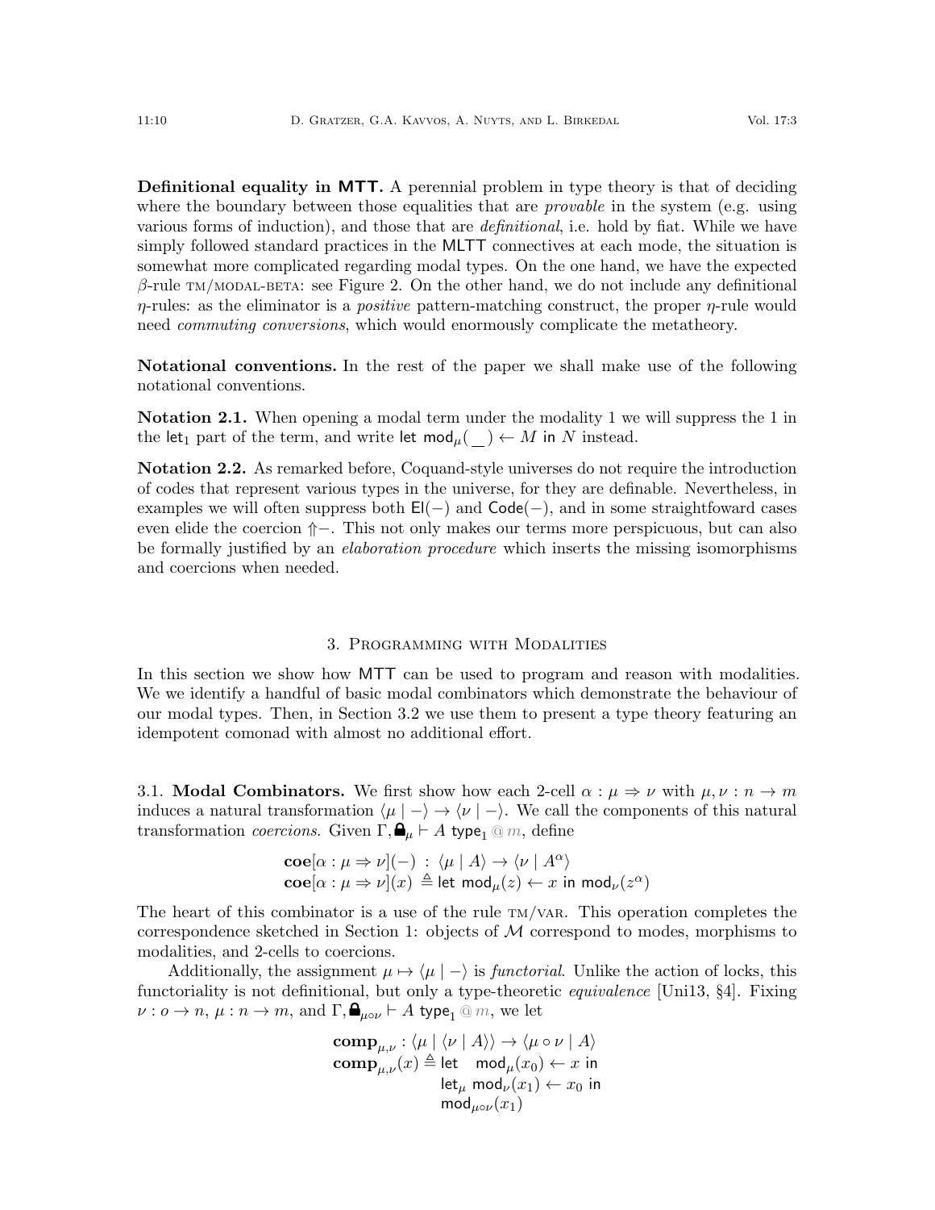**Definitional equality in MTT.** A perennial problem in type theory is that of deciding where the boundary between those equalities that are *provable* in the system (e.g. using various forms of induction), and those that are *definitional*, i.e. hold by fiat. While we have simply followed standard practices in the MLTT connectives at each mode, the situation is somewhat more complicated regarding modal types. On the one hand, we have the expected $\beta$-rule TM/MODAL-BETA: see Figure 2. On the other hand, we do not include any definitional $\eta$-rules: as the eliminator is a *positive* pattern-matching construct, the proper $\eta$-rule would need *commuting conversions*, which would enormously complicate the metatheory.

**Notational conventions.** In the rest of the paper we shall make use of the following notational conventions.

**Notation 2.1.** When opening a modal term under the modality 1 we will suppress the 1 in the $\mathsf{let}_1$ part of the term, and write $\mathsf{let}\ \mathsf{mod}_\mu(\_) \leftarrow M\ \mathsf{in}\ N$ instead.

**Notation 2.2.** As remarked before, Coquand-style universes do not require the introduction of codes that represent various types in the universe, for they are definable. Nevertheless, in examples we will often suppress both $\mathsf{El}(-)$ and $\mathsf{Code}(-)$, and in some straightfoward cases even elide the coercion $\Uparrow -$. This not only makes our terms more perspicuous, but can also be formally justified by an *elaboration procedure* which inserts the missing isomorphisms and coercions when needed.

## 3. Programming with Modalities

In this section we show how MTT can be used to program and reason with modalities. We we identify a handful of basic modal combinators which demonstrate the behaviour of our modal types. Then, in Section 3.2 we use them to present a type theory featuring an idempotent comonad with almost no additional effort.

### 3.1. Modal Combinators.

We first show how each 2-cell $\alpha : \mu \Rightarrow \nu$ with $\mu, \nu : n \to m$ induces a natural transformation $\langle \mu \mid - \rangle \to \langle \nu \mid - \rangle$. We call the components of this natural transformation *coercions*. Given $\Gamma, \text{🔒}_\mu \vdash A\ \mathsf{type}_1 \ @\ m$, define

$$\mathbf{coe}[\alpha : \mu \Rightarrow \nu](-) \ : \ \langle \mu \mid A \rangle \to \langle \nu \mid A^\alpha \rangle$$
$$\mathbf{coe}[\alpha : \mu \Rightarrow \nu](x) \triangleq \mathsf{let}\ \mathsf{mod}_\mu(z) \leftarrow x\ \mathsf{in}\ \mathsf{mod}_\nu(z^\alpha)$$

The heart of this combinator is a use of the rule TM/VAR. This operation completes the correspondence sketched in Section 1: objects of $\mathcal{M}$ correspond to modes, morphisms to modalities, and 2-cells to coercions.

Additionally, the assignment $\mu \mapsto \langle \mu \mid - \rangle$ is *functorial*. Unlike the action of locks, this functoriality is not definitional, but only a type-theoretic *equivalence* [Uni13, §4]. Fixing $\nu : o \to n$, $\mu : n \to m$, and $\Gamma, \text{🔒}_{\mu \circ \nu} \vdash A\ \mathsf{type}_1 \ @\ m$, we let

$$\mathbf{comp}_{\mu,\nu} : \langle \mu \mid \langle \nu \mid A \rangle \rangle \to \langle \mu \circ \nu \mid A \rangle$$
$$\mathbf{comp}_{\mu,\nu}(x) \triangleq \begin{array}{l} \mathsf{let}\quad \mathsf{mod}_\mu(x_0) \leftarrow x\ \mathsf{in} \\ \mathsf{let}_\mu\ \mathsf{mod}_\nu(x_1) \leftarrow x_0\ \mathsf{in} \\ \mathsf{mod}_{\mu \circ \nu}(x_1) \end{array}$$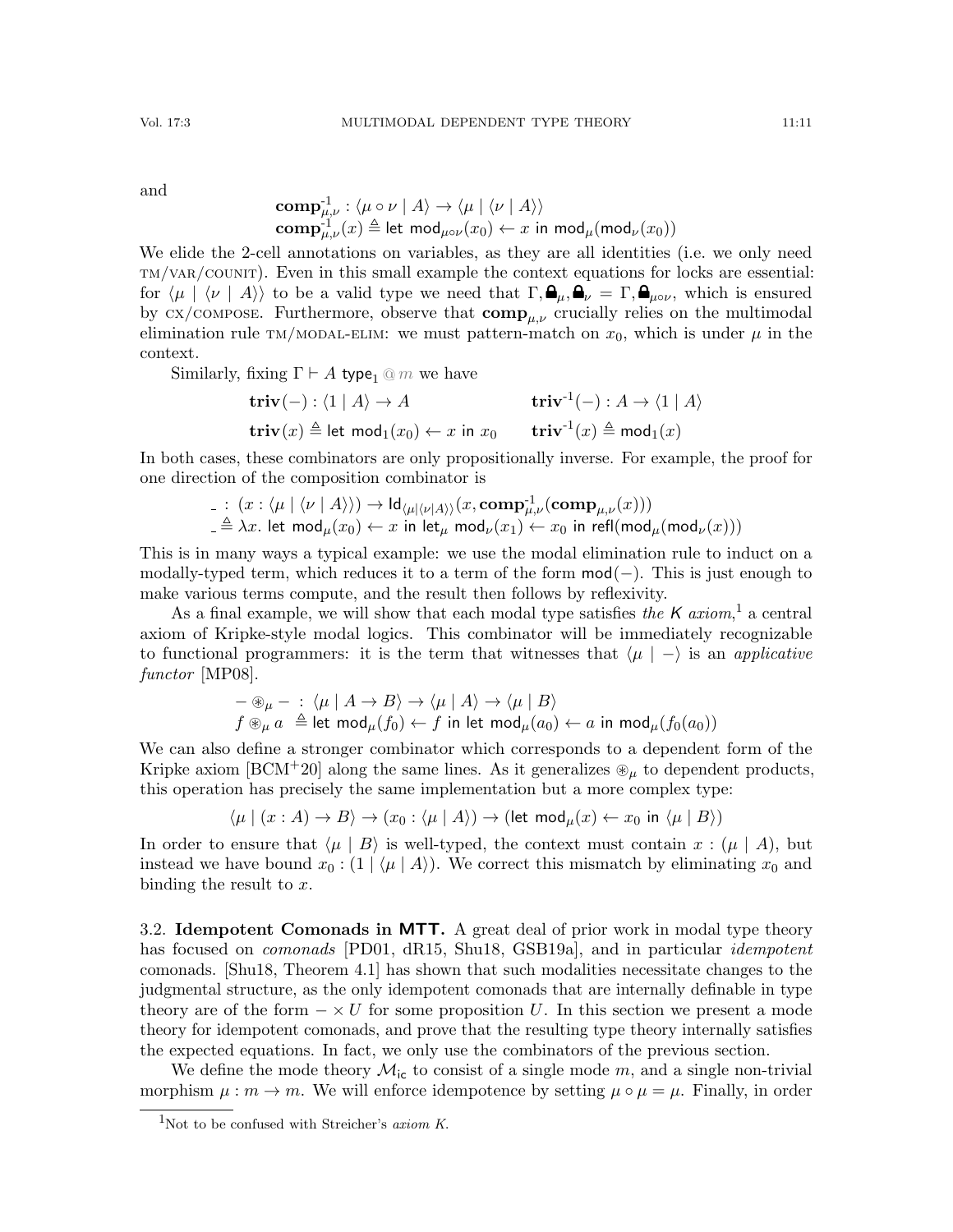and

$$\mathbf{comp}^{-1}_{\mu,\nu} : \langle \mu \circ \nu \mid A \rangle \to \langle \mu \mid \langle \nu \mid A \rangle \rangle$$
$$\mathbf{comp}^{-1}_{\mu,\nu}(x) \triangleq \mathsf{let}\ \mathsf{mod}_{\mu\circ\nu}(x_0) \leftarrow x\ \mathsf{in}\ \mathsf{mod}_\mu(\mathsf{mod}_\nu(x_0))$$

We elide the 2-cell annotations on variables, as they are all identities (i.e. we only need TM/VAR/COUNIT). Even in this small example the context equations for locks are essential: for $\langle \mu \mid \langle \nu \mid A \rangle \rangle$ to be a valid type we need that $\Gamma, 🔒_\mu, 🔒_\nu = \Gamma, 🔒_{\mu\circ\nu}$, which is ensured by CX/COMPOSE. Furthermore, observe that $\mathbf{comp}_{\mu,\nu}$ crucially relies on the multimodal elimination rule TM/MODAL-ELIM: we must pattern-match on $x_0$, which is under $\mu$ in the context.

Similarly, fixing $\Gamma \vdash A\ \mathsf{type}_1 @ m$ we have

$$\mathbf{triv}(-) : \langle 1 \mid A \rangle \to A \qquad\qquad \mathbf{triv}^{-1}(-) : A \to \langle 1 \mid A \rangle$$
$$\mathbf{triv}(x) \triangleq \mathsf{let}\ \mathsf{mod}_1(x_0) \leftarrow x\ \mathsf{in}\ x_0 \qquad \mathbf{triv}^{-1}(x) \triangleq \mathsf{mod}_1(x)$$

In both cases, these combinators are only propositionally inverse. For example, the proof for one direction of the composition combinator is

$$\_ : (x : \langle \mu \mid \langle \nu \mid A \rangle \rangle) \to \mathsf{Id}_{\langle \mu \mid \langle \nu \mid A \rangle \rangle}(x, \mathbf{comp}^{-1}_{\mu,\nu}(\mathbf{comp}_{\mu,\nu}(x)))$$
$$\_ \triangleq \lambda x.\ \mathsf{let}\ \mathsf{mod}_\mu(x_0) \leftarrow x\ \mathsf{in}\ \mathsf{let}_\mu\ \mathsf{mod}_\nu(x_1) \leftarrow x_0\ \mathsf{in}\ \mathsf{refl}(\mathsf{mod}_\mu(\mathsf{mod}_\nu(x)))$$

This is in many ways a typical example: we use the modal elimination rule to induct on a modally-typed term, which reduces it to a term of the form $\mathsf{mod}(-)$. This is just enough to make various terms compute, and the result then follows by reflexivity.

As a final example, we will show that each modal type satisfies *the K axiom*,[1] a central axiom of Kripke-style modal logics. This combinator will be immediately recognizable to functional programmers: it is the term that witnesses that $\langle \mu \mid - \rangle$ is an *applicative functor* [MP08].

$$- \circledast_\mu - : \langle \mu \mid A \to B \rangle \to \langle \mu \mid A \rangle \to \langle \mu \mid B \rangle$$
$$f \circledast_\mu a \triangleq \mathsf{let}\ \mathsf{mod}_\mu(f_0) \leftarrow f\ \mathsf{in}\ \mathsf{let}\ \mathsf{mod}_\mu(a_0) \leftarrow a\ \mathsf{in}\ \mathsf{mod}_\mu(f_0(a_0))$$

We can also define a stronger combinator which corresponds to a dependent form of the Kripke axiom [BCM+20] along the same lines. As it generalizes $\circledast_\mu$ to dependent products, this operation has precisely the same implementation but a more complex type:

$$\langle \mu \mid (x : A) \to B \rangle \to (x_0 : \langle \mu \mid A \rangle) \to (\mathsf{let}\ \mathsf{mod}_\mu(x) \leftarrow x_0\ \mathsf{in}\ \langle \mu \mid B \rangle)$$

In order to ensure that $\langle \mu \mid B \rangle$ is well-typed, the context must contain $x : (\mu \mid A)$, but instead we have bound $x_0 : (1 \mid \langle \mu \mid A \rangle)$. We correct this mismatch by eliminating $x_0$ and binding the result to $x$.

### 3.2. Idempotent Comonads in MTT.

A great deal of prior work in modal type theory has focused on *comonads* [PD01, dR15, Shu18, GSB19a], and in particular *idempotent* comonads. [Shu18, Theorem 4.1] has shown that such modalities necessitate changes to the judgmental structure, as the only idempotent comonads that are internally definable in type theory are of the form $- \times U$ for some proposition $U$. In this section we present a mode theory for idempotent comonads, and prove that the resulting type theory internally satisfies the expected equations. In fact, we only use the combinators of the previous section.

We define the mode theory $\mathcal{M}_{\mathsf{ic}}$ to consist of a single mode $m$, and a single non-trivial morphism $\mu : m \to m$. We will enforce idempotence by setting $\mu \circ \mu = \mu$. Finally, in order

[1] Not to be confused with Streicher's *axiom K*.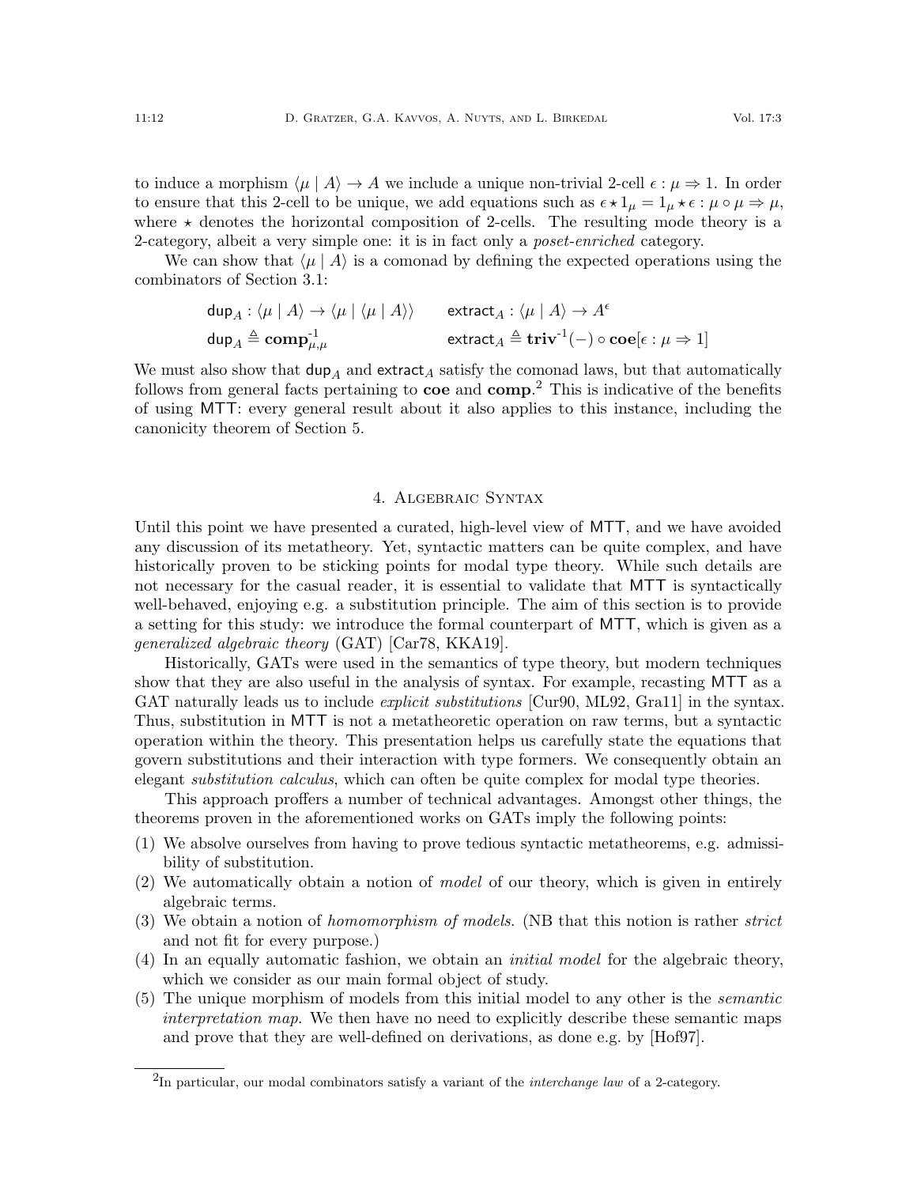to induce a morphism $\langle \mu \mid A \rangle \to A$ we include a unique non-trivial 2-cell $\epsilon : \mu \Rightarrow 1$. In order to ensure that this 2-cell to be unique, we add equations such as $\epsilon \star 1_\mu = 1_\mu \star \epsilon : \mu \circ \mu \Rightarrow \mu$, where $\star$ denotes the horizontal composition of 2-cells. The resulting mode theory is a 2-category, albeit a very simple one: it is in fact only a *poset-enriched* category.

We can show that $\langle \mu \mid A \rangle$ is a comonad by defining the expected operations using the combinators of Section 3.1:

$$
\begin{aligned}
&\mathsf{dup}_A : \langle \mu \mid A \rangle \to \langle \mu \mid \langle \mu \mid A \rangle \rangle && \mathsf{extract}_A : \langle \mu \mid A \rangle \to A^\epsilon \\
&\mathsf{dup}_A \triangleq \mathbf{comp}^{-1}_{\mu,\mu} && \mathsf{extract}_A \triangleq \mathbf{triv}^{-1}(-) \circ \mathbf{coe}[\epsilon : \mu \Rightarrow 1]
\end{aligned}
$$

We must also show that $\mathsf{dup}_A$ and $\mathsf{extract}_A$ satisfy the comonad laws, but that automatically follows from general facts pertaining to **coe** and **comp**.[2] This is indicative of the benefits of using MTT: every general result about it also applies to this instance, including the canonicity theorem of Section 5.

## 4. Algebraic Syntax

Until this point we have presented a curated, high-level view of MTT, and we have avoided any discussion of its metatheory. Yet, syntactic matters can be quite complex, and have historically proven to be sticking points for modal type theory. While such details are not necessary for the casual reader, it is essential to validate that MTT is syntactically well-behaved, enjoying e.g. a substitution principle. The aim of this section is to provide a setting for this study: we introduce the formal counterpart of MTT, which is given as a *generalized algebraic theory* (GAT) [Car78, KKA19].

Historically, GATs were used in the semantics of type theory, but modern techniques show that they are also useful in the analysis of syntax. For example, recasting MTT as a GAT naturally leads us to include *explicit substitutions* [Cur90, ML92, Gra11] in the syntax. Thus, substitution in MTT is not a metatheoretic operation on raw terms, but a syntactic operation within the theory. This presentation helps us carefully state the equations that govern substitutions and their interaction with type formers. We consequently obtain an elegant *substitution calculus*, which can often be quite complex for modal type theories.

This approach proffers a number of technical advantages. Amongst other things, the theorems proven in the aforementioned works on GATs imply the following points:

1. We absolve ourselves from having to prove tedious syntactic metatheorems, e.g. admissibility of substitution.
2. We automatically obtain a notion of *model* of our theory, which is given in entirely algebraic terms.
3. We obtain a notion of *homomorphism of models*. (NB that this notion is rather *strict* and not fit for every purpose.)
4. In an equally automatic fashion, we obtain an *initial model* for the algebraic theory, which we consider as our main formal object of study.
5. The unique morphism of models from this initial model to any other is the *semantic interpretation map*. We then have no need to explicitly describe these semantic maps and prove that they are well-defined on derivations, as done e.g. by [Hof97].

[2] In particular, our modal combinators satisfy a variant of the *interchange law* of a 2-category.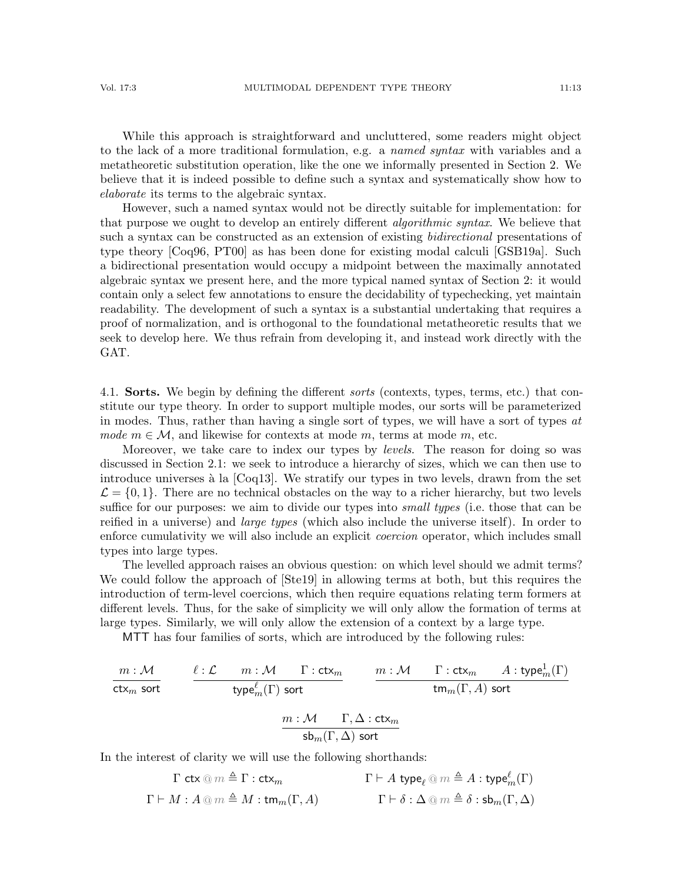While this approach is straightforward and uncluttered, some readers might object to the lack of a more traditional formulation, e.g. a *named syntax* with variables and a metatheoretic substitution operation, like the one we informally presented in Section 2. We believe that it is indeed possible to define such a syntax and systematically show how to *elaborate* its terms to the algebraic syntax.

However, such a named syntax would not be directly suitable for implementation: for that purpose we ought to develop an entirely different *algorithmic syntax*. We believe that such a syntax can be constructed as an extension of existing *bidirectional* presentations of type theory [Coq96, PT00] as has been done for existing modal calculi [GSB19a]. Such a bidirectional presentation would occupy a midpoint between the maximally annotated algebraic syntax we present here, and the more typical named syntax of Section 2: it would contain only a select few annotations to ensure the decidability of typechecking, yet maintain readability. The development of such a syntax is a substantial undertaking that requires a proof of normalization, and is orthogonal to the foundational metatheoretic results that we seek to develop here. We thus refrain from developing it, and instead work directly with the GAT.

### 4.1. Sorts.

We begin by defining the different *sorts* (contexts, types, terms, etc.) that constitute our type theory. In order to support multiple modes, our sorts will be parameterized in modes. Thus, rather than having a single sort of types, we will have a sort of types *at mode* $m \in \mathcal{M}$, and likewise for contexts at mode $m$, terms at mode $m$, etc.

Moreover, we take care to index our types by *levels*. The reason for doing so was discussed in Section 2.1: we seek to introduce a hierarchy of sizes, which we can then use to introduce universes à la [Coq13]. We stratify our types in two levels, drawn from the set $\mathcal{L} = \{0, 1\}$. There are no technical obstacles on the way to a richer hierarchy, but two levels suffice for our purposes: we aim to divide our types into *small types* (i.e. those that can be reified in a universe) and *large types* (which also include the universe itself). In order to enforce cumulativity we will also include an explicit *coercion* operator, which includes small types into large types.

The levelled approach raises an obvious question: on which level should we admit terms? We could follow the approach of [Ste19] in allowing terms at both, but this requires the introduction of term-level coercions, which then require equations relating term formers at different levels. Thus, for the sake of simplicity we will only allow the formation of terms at large types. Similarly, we will only allow the extension of a context by a large type.

MTT has four families of sorts, which are introduced by the following rules:

$$\frac{m : \mathcal{M}}{\mathsf{ctx}_m \ \mathsf{sort}} \qquad \frac{\ell : \mathcal{L} \qquad m : \mathcal{M} \qquad \Gamma : \mathsf{ctx}_m}{\mathsf{type}^{\ell}_m(\Gamma) \ \mathsf{sort}} \qquad \frac{m : \mathcal{M} \qquad \Gamma : \mathsf{ctx}_m \qquad A : \mathsf{type}^1_m(\Gamma)}{\mathsf{tm}_m(\Gamma, A) \ \mathsf{sort}}$$

$$\frac{m : \mathcal{M} \qquad \Gamma, \Delta : \mathsf{ctx}_m}{\mathsf{sb}_m(\Gamma, \Delta) \ \mathsf{sort}}$$

In the interest of clarity we will use the following shorthands:

$$\Gamma \ \mathsf{ctx} \mathbin{@} m \triangleq \Gamma : \mathsf{ctx}_m \qquad\qquad \Gamma \vdash A \ \mathsf{type}_{\ell} \mathbin{@} m \triangleq A : \mathsf{type}^{\ell}_m(\Gamma)$$

$$\Gamma \vdash M : A \mathbin{@} m \triangleq M : \mathsf{tm}_m(\Gamma, A) \qquad\qquad \Gamma \vdash \delta : \Delta \mathbin{@} m \triangleq \delta : \mathsf{sb}_m(\Gamma, \Delta)$$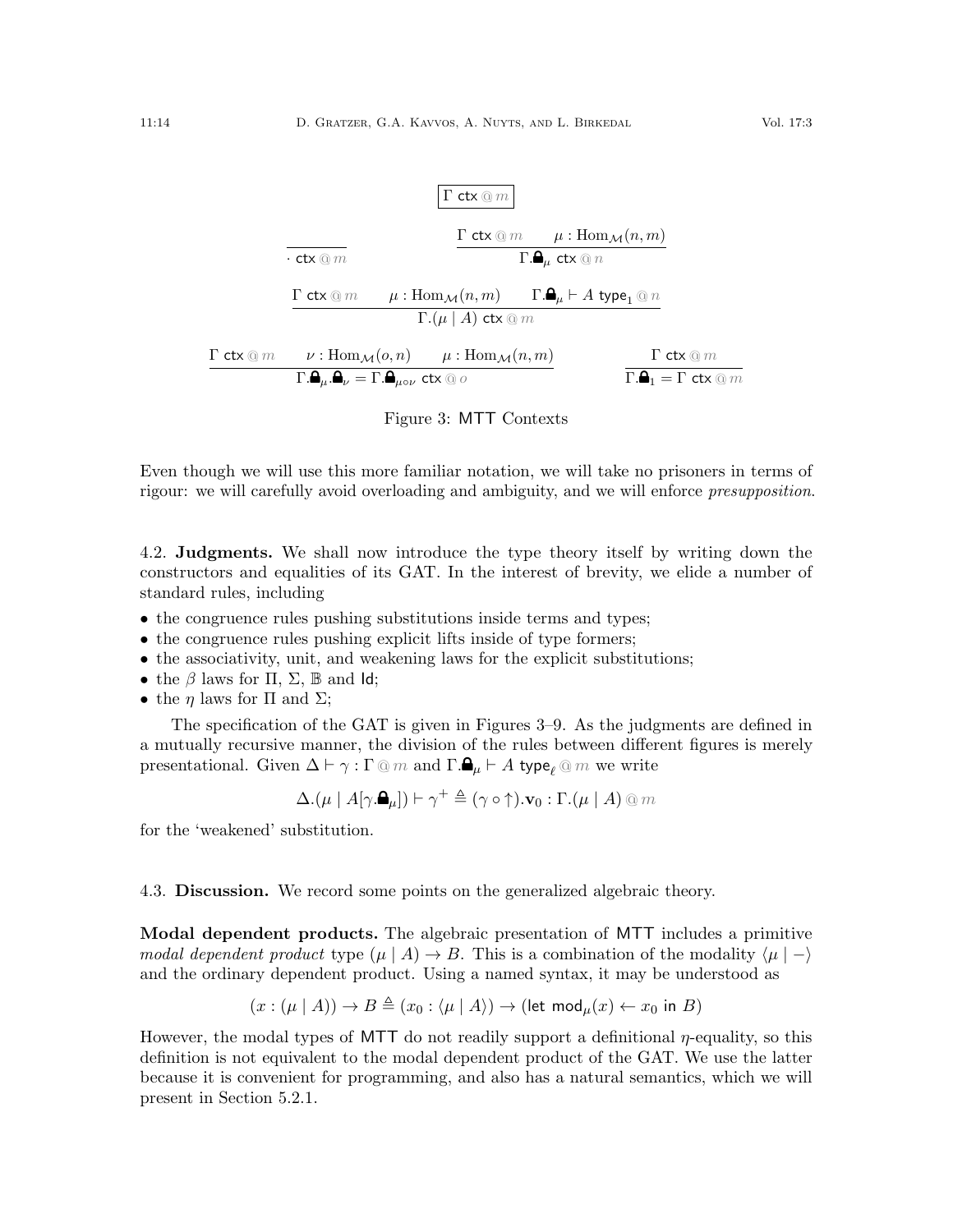$$\boxed{\Gamma \ \mathsf{ctx} \ @\, m}$$

$$\frac{}{\cdot \ \mathsf{ctx} \ @\, m} \qquad \frac{\Gamma \ \mathsf{ctx} \ @\, m \qquad \mu : \mathrm{Hom}_{\mathcal{M}}(n, m)}{\Gamma.\text{🔒}_{\mu} \ \mathsf{ctx} \ @\, n}$$

$$\frac{\Gamma \ \mathsf{ctx} \ @\, m \qquad \mu : \mathrm{Hom}_{\mathcal{M}}(n, m) \qquad \Gamma.\text{🔒}_{\mu} \vdash A \ \mathsf{type}_1 \ @\, n}{\Gamma.(\mu \mid A) \ \mathsf{ctx} \ @\, m}$$

$$\frac{\Gamma \ \mathsf{ctx} \ @\, m \qquad \nu : \mathrm{Hom}_{\mathcal{M}}(o, n) \qquad \mu : \mathrm{Hom}_{\mathcal{M}}(n, m)}{\Gamma.\text{🔒}_{\mu}.\text{🔒}_{\nu} = \Gamma.\text{🔒}_{\mu \circ \nu} \ \mathsf{ctx} \ @\, o} \qquad \frac{\Gamma \ \mathsf{ctx} \ @\, m}{\Gamma.\text{🔒}_{1} = \Gamma \ \mathsf{ctx} \ @\, m}$$

Figure 3: MTT Contexts

Even though we will use this more familiar notation, we will take no prisoners in terms of rigour: we will carefully avoid overloading and ambiguity, and we will enforce *presupposition*.

4.2. **Judgments.** We shall now introduce the type theory itself by writing down the constructors and equalities of its GAT. In the interest of brevity, we elide a number of standard rules, including

- the congruence rules pushing substitutions inside terms and types;
- the congruence rules pushing explicit lifts inside of type formers;
- the associativity, unit, and weakening laws for the explicit substitutions;
- the $\beta$ laws for $\Pi$, $\Sigma$, $\mathbb{B}$ and $\mathsf{Id}$;
- the $\eta$ laws for $\Pi$ and $\Sigma$;

The specification of the GAT is given in Figures 3–9. As the judgments are defined in a mutually recursive manner, the division of the rules between different figures is merely presentational. Given $\Delta \vdash \gamma : \Gamma \ @\, m$ and $\Gamma.\text{🔒}_{\mu} \vdash A \ \mathsf{type}_{\ell} \ @\, m$ we write

$$\Delta.(\mu \mid A[\gamma.\text{🔒}_{\mu}]) \vdash \gamma^{+} \triangleq (\gamma \circ \uparrow).\mathbf{v}_0 : \Gamma.(\mu \mid A) \ @\, m$$

for the 'weakened' substitution.

4.3. **Discussion.** We record some points on the generalized algebraic theory.

**Modal dependent products.** The algebraic presentation of MTT includes a primitive *modal dependent product* type $(\mu \mid A) \to B$. This is a combination of the modality $\langle \mu \mid - \rangle$ and the ordinary dependent product. Using a named syntax, it may be understood as

$$(x : (\mu \mid A)) \to B \triangleq (x_0 : \langle \mu \mid A \rangle) \to (\mathsf{let}\ \mathsf{mod}_{\mu}(x) \leftarrow x_0 \ \mathsf{in}\ B)$$

However, the modal types of MTT do not readily support a definitional $\eta$-equality, so this definition is not equivalent to the modal dependent product of the GAT. We use the latter because it is convenient for programming, and also has a natural semantics, which we will present in Section 5.2.1.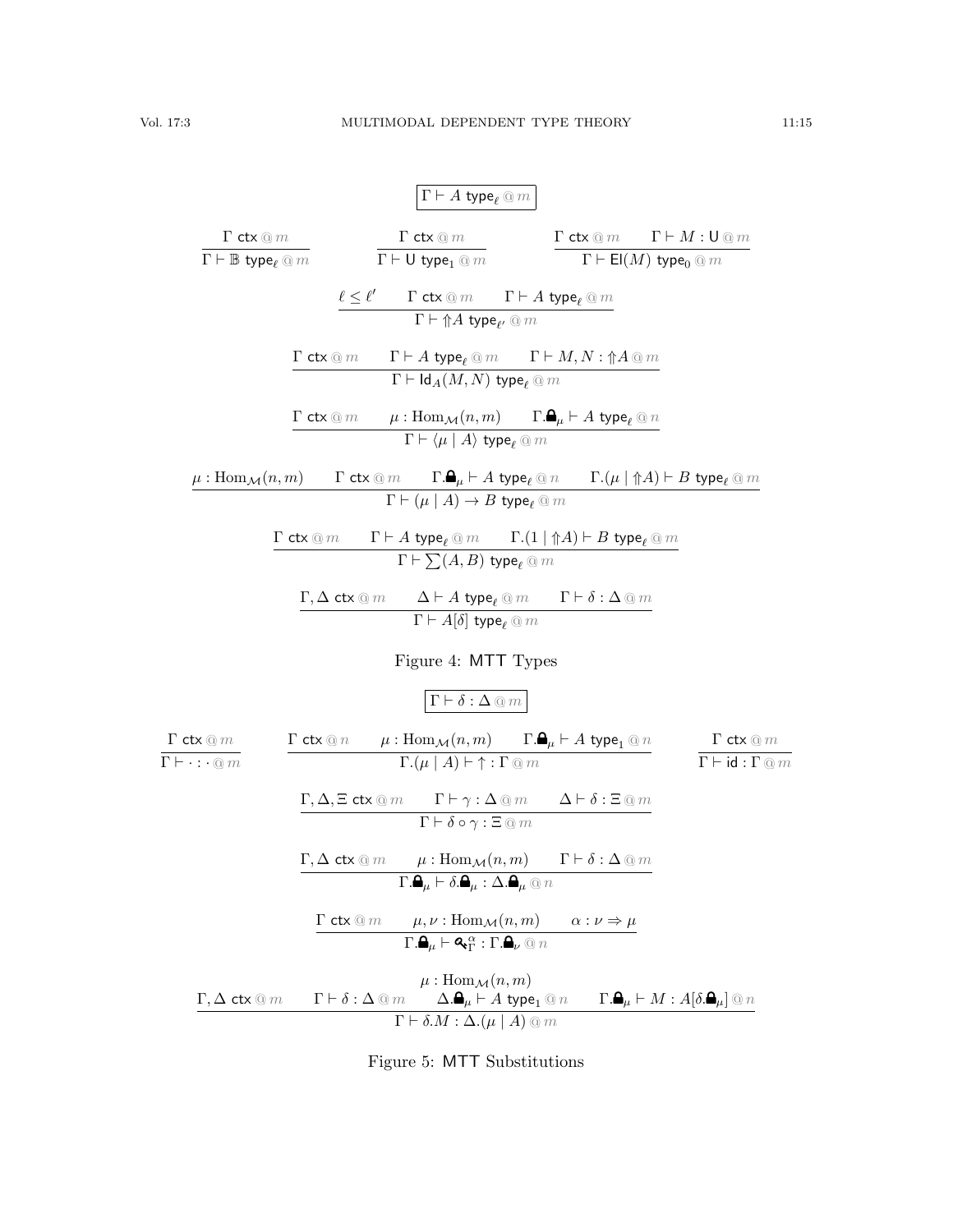$$\boxed{\Gamma \vdash A \ \mathsf{type}_\ell \ @\ m}$$

$$\frac{\Gamma \ \mathsf{ctx} \ @\ m}{\Gamma \vdash \mathbb{B} \ \mathsf{type}_\ell \ @\ m} \qquad \frac{\Gamma \ \mathsf{ctx} \ @\ m}{\Gamma \vdash \mathsf{U} \ \mathsf{type}_1 \ @\ m} \qquad \frac{\Gamma \ \mathsf{ctx} \ @\ m \qquad \Gamma \vdash M : \mathsf{U} \ @\ m}{\Gamma \vdash \mathsf{El}(M) \ \mathsf{type}_0 \ @\ m}$$

$$\frac{\ell \leq \ell' \qquad \Gamma \ \mathsf{ctx} \ @\ m \qquad \Gamma \vdash A \ \mathsf{type}_\ell \ @\ m}{\Gamma \vdash \Uparrow A \ \mathsf{type}_{\ell'} \ @\ m}$$

$$\frac{\Gamma \ \mathsf{ctx} \ @\ m \qquad \Gamma \vdash A \ \mathsf{type}_\ell \ @\ m \qquad \Gamma \vdash M, N : \Uparrow A \ @\ m}{\Gamma \vdash \mathsf{Id}_A(M, N) \ \mathsf{type}_\ell \ @\ m}$$

$$\frac{\Gamma \ \mathsf{ctx} \ @\ m \qquad \mu : \mathrm{Hom}_{\mathcal{M}}(n, m) \qquad \Gamma.\text{🔒}_\mu \vdash A \ \mathsf{type}_\ell \ @\ n}{\Gamma \vdash \langle \mu \mid A \rangle \ \mathsf{type}_\ell \ @\ m}$$

$$\frac{\mu : \mathrm{Hom}_{\mathcal{M}}(n, m) \qquad \Gamma \ \mathsf{ctx} \ @\ m \qquad \Gamma.\text{🔒}_\mu \vdash A \ \mathsf{type}_\ell \ @\ n \qquad \Gamma.(\mu \mid \Uparrow A) \vdash B \ \mathsf{type}_\ell \ @\ m}{\Gamma \vdash (\mu \mid A) \to B \ \mathsf{type}_\ell \ @\ m}$$

$$\frac{\Gamma \ \mathsf{ctx} \ @\ m \qquad \Gamma \vdash A \ \mathsf{type}_\ell \ @\ m \qquad \Gamma.(1 \mid \Uparrow A) \vdash B \ \mathsf{type}_\ell \ @\ m}{\Gamma \vdash \sum(A, B) \ \mathsf{type}_\ell \ @\ m}$$

$$\frac{\Gamma, \Delta \ \mathsf{ctx} \ @\ m \qquad \Delta \vdash A \ \mathsf{type}_\ell \ @\ m \qquad \Gamma \vdash \delta : \Delta \ @\ m}{\Gamma \vdash A[\delta] \ \mathsf{type}_\ell \ @\ m}$$

Figure 4: MTT Types

$$\boxed{\Gamma \vdash \delta : \Delta \ @\ m}$$

$$\frac{\Gamma \ \mathsf{ctx} \ @\ m}{\Gamma \vdash \cdot : \cdot \ @\ m} \qquad \frac{\Gamma \ \mathsf{ctx} \ @\ n \qquad \mu : \mathrm{Hom}_{\mathcal{M}}(n, m) \qquad \Gamma.\text{🔒}_\mu \vdash A \ \mathsf{type}_1 \ @\ n}{\Gamma.(\mu \mid A) \vdash \uparrow : \Gamma \ @\ m} \qquad \frac{\Gamma \ \mathsf{ctx} \ @\ m}{\Gamma \vdash \mathsf{id} : \Gamma \ @\ m}$$

$$\frac{\Gamma, \Delta, \Xi \ \mathsf{ctx} \ @\ m \qquad \Gamma \vdash \gamma : \Delta \ @\ m \qquad \Delta \vdash \delta : \Xi \ @\ m}{\Gamma \vdash \delta \circ \gamma : \Xi \ @\ m}$$

$$\frac{\Gamma, \Delta \ \mathsf{ctx} \ @\ m \qquad \mu : \mathrm{Hom}_{\mathcal{M}}(n, m) \qquad \Gamma \vdash \delta : \Delta \ @\ m}{\Gamma.\text{🔒}_\mu \vdash \delta.\text{🔒}_\mu : \Delta.\text{🔒}_\mu \ @\ n}$$

$$\frac{\Gamma \ \mathsf{ctx} \ @\ m \qquad \mu, \nu : \mathrm{Hom}_{\mathcal{M}}(n, m) \qquad \alpha : \nu \Rightarrow \mu}{\Gamma.\text{🔒}_\mu \vdash \text{🔑}^\alpha_\Gamma : \Gamma.\text{🔒}_\nu \ @\ n}$$

$$\frac{\Gamma, \Delta \ \mathsf{ctx} \ @\ m \qquad \Gamma \vdash \delta : \Delta \ @\ m \qquad \begin{array}{c}\mu : \mathrm{Hom}_{\mathcal{M}}(n, m) \\ \Delta.\text{🔒}_\mu \vdash A \ \mathsf{type}_1 \ @\ n\end{array} \qquad \Gamma.\text{🔒}_\mu \vdash M : A[\delta.\text{🔒}_\mu] \ @\ n}{\Gamma \vdash \delta.M : \Delta.(\mu \mid A) \ @\ m}$$

Figure 5: MTT Substitutions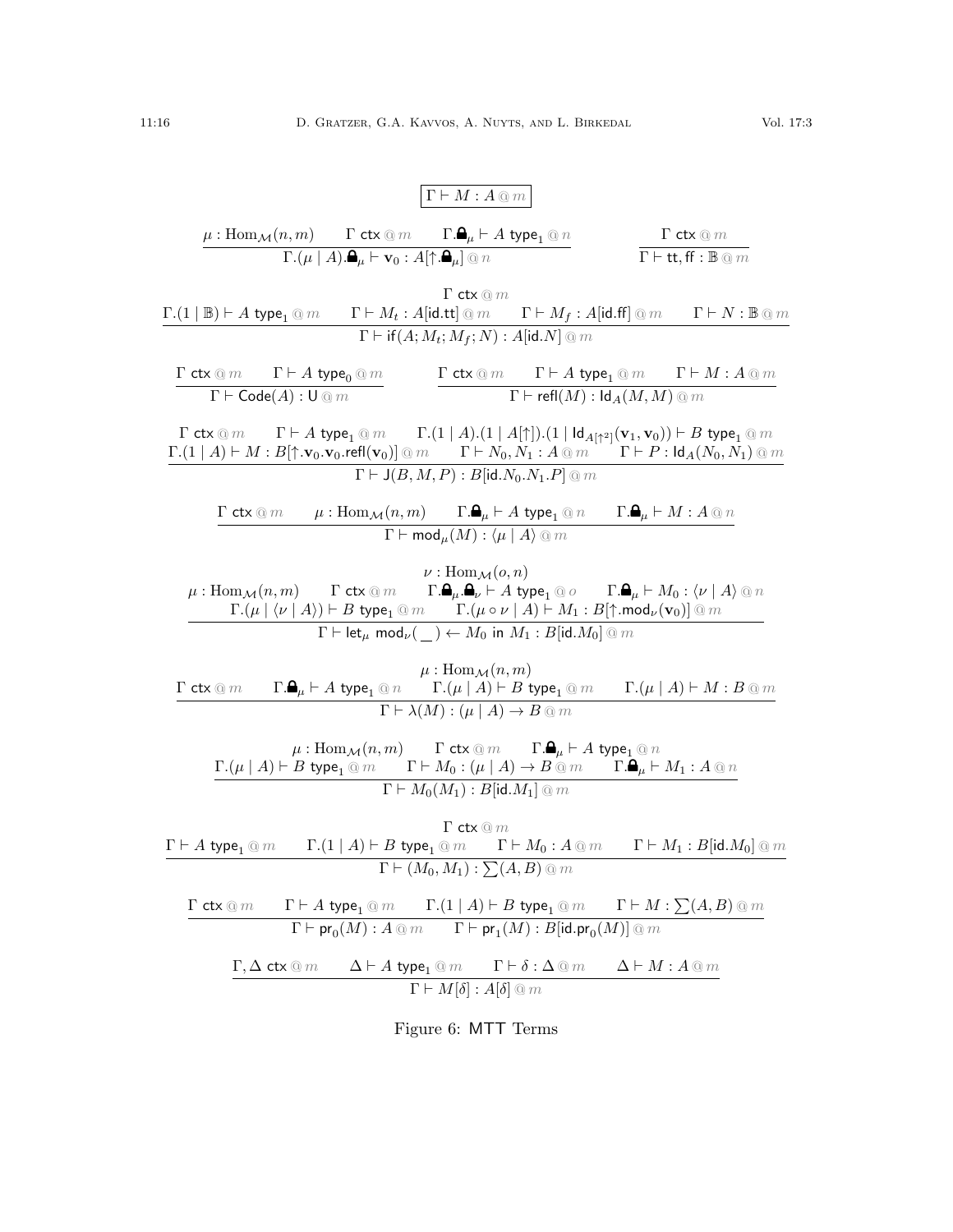$$\boxed{\Gamma \vdash M : A \mathbin{@} m}$$

$$\frac{\mu : \mathrm{Hom}_{\mathcal{M}}(n,m) \qquad \Gamma\ \mathsf{ctx} \mathbin{@} m \qquad \Gamma.\text{🔒}_\mu \vdash A\ \mathsf{type}_1 \mathbin{@} n}{\Gamma.(\mu \mid A).\text{🔒}_\mu \vdash \mathbf{v}_0 : A[\uparrow.\text{🔒}_\mu] \mathbin{@} n} \qquad \frac{\Gamma\ \mathsf{ctx} \mathbin{@} m}{\Gamma \vdash \mathsf{tt}, \mathsf{ff} : \mathbb{B} \mathbin{@} m}$$

$$\frac{\Gamma\ \mathsf{ctx} \mathbin{@} m \qquad \Gamma.(1 \mid \mathbb{B}) \vdash A\ \mathsf{type}_1 \mathbin{@} m \qquad \Gamma \vdash M_t : A[\mathsf{id}.\mathsf{tt}] \mathbin{@} m \qquad \Gamma \vdash M_f : A[\mathsf{id}.\mathsf{ff}] \mathbin{@} m \qquad \Gamma \vdash N : \mathbb{B} \mathbin{@} m}{\Gamma \vdash \mathsf{if}(A; M_t; M_f; N) : A[\mathsf{id}.N] \mathbin{@} m}$$

$$\frac{\Gamma\ \mathsf{ctx} \mathbin{@} m \qquad \Gamma \vdash A\ \mathsf{type}_0 \mathbin{@} m}{\Gamma \vdash \mathsf{Code}(A) : \mathsf{U} \mathbin{@} m} \qquad \frac{\Gamma\ \mathsf{ctx} \mathbin{@} m \qquad \Gamma \vdash A\ \mathsf{type}_1 \mathbin{@} m \qquad \Gamma \vdash M : A \mathbin{@} m}{\Gamma \vdash \mathsf{refl}(M) : \mathsf{Id}_A(M,M) \mathbin{@} m}$$

$$\frac{\begin{array}{c}\Gamma\ \mathsf{ctx} \mathbin{@} m \qquad \Gamma \vdash A\ \mathsf{type}_1 \mathbin{@} m \qquad \Gamma.(1 \mid A).(1 \mid A[\uparrow]).(1 \mid \mathsf{Id}_{A[\uparrow^2]}(\mathbf{v}_1, \mathbf{v}_0)) \vdash B\ \mathsf{type}_1 \mathbin{@} m \\ \Gamma.(1 \mid A) \vdash M : B[\uparrow.\mathbf{v}_0.\mathbf{v}_0.\mathsf{refl}(\mathbf{v}_0)] \mathbin{@} m \qquad \Gamma \vdash N_0, N_1 : A \mathbin{@} m \qquad \Gamma \vdash P : \mathsf{Id}_A(N_0, N_1) \mathbin{@} m\end{array}}{\Gamma \vdash \mathsf{J}(B, M, P) : B[\mathsf{id}.N_0.N_1.P] \mathbin{@} m}$$

$$\frac{\Gamma\ \mathsf{ctx} \mathbin{@} m \qquad \mu : \mathrm{Hom}_{\mathcal{M}}(n,m) \qquad \Gamma.\text{🔒}_\mu \vdash A\ \mathsf{type}_1 \mathbin{@} n \qquad \Gamma.\text{🔒}_\mu \vdash M : A \mathbin{@} n}{\Gamma \vdash \mathsf{mod}_\mu(M) : \langle \mu \mid A \rangle \mathbin{@} m}$$

$$\frac{\begin{array}{c}\nu : \mathrm{Hom}_{\mathcal{M}}(o,n) \\ \mu : \mathrm{Hom}_{\mathcal{M}}(n,m) \qquad \Gamma\ \mathsf{ctx} \mathbin{@} m \qquad \Gamma.\text{🔒}_\mu.\text{🔒}_\nu \vdash A\ \mathsf{type}_1 \mathbin{@} o \qquad \Gamma.\text{🔒}_\mu \vdash M_0 : \langle \nu \mid A \rangle \mathbin{@} n \\ \Gamma.(\mu \mid \langle \nu \mid A \rangle) \vdash B\ \mathsf{type}_1 \mathbin{@} m \qquad \Gamma.(\mu \circ \nu \mid A) \vdash M_1 : B[\uparrow.\mathsf{mod}_\nu(\mathbf{v}_0)] \mathbin{@} m\end{array}}{\Gamma \vdash \mathsf{let}_\mu\ \mathsf{mod}_\nu(\_) \leftarrow M_0\ \mathsf{in}\ M_1 : B[\mathsf{id}.M_0] \mathbin{@} m}$$

$$\frac{\begin{array}{c}\mu : \mathrm{Hom}_{\mathcal{M}}(n,m) \\ \Gamma\ \mathsf{ctx} \mathbin{@} m \qquad \Gamma.\text{🔒}_\mu \vdash A\ \mathsf{type}_1 \mathbin{@} n \qquad \Gamma.(\mu \mid A) \vdash B\ \mathsf{type}_1 \mathbin{@} m \qquad \Gamma.(\mu \mid A) \vdash M : B \mathbin{@} m\end{array}}{\Gamma \vdash \lambda(M) : (\mu \mid A) \to B \mathbin{@} m}$$

$$\frac{\begin{array}{c}\mu : \mathrm{Hom}_{\mathcal{M}}(n,m) \qquad \Gamma\ \mathsf{ctx} \mathbin{@} m \qquad \Gamma.\text{🔒}_\mu \vdash A\ \mathsf{type}_1 \mathbin{@} n \\ \Gamma.(\mu \mid A) \vdash B\ \mathsf{type}_1 \mathbin{@} m \qquad \Gamma \vdash M_0 : (\mu \mid A) \to B \mathbin{@} m \qquad \Gamma.\text{🔒}_\mu \vdash M_1 : A \mathbin{@} n\end{array}}{\Gamma \vdash M_0(M_1) : B[\mathsf{id}.M_1] \mathbin{@} m}$$

$$\frac{\begin{array}{c}\Gamma\ \mathsf{ctx} \mathbin{@} m \\ \Gamma \vdash A\ \mathsf{type}_1 \mathbin{@} m \qquad \Gamma.(1 \mid A) \vdash B\ \mathsf{type}_1 \mathbin{@} m \qquad \Gamma \vdash M_0 : A \mathbin{@} m \qquad \Gamma \vdash M_1 : B[\mathsf{id}.M_0] \mathbin{@} m\end{array}}{\Gamma \vdash (M_0, M_1) : \sum(A,B) \mathbin{@} m}$$

$$\frac{\Gamma\ \mathsf{ctx} \mathbin{@} m \qquad \Gamma \vdash A\ \mathsf{type}_1 \mathbin{@} m \qquad \Gamma.(1 \mid A) \vdash B\ \mathsf{type}_1 \mathbin{@} m \qquad \Gamma \vdash M : \sum(A,B) \mathbin{@} m}{\Gamma \vdash \mathsf{pr}_0(M) : A \mathbin{@} m \qquad \Gamma \vdash \mathsf{pr}_1(M) : B[\mathsf{id}.\mathsf{pr}_0(M)] \mathbin{@} m}$$

$$\frac{\Gamma, \Delta\ \mathsf{ctx} \mathbin{@} m \qquad \Delta \vdash A\ \mathsf{type}_1 \mathbin{@} m \qquad \Gamma \vdash \delta : \Delta \mathbin{@} m \qquad \Delta \vdash M : A \mathbin{@} m}{\Gamma \vdash M[\delta] : A[\delta] \mathbin{@} m}$$

Figure 6: MTT Terms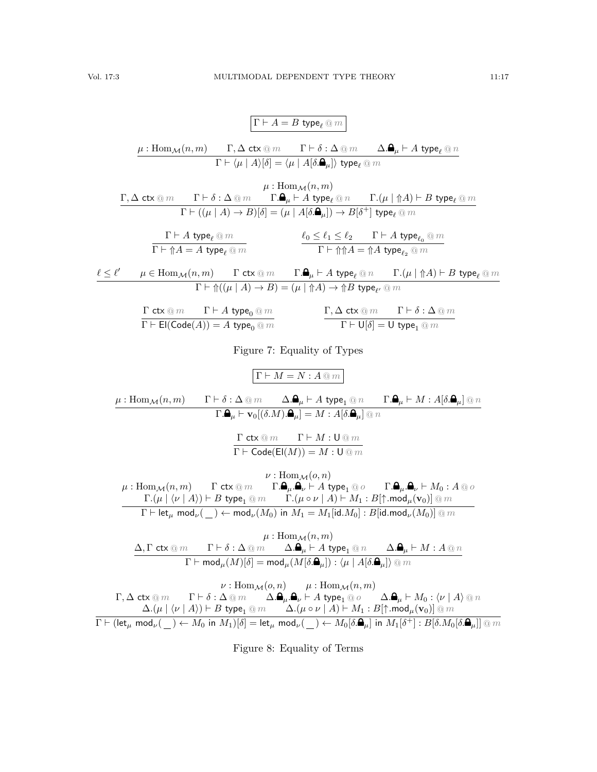$$\boxed{\Gamma \vdash A = B\ \mathsf{type}_\ell \mathbin{@} m}$$

$$\frac{\mu : \mathrm{Hom}_{\mathcal{M}}(n, m) \qquad \Gamma, \Delta\ \mathsf{ctx} \mathbin{@} m \qquad \Gamma \vdash \delta : \Delta \mathbin{@} m \qquad \Delta.\text{🔒}_\mu \vdash A\ \mathsf{type}_\ell \mathbin{@} n}{\Gamma \vdash \langle \mu \mid A \rangle[\delta] = \langle \mu \mid A[\delta.\text{🔒}_\mu] \rangle\ \mathsf{type}_\ell \mathbin{@} m}$$

$$\frac{\begin{array}{c}\mu : \mathrm{Hom}_{\mathcal{M}}(n, m)\\ \Gamma, \Delta\ \mathsf{ctx} \mathbin{@} m \qquad \Gamma \vdash \delta : \Delta \mathbin{@} m \qquad \Gamma.\text{🔒}_\mu \vdash A\ \mathsf{type}_\ell \mathbin{@} n \qquad \Gamma.(\mu \mid {\Uparrow}A) \vdash B\ \mathsf{type}_\ell \mathbin{@} m\end{array}}{\Gamma \vdash ((\mu \mid A) \to B)[\delta] = (\mu \mid A[\delta.\text{🔒}_\mu]) \to B[\delta^+]\ \mathsf{type}_\ell \mathbin{@} m}$$

$$\frac{\Gamma \vdash A\ \mathsf{type}_\ell \mathbin{@} m}{\Gamma \vdash {\Uparrow}A = A\ \mathsf{type}_\ell \mathbin{@} m} \qquad \frac{\ell_0 \leq \ell_1 \leq \ell_2 \qquad \Gamma \vdash A\ \mathsf{type}_{\ell_0} \mathbin{@} m}{\Gamma \vdash {\Uparrow}{\Uparrow}A = {\Uparrow}A\ \mathsf{type}_{\ell_2} \mathbin{@} m}$$

$$\frac{\ell \leq \ell' \qquad \mu \in \mathrm{Hom}_{\mathcal{M}}(n, m) \qquad \Gamma\ \mathsf{ctx} \mathbin{@} m \qquad \Gamma.\text{🔒}_\mu \vdash A\ \mathsf{type}_\ell \mathbin{@} n \qquad \Gamma.(\mu \mid {\Uparrow}A) \vdash B\ \mathsf{type}_\ell \mathbin{@} m}{\Gamma \vdash {\Uparrow}((\mu \mid A) \to B) = (\mu \mid {\Uparrow}A) \to {\Uparrow}B\ \mathsf{type}_{\ell'} \mathbin{@} m}$$

$$\frac{\Gamma\ \mathsf{ctx} \mathbin{@} m \qquad \Gamma \vdash A\ \mathsf{type}_0 \mathbin{@} m}{\Gamma \vdash \mathsf{El}(\mathsf{Code}(A)) = A\ \mathsf{type}_0 \mathbin{@} m} \qquad \frac{\Gamma, \Delta\ \mathsf{ctx} \mathbin{@} m \qquad \Gamma \vdash \delta : \Delta \mathbin{@} m}{\Gamma \vdash \mathsf{U}[\delta] = \mathsf{U}\ \mathsf{type}_1 \mathbin{@} m}$$

Figure 7: Equality of Types

$$\boxed{\Gamma \vdash M = N : A \mathbin{@} m}$$

$$\frac{\mu : \mathrm{Hom}_{\mathcal{M}}(n, m) \qquad \Gamma \vdash \delta : \Delta \mathbin{@} m \qquad \Delta.\text{🔒}_\mu \vdash A\ \mathsf{type}_1 \mathbin{@} n \qquad \Gamma.\text{🔒}_\mu \vdash M : A[\delta.\text{🔒}_\mu] \mathbin{@} n}{\Gamma.\text{🔒}_\mu \vdash \mathbf{v}_0[(\delta.M).\text{🔒}_\mu] = M : A[\delta.\text{🔒}_\mu] \mathbin{@} n}$$

$$\frac{\Gamma\ \mathsf{ctx} \mathbin{@} m \qquad \Gamma \vdash M : \mathsf{U} \mathbin{@} m}{\Gamma \vdash \mathsf{Code}(\mathsf{El}(M)) = M : \mathsf{U} \mathbin{@} m}$$

$$\frac{\begin{array}{c}\nu : \mathrm{Hom}_{\mathcal{M}}(o, n)\\ \mu : \mathrm{Hom}_{\mathcal{M}}(n, m) \qquad \Gamma\ \mathsf{ctx} \mathbin{@} m \qquad \Gamma.\text{🔒}_\mu.\text{🔒}_\nu \vdash A\ \mathsf{type}_1 \mathbin{@} o \qquad \Gamma.\text{🔒}_\mu.\text{🔒}_\nu \vdash M_0 : A \mathbin{@} o\\ \Gamma.(\mu \mid \langle \nu \mid A \rangle) \vdash B\ \mathsf{type}_1 \mathbin{@} m \qquad \Gamma.(\mu \circ \nu \mid A) \vdash M_1 : B[\uparrow.\mathsf{mod}_\mu(\mathbf{v}_0)] \mathbin{@} m\end{array}}{\Gamma \vdash \mathsf{let}_\mu\ \mathsf{mod}_\nu(\_) \leftarrow \mathsf{mod}_\nu(M_0)\ \mathsf{in}\ M_1 = M_1[\mathsf{id}.M_0] : B[\mathsf{id}.\mathsf{mod}_\nu(M_0)] \mathbin{@} m}$$

$$\frac{\begin{array}{c}\mu : \mathrm{Hom}_{\mathcal{M}}(n, m)\\ \Delta, \Gamma\ \mathsf{ctx} \mathbin{@} m \qquad \Gamma \vdash \delta : \Delta \mathbin{@} m \qquad \Delta.\text{🔒}_\mu \vdash A\ \mathsf{type}_1 \mathbin{@} n \qquad \Delta.\text{🔒}_\mu \vdash M : A \mathbin{@} n\end{array}}{\Gamma \vdash \mathsf{mod}_\mu(M)[\delta] = \mathsf{mod}_\mu(M[\delta.\text{🔒}_\mu]) : \langle \mu \mid A[\delta.\text{🔒}_\mu] \rangle \mathbin{@} m}$$

$$\frac{\begin{array}{c}\nu : \mathrm{Hom}_{\mathcal{M}}(o, n) \qquad \mu : \mathrm{Hom}_{\mathcal{M}}(n, m)\\ \Gamma, \Delta\ \mathsf{ctx} \mathbin{@} m \qquad \Gamma \vdash \delta : \Delta \mathbin{@} m \qquad \Delta.\text{🔒}_\mu.\text{🔒}_\nu \vdash A\ \mathsf{type}_1 \mathbin{@} o \qquad \Delta.\text{🔒}_\mu \vdash M_0 : \langle \nu \mid A \rangle \mathbin{@} n\\ \Delta.(\mu \mid \langle \nu \mid A \rangle) \vdash B\ \mathsf{type}_1 \mathbin{@} m \qquad \Delta.(\mu \circ \nu \mid A) \vdash M_1 : B[\uparrow.\mathsf{mod}_\mu(\mathbf{v}_0)] \mathbin{@} m\end{array}}{\Gamma \vdash (\mathsf{let}_\mu\ \mathsf{mod}_\nu(\_) \leftarrow M_0\ \mathsf{in}\ M_1)[\delta] = \mathsf{let}_\mu\ \mathsf{mod}_\nu(\_) \leftarrow M_0[\delta.\text{🔒}_\mu]\ \mathsf{in}\ M_1[\delta^+] : B[\delta.M_0[\delta.\text{🔒}_\mu]] \mathbin{@} m}$$

Figure 8: Equality of Terms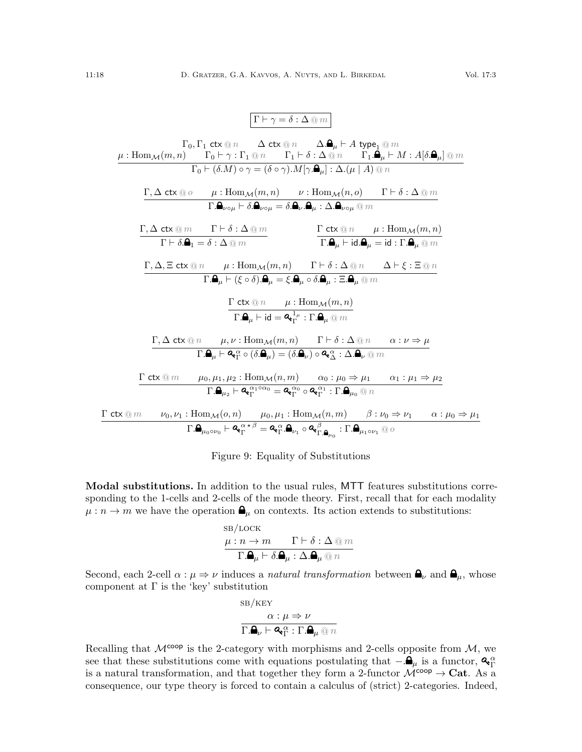$$\boxed{\Gamma \vdash \gamma = \delta : \Delta \mathrel{@} m}$$

$$\frac{\mu : \mathrm{Hom}_{\mathcal{M}}(m,n) \qquad \begin{matrix}\Gamma_0, \Gamma_1 \ \mathsf{ctx} \mathrel{@} n & \Delta \ \mathsf{ctx} \mathrel{@} n & \Delta.\text{🔒}_\mu \vdash A \ \mathsf{type}_1 \mathrel{@} m \\ \Gamma_0 \vdash \gamma : \Gamma_1 \mathrel{@} n & \Gamma_1 \vdash \delta : \Delta \mathrel{@} n & \Gamma_1.\text{🔒}_\mu \vdash M : A[\delta.\text{🔒}_\mu] \mathrel{@} m\end{matrix}}{\Gamma_0 \vdash (\delta.M) \circ \gamma = (\delta \circ \gamma).M[\gamma.\text{🔒}_\mu] : \Delta.(\mu \mid A) \mathrel{@} n}$$

$$\frac{\Gamma, \Delta \ \mathsf{ctx} \mathrel{@} o \qquad \mu : \mathrm{Hom}_{\mathcal{M}}(m,n) \qquad \nu : \mathrm{Hom}_{\mathcal{M}}(n,o) \qquad \Gamma \vdash \delta : \Delta \mathrel{@} m}{\Gamma.\text{🔒}_{\nu\circ\mu} \vdash \delta.\text{🔒}_{\nu\circ\mu} = \delta.\text{🔒}_\nu.\text{🔒}_\mu : \Delta.\text{🔒}_{\nu\circ\mu} \mathrel{@} m}$$

$$\frac{\Gamma, \Delta \ \mathsf{ctx} \mathrel{@} m \qquad \Gamma \vdash \delta : \Delta \mathrel{@} m}{\Gamma \vdash \delta.\text{🔒}_1 = \delta : \Delta \mathrel{@} m} \qquad \frac{\Gamma \ \mathsf{ctx} \mathrel{@} n \qquad \mu : \mathrm{Hom}_{\mathcal{M}}(m,n)}{\Gamma.\text{🔒}_\mu \vdash \mathsf{id}.\text{🔒}_\mu = \mathsf{id} : \Gamma.\text{🔒}_\mu \mathrel{@} m}$$

$$\frac{\Gamma, \Delta, \Xi \ \mathsf{ctx} \mathrel{@} n \qquad \mu : \mathrm{Hom}_{\mathcal{M}}(m,n) \qquad \Gamma \vdash \delta : \Delta \mathrel{@} n \qquad \Delta \vdash \xi : \Xi \mathrel{@} n}{\Gamma.\text{🔒}_\mu \vdash (\xi \circ \delta).\text{🔒}_\mu = \xi.\text{🔒}_\mu \circ \delta.\text{🔒}_\mu : \Xi.\text{🔒}_\mu \mathrel{@} m}$$

$$\frac{\Gamma \ \mathsf{ctx} \mathrel{@} n \qquad \mu : \mathrm{Hom}_{\mathcal{M}}(m,n)}{\Gamma.\text{🔒}_\mu \vdash \mathsf{id} = \text{🔑}_\Gamma^{1_\mu} : \Gamma.\text{🔒}_\mu \mathrel{@} m}$$

$$\frac{\Gamma, \Delta \ \mathsf{ctx} \mathrel{@} n \qquad \mu, \nu : \mathrm{Hom}_{\mathcal{M}}(m,n) \qquad \Gamma \vdash \delta : \Delta \mathrel{@} n \qquad \alpha : \nu \Rightarrow \mu}{\Gamma.\text{🔒}_\mu \vdash \text{🔑}_\Gamma^\alpha \circ (\delta.\text{🔒}_\mu) = (\delta.\text{🔒}_\nu) \circ \text{🔑}_\Delta^\alpha : \Delta.\text{🔒}_\nu \mathrel{@} m}$$

$$\frac{\Gamma \ \mathsf{ctx} \mathrel{@} m \qquad \mu_0, \mu_1, \mu_2 : \mathrm{Hom}_{\mathcal{M}}(n,m) \qquad \alpha_0 : \mu_0 \Rightarrow \mu_1 \qquad \alpha_1 : \mu_1 \Rightarrow \mu_2}{\Gamma.\text{🔒}_{\mu_2} \vdash \text{🔑}_\Gamma^{\alpha_1 \circ \alpha_0} = \text{🔑}_\Gamma^{\alpha_0} \circ \text{🔑}_\Gamma^{\alpha_1} : \Gamma.\text{🔒}_{\mu_0} \mathrel{@} n}$$

$$\frac{\Gamma \ \mathsf{ctx} \mathrel{@} m \qquad \nu_0, \nu_1 : \mathrm{Hom}_{\mathcal{M}}(o,n) \qquad \mu_0, \mu_1 : \mathrm{Hom}_{\mathcal{M}}(n,m) \qquad \beta : \nu_0 \Rightarrow \nu_1 \qquad \alpha : \mu_0 \Rightarrow \mu_1}{\Gamma.\text{🔒}_{\mu_0 \circ \nu_0} \vdash \text{🔑}_\Gamma^{\alpha \star \beta} = \text{🔑}_\Gamma^\alpha.\text{🔒}_{\nu_1} \circ \text{🔑}_{\Gamma.\text{🔒}_{\mu_0}}^\beta : \Gamma.\text{🔒}_{\mu_1 \circ \nu_1} \mathrel{@} o}$$

Figure 9: Equality of Substitutions

**Modal substitutions.** In addition to the usual rules, MTT features substitutions corresponding to the 1-cells and 2-cells of the mode theory. First, recall that for each modality $\mu : n \to m$ we have the operation $\text{🔒}_\mu$ on contexts. Its action extends to substitutions:

$$\textsc{sb/lock}\qquad \frac{\mu : n \to m \qquad \Gamma \vdash \delta : \Delta \mathrel{@} m}{\Gamma.\text{🔒}_\mu \vdash \delta.\text{🔒}_\mu : \Delta.\text{🔒}_\mu \mathrel{@} n}$$

Second, each 2-cell $\alpha : \mu \Rightarrow \nu$ induces a *natural transformation* between $\text{🔒}_\nu$ and $\text{🔒}_\mu$, whose component at $\Gamma$ is the 'key' substitution

$$\textsc{sb/key}\qquad \frac{\alpha : \mu \Rightarrow \nu}{\Gamma.\text{🔒}_\nu \vdash \text{🔑}_\Gamma^\alpha : \Gamma.\text{🔒}_\mu \mathrel{@} n}$$

Recalling that $\mathcal{M}^{\mathsf{coop}}$ is the 2-category with morphisms and 2-cells opposite from $\mathcal{M}$, we see that these substitutions come with equations postulating that $-.\text{🔒}_\mu$ is a functor, $\text{🔑}_\Gamma^\alpha$ is a natural transformation, and that together they form a 2-functor $\mathcal{M}^{\mathsf{coop}} \to \mathbf{Cat}$. As a consequence, our type theory is forced to contain a calculus of (strict) 2-categories. Indeed,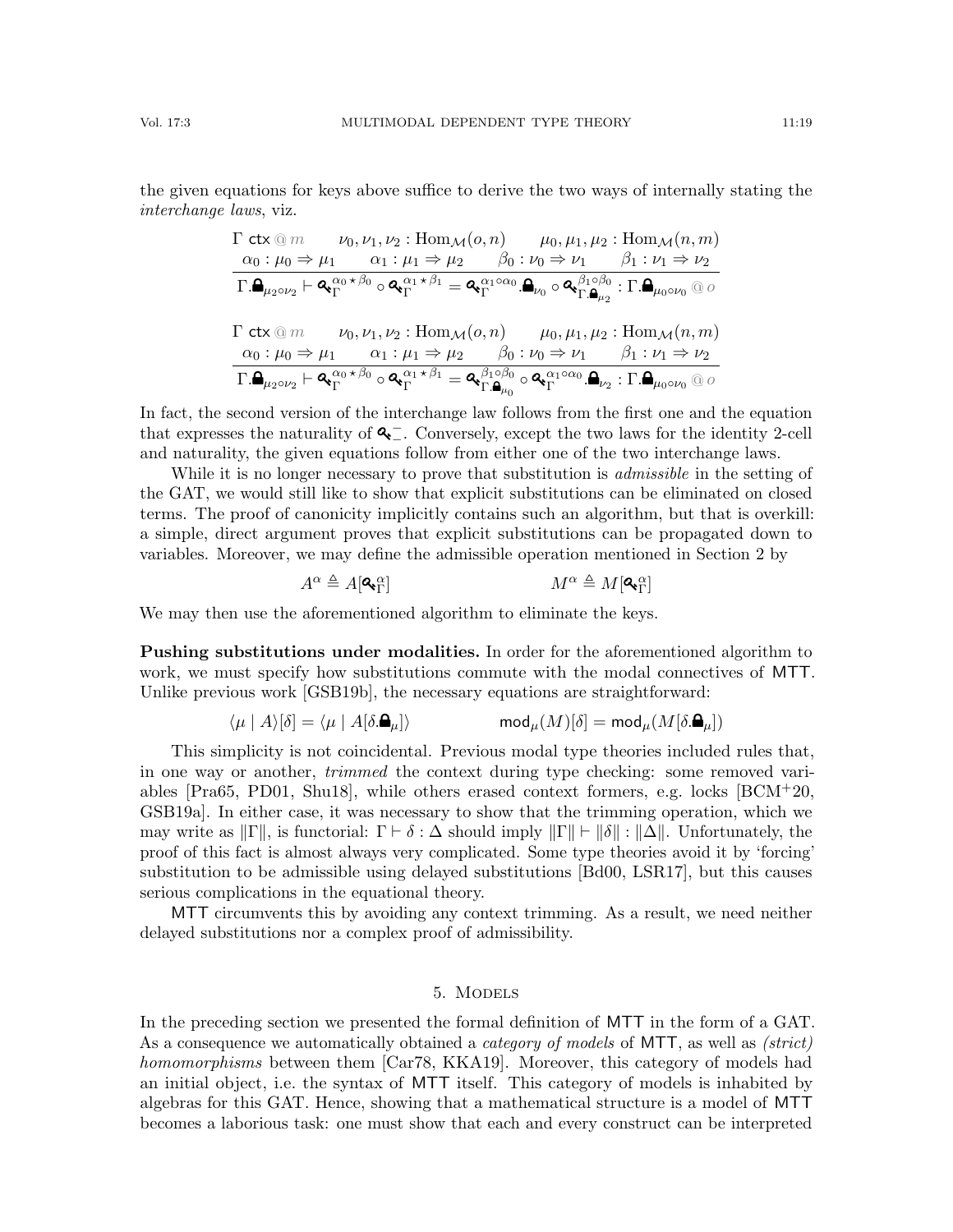the given equations for keys above suffice to derive the two ways of internally stating the *interchange laws*, viz.

$$\frac{\begin{array}{c}\Gamma\ \mathsf{ctx} \mathbin{@} m \qquad \nu_0, \nu_1, \nu_2 : \mathrm{Hom}_{\mathcal{M}}(o, n) \qquad \mu_0, \mu_1, \mu_2 : \mathrm{Hom}_{\mathcal{M}}(n, m) \\ \alpha_0 : \mu_0 \Rightarrow \mu_1 \qquad \alpha_1 : \mu_1 \Rightarrow \mu_2 \qquad \beta_0 : \nu_0 \Rightarrow \nu_1 \qquad \beta_1 : \nu_1 \Rightarrow \nu_2\end{array}}{\Gamma.\text{🔒}_{\mu_2 \circ \nu_2} \vdash 🔑_{\Gamma}^{\alpha_0 \star \beta_0} \circ 🔑_{\Gamma}^{\alpha_1 \star \beta_1} = 🔑_{\Gamma}^{\alpha_1 \circ \alpha_0}.\text{🔒}_{\nu_0} \circ 🔑_{\Gamma.\text{🔒}_{\mu_2}}^{\beta_1 \circ \beta_0} : \Gamma.\text{🔒}_{\mu_0 \circ \nu_0} \mathbin{@} o}$$

$$\frac{\begin{array}{c}\Gamma\ \mathsf{ctx} \mathbin{@} m \qquad \nu_0, \nu_1, \nu_2 : \mathrm{Hom}_{\mathcal{M}}(o, n) \qquad \mu_0, \mu_1, \mu_2 : \mathrm{Hom}_{\mathcal{M}}(n, m) \\ \alpha_0 : \mu_0 \Rightarrow \mu_1 \qquad \alpha_1 : \mu_1 \Rightarrow \mu_2 \qquad \beta_0 : \nu_0 \Rightarrow \nu_1 \qquad \beta_1 : \nu_1 \Rightarrow \nu_2\end{array}}{\Gamma.\text{🔒}_{\mu_2 \circ \nu_2} \vdash 🔑_{\Gamma}^{\alpha_0 \star \beta_0} \circ 🔑_{\Gamma}^{\alpha_1 \star \beta_1} = 🔑_{\Gamma.\text{🔒}_{\mu_0}}^{\beta_1 \circ \beta_0} \circ 🔑_{\Gamma}^{\alpha_1 \circ \alpha_0}.\text{🔒}_{\nu_2} : \Gamma.\text{🔒}_{\mu_0 \circ \nu_0} \mathbin{@} o}$$

In fact, the second version of the interchange law follows from the first one and the equation that expresses the naturality of $🔑_{-}^{-}$. Conversely, except the two laws for the identity 2-cell and naturality, the given equations follow from either one of the two interchange laws.

While it is no longer necessary to prove that substitution is *admissible* in the setting of the GAT, we would still like to show that explicit substitutions can be eliminated on closed terms. The proof of canonicity implicitly contains such an algorithm, but that is overkill: a simple, direct argument proves that explicit substitutions can be propagated down to variables. Moreover, we may define the admissible operation mentioned in Section 2 by

$$A^{\alpha} \triangleq A[🔑_{\Gamma}^{\alpha}] \qquad\qquad M^{\alpha} \triangleq M[🔑_{\Gamma}^{\alpha}]$$

We may then use the aforementioned algorithm to eliminate the keys.

**Pushing substitutions under modalities.** In order for the aforementioned algorithm to work, we must specify how substitutions commute with the modal connectives of MTT. Unlike previous work [GSB19b], the necessary equations are straightforward:

$$\langle \mu \mid A \rangle[\delta] = \langle \mu \mid A[\delta.\text{🔒}_{\mu}] \rangle \qquad\qquad \mathsf{mod}_{\mu}(M)[\delta] = \mathsf{mod}_{\mu}(M[\delta.\text{🔒}_{\mu}])$$

This simplicity is not coincidental. Previous modal type theories included rules that, in one way or another, *trimmed* the context during type checking: some removed variables [Pra65, PD01, Shu18], while others erased context formers, e.g. locks [BCM+20, GSB19a]. In either case, it was necessary to show that the trimming operation, which we may write as $\|\Gamma\|$, is functorial: $\Gamma \vdash \delta : \Delta$ should imply $\|\Gamma\| \vdash \|\delta\| : \|\Delta\|$. Unfortunately, the proof of this fact is almost always very complicated. Some type theories avoid it by 'forcing' substitution to be admissible using delayed substitutions [Bd00, LSR17], but this causes serious complications in the equational theory.

MTT circumvents this by avoiding any context trimming. As a result, we need neither delayed substitutions nor a complex proof of admissibility.

## 5. Models

In the preceding section we presented the formal definition of MTT in the form of a GAT. As a consequence we automatically obtained a *category of models* of MTT, as well as *(strict) homomorphisms* between them [Car78, KKA19]. Moreover, this category of models had an initial object, i.e. the syntax of MTT itself. This category of models is inhabited by algebras for this GAT. Hence, showing that a mathematical structure is a model of MTT becomes a laborious task: one must show that each and every construct can be interpreted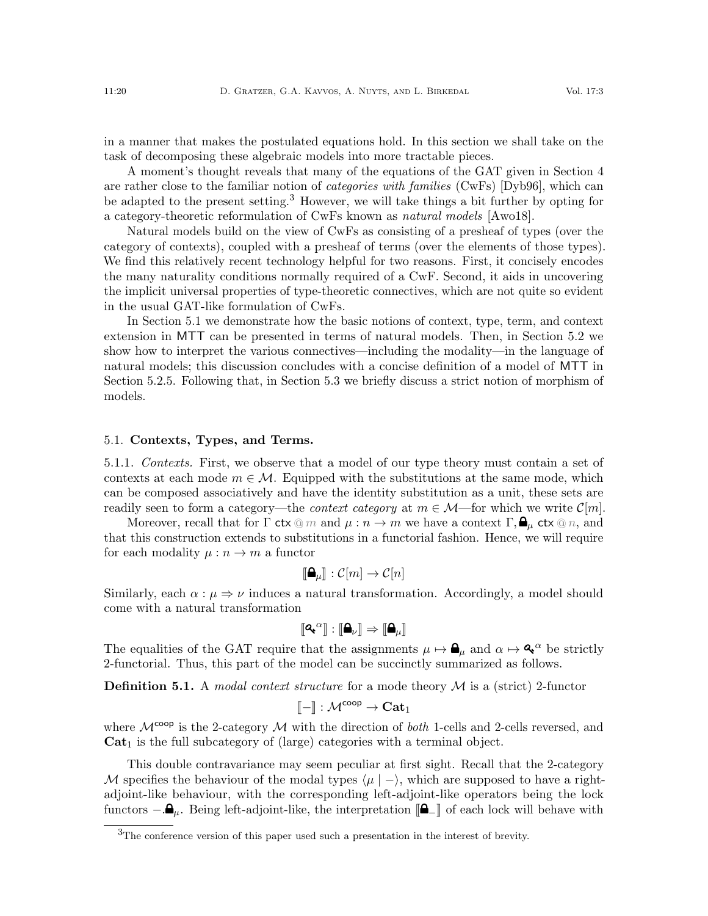in a manner that makes the postulated equations hold. In this section we shall take on the task of decomposing these algebraic models into more tractable pieces.

A moment's thought reveals that many of the equations of the GAT given in Section 4 are rather close to the familiar notion of *categories with families* (CwFs) [Dyb96], which can be adapted to the present setting.[3] However, we will take things a bit further by opting for a category-theoretic reformulation of CwFs known as *natural models* [Awo18].

Natural models build on the view of CwFs as consisting of a presheaf of types (over the category of contexts), coupled with a presheaf of terms (over the elements of those types). We find this relatively recent technology helpful for two reasons. First, it concisely encodes the many naturality conditions normally required of a CwF. Second, it aids in uncovering the implicit universal properties of type-theoretic connectives, which are not quite so evident in the usual GAT-like formulation of CwFs.

In Section 5.1 we demonstrate how the basic notions of context, type, term, and context extension in MTT can be presented in terms of natural models. Then, in Section 5.2 we show how to interpret the various connectives—including the modality—in the language of natural models; this discussion concludes with a concise definition of a model of MTT in Section 5.2.5. Following that, in Section 5.3 we briefly discuss a strict notion of morphism of models.

## 5.1. **Contexts, Types, and Terms.**

5.1.1. *Contexts.* First, we observe that a model of our type theory must contain a set of contexts at each mode $m \in \mathcal{M}$. Equipped with the substitutions at the same mode, which can be composed associatively and have the identity substitution as a unit, these sets are readily seen to form a category—the *context category* at $m \in \mathcal{M}$—for which we write $\mathcal{C}[m]$.

Moreover, recall that for $\Gamma\ \mathsf{ctx} @ m$ and $\mu : n \to m$ we have a context $\Gamma, 🔒_\mu\ \mathsf{ctx} @ n$, and that this construction extends to substitutions in a functorial fashion. Hence, we will require for each modality $\mu : n \to m$ a functor

$$[\![🔒_\mu]\!] : \mathcal{C}[m] \to \mathcal{C}[n]$$

Similarly, each $\alpha : \mu \Rightarrow \nu$ induces a natural transformation. Accordingly, a model should come with a natural transformation

$$[\![🔑^\alpha]\!] : [\![🔒_\nu]\!] \Rightarrow [\![🔒_\mu]\!]$$

The equalities of the GAT require that the assignments $\mu \mapsto 🔒_\mu$ and $\alpha \mapsto 🔑^\alpha$ be strictly 2-functorial. Thus, this part of the model can be succinctly summarized as follows.

**Definition 5.1.** A *modal context structure* for a mode theory $\mathcal{M}$ is a (strict) 2-functor

$$[\![-]\!] : \mathcal{M}^{\mathsf{coop}} \to \mathbf{Cat}_1$$

where $\mathcal{M}^{\mathsf{coop}}$ is the 2-category $\mathcal{M}$ with the direction of *both* 1-cells and 2-cells reversed, and $\mathbf{Cat}_1$ is the full subcategory of (large) categories with a terminal object.

This double contravariance may seem peculiar at first sight. Recall that the 2-category $\mathcal{M}$ specifies the behaviour of the modal types $\langle \mu \mid - \rangle$, which are supposed to have a right-adjoint-like behaviour, with the corresponding left-adjoint-like operators being the lock functors $-.🔒_\mu$. Being left-adjoint-like, the interpretation $[\![🔒_-]\!]$ of each lock will behave with

[3] The conference version of this paper used such a presentation in the interest of brevity.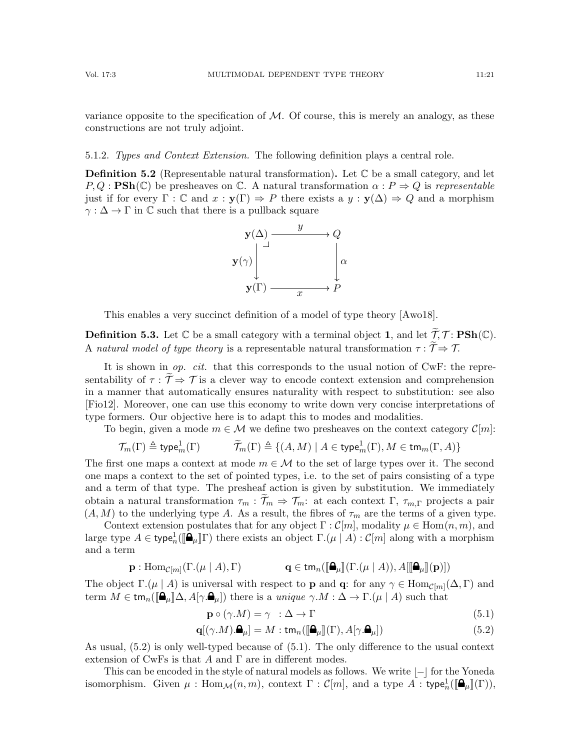variance opposite to the specification of $\mathcal{M}$. Of course, this is merely an analogy, as these constructions are not truly adjoint.

5.1.2. *Types and Context Extension.* The following definition plays a central role.

**Definition 5.2** (Representable natural transformation). Let $\mathbb{C}$ be a small category, and let $P, Q : \mathbf{PSh}(\mathbb{C})$ be presheaves on $\mathbb{C}$. A natural transformation $\alpha : P \Rightarrow Q$ is *representable* just if for every $\Gamma : \mathbb{C}$ and $x : \mathbf{y}(\Gamma) \Rightarrow P$ there exists a $y : \mathbf{y}(\Delta) \Rightarrow Q$ and a morphism $\gamma : \Delta \to \Gamma$ in $\mathbb{C}$ such that there is a pullback square

$$\begin{array}{ccc} \mathbf{y}(\Delta) & \xrightarrow{\quad y \quad} & Q \\ {\scriptstyle \mathbf{y}(\gamma)}\downarrow \quad \lrcorner & & \downarrow{\scriptstyle \alpha} \\ \mathbf{y}(\Gamma) & \xrightarrow[\quad x \quad]{} & P \end{array}$$

This enables a very succinct definition of a model of type theory [Awo18].

**Definition 5.3.** Let $\mathbb{C}$ be a small category with a terminal object $\mathbf{1}$, and let $\widetilde{\mathcal{T}}, \mathcal{T} : \mathbf{PSh}(\mathbb{C})$. A *natural model of type theory* is a representable natural transformation $\tau : \widetilde{\mathcal{T}} \Rightarrow \mathcal{T}$.

It is shown in *op. cit.* that this corresponds to the usual notion of CwF: the representability of $\tau : \widetilde{\mathcal{T}} \Rightarrow \mathcal{T}$ is a clever way to encode context extension and comprehension in a manner that automatically ensures naturality with respect to substitution: see also [Fio12]. Moreover, one can use this economy to write down very concise interpretations of type formers. Our objective here is to adapt this to modes and modalities.

To begin, given a mode $m \in \mathcal{M}$ we define two presheaves on the context category $\mathcal{C}[m]$:

$$\mathcal{T}_m(\Gamma) \triangleq \mathsf{type}^1_m(\Gamma) \qquad \widetilde{\mathcal{T}}_m(\Gamma) \triangleq \{(A, M) \mid A \in \mathsf{type}^1_m(\Gamma), M \in \mathsf{tm}_m(\Gamma, A)\}$$

The first one maps a context at mode $m \in \mathcal{M}$ to the set of large types over it. The second one maps a context to the set of pointed types, i.e. to the set of pairs consisting of a type and a term of that type. The presheaf action is given by substitution. We immediately obtain a natural transformation $\tau_m : \widetilde{\mathcal{T}}_m \Rightarrow \mathcal{T}_m$: at each context $\Gamma$, $\tau_{m,\Gamma}$ projects a pair $(A, M)$ to the underlying type $A$. As a result, the fibres of $\tau_m$ are the terms of a given type.

Context extension postulates that for any object $\Gamma : \mathcal{C}[m]$, modality $\mu \in \mathrm{Hom}(n, m)$, and large type $A \in \mathsf{type}^1_n(\llbracket \text{🔒}_\mu \rrbracket \Gamma)$ there exists an object $\Gamma.(\mu \mid A) : \mathcal{C}[m]$ along with a morphism and a term

$$\mathbf{p} : \mathrm{Hom}_{\mathcal{C}[m]}(\Gamma.(\mu \mid A), \Gamma) \qquad \mathbf{q} \in \mathsf{tm}_n(\llbracket \text{🔒}_\mu \rrbracket(\Gamma.(\mu \mid A)), A[\llbracket \text{🔒}_\mu \rrbracket(\mathbf{p})])$$

The object $\Gamma.(\mu \mid A)$ is universal with respect to $\mathbf{p}$ and $\mathbf{q}$: for any $\gamma \in \mathrm{Hom}_{\mathcal{C}[m]}(\Delta, \Gamma)$ and term $M \in \mathsf{tm}_n(\llbracket \text{🔒}_\mu \rrbracket \Delta, A[\gamma.\text{🔒}_\mu])$ there is a *unique* $\gamma.M : \Delta \to \Gamma.(\mu \mid A)$ such that

$$\mathbf{p} \circ (\gamma.M) = \gamma \quad : \Delta \to \Gamma \tag{5.1}$$

$$\mathbf{q}[(\gamma.M).\text{🔒}_\mu] = M : \mathsf{tm}_n(\llbracket \text{🔒}_\mu \rrbracket(\Gamma), A[\gamma.\text{🔒}_\mu]) \tag{5.2}$$

As usual, (5.2) is only well-typed because of (5.1). The only difference to the usual context extension of CwFs is that $A$ and $\Gamma$ are in different modes.

This can be encoded in the style of natural models as follows. We write $\lfloor - \rfloor$ for the Yoneda isomorphism. Given $\mu : \mathrm{Hom}_{\mathcal{M}}(n, m)$, context $\Gamma : \mathcal{C}[m]$, and a type $A : \mathsf{type}^1_n(\llbracket \text{🔒}_\mu \rrbracket(\Gamma))$,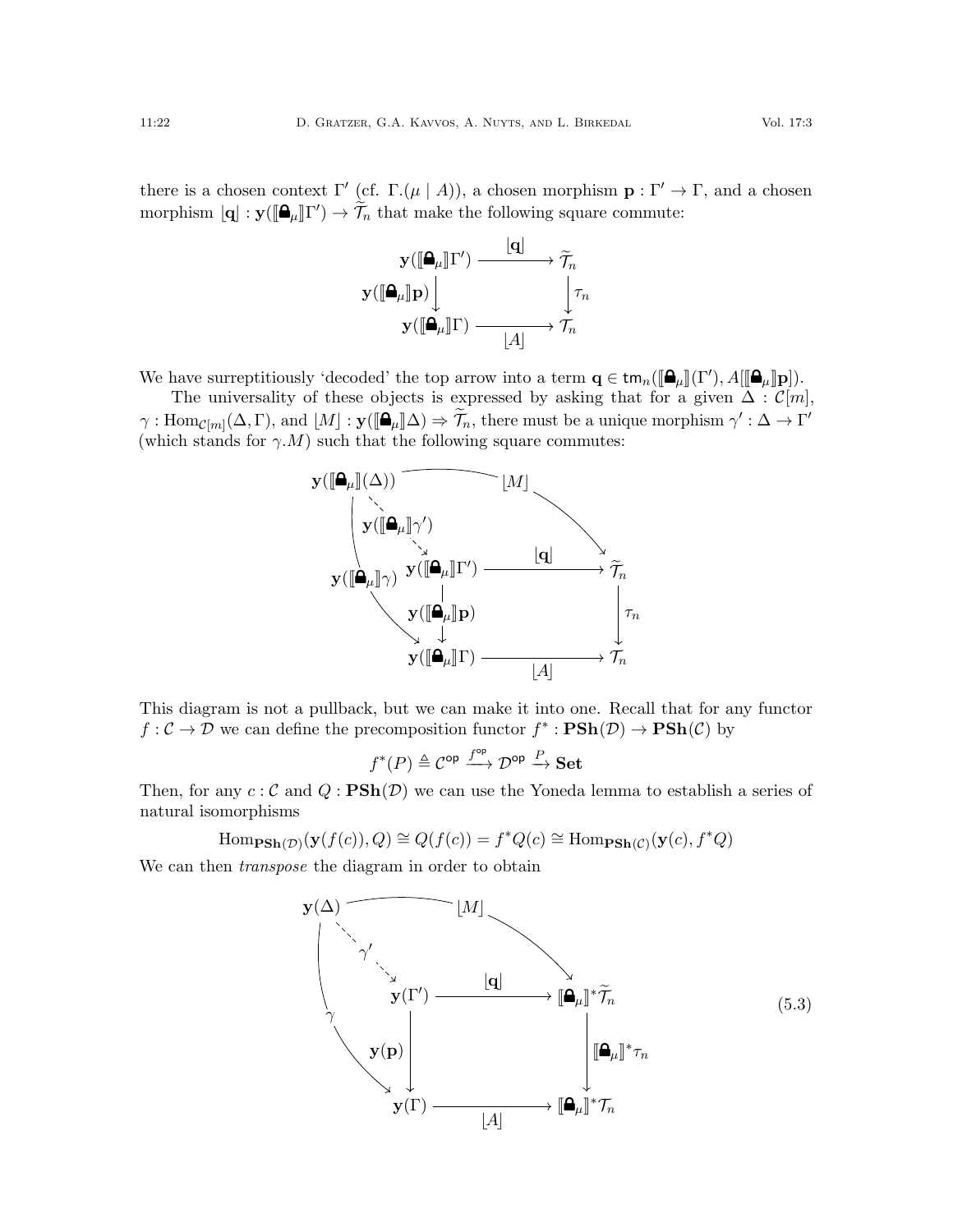there is a chosen context $\Gamma'$ (cf. $\Gamma.(\mu \mid A)$), a chosen morphism $\mathbf{p} : \Gamma' \to \Gamma$, and a chosen morphism $\lfloor \mathbf{q} \rfloor : \mathbf{y}(\llbracket \text{🔒}_\mu \rrbracket \Gamma') \to \widetilde{\mathcal{T}}_n$ that make the following square commute:

$$\begin{array}{ccc}
\mathbf{y}(\llbracket \text{🔒}_\mu \rrbracket \Gamma') & \xrightarrow{\lfloor \mathbf{q} \rfloor} & \widetilde{\mathcal{T}}_n \\
{\scriptstyle \mathbf{y}(\llbracket \text{🔒}_\mu \rrbracket \mathbf{p})} \downarrow & & \downarrow {\scriptstyle \tau_n} \\
\mathbf{y}(\llbracket \text{🔒}_\mu \rrbracket \Gamma) & \xrightarrow[\lfloor A \rfloor]{} & \mathcal{T}_n
\end{array}$$

We have surreptitiously 'decoded' the top arrow into a term $\mathbf{q} \in \mathsf{tm}_n(\llbracket \text{🔒}_\mu \rrbracket(\Gamma'), A[\llbracket \text{🔒}_\mu \rrbracket \mathbf{p}])$.

The universality of these objects is expressed by asking that for a given $\Delta : \mathcal{C}[m]$, $\gamma : \mathrm{Hom}_{\mathcal{C}[m]}(\Delta, \Gamma)$, and $\lfloor M \rfloor : \mathbf{y}(\llbracket \text{🔒}_\mu \rrbracket \Delta) \Rightarrow \widetilde{\mathcal{T}}_n$, there must be a unique morphism $\gamma' : \Delta \to \Gamma'$ (which stands for $\gamma.M$) such that the following square commutes:

$$\begin{array}{ccc}
\mathbf{y}(\llbracket \text{🔒}_\mu \rrbracket(\Delta)) & & \\
& \searrow^{\lfloor M \rfloor} & \\
{\scriptstyle \mathbf{y}(\llbracket \text{🔒}_\mu \rrbracket \gamma')} \dashrightarrow \ \mathbf{y}(\llbracket \text{🔒}_\mu \rrbracket \Gamma') & \xrightarrow{\lfloor \mathbf{q} \rfloor} & \widetilde{\mathcal{T}}_n \\
{\scriptstyle \mathbf{y}(\llbracket \text{🔒}_\mu \rrbracket \gamma)} \searrow \quad \downarrow {\scriptstyle \mathbf{y}(\llbracket \text{🔒}_\mu \rrbracket \mathbf{p})} & & \downarrow {\scriptstyle \tau_n} \\
\mathbf{y}(\llbracket \text{🔒}_\mu \rrbracket \Gamma) & \xrightarrow[\lfloor A \rfloor]{} & \mathcal{T}_n
\end{array}$$

This diagram is not a pullback, but we can make it into one. Recall that for any functor $f : \mathcal{C} \to \mathcal{D}$ we can define the precomposition functor $f^* : \mathbf{PSh}(\mathcal{D}) \to \mathbf{PSh}(\mathcal{C})$ by

$$f^*(P) \triangleq \mathcal{C}^{\mathsf{op}} \xrightarrow{f^{\mathsf{op}}} \mathcal{D}^{\mathsf{op}} \xrightarrow{P} \mathbf{Set}$$

Then, for any $c : \mathcal{C}$ and $Q : \mathbf{PSh}(\mathcal{D})$ we can use the Yoneda lemma to establish a series of natural isomorphisms

$$\mathrm{Hom}_{\mathbf{PSh}(\mathcal{D})}(\mathbf{y}(f(c)), Q) \cong Q(f(c)) = f^*Q(c) \cong \mathrm{Hom}_{\mathbf{PSh}(\mathcal{C})}(\mathbf{y}(c), f^*Q)$$

We can then *transpose* the diagram in order to obtain

$$\begin{array}{ccc}
\mathbf{y}(\Delta) & & \\
& \searrow^{\lfloor M \rfloor} & \\
{\scriptstyle \gamma'} \dashrightarrow \ \mathbf{y}(\Gamma') & \xrightarrow{\lfloor \mathbf{q} \rfloor} & \llbracket \text{🔒}_\mu \rrbracket^* \widetilde{\mathcal{T}}_n \\
{\scriptstyle \gamma} \searrow \quad \downarrow {\scriptstyle \mathbf{y}(\mathbf{p})} & & \downarrow {\scriptstyle \llbracket \text{🔒}_\mu \rrbracket^* \tau_n} \\
\mathbf{y}(\Gamma) & \xrightarrow[\lfloor A \rfloor]{} & \llbracket \text{🔒}_\mu \rrbracket^* \mathcal{T}_n
\end{array} \tag{5.3}$$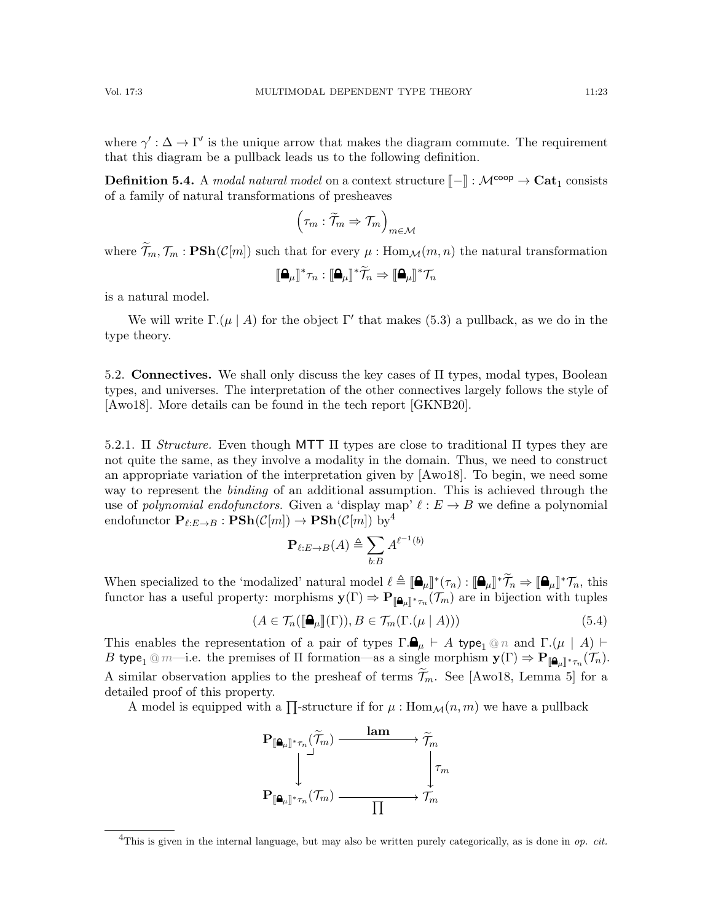where $\gamma' : \Delta \to \Gamma'$ is the unique arrow that makes the diagram commute. The requirement that this diagram be a pullback leads us to the following definition.

**Definition 5.4.** A *modal natural model* on a context structure $[\![-]\!] : \mathcal{M}^{\mathsf{coop}} \to \mathbf{Cat}_1$ consists of a family of natural transformations of presheaves

$$\left(\tau_m : \widetilde{\mathcal{T}}_m \Rightarrow \mathcal{T}_m\right)_{m \in \mathcal{M}}$$

where $\widetilde{\mathcal{T}}_m, \mathcal{T}_m : \mathbf{PSh}(\mathcal{C}[m])$ such that for every $\mu : \mathrm{Hom}_{\mathcal{M}}(m, n)$ the natural transformation

$$[\![\text{🔒}_\mu]\!]^* \tau_n : [\![\text{🔒}_\mu]\!]^* \widetilde{\mathcal{T}}_n \Rightarrow [\![\text{🔒}_\mu]\!]^* \mathcal{T}_n$$

is a natural model.

We will write $\Gamma.(\mu \mid A)$ for the object $\Gamma'$ that makes (5.3) a pullback, as we do in the type theory.

5.2. **Connectives.** We shall only discuss the key cases of $\Pi$ types, modal types, Boolean types, and universes. The interpretation of the other connectives largely follows the style of [Awo18]. More details can be found in the tech report [GKNB20].

5.2.1. $\Pi$ *Structure.* Even though $\mathsf{MTT}$ $\Pi$ types are close to traditional $\Pi$ types they are not quite the same, as they involve a modality in the domain. Thus, we need to construct an appropriate variation of the interpretation given by [Awo18]. To begin, we need some way to represent the *binding* of an additional assumption. This is achieved through the use of *polynomial endofunctors*. Given a 'display map' $\ell : E \to B$ we define a polynomial endofunctor $\mathbf{P}_{\ell : E \to B} : \mathbf{PSh}(\mathcal{C}[m]) \to \mathbf{PSh}(\mathcal{C}[m])$ by[4]

$$\mathbf{P}_{\ell : E \to B}(A) \triangleq \sum_{b : B} A^{\ell^{-1}(b)}$$

When specialized to the 'modalized' natural model $\ell \triangleq [\![\text{🔒}_\mu]\!]^*(\tau_n) : [\![\text{🔒}_\mu]\!]^* \widetilde{\mathcal{T}}_n \Rightarrow [\![\text{🔒}_\mu]\!]^* \mathcal{T}_n$, this functor has a useful property: morphisms $\mathbf{y}(\Gamma) \Rightarrow \mathbf{P}_{[\![\text{🔒}_\mu]\!]^* \tau_n}(\mathcal{T}_m)$ are in bijection with tuples

$$(A \in \mathcal{T}_n([\![\text{🔒}_\mu]\!](\Gamma)), B \in \mathcal{T}_m(\Gamma.(\mu \mid A))) \tag{5.4}$$

This enables the representation of a pair of types $\Gamma.\text{🔒}_\mu \vdash A \; \mathsf{type}_1 \; @\, n$ and $\Gamma.(\mu \mid A) \vdash B \; \mathsf{type}_1 \; @\, m$—i.e. the premises of $\Pi$ formation—as a single morphism $\mathbf{y}(\Gamma) \Rightarrow \mathbf{P}_{[\![\text{🔒}_\mu]\!]^* \tau_n}(\mathcal{T}_n)$. A similar observation applies to the presheaf of terms $\widetilde{\mathcal{T}}_m$. See [Awo18, Lemma 5] for a detailed proof of this property.

A model is equipped with a $\prod$-structure if for $\mu : \mathrm{Hom}_{\mathcal{M}}(n, m)$ we have a pullback

$$\begin{array}{ccc}
\mathbf{P}_{[\![\text{🔒}_\mu]\!]^* \tau_n}(\widetilde{\mathcal{T}}_m) & \xrightarrow{\quad \mathbf{lam} \quad} & \widetilde{\mathcal{T}}_m \\
\Big\downarrow & \lrcorner & \Big\downarrow \tau_m \\
\mathbf{P}_{[\![\text{🔒}_\mu]\!]^* \tau_n}(\mathcal{T}_m) & \xrightarrow[\quad \prod \quad]{} & \mathcal{T}_m
\end{array}$$

---

[4] This is given in the internal language, but may also be written purely categorically, as is done in *op. cit.*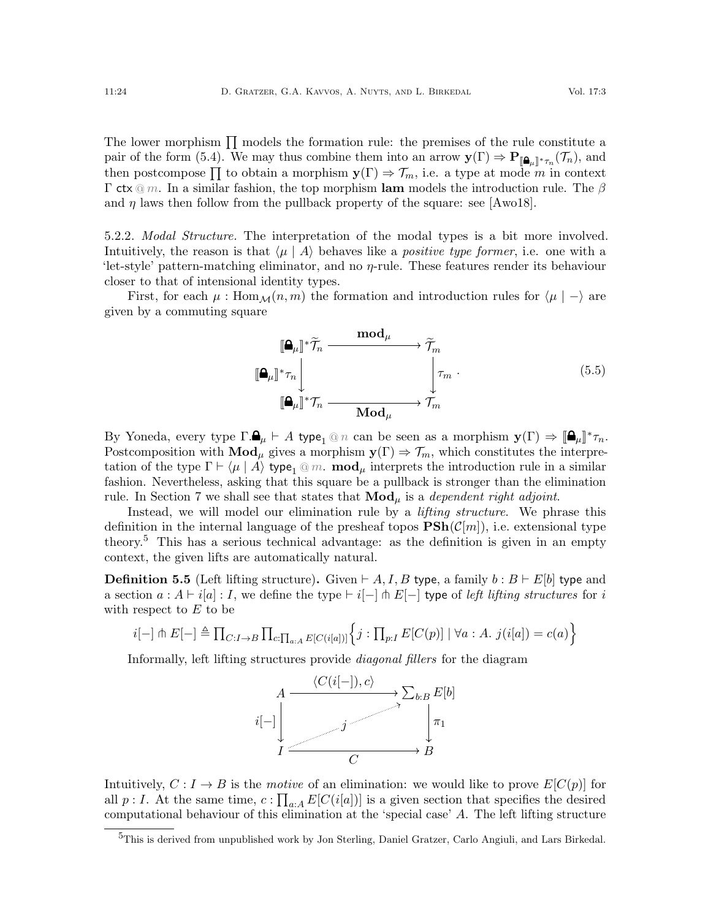The lower morphism $\prod$ models the formation rule: the premises of the rule constitute a pair of the form (5.4). We may thus combine them into an arrow $\mathbf{y}(\Gamma) \Rightarrow \mathbf{P}_{[\![🔒_\mu]\!]^*\tau_n}(\mathcal{T}_n)$, and then postcompose $\prod$ to obtain a morphism $\mathbf{y}(\Gamma) \Rightarrow \mathcal{T}_m$, i.e. a type at mode $m$ in context $\Gamma$ $\mathsf{ctx} \mathbin{@} m$. In a similar fashion, the top morphism $\mathbf{lam}$ models the introduction rule. The $\beta$ and $\eta$ laws then follow from the pullback property of the square: see [Awo18].

5.2.2. *Modal Structure.* The interpretation of the modal types is a bit more involved. Intuitively, the reason is that $\langle \mu \mid A \rangle$ behaves like a *positive type former*, i.e. one with a 'let-style' pattern-matching eliminator, and no $\eta$-rule. These features render its behaviour closer to that of intensional identity types.

First, for each $\mu : \mathrm{Hom}_{\mathcal{M}}(n, m)$ the formation and introduction rules for $\langle \mu \mid - \rangle$ are given by a commuting square

$$
\begin{array}{ccc}
[\![🔒_\mu]\!]^*\widetilde{\mathcal{T}}_n & \xrightarrow{\quad \mathbf{mod}_\mu \quad} & \widetilde{\mathcal{T}}_m \\
{\scriptstyle [\![🔒_\mu]\!]^*\tau_n}\downarrow & & \downarrow{\scriptstyle \tau_m} \\
[\![🔒_\mu]\!]^*\mathcal{T}_n & \xrightarrow[\quad \mathbf{Mod}_\mu \quad]{} & \mathcal{T}_m
\end{array}
\qquad (5.5)
$$

By Yoneda, every type $\Gamma.🔒_\mu \vdash A$ $\mathsf{type}_1 \mathbin{@} n$ can be seen as a morphism $\mathbf{y}(\Gamma) \Rightarrow [\![🔒_\mu]\!]^*\tau_n$. Postcomposition with $\mathbf{Mod}_\mu$ gives a morphism $\mathbf{y}(\Gamma) \Rightarrow \mathcal{T}_m$, which constitutes the interpretation of the type $\Gamma \vdash \langle \mu \mid A \rangle$ $\mathsf{type}_1 \mathbin{@} m$. $\mathbf{mod}_\mu$ interprets the introduction rule in a similar fashion. Nevertheless, asking that this square be a pullback is stronger than the elimination rule. In Section 7 we shall see that states that $\mathbf{Mod}_\mu$ is a *dependent right adjoint*.

Instead, we will model our elimination rule by a *lifting structure*. We phrase this definition in the internal language of the presheaf topos $\mathbf{PSh}(\mathcal{C}[m])$, i.e. extensional type theory.[5] This has a serious technical advantage: as the definition is given in an empty context, the given lifts are automatically natural.

**Definition 5.5** (Left lifting structure)**.** Given $\vdash A, I, B$ $\mathsf{type}$, a family $b : B \vdash E[b]$ $\mathsf{type}$ and a section $a : A \vdash i[a] : I$, we define the type $\vdash i[-] \pitchfork E[-]$ $\mathsf{type}$ of *left lifting structures* for $i$ with respect to $E$ to be

$$i[-] \pitchfork E[-] \triangleq \prod_{C : I \to B} \prod_{c : \prod_{a:A} E[C(i[a])]} \Big\{ j : \prod_{p:I} E[C(p)] \mid \forall a : A.\ j(i[a]) = c(a) \Big\}$$

Informally, left lifting structures provide *diagonal fillers* for the diagram

$$
\begin{array}{ccc}
A & \xrightarrow{\quad \langle C(i[-]), c\rangle \quad} & \sum_{b:B} E[b] \\
{\scriptstyle i[-]}\downarrow & \overset{j}{\nearrow} & \downarrow{\scriptstyle \pi_1} \\
I & \xrightarrow[\quad C \quad]{} & B
\end{array}
$$

Intuitively, $C : I \to B$ is the *motive* of an elimination: we would like to prove $E[C(p)]$ for all $p : I$. At the same time, $c : \prod_{a:A} E[C(i[a])]$ is a given section that specifies the desired computational behaviour of this elimination at the 'special case' $A$. The left lifting structure

[5] This is derived from unpublished work by Jon Sterling, Daniel Gratzer, Carlo Angiuli, and Lars Birkedal.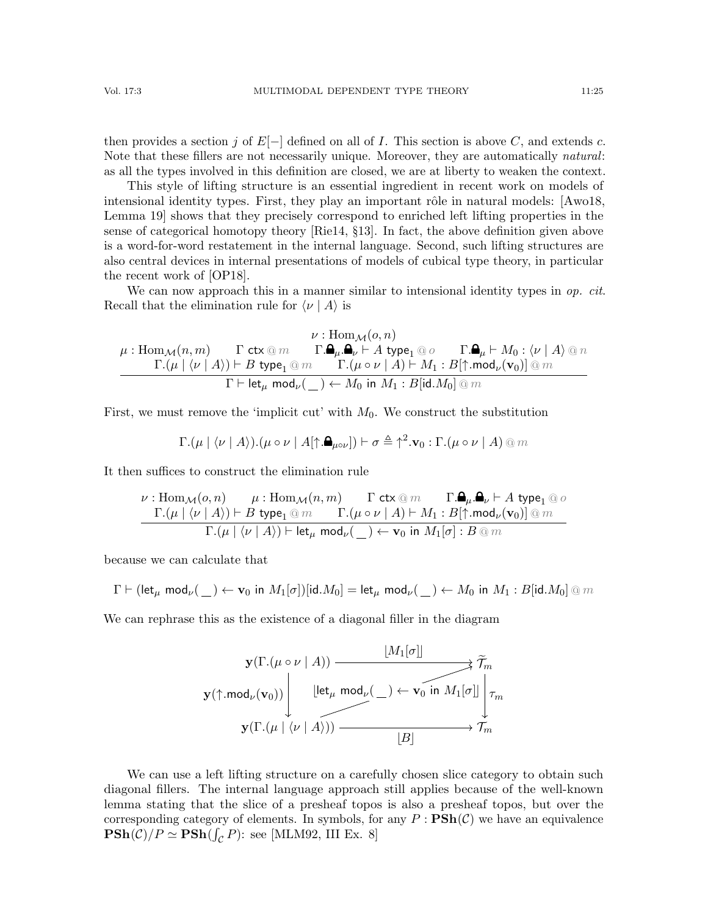then provides a section $j$ of $E[-]$ defined on all of $I$. This section is above $C$, and extends $c$. Note that these fillers are not necessarily unique. Moreover, they are automatically *natural*: as all the types involved in this definition are closed, we are at liberty to weaken the context.

This style of lifting structure is an essential ingredient in recent work on models of intensional identity types. First, they play an important rôle in natural models: [Awo18, Lemma 19] shows that they precisely correspond to enriched left lifting properties in the sense of categorical homotopy theory [Rie14, §13]. In fact, the above definition given above is a word-for-word restatement in the internal language. Second, such lifting structures are also central devices in internal presentations of models of cubical type theory, in particular the recent work of [OP18].

We can now approach this in a manner similar to intensional identity types in *op. cit*. Recall that the elimination rule for $\langle \nu \mid A \rangle$ is

$$\frac{\begin{array}{c}\nu : \mathrm{Hom}_{\mathcal{M}}(o, n) \\ \mu : \mathrm{Hom}_{\mathcal{M}}(n, m) \qquad \Gamma \ \mathsf{ctx} \mathbin{@} m \qquad \Gamma.\text{🔒}_{\mu}.\text{🔒}_{\nu} \vdash A \ \mathsf{type}_1 \mathbin{@} o \qquad \Gamma.\text{🔒}_{\mu} \vdash M_0 : \langle \nu \mid A \rangle \mathbin{@} n \\ \Gamma.(\mu \mid \langle \nu \mid A \rangle) \vdash B \ \mathsf{type}_1 \mathbin{@} m \qquad \Gamma.(\mu \circ \nu \mid A) \vdash M_1 : B[\uparrow.\mathsf{mod}_{\nu}(\mathbf{v}_0)] \mathbin{@} m\end{array}}{\Gamma \vdash \mathsf{let}_{\mu}\ \mathsf{mod}_{\nu}(\_) \leftarrow M_0 \ \mathsf{in}\ M_1 : B[\mathsf{id}.M_0] \mathbin{@} m}$$

First, we must remove the 'implicit cut' with $M_0$. We construct the substitution

$$\Gamma.(\mu \mid \langle \nu \mid A \rangle).(\mu \circ \nu \mid A[\uparrow.\text{🔒}_{\mu\circ\nu}]) \vdash \sigma \triangleq \uparrow^2.\mathbf{v}_0 : \Gamma.(\mu \circ \nu \mid A) \mathbin{@} m$$

It then suffices to construct the elimination rule

$$\frac{\begin{array}{c}\nu : \mathrm{Hom}_{\mathcal{M}}(o, n) \qquad \mu : \mathrm{Hom}_{\mathcal{M}}(n, m) \qquad \Gamma \ \mathsf{ctx} \mathbin{@} m \qquad \Gamma.\text{🔒}_{\mu}.\text{🔒}_{\nu} \vdash A \ \mathsf{type}_1 \mathbin{@} o \\ \Gamma.(\mu \mid \langle \nu \mid A \rangle) \vdash B \ \mathsf{type}_1 \mathbin{@} m \qquad \Gamma.(\mu \circ \nu \mid A) \vdash M_1 : B[\uparrow.\mathsf{mod}_{\nu}(\mathbf{v}_0)] \mathbin{@} m\end{array}}{\Gamma.(\mu \mid \langle \nu \mid A \rangle) \vdash \mathsf{let}_{\mu}\ \mathsf{mod}_{\nu}(\_) \leftarrow \mathbf{v}_0 \ \mathsf{in}\ M_1[\sigma] : B \mathbin{@} m}$$

because we can calculate that

$$\Gamma \vdash (\mathsf{let}_{\mu}\ \mathsf{mod}_{\nu}(\_) \leftarrow \mathbf{v}_0 \ \mathsf{in}\ M_1[\sigma])[\mathsf{id}.M_0] = \mathsf{let}_{\mu}\ \mathsf{mod}_{\nu}(\_) \leftarrow M_0 \ \mathsf{in}\ M_1 : B[\mathsf{id}.M_0] \mathbin{@} m$$

We can rephrase this as the existence of a diagonal filler in the diagram

$$\begin{array}{ccc}
\mathbf{y}(\Gamma.(\mu \circ \nu \mid A)) & \xrightarrow{\lfloor M_1[\sigma] \rfloor} & \widetilde{\mathcal{T}}_m \\
{\scriptstyle \mathbf{y}(\uparrow.\mathsf{mod}_{\nu}(\mathbf{v}_0))} \big\downarrow & \lfloor \mathsf{let}_{\mu}\ \mathsf{mod}_{\nu}(\_) \leftarrow \mathbf{v}_0 \ \mathsf{in}\ M_1[\sigma] \rfloor \nearrow & \big\downarrow {\scriptstyle \tau_m} \\
\mathbf{y}(\Gamma.(\mu \mid \langle \nu \mid A \rangle)) & \xrightarrow[\lfloor B \rfloor]{} & \mathcal{T}_m
\end{array}$$

We can use a left lifting structure on a carefully chosen slice category to obtain such diagonal fillers. The internal language approach still applies because of the well-known lemma stating that the slice of a presheaf topos is also a presheaf topos, but over the corresponding category of elements. In symbols, for any $P : \mathbf{PSh}(\mathcal{C})$ we have an equivalence $\mathbf{PSh}(\mathcal{C})/P \simeq \mathbf{PSh}(\int_{\mathcal{C}} P)$: see [MLM92, III Ex. 8]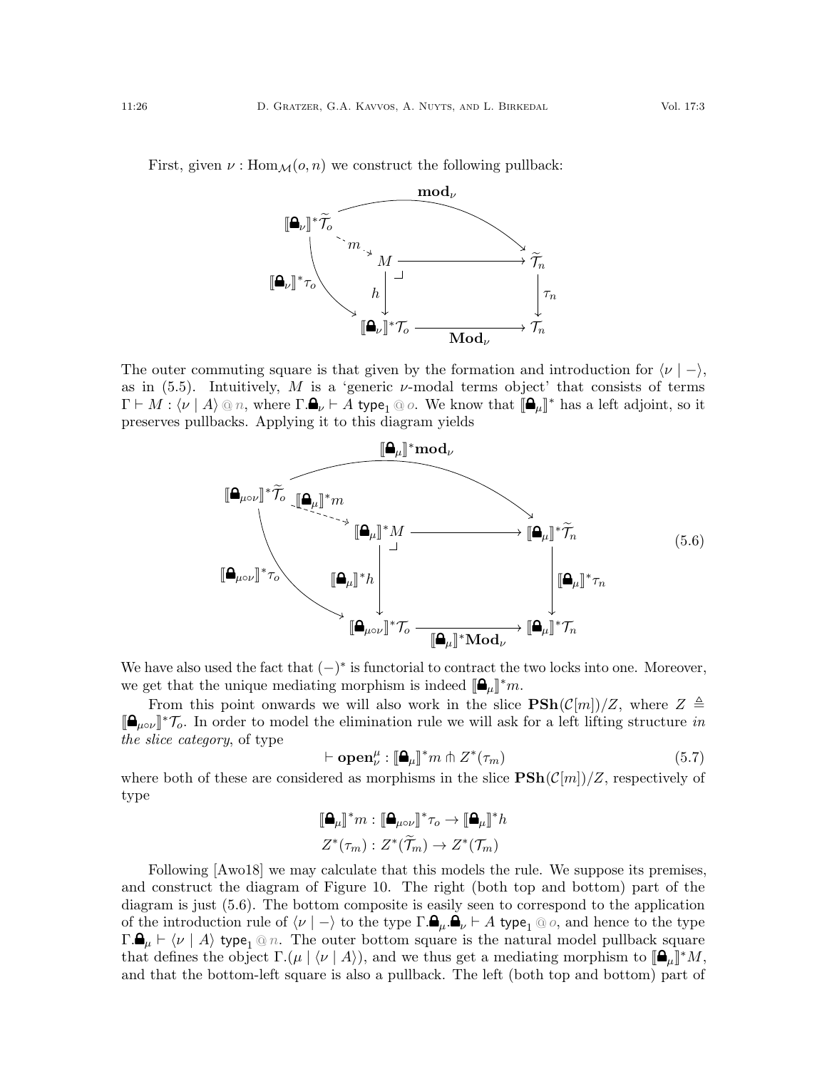First, given $\nu : \mathrm{Hom}_{\mathcal{M}}(o, n)$ we construct the following pullback:

$$
\begin{array}{ccccc}
[\![\text{🔒}_\nu]\!]^*\widetilde{\mathcal{T}}_o & & \xrightarrow{\quad \mathbf{mod}_\nu \quad} & & \widetilde{\mathcal{T}}_n \\
& \overset{m}{\dashrightarrow} & M & \longrightarrow & \widetilde{\mathcal{T}}_n \\
{\scriptstyle [\![\text{🔒}_\nu]\!]^*\tau_o} & & \downarrow h & \lrcorner & \downarrow \tau_n \\
& & [\![\text{🔒}_\nu]\!]^*\mathcal{T}_o & \xrightarrow[\mathbf{Mod}_\nu]{} & \mathcal{T}_n
\end{array}
$$

The outer commuting square is that given by the formation and introduction for $\langle \nu \mid - \rangle$, as in (5.5). Intuitively, $M$ is a 'generic $\nu$-modal terms object' that consists of terms $\Gamma \vdash M : \langle \nu \mid A \rangle \mathrel{@} n$, where $\Gamma.\text{🔒}_\nu \vdash A \ \mathsf{type}_1 \mathrel{@} o$. We know that $[\![\text{🔒}_\mu]\!]^*$ has a left adjoint, so it preserves pullbacks. Applying it to this diagram yields

$$
\begin{array}{ccccc}
[\![\text{🔒}_{\mu\circ\nu}]\!]^*\widetilde{\mathcal{T}}_o & & \xrightarrow{\quad [\![\text{🔒}_\mu]\!]^*\mathbf{mod}_\nu \quad} & & [\![\text{🔒}_\mu]\!]^*\widetilde{\mathcal{T}}_n \\
& \overset{[\![\text{🔒}_\mu]\!]^*m}{\dashrightarrow} & [\![\text{🔒}_\mu]\!]^*M & \longrightarrow & [\![\text{🔒}_\mu]\!]^*\widetilde{\mathcal{T}}_n \\
{\scriptstyle [\![\text{🔒}_{\mu\circ\nu}]\!]^*\tau_o} & & \downarrow [\![\text{🔒}_\mu]\!]^*h & \lrcorner & \downarrow [\![\text{🔒}_\mu]\!]^*\tau_n \\
& & [\![\text{🔒}_{\mu\circ\nu}]\!]^*\mathcal{T}_o & \xrightarrow[{[\![\text{🔒}_\mu]\!]^*\mathbf{Mod}_\nu}]{} & [\![\text{🔒}_\mu]\!]^*\mathcal{T}_n
\end{array}
\tag{5.6}
$$

We have also used the fact that $(-)^*$ is functorial to contract the two locks into one. Moreover, we get that the unique mediating morphism is indeed $[\![\text{🔒}_\mu]\!]^*m$.

From this point onwards we will also work in the slice $\mathbf{PSh}(\mathcal{C}[m])/Z$, where $Z \triangleq [\![\text{🔒}_{\mu\circ\nu}]\!]^*\mathcal{T}_o$. In order to model the elimination rule we will ask for a left lifting structure *in the slice category*, of type

$$\vdash \mathbf{open}^\mu_\nu : [\![\text{🔒}_\mu]\!]^*m \pitchfork Z^*(\tau_m) \tag{5.7}$$

where both of these are considered as morphisms in the slice $\mathbf{PSh}(\mathcal{C}[m])/Z$, respectively of type

$$[\![\text{🔒}_\mu]\!]^*m : [\![\text{🔒}_{\mu\circ\nu}]\!]^*\tau_o \to [\![\text{🔒}_\mu]\!]^*h$$
$$Z^*(\tau_m) : Z^*(\widetilde{\mathcal{T}}_m) \to Z^*(\mathcal{T}_m)$$

Following [Awo18] we may calculate that this models the rule. We suppose its premises, and construct the diagram of Figure 10. The right (both top and bottom) part of the diagram is just (5.6). The bottom composite is easily seen to correspond to the application of the introduction rule of $\langle \nu \mid - \rangle$ to the type $\Gamma.\text{🔒}_\mu.\text{🔒}_\nu \vdash A \ \mathsf{type}_1 \mathrel{@} o$, and hence to the type $\Gamma.\text{🔒}_\mu \vdash \langle \nu \mid A \rangle \ \mathsf{type}_1 \mathrel{@} n$. The outer bottom square is the natural model pullback square that defines the object $\Gamma.(\mu \mid \langle \nu \mid A \rangle)$, and we thus get a mediating morphism to $[\![\text{🔒}_\mu]\!]^*M$, and that the bottom-left square is also a pullback. The left (both top and bottom) part of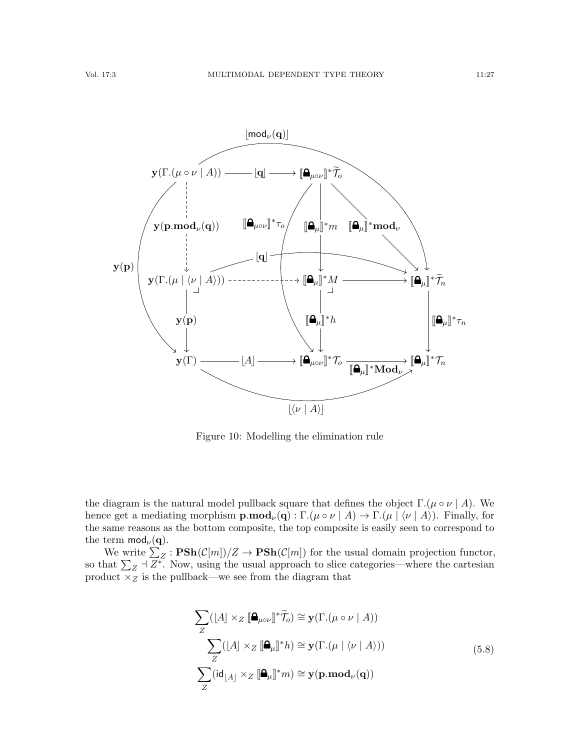Figure 10: Modelling the elimination rule

the diagram is the natural model pullback square that defines the object $\Gamma.(\mu \circ \nu \mid A)$. We hence get a mediating morphism $\mathbf{p}.\mathbf{mod}_\nu(\mathbf{q}) : \Gamma.(\mu \circ \nu \mid A) \to \Gamma.(\mu \mid \langle \nu \mid A \rangle)$. Finally, for the same reasons as the bottom composite, the top composite is easily seen to correspond to the term $\mathsf{mod}_\nu(\mathbf{q})$.

We write $\sum_Z : \mathbf{PSh}(\mathcal{C}[m])/Z \to \mathbf{PSh}(\mathcal{C}[m])$ for the usual domain projection functor, so that $\sum_Z \dashv Z^*$. Now, using the usual approach to slice categories—where the cartesian product $\times_Z$ is the pullback—we see from the diagram that

$$
\begin{aligned}
\sum_Z (\lfloor A \rfloor \times_Z [\![\text{🔒}_{\mu\circ\nu}]\!]^* \widetilde{\mathcal{T}}_o) &\cong \mathbf{y}(\Gamma.(\mu \circ \nu \mid A)) \\
\sum_Z (\lfloor A \rfloor \times_Z [\![\text{🔒}_{\mu}]\!]^* h) &\cong \mathbf{y}(\Gamma.(\mu \mid \langle \nu \mid A \rangle)) \\
\sum_Z (\mathsf{id}_{\lfloor A \rfloor} \times_Z [\![\text{🔒}_{\mu}]\!]^* m) &\cong \mathbf{y}(\mathbf{p}.\mathbf{mod}_\nu(\mathbf{q}))
\end{aligned}
\tag{5.8}
$$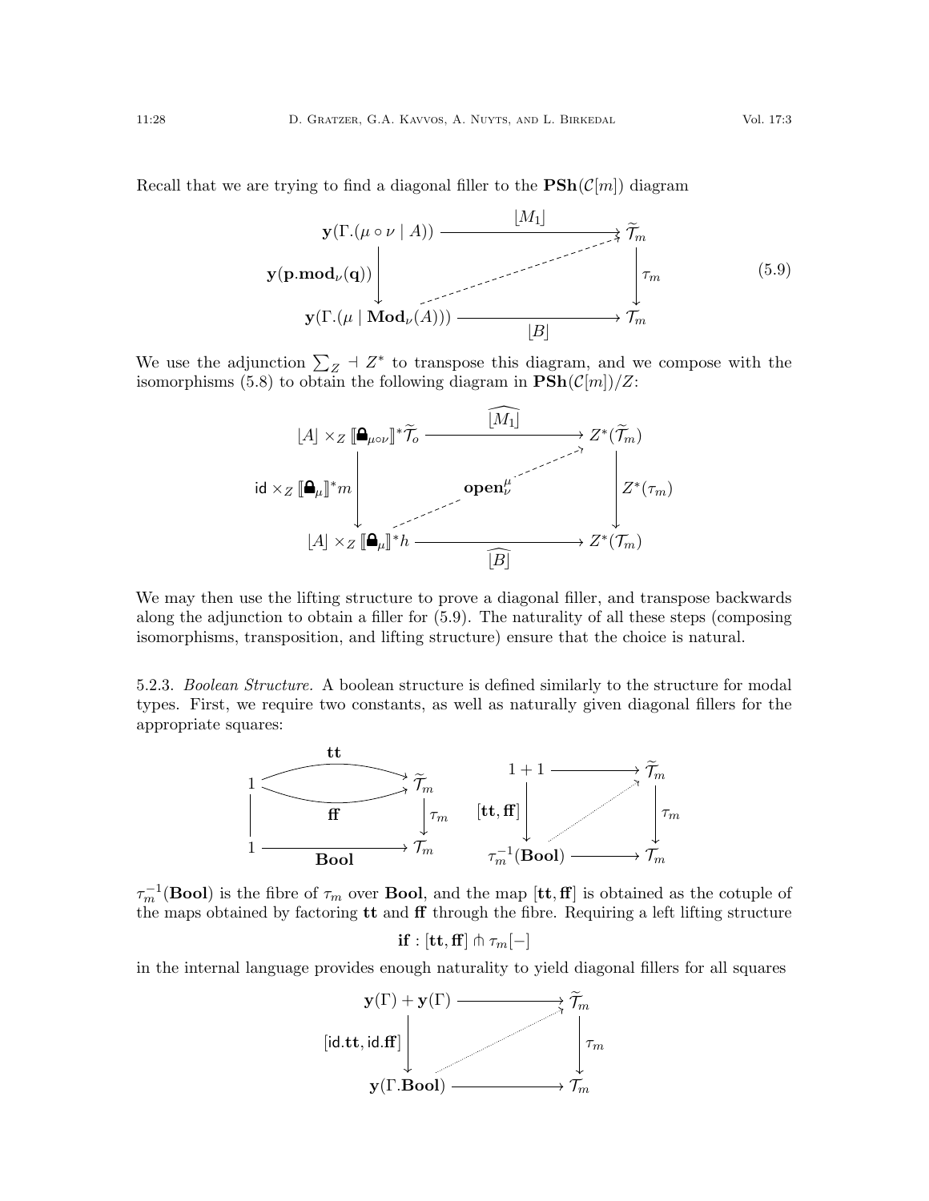Recall that we are trying to find a diagonal filler to the $\mathbf{PSh}(\mathcal{C}[m])$ diagram

$$
\begin{array}{ccc}
\mathbf{y}(\Gamma.(\mu \circ \nu \mid A)) & \xrightarrow{\lfloor M_1 \rfloor} & \widetilde{\mathcal{T}}_m \\
{\scriptstyle \mathbf{y}(\mathbf{p}.\mathbf{mod}_\nu(\mathbf{q}))} \downarrow & \nearrow & \downarrow {\scriptstyle \tau_m} \\
\mathbf{y}(\Gamma.(\mu \mid \mathbf{Mod}_\nu(A))) & \xrightarrow[\lfloor B \rfloor]{} & \mathcal{T}_m
\end{array}
\tag{5.9}
$$

We use the adjunction $\sum_Z \dashv Z^*$ to transpose this diagram, and we compose with the isomorphisms (5.8) to obtain the following diagram in $\mathbf{PSh}(\mathcal{C}[m])/Z$:

$$
\begin{array}{ccc}
\lfloor A \rfloor \times_Z [\![\text{🔒}_{\mu\circ\nu}]\!]^* \widetilde{\mathcal{T}}_o & \xrightarrow{\widehat{\lfloor M_1 \rfloor}} & Z^*(\widetilde{\mathcal{T}}_m) \\
{\scriptstyle \mathsf{id} \times_Z [\![\text{🔒}_\mu]\!]^* m} \downarrow & \nearrow {\scriptstyle \mathbf{open}^\mu_\nu} & \downarrow {\scriptstyle Z^*(\tau_m)} \\
\lfloor A \rfloor \times_Z [\![\text{🔒}_\mu]\!]^* h & \xrightarrow[\widehat{\lfloor B \rfloor}]{} & Z^*(\mathcal{T}_m)
\end{array}
$$

We may then use the lifting structure to prove a diagonal filler, and transpose backwards along the adjunction to obtain a filler for (5.9). The naturality of all these steps (composing isomorphisms, transposition, and lifting structure) ensure that the choice is natural.

5.2.3. *Boolean Structure.* A boolean structure is defined similarly to the structure for modal types. First, we require two constants, as well as naturally given diagonal fillers for the appropriate squares:

$$
\begin{array}{ccc}
1 & \overset{\mathbf{tt}}{\underset{\mathbf{ff}}{\rightrightarrows}} & \widetilde{\mathcal{T}}_m \\
\Vert & & \downarrow {\scriptstyle \tau_m} \\
1 & \xrightarrow[\mathbf{Bool}]{} & \mathcal{T}_m
\end{array}
\qquad
\begin{array}{ccc}
1 + 1 & \longrightarrow & \widetilde{\mathcal{T}}_m \\
{\scriptstyle [\mathbf{tt}, \mathbf{ff}]} \downarrow & \nearrow & \downarrow {\scriptstyle \tau_m} \\
\tau_m^{-1}(\mathbf{Bool}) & \longrightarrow & \mathcal{T}_m
\end{array}
$$

$\tau_m^{-1}(\mathbf{Bool})$ is the fibre of $\tau_m$ over $\mathbf{Bool}$, and the map $[\mathbf{tt}, \mathbf{ff}]$ is obtained as the cotuple of the maps obtained by factoring $\mathbf{tt}$ and $\mathbf{ff}$ through the fibre. Requiring a left lifting structure

$$\mathbf{if} : [\mathbf{tt}, \mathbf{ff}] \pitchfork \tau_m[-]$$

in the internal language provides enough naturality to yield diagonal fillers for all squares

$$
\begin{array}{ccc}
\mathbf{y}(\Gamma) + \mathbf{y}(\Gamma) & \longrightarrow & \widetilde{\mathcal{T}}_m \\
{\scriptstyle [\mathsf{id}.\mathbf{tt}, \mathsf{id}.\mathbf{ff}]} \downarrow & \nearrow & \downarrow {\scriptstyle \tau_m} \\
\mathbf{y}(\Gamma.\mathbf{Bool}) & \longrightarrow & \mathcal{T}_m
\end{array}
$$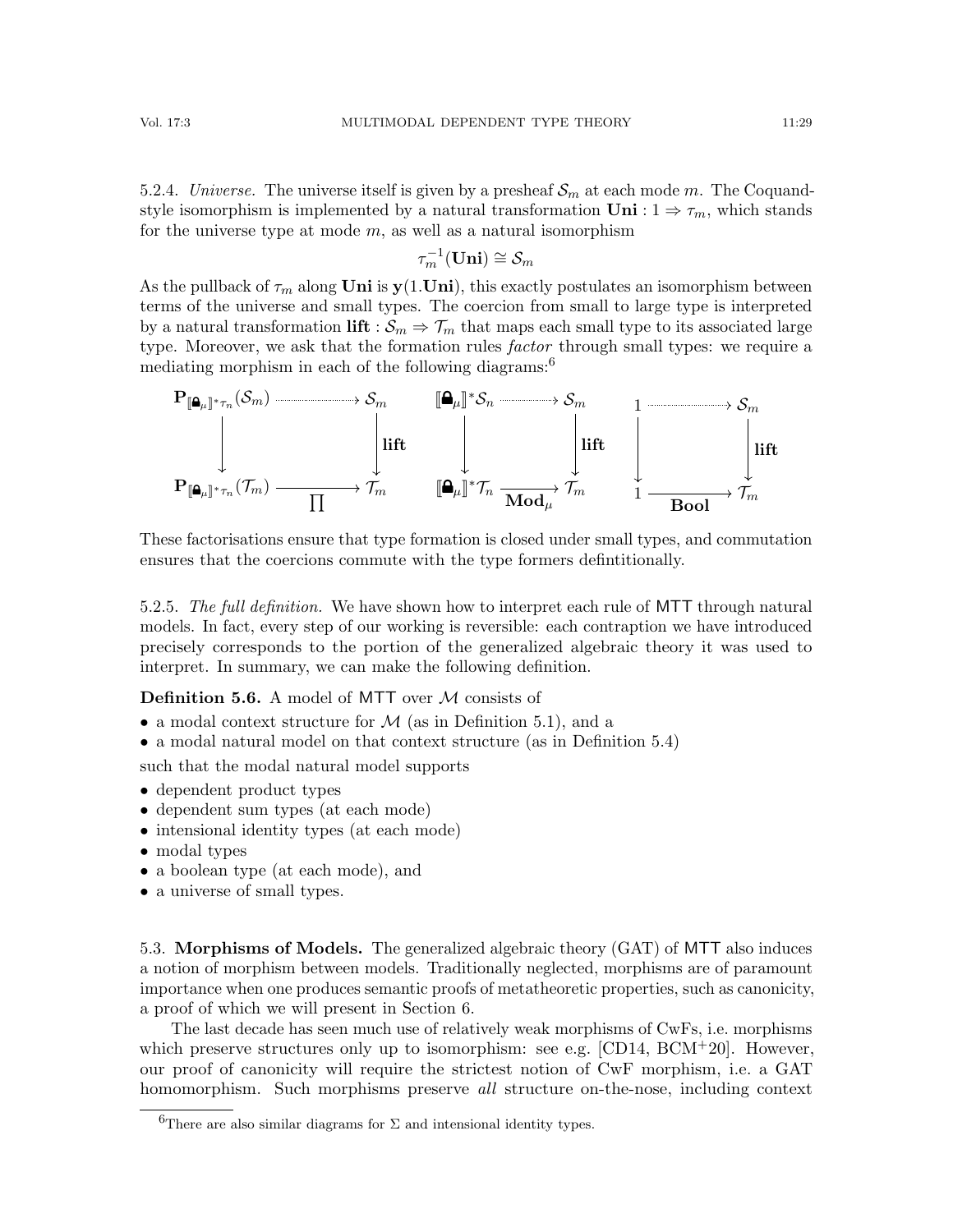5.2.4. *Universe.* The universe itself is given by a presheaf $\mathcal{S}_m$ at each mode $m$. The Coquand-style isomorphism is implemented by a natural transformation $\mathbf{Uni} : 1 \Rightarrow \tau_m$, which stands for the universe type at mode $m$, as well as a natural isomorphism

$$\tau_m^{-1}(\mathbf{Uni}) \cong \mathcal{S}_m$$

As the pullback of $\tau_m$ along $\mathbf{Uni}$ is $\mathbf{y}(1.\mathbf{Uni})$, this exactly postulates an isomorphism between terms of the universe and small types. The coercion from small to large type is interpreted by a natural transformation $\mathbf{lift} : \mathcal{S}_m \Rightarrow \mathcal{T}_m$ that maps each small type to its associated large type. Moreover, we ask that the formation rules *factor* through small types: we require a mediating morphism in each of the following diagrams:[6]

$$
\begin{array}{ccc}
\mathbf{P}_{[\![\text{🔒}_\mu]\!]^*\tau_n}(\mathcal{S}_m) & \dashrightarrow & \mathcal{S}_m \\
\downarrow & & \downarrow \mathbf{lift} \\
\mathbf{P}_{[\![\text{🔒}_\mu]\!]^*\tau_n}(\mathcal{T}_m) & \xrightarrow[\prod]{} & \mathcal{T}_m
\end{array}
\qquad
\begin{array}{ccc}
[\![\text{🔒}_\mu]\!]^*\mathcal{S}_n & \dashrightarrow & \mathcal{S}_m \\
\downarrow & & \downarrow \mathbf{lift} \\
[\![\text{🔒}_\mu]\!]^*\mathcal{T}_n & \xrightarrow[\mathbf{Mod}_\mu]{} & \mathcal{T}_m
\end{array}
\qquad
\begin{array}{ccc}
1 & \dashrightarrow & \mathcal{S}_m \\
\downarrow & & \downarrow \mathbf{lift} \\
1 & \xrightarrow[\mathbf{Bool}]{} & \mathcal{T}_m
\end{array}
$$

These factorisations ensure that type formation is closed under small types, and commutation ensures that the coercions commute with the type formers defintitionally.

5.2.5. *The full definition.* We have shown how to interpret each rule of MTT through natural models. In fact, every step of our working is reversible: each contraption we have introduced precisely corresponds to the portion of the generalized algebraic theory it was used to interpret. In summary, we can make the following definition.

**Definition 5.6.** A model of MTT over $\mathcal{M}$ consists of

- a modal context structure for $\mathcal{M}$ (as in Definition 5.1), and a
- a modal natural model on that context structure (as in Definition 5.4)

such that the modal natural model supports

- dependent product types
- dependent sum types (at each mode)
- intensional identity types (at each mode)
- modal types
- a boolean type (at each mode), and
- a universe of small types.

5.3. **Morphisms of Models.** The generalized algebraic theory (GAT) of MTT also induces a notion of morphism between models. Traditionally neglected, morphisms are of paramount importance when one produces semantic proofs of metatheoretic properties, such as canonicity, a proof of which we will present in Section 6.

The last decade has seen much use of relatively weak morphisms of CwFs, i.e. morphisms which preserve structures only up to isomorphism: see e.g. [CD14, BCM+20]. However, our proof of canonicity will require the strictest notion of CwF morphism, i.e. a GAT homomorphism. Such morphisms preserve *all* structure on-the-nose, including context

[6] There are also similar diagrams for $\Sigma$ and intensional identity types.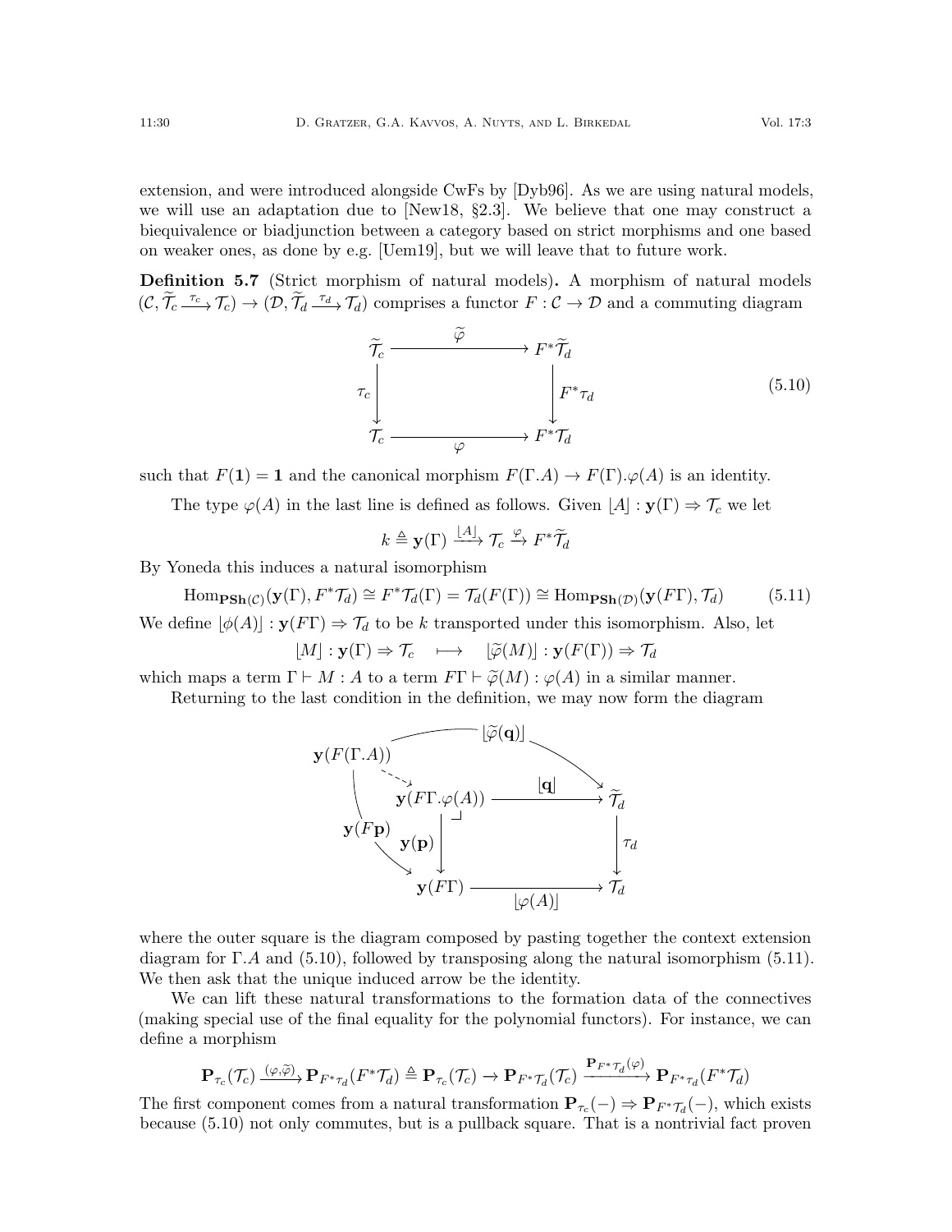extension, and were introduced alongside CwFs by [Dyb96]. As we are using natural models, we will use an adaptation due to [New18, §2.3]. We believe that one may construct a biequivalence or biadjunction between a category based on strict morphisms and one based on weaker ones, as done by e.g. [Uem19], but we will leave that to future work.

**Definition 5.7** (Strict morphism of natural models)**.** A morphism of natural models $(\mathcal{C}, \widetilde{\mathcal{T}_c} \xrightarrow{\tau_c} \mathcal{T}_c) \to (\mathcal{D}, \widetilde{\mathcal{T}_d} \xrightarrow{\tau_d} \mathcal{T}_d)$ comprises a functor $F : \mathcal{C} \to \mathcal{D}$ and a commuting diagram

$$\begin{array}{ccc} \widetilde{\mathcal{T}_c} & \xrightarrow{\widetilde{\varphi}} & F^*\widetilde{\mathcal{T}_d} \\ {\scriptstyle \tau_c}\downarrow & & \downarrow{\scriptstyle F^*\tau_d} \\ \mathcal{T}_c & \xrightarrow[\varphi]{} & F^*\mathcal{T}_d \end{array} \tag{5.10}$$

such that $F(\mathbf{1}) = \mathbf{1}$ and the canonical morphism $F(\Gamma.A) \to F(\Gamma).\varphi(A)$ is an identity.

The type $\varphi(A)$ in the last line is defined as follows. Given $\lfloor A \rfloor : \mathbf{y}(\Gamma) \Rightarrow \mathcal{T}_c$ we let

$$k \triangleq \mathbf{y}(\Gamma) \xrightarrow{\lfloor A \rfloor} \mathcal{T}_c \xrightarrow{\varphi} F^*\widetilde{\mathcal{T}_d}$$

By Yoneda this induces a natural isomorphism

$$\mathrm{Hom}_{\mathbf{PSh}(\mathcal{C})}(\mathbf{y}(\Gamma), F^*\mathcal{T}_d) \cong F^*\mathcal{T}_d(\Gamma) = \mathcal{T}_d(F(\Gamma)) \cong \mathrm{Hom}_{\mathbf{PSh}(\mathcal{D})}(\mathbf{y}(F\Gamma), \mathcal{T}_d) \tag{5.11}$$

We define $\lfloor \phi(A) \rfloor : \mathbf{y}(F\Gamma) \Rightarrow \mathcal{T}_d$ to be $k$ transported under this isomorphism. Also, let

$$\lfloor M \rfloor : \mathbf{y}(\Gamma) \Rightarrow \mathcal{T}_c \quad \longmapsto \quad \lfloor \widetilde{\varphi}(M) \rfloor : \mathbf{y}(F(\Gamma)) \Rightarrow \mathcal{T}_d$$

which maps a term $\Gamma \vdash M : A$ to a term $F\Gamma \vdash \widetilde{\varphi}(M) : \varphi(A)$ in a similar manner.

Returning to the last condition in the definition, we may now form the diagram

$$\begin{array}{ccccc} \mathbf{y}(F(\Gamma.A)) & \dashrightarrow & \mathbf{y}(F\Gamma.\varphi(A)) & \xrightarrow{\lfloor \mathbf{q} \rfloor} & \widetilde{\mathcal{T}_d} \\ & {\scriptstyle \mathbf{y}(F\mathbf{p})}\searrow & {\scriptstyle \mathbf{y}(\mathbf{p})}\downarrow & & \downarrow{\scriptstyle \tau_d} \\ & & \mathbf{y}(F\Gamma) & \xrightarrow[\lfloor \varphi(A) \rfloor]{} & \mathcal{T}_d \end{array}$$

(with the outer arrow $\lfloor \widetilde{\varphi}(\mathbf{q}) \rfloor : \mathbf{y}(F(\Gamma.A)) \to \widetilde{\mathcal{T}_d}$, and the inner square a pullback)

where the outer square is the diagram composed by pasting together the context extension diagram for $\Gamma.A$ and (5.10), followed by transposing along the natural isomorphism (5.11). We then ask that the unique induced arrow be the identity.

We can lift these natural transformations to the formation data of the connectives (making special use of the final equality for the polynomial functors). For instance, we can define a morphism

$$\mathbf{P}_{\tau_c}(\mathcal{T}_c) \xrightarrow{(\varphi,\widetilde{\varphi})} \mathbf{P}_{F^*\tau_d}(F^*\mathcal{T}_d) \triangleq \mathbf{P}_{\tau_c}(\mathcal{T}_c) \to \mathbf{P}_{F^*\tau_d}(\mathcal{T}_c) \xrightarrow{\mathbf{P}_{F^*\tau_d}(\varphi)} \mathbf{P}_{F^*\tau_d}(F^*\mathcal{T}_d)$$

The first component comes from a natural transformation $\mathbf{P}_{\tau_c}(-) \Rightarrow \mathbf{P}_{F^*\tau_d}(-)$, which exists because (5.10) not only commutes, but is a pullback square. That is a nontrivial fact proven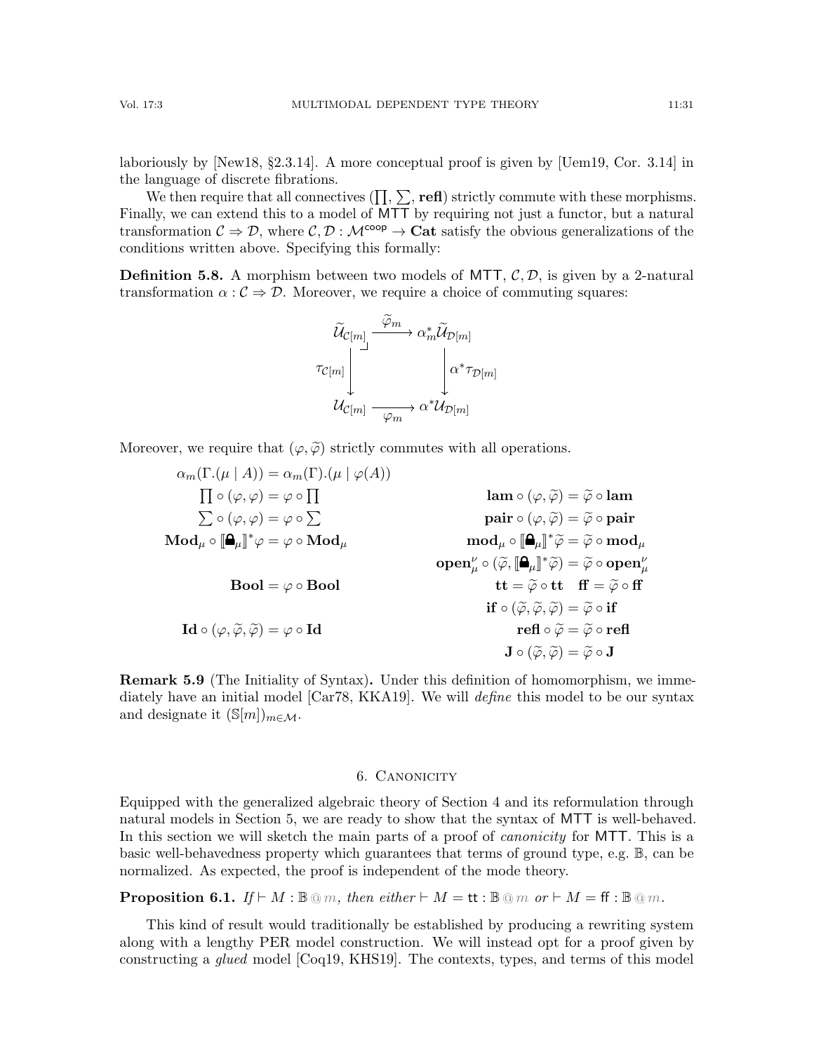laboriously by [New18, §2.3.14]. A more conceptual proof is given by [Uem19, Cor. 3.14] in the language of discrete fibrations.

We then require that all connectives ($\prod$, $\sum$, **refl**) strictly commute with these morphisms. Finally, we can extend this to a model of MTT by requiring not just a functor, but a natural transformation $\mathcal{C} \Rightarrow \mathcal{D}$, where $\mathcal{C}, \mathcal{D} : \mathcal{M}^{\mathsf{coop}} \to \mathbf{Cat}$ satisfy the obvious generalizations of the conditions written above. Specifying this formally:

**Definition 5.8.** A morphism between two models of MTT, $\mathcal{C}, \mathcal{D}$, is given by a 2-natural transformation $\alpha : \mathcal{C} \Rightarrow \mathcal{D}$. Moreover, we require a choice of commuting squares:

$$\begin{array}{ccc}
\widetilde{\mathcal{U}}_{\mathcal{C}[m]} & \xrightarrow{\widetilde{\varphi}_m} & \alpha_m^* \widetilde{\mathcal{U}}_{\mathcal{D}[m]} \\
{\scriptstyle \tau_{\mathcal{C}[m]}} \downarrow & \lrcorner & \downarrow {\scriptstyle \alpha^* \tau_{\mathcal{D}[m]}} \\
\mathcal{U}_{\mathcal{C}[m]} & \xrightarrow[\varphi_m]{} & \alpha^* \mathcal{U}_{\mathcal{D}[m]}
\end{array}$$

Moreover, we require that $(\varphi, \widetilde{\varphi})$ strictly commutes with all operations.

$$\begin{array}{rr}
\alpha_m(\Gamma.(\mu \mid A)) = \alpha_m(\Gamma).(\mu \mid \varphi(A)) & \\
\prod \circ (\varphi, \varphi) = \varphi \circ \prod & \mathbf{lam} \circ (\varphi, \widetilde{\varphi}) = \widetilde{\varphi} \circ \mathbf{lam} \\
\sum \circ (\varphi, \varphi) = \varphi \circ \sum & \mathbf{pair} \circ (\varphi, \widetilde{\varphi}) = \widetilde{\varphi} \circ \mathbf{pair} \\
\mathbf{Mod}_\mu \circ [\![ \text{🔒}_\mu ]\!]^* \varphi = \varphi \circ \mathbf{Mod}_\mu & \mathbf{mod}_\mu \circ [\![ \text{🔒}_\mu ]\!]^* \widetilde{\varphi} = \widetilde{\varphi} \circ \mathbf{mod}_\mu \\
 & \mathbf{open}_\mu^\nu \circ (\widetilde{\varphi}, [\![ \text{🔒}_\mu ]\!]^* \widetilde{\varphi}) = \widetilde{\varphi} \circ \mathbf{open}_\mu^\nu \\
\mathbf{Bool} = \varphi \circ \mathbf{Bool} & \mathbf{tt} = \widetilde{\varphi} \circ \mathbf{tt} \quad \mathbf{ff} = \widetilde{\varphi} \circ \mathbf{ff} \\
 & \mathbf{if} \circ (\widetilde{\varphi}, \widetilde{\varphi}, \widetilde{\varphi}) = \widetilde{\varphi} \circ \mathbf{if} \\
\mathbf{Id} \circ (\varphi, \widetilde{\varphi}, \widetilde{\varphi}) = \varphi \circ \mathbf{Id} & \mathbf{refl} \circ \widetilde{\varphi} = \widetilde{\varphi} \circ \mathbf{refl} \\
 & \mathbf{J} \circ (\widetilde{\varphi}, \widetilde{\varphi}) = \widetilde{\varphi} \circ \mathbf{J}
\end{array}$$

**Remark 5.9** (The Initiality of Syntax)**.** Under this definition of homomorphism, we immediately have an initial model [Car78, KKA19]. We will *define* this model to be our syntax and designate it $(\mathbb{S}[m])_{m \in \mathcal{M}}$.

## 6. Canonicity

Equipped with the generalized algebraic theory of Section 4 and its reformulation through natural models in Section 5, we are ready to show that the syntax of MTT is well-behaved. In this section we will sketch the main parts of a proof of *canonicity* for MTT. This is a basic well-behavedness property which guarantees that terms of ground type, e.g. $\mathbb{B}$, can be normalized. As expected, the proof is independent of the mode theory.

**Proposition 6.1.** *If* $\vdash M : \mathbb{B} \mathbin{@} m$*, then either* $\vdash M = \mathsf{tt} : \mathbb{B} \mathbin{@} m$ *or* $\vdash M = \mathsf{ff} : \mathbb{B} \mathbin{@} m$*.*

This kind of result would traditionally be established by producing a rewriting system along with a lengthy PER model construction. We will instead opt for a proof given by constructing a *glued* model [Coq19, KHS19]. The contexts, types, and terms of this model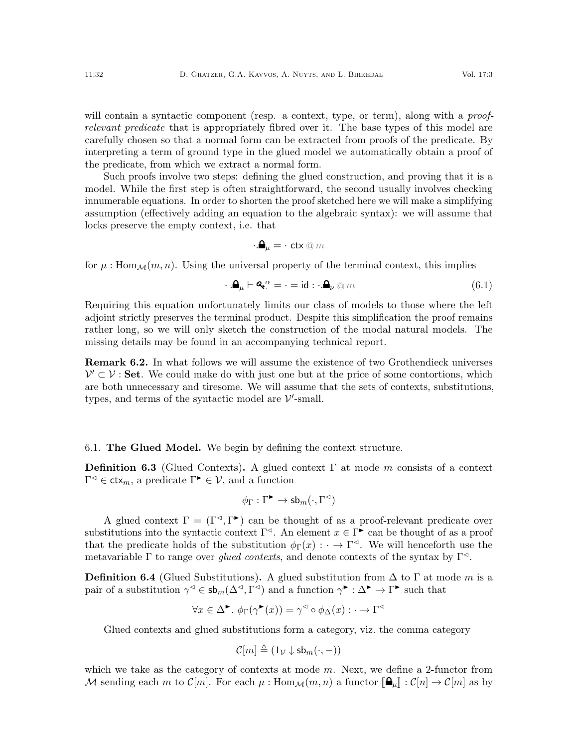will contain a syntactic component (resp. a context, type, or term), along with a *proof-relevant predicate* that is appropriately fibred over it. The base types of this model are carefully chosen so that a normal form can be extracted from proofs of the predicate. By interpreting a term of ground type in the glued model we automatically obtain a proof of the predicate, from which we extract a normal form.

Such proofs involve two steps: defining the glued construction, and proving that it is a model. While the first step is often straightforward, the second usually involves checking innumerable equations. In order to shorten the proof sketched here we will make a simplifying assumption (effectively adding an equation to the algebraic syntax): we will assume that locks preserve the empty context, i.e. that

$$\cdot.\text{🔒}_\mu = \cdot \ \mathsf{ctx} \ @\ m$$

for $\mu : \mathrm{Hom}_{\mathcal{M}}(m,n)$. Using the universal property of the terminal context, this implies

$$\cdot.\text{🔒}_\mu \vdash \text{🔑}^{\alpha}_{\cdot} = \cdot = \mathsf{id} : \cdot.\text{🔒}_\nu \ @\ m \tag{6.1}$$

Requiring this equation unfortunately limits our class of models to those where the left adjoint strictly preserves the terminal product. Despite this simplification the proof remains rather long, so we will only sketch the construction of the modal natural models. The missing details may be found in an accompanying technical report.

**Remark 6.2.** In what follows we will assume the existence of two Grothendieck universes $\mathcal{V}' \subset \mathcal{V} : \mathbf{Set}$. We could make do with just one but at the price of some contortions, which are both unnecessary and tiresome. We will assume that the sets of contexts, substitutions, types, and terms of the syntactic model are $\mathcal{V}'$-small.

## 6.1. The Glued Model.

We begin by defining the context structure.

**Definition 6.3** (Glued Contexts)**.** A glued context $\Gamma$ at mode $m$ consists of a context $\Gamma^{\triangleleft} \in \mathsf{ctx}_m$, a predicate $\Gamma^{\blacktriangleright} \in \mathcal{V}$, and a function

$$\phi_\Gamma : \Gamma^{\blacktriangleright} \to \mathsf{sb}_m(\cdot, \Gamma^{\triangleleft})$$

A glued context $\Gamma = (\Gamma^{\triangleleft}, \Gamma^{\blacktriangleright})$ can be thought of as a proof-relevant predicate over substitutions into the syntactic context $\Gamma^{\triangleleft}$. An element $x \in \Gamma^{\blacktriangleright}$ can be thought of as a proof that the predicate holds of the substitution $\phi_\Gamma(x) : \cdot \to \Gamma^{\triangleleft}$. We will henceforth use the metavariable $\Gamma$ to range over *glued contexts*, and denote contexts of the syntax by $\Gamma^{\triangleleft}$.

**Definition 6.4** (Glued Substitutions)**.** A glued substitution from $\Delta$ to $\Gamma$ at mode $m$ is a pair of a substitution $\gamma^{\triangleleft} \in \mathsf{sb}_m(\Delta^{\triangleleft}, \Gamma^{\triangleleft})$ and a function $\gamma^{\blacktriangleright} : \Delta^{\blacktriangleright} \to \Gamma^{\blacktriangleright}$ such that

$$\forall x \in \Delta^{\blacktriangleright}.\ \phi_\Gamma(\gamma^{\blacktriangleright}(x)) = \gamma^{\triangleleft} \circ \phi_\Delta(x) : \cdot \to \Gamma^{\triangleleft}$$

Glued contexts and glued substitutions form a category, viz. the comma category

$$\mathcal{C}[m] \triangleq (1_{\mathcal{V}} \downarrow \mathsf{sb}_m(\cdot, -))$$

which we take as the category of contexts at mode $m$. Next, we define a 2-functor from $\mathcal{M}$ sending each $m$ to $\mathcal{C}[m]$. For each $\mu : \mathrm{Hom}_{\mathcal{M}}(m,n)$ a functor $[\![\text{🔒}_\mu]\!] : \mathcal{C}[n] \to \mathcal{C}[m]$ as by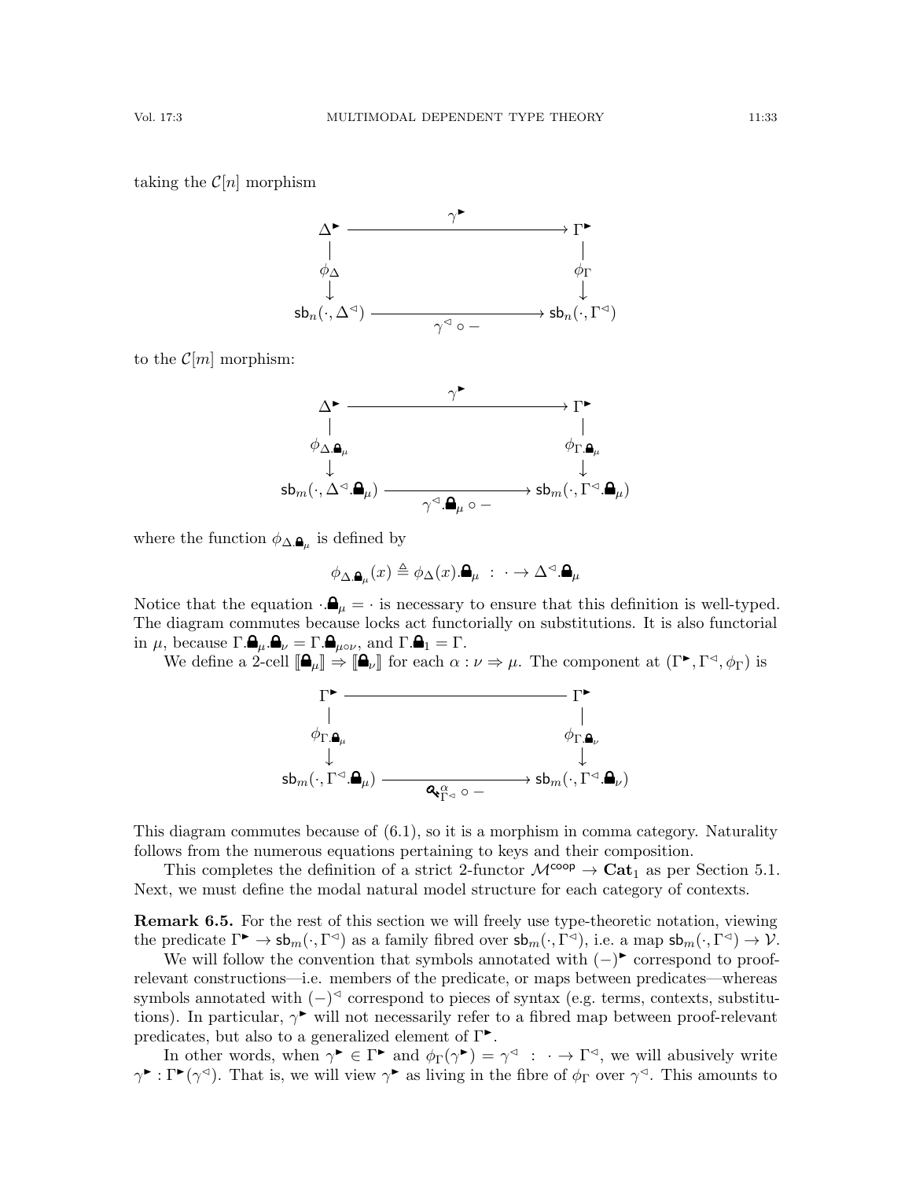taking the $\mathcal{C}[n]$ morphism

$$
\begin{array}{ccc}
\Delta^{\blacktriangleright} & \xrightarrow{\quad\gamma^{\blacktriangleright}\quad} & \Gamma^{\blacktriangleright} \\
\downarrow{\scriptstyle \phi_\Delta} & & \downarrow{\scriptstyle \phi_\Gamma} \\
\mathsf{sb}_n(\cdot, \Delta^{\triangleleft}) & \xrightarrow[\gamma^{\triangleleft} \circ -]{} & \mathsf{sb}_n(\cdot, \Gamma^{\triangleleft})
\end{array}
$$

to the $\mathcal{C}[m]$ morphism:

$$
\begin{array}{ccc}
\Delta^{\blacktriangleright} & \xrightarrow{\quad\gamma^{\blacktriangleright}\quad} & \Gamma^{\blacktriangleright} \\
\downarrow{\scriptstyle \phi_{\Delta.\text{🔒}_\mu}} & & \downarrow{\scriptstyle \phi_{\Gamma.\text{🔒}_\mu}} \\
\mathsf{sb}_m(\cdot, \Delta^{\triangleleft}.\text{🔒}_\mu) & \xrightarrow[\gamma^{\triangleleft}.\text{🔒}_\mu \circ -]{} & \mathsf{sb}_m(\cdot, \Gamma^{\triangleleft}.\text{🔒}_\mu)
\end{array}
$$

where the function $\phi_{\Delta.\text{🔒}_\mu}$ is defined by

$$\phi_{\Delta.\text{🔒}_\mu}(x) \triangleq \phi_\Delta(x).\text{🔒}_\mu \;:\; \cdot \to \Delta^{\triangleleft}.\text{🔒}_\mu$$

Notice that the equation $\cdot.\text{🔒}_\mu = \cdot$ is necessary to ensure that this definition is well-typed. The diagram commutes because locks act functorially on substitutions. It is also functorial in $\mu$, because $\Gamma.\text{🔒}_\mu.\text{🔒}_\nu = \Gamma.\text{🔒}_{\mu\circ\nu}$, and $\Gamma.\text{🔒}_1 = \Gamma$.

We define a 2-cell $[\![\text{🔒}_\mu]\!] \Rightarrow [\![\text{🔒}_\nu]\!]$ for each $\alpha : \nu \Rightarrow \mu$. The component at $(\Gamma^{\blacktriangleright}, \Gamma^{\triangleleft}, \phi_\Gamma)$ is

$$
\begin{array}{ccc}
\Gamma^{\blacktriangleright} & \xrightarrow{\qquad\qquad} & \Gamma^{\blacktriangleright} \\
\downarrow{\scriptstyle \phi_{\Gamma.\text{🔒}_\mu}} & & \downarrow{\scriptstyle \phi_{\Gamma.\text{🔒}_\nu}} \\
\mathsf{sb}_m(\cdot, \Gamma^{\triangleleft}.\text{🔒}_\mu) & \xrightarrow[\text{🔑}^{\alpha}_{\Gamma^{\triangleleft}} \circ -]{} & \mathsf{sb}_m(\cdot, \Gamma^{\triangleleft}.\text{🔒}_\nu)
\end{array}
$$

This diagram commutes because of (6.1), so it is a morphism in comma category. Naturality follows from the numerous equations pertaining to keys and their composition.

This completes the definition of a strict 2-functor $\mathcal{M}^{\mathsf{coop}} \to \mathbf{Cat}_1$ as per Section 5.1. Next, we must define the modal natural model structure for each category of contexts.

**Remark 6.5.** For the rest of this section we will freely use type-theoretic notation, viewing the predicate $\Gamma^{\blacktriangleright} \to \mathsf{sb}_m(\cdot, \Gamma^{\triangleleft})$ as a family fibred over $\mathsf{sb}_m(\cdot, \Gamma^{\triangleleft})$, i.e. a map $\mathsf{sb}_m(\cdot, \Gamma^{\triangleleft}) \to \mathcal{V}$.

We will follow the convention that symbols annotated with $(-)^{\blacktriangleright}$ correspond to proof-relevant constructions—i.e. members of the predicate, or maps between predicates—whereas symbols annotated with $(-)^{\triangleleft}$ correspond to pieces of syntax (e.g. terms, contexts, substitutions). In particular, $\gamma^{\blacktriangleright}$ will not necessarily refer to a fibred map between proof-relevant predicates, but also to a generalized element of $\Gamma^{\blacktriangleright}$.

In other words, when $\gamma^{\blacktriangleright} \in \Gamma^{\blacktriangleright}$ and $\phi_\Gamma(\gamma^{\blacktriangleright}) = \gamma^{\triangleleft} \;:\; \cdot \to \Gamma^{\triangleleft}$, we will abusively write $\gamma^{\blacktriangleright} : \Gamma^{\blacktriangleright}(\gamma^{\triangleleft})$. That is, we will view $\gamma^{\blacktriangleright}$ as living in the fibre of $\phi_\Gamma$ over $\gamma^{\triangleleft}$. This amounts to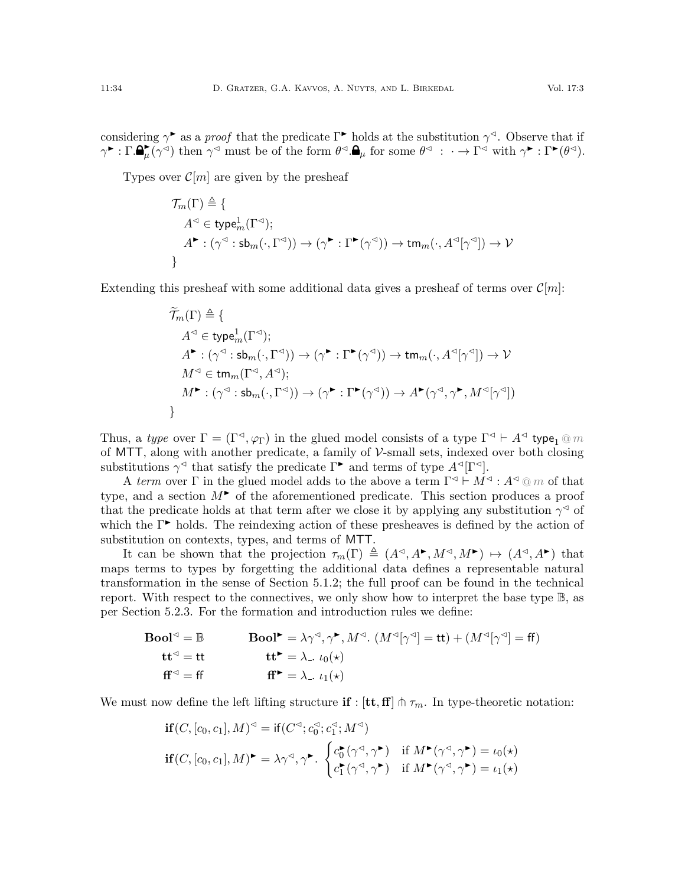considering $\gamma^{\blacktriangleright}$ as a *proof* that the predicate $\Gamma^{\blacktriangleright}$ holds at the substitution $\gamma^{\triangleleft}$. Observe that if $\gamma^{\blacktriangleright} : \Gamma.\mathbf{\text{🔒}}_\mu^{\blacktriangleright}(\gamma^{\triangleleft})$ then $\gamma^{\triangleleft}$ must be of the form $\theta^{\triangleleft}.\mathbf{\text{🔒}}_\mu$ for some $\theta^{\triangleleft} : \cdot \to \Gamma^{\triangleleft}$ with $\gamma^{\blacktriangleright} : \Gamma^{\blacktriangleright}(\theta^{\triangleleft})$.

Types over $\mathcal{C}[m]$ are given by the presheaf

$$
\begin{aligned}
&\mathcal{T}_m(\Gamma) \triangleq \{\\
&\quad A^{\triangleleft} \in \mathsf{type}^1_m(\Gamma^{\triangleleft});\\
&\quad A^{\blacktriangleright} : (\gamma^{\triangleleft} : \mathsf{sb}_m(\cdot, \Gamma^{\triangleleft})) \to (\gamma^{\blacktriangleright} : \Gamma^{\blacktriangleright}(\gamma^{\triangleleft})) \to \mathsf{tm}_m(\cdot, A^{\triangleleft}[\gamma^{\triangleleft}]) \to \mathcal{V}\\
&\}
\end{aligned}
$$

Extending this presheaf with some additional data gives a presheaf of terms over $\mathcal{C}[m]$:

$$
\begin{aligned}
&\widetilde{\mathcal{T}}_m(\Gamma) \triangleq \{\\
&\quad A^{\triangleleft} \in \mathsf{type}^1_m(\Gamma^{\triangleleft});\\
&\quad A^{\blacktriangleright} : (\gamma^{\triangleleft} : \mathsf{sb}_m(\cdot, \Gamma^{\triangleleft})) \to (\gamma^{\blacktriangleright} : \Gamma^{\blacktriangleright}(\gamma^{\triangleleft})) \to \mathsf{tm}_m(\cdot, A^{\triangleleft}[\gamma^{\triangleleft}]) \to \mathcal{V}\\
&\quad M^{\triangleleft} \in \mathsf{tm}_m(\Gamma^{\triangleleft}, A^{\triangleleft});\\
&\quad M^{\blacktriangleright} : (\gamma^{\triangleleft} : \mathsf{sb}_m(\cdot, \Gamma^{\triangleleft})) \to (\gamma^{\blacktriangleright} : \Gamma^{\blacktriangleright}(\gamma^{\triangleleft})) \to A^{\blacktriangleright}(\gamma^{\triangleleft}, \gamma^{\blacktriangleright}, M^{\triangleleft}[\gamma^{\triangleleft}])\\
&\}
\end{aligned}
$$

Thus, a *type* over $\Gamma = (\Gamma^{\triangleleft}, \varphi_\Gamma)$ in the glued model consists of a type $\Gamma^{\triangleleft} \vdash A^{\triangleleft}\ \mathsf{type}_1 \ @\ m$ of MTT, along with another predicate, a family of $\mathcal{V}$-small sets, indexed over both closing substitutions $\gamma^{\triangleleft}$ that satisfy the predicate $\Gamma^{\blacktriangleright}$ and terms of type $A^{\triangleleft}[\Gamma^{\triangleleft}]$.

A *term* over $\Gamma$ in the glued model adds to the above a term $\Gamma^{\triangleleft} \vdash M^{\triangleleft} : A^{\triangleleft} \ @\ m$ of that type, and a section $M^{\blacktriangleright}$ of the aforementioned predicate. This section produces a proof that the predicate holds at that term after we close it by applying any substitution $\gamma^{\triangleleft}$ of which the $\Gamma^{\blacktriangleright}$ holds. The reindexing action of these presheaves is defined by the action of substitution on contexts, types, and terms of MTT.

It can be shown that the projection $\tau_m(\Gamma) \triangleq (A^{\triangleleft}, A^{\blacktriangleright}, M^{\triangleleft}, M^{\blacktriangleright}) \mapsto (A^{\triangleleft}, A^{\blacktriangleright})$ that maps terms to types by forgetting the additional data defines a representable natural transformation in the sense of Section 5.1.2; the full proof can be found in the technical report. With respect to the connectives, we only show how to interpret the base type $\mathbb{B}$, as per Section 5.2.3. For the formation and introduction rules we define:

$$
\begin{aligned}
\mathbf{Bool}^{\triangleleft} &= \mathbb{B} & \mathbf{Bool}^{\blacktriangleright} &= \lambda \gamma^{\triangleleft}, \gamma^{\blacktriangleright}, M^{\triangleleft}.\ (M^{\triangleleft}[\gamma^{\triangleleft}] = \mathsf{tt}) + (M^{\triangleleft}[\gamma^{\triangleleft}] = \mathsf{ff})\\
\mathbf{tt}^{\triangleleft} &= \mathsf{tt} & \mathbf{tt}^{\blacktriangleright} &= \lambda\_.\ \iota_0(\star)\\
\mathbf{ff}^{\triangleleft} &= \mathsf{ff} & \mathbf{ff}^{\blacktriangleright} &= \lambda\_.\ \iota_1(\star)
\end{aligned}
$$

We must now define the left lifting structure $\mathbf{if} : [\mathbf{tt}, \mathbf{ff}] \pitchfork \tau_m$. In type-theoretic notation:

$$
\begin{aligned}
\mathbf{if}(C, [c_0, c_1], M)^{\triangleleft} &= \mathsf{if}(C^{\triangleleft}; c_0^{\triangleleft}; c_1^{\triangleleft}; M^{\triangleleft})\\
\mathbf{if}(C, [c_0, c_1], M)^{\blacktriangleright} &= \lambda \gamma^{\triangleleft}, \gamma^{\blacktriangleright}.\ \begin{cases} c_0^{\blacktriangleright}(\gamma^{\triangleleft}, \gamma^{\blacktriangleright}) & \text{if } M^{\blacktriangleright}(\gamma^{\triangleleft}, \gamma^{\blacktriangleright}) = \iota_0(\star)\\ c_1^{\blacktriangleright}(\gamma^{\triangleleft}, \gamma^{\blacktriangleright}) & \text{if } M^{\blacktriangleright}(\gamma^{\triangleleft}, \gamma^{\blacktriangleright}) = \iota_1(\star)\end{cases}
\end{aligned}
$$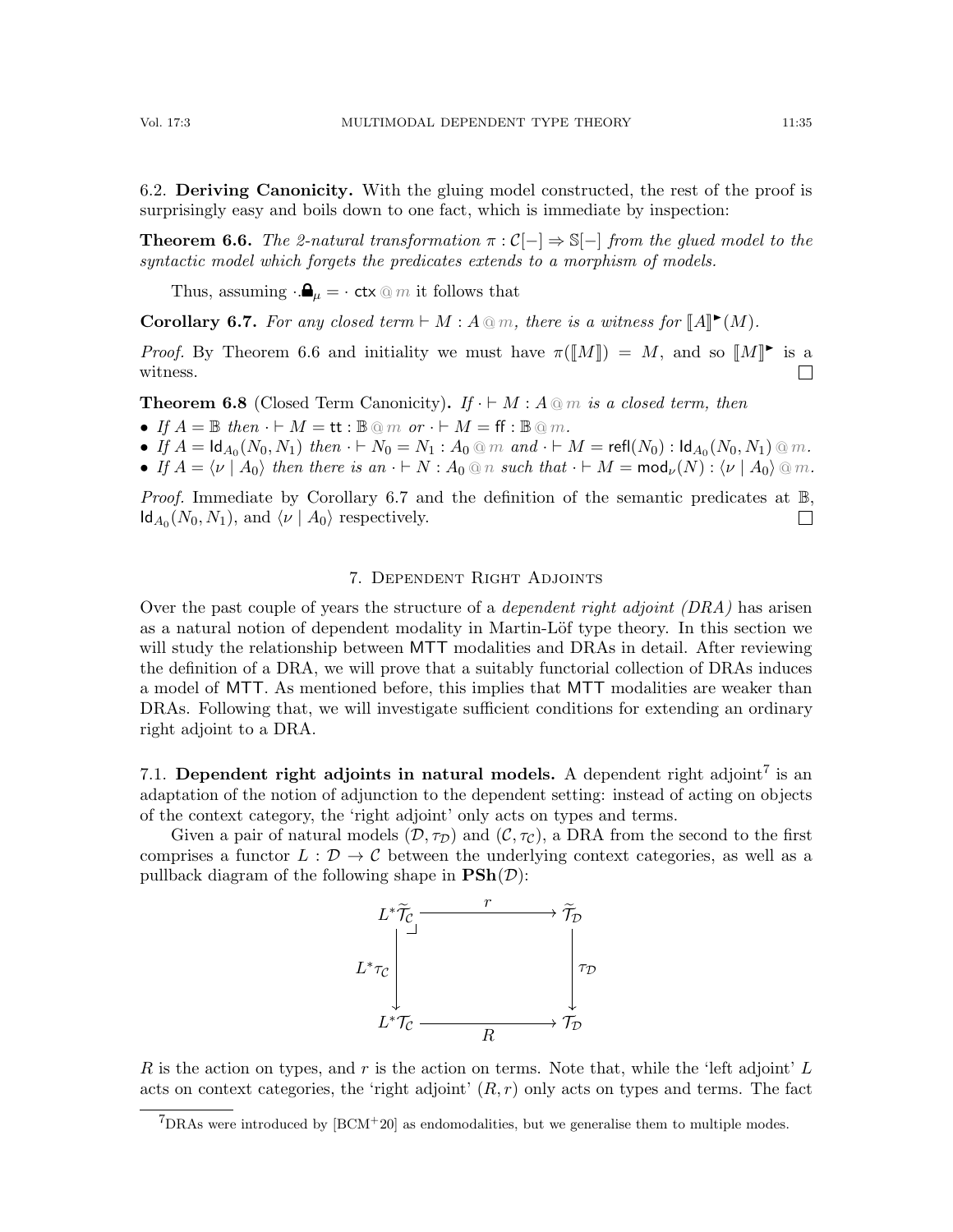## 6.2. Deriving Canonicity.

With the gluing model constructed, the rest of the proof is surprisingly easy and boils down to one fact, which is immediate by inspection:

**Theorem 6.6.** *The 2-natural transformation $\pi : \mathcal{C}[-] \Rightarrow \mathbb{S}[-]$ from the glued model to the syntactic model which forgets the predicates extends to a morphism of models.*

Thus, assuming $\cdot.\text{🔒}_\mu = \cdot \ \mathsf{ctx} \ @ \ m$ it follows that

**Corollary 6.7.** *For any closed term $\vdash M : A \ @ \ m$, there is a witness for $[\![A]\!]^\blacktriangleright(M)$.*

*Proof.* By Theorem 6.6 and initiality we must have $\pi([\![M]\!]) = M$, and so $[\![M]\!]^\blacktriangleright$ is a witness. □

**Theorem 6.8** (Closed Term Canonicity)**.** *If $\cdot \vdash M : A \ @ \ m$ is a closed term, then*

- *If $A = \mathbb{B}$ then $\cdot \vdash M = \mathsf{tt} : \mathbb{B} \ @ \ m$ or $\cdot \vdash M = \mathsf{ff} : \mathbb{B} \ @ \ m$.*
- *If $A = \mathsf{Id}_{A_0}(N_0, N_1)$ then $\cdot \vdash N_0 = N_1 : A_0 \ @ \ m$ and $\cdot \vdash M = \mathsf{refl}(N_0) : \mathsf{Id}_{A_0}(N_0, N_1) \ @ \ m$.*
- *If $A = \langle \nu \mid A_0 \rangle$ then there is an $\cdot \vdash N : A_0 \ @ \ n$ such that $\cdot \vdash M = \mathsf{mod}_\nu(N) : \langle \nu \mid A_0 \rangle \ @ \ m$.*

*Proof.* Immediate by Corollary 6.7 and the definition of the semantic predicates at $\mathbb{B}$, $\mathsf{Id}_{A_0}(N_0, N_1)$, and $\langle \nu \mid A_0 \rangle$ respectively. □

# 7. Dependent Right Adjoints

Over the past couple of years the structure of a *dependent right adjoint (DRA)* has arisen as a natural notion of dependent modality in Martin-Löf type theory. In this section we will study the relationship between MTT modalities and DRAs in detail. After reviewing the definition of a DRA, we will prove that a suitably functorial collection of DRAs induces a model of MTT. As mentioned before, this implies that MTT modalities are weaker than DRAs. Following that, we will investigate sufficient conditions for extending an ordinary right adjoint to a DRA.

## 7.1. Dependent right adjoints in natural models.

A dependent right adjoint[7] is an adaptation of the notion of adjunction to the dependent setting: instead of acting on objects of the context category, the 'right adjoint' only acts on types and terms.

Given a pair of natural models $(\mathcal{D}, \tau_\mathcal{D})$ and $(\mathcal{C}, \tau_\mathcal{C})$, a DRA from the second to the first comprises a functor $L : \mathcal{D} \to \mathcal{C}$ between the underlying context categories, as well as a pullback diagram of the following shape in $\mathbf{PSh}(\mathcal{D})$:

$$\begin{array}{ccc} L^*\widetilde{\mathcal{T}}_\mathcal{C} & \xrightarrow{\quad r \quad} & \widetilde{\mathcal{T}}_\mathcal{D} \\ {\scriptstyle L^*\tau_\mathcal{C}} \downarrow & \lrcorner & \downarrow {\scriptstyle \tau_\mathcal{D}} \\ L^*\mathcal{T}_\mathcal{C} & \xrightarrow[\quad R \quad]{} & \mathcal{T}_\mathcal{D} \end{array}$$

$R$ is the action on types, and $r$ is the action on terms. Note that, while the 'left adjoint' $L$ acts on context categories, the 'right adjoint' $(R, r)$ only acts on types and terms. The fact

[7] DRAs were introduced by [BCM+20] as endomodalities, but we generalise them to multiple modes.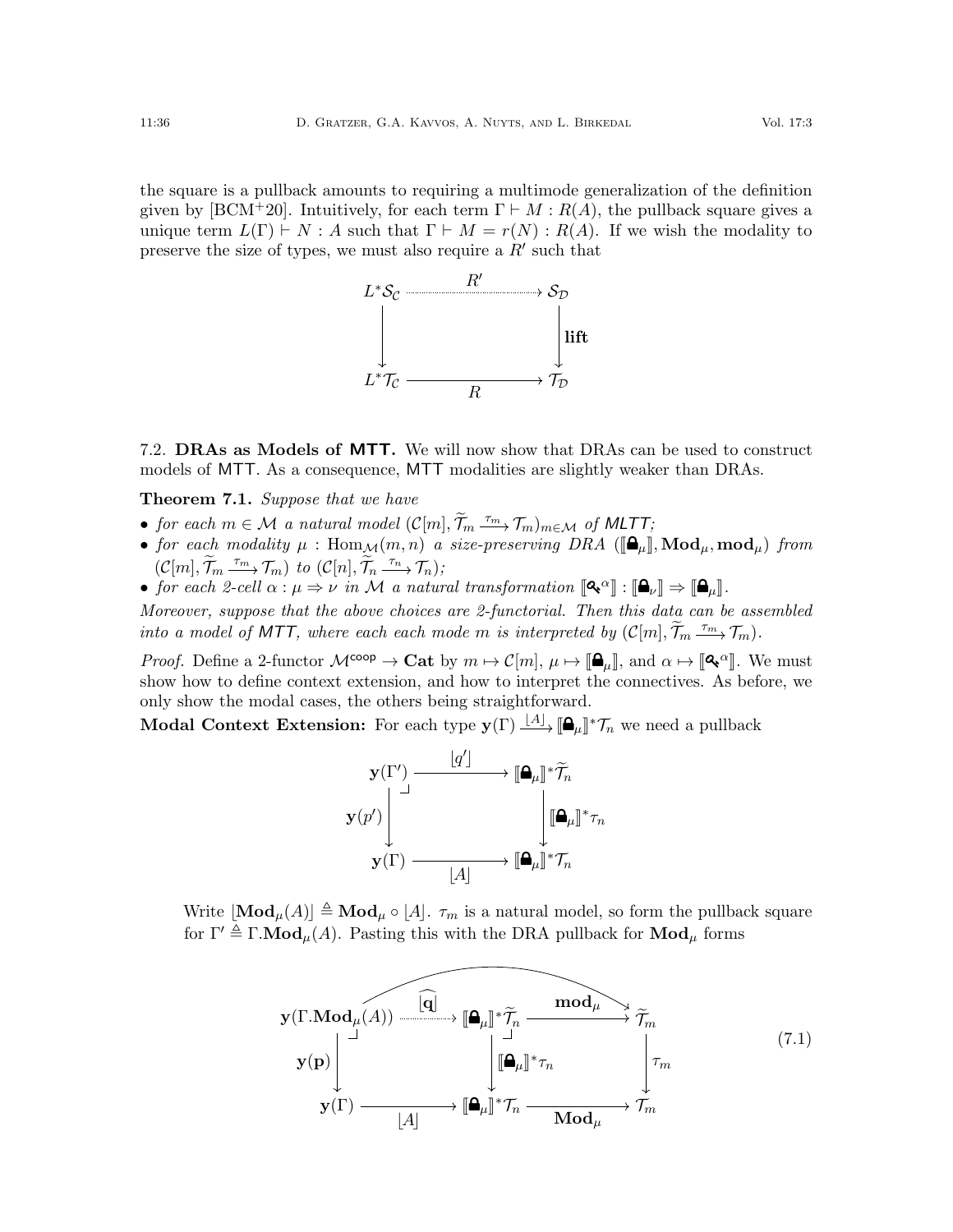the square is a pullback amounts to requiring a multimode generalization of the definition given by [BCM+20]. Intuitively, for each term $\Gamma \vdash M : R(A)$, the pullback square gives a unique term $L(\Gamma) \vdash N : A$ such that $\Gamma \vdash M = r(N) : R(A)$. If we wish the modality to preserve the size of types, we must also require a $R'$ such that

$$
\begin{array}{ccc}
L^*\mathcal{S}_{\mathcal{C}} & \xrightarrow{\quad R' \quad} & \mathcal{S}_{\mathcal{D}} \\
\big\downarrow & & \big\downarrow \mathbf{lift} \\
L^*\mathcal{T}_{\mathcal{C}} & \xrightarrow[\quad R \quad]{} & \mathcal{T}_{\mathcal{D}}
\end{array}
$$

### 7.2. DRAs as Models of MTT.

We will now show that DRAs can be used to construct models of MTT. As a consequence, MTT modalities are slightly weaker than DRAs.

**Theorem 7.1.** *Suppose that we have*

- *for each $m \in \mathcal{M}$ a natural model $(\mathcal{C}[m], \widetilde{\mathcal{T}}_m \xrightarrow{\tau_m} \mathcal{T}_m)_{m \in \mathcal{M}}$ of MLTT;*
- *for each modality $\mu : \mathrm{Hom}_{\mathcal{M}}(m, n)$ a size-preserving DRA $(⟦🔒_\mu⟧, \mathbf{Mod}_\mu, \mathbf{mod}_\mu)$ from $(\mathcal{C}[m], \widetilde{\mathcal{T}}_m \xrightarrow{\tau_m} \mathcal{T}_m)$ to $(\mathcal{C}[n], \widetilde{\mathcal{T}}_n \xrightarrow{\tau_n} \mathcal{T}_n)$;*
- *for each 2-cell $\alpha : \mu \Rightarrow \nu$ in $\mathcal{M}$ a natural transformation $⟦🔑^\alpha⟧ : ⟦🔒_\nu⟧ \Rightarrow ⟦🔒_\mu⟧$.*

*Moreover, suppose that the above choices are 2-functorial. Then this data can be assembled into a model of MTT, where each each mode $m$ is interpreted by $(\mathcal{C}[m], \widetilde{\mathcal{T}}_m \xrightarrow{\tau_m} \mathcal{T}_m)$.*

*Proof.* Define a 2-functor $\mathcal{M}^{\mathsf{coop}} \to \mathbf{Cat}$ by $m \mapsto \mathcal{C}[m]$, $\mu \mapsto ⟦🔒_\mu⟧$, and $\alpha \mapsto ⟦🔑^\alpha⟧$. We must show how to define context extension, and how to interpret the connectives. As before, we only show the modal cases, the others being straightforward.

**Modal Context Extension:** For each type $\mathbf{y}(\Gamma) \xrightarrow{\lfloor A \rfloor} ⟦🔒_\mu⟧^*\mathcal{T}_n$ we need a pullback

$$
\begin{array}{ccc}
\mathbf{y}(\Gamma') & \xrightarrow{\quad \lfloor q' \rfloor \quad} & ⟦🔒_\mu⟧^*\widetilde{\mathcal{T}}_n \\
\mathbf{y}(p') \big\downarrow & \lrcorner & \big\downarrow ⟦🔒_\mu⟧^*\tau_n \\
\mathbf{y}(\Gamma) & \xrightarrow[\quad \lfloor A \rfloor \quad]{} & ⟦🔒_\mu⟧^*\mathcal{T}_n
\end{array}
$$

Write $\lfloor \mathbf{Mod}_\mu(A) \rfloor \triangleq \mathbf{Mod}_\mu \circ \lfloor A \rfloor$. $\tau_m$ is a natural model, so form the pullback square for $\Gamma' \triangleq \Gamma.\mathbf{Mod}_\mu(A)$. Pasting this with the DRA pullback for $\mathbf{Mod}_\mu$ forms

$$
\begin{array}{ccccc}
\mathbf{y}(\Gamma.\mathbf{Mod}_\mu(A)) & \xrightarrow{\quad \widehat{\lfloor \mathbf{q} \rfloor} \quad} & ⟦🔒_\mu⟧^*\widetilde{\mathcal{T}}_n & \xrightarrow{\quad \mathbf{mod}_\mu \quad} & \widetilde{\mathcal{T}}_m \\
\mathbf{y}(\mathbf{p}) \big\downarrow & \lrcorner & \big\downarrow ⟦🔒_\mu⟧^*\tau_n & \lrcorner & \big\downarrow \tau_m \\
\mathbf{y}(\Gamma) & \xrightarrow[\quad \lfloor A \rfloor \quad]{} & ⟦🔒_\mu⟧^*\mathcal{T}_n & \xrightarrow[\quad \mathbf{Mod}_\mu \quad]{} & \mathcal{T}_m
\end{array}
\tag{7.1}
$$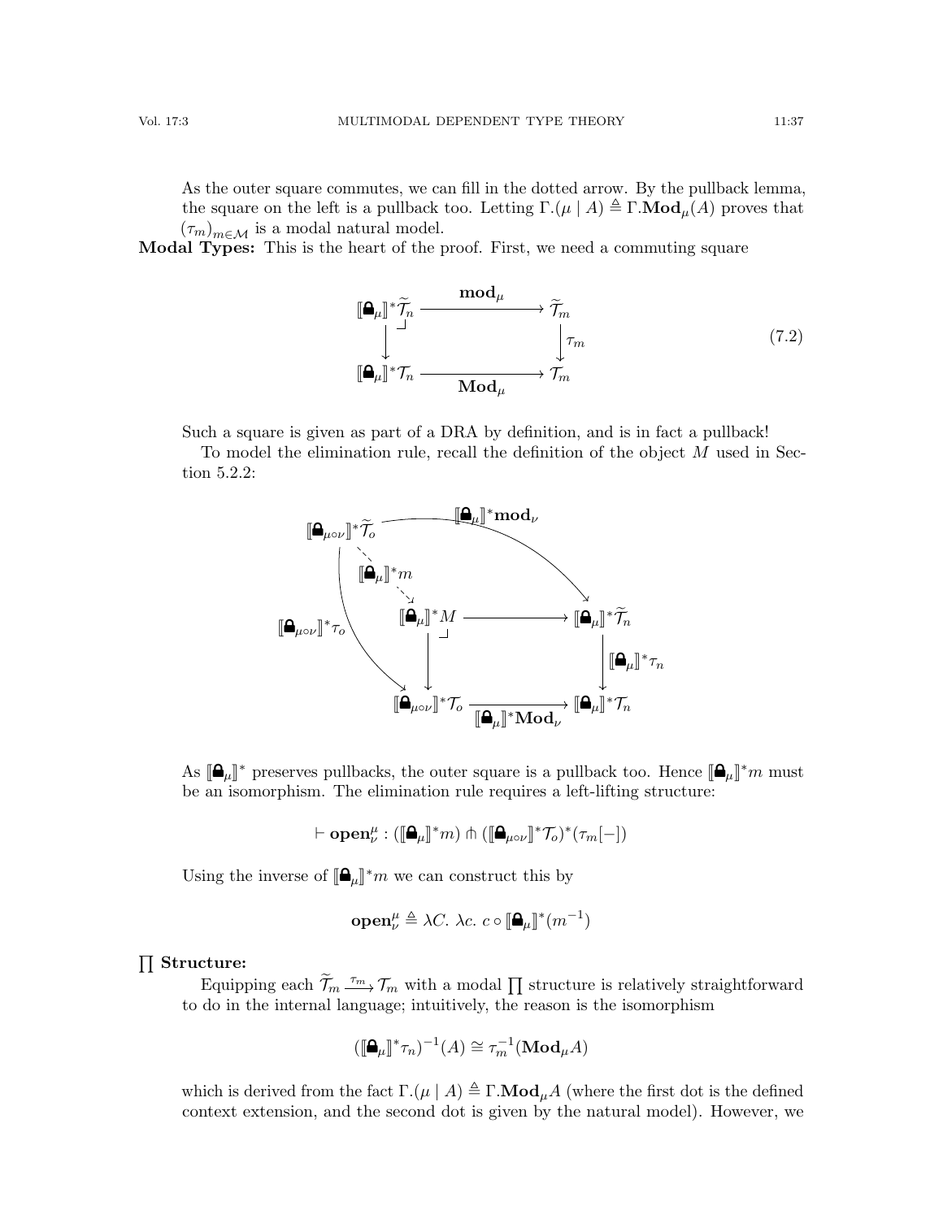As the outer square commutes, we can fill in the dotted arrow. By the pullback lemma, the square on the left is a pullback too. Letting $\Gamma.(\mu \mid A) \triangleq \Gamma.\mathbf{Mod}_\mu(A)$ proves that $(\tau_m)_{m \in \mathcal{M}}$ is a modal natural model.

**Modal Types:** This is the heart of the proof. First, we need a commuting square

$$\begin{array}{ccc} [\![\text{🔒}_\mu]\!]^* \widetilde{\mathcal{T}}_n & \xrightarrow{\mathbf{mod}_\mu} & \widetilde{\mathcal{T}}_m \\ \downarrow & & \downarrow \tau_m \\ [\![\text{🔒}_\mu]\!]^* \mathcal{T}_n & \xrightarrow[\mathbf{Mod}_\mu]{} & \mathcal{T}_m \end{array} \tag{7.2}$$

Such a square is given as part of a DRA by definition, and is in fact a pullback!

To model the elimination rule, recall the definition of the object $M$ used in Section 5.2.2:

$$\begin{array}{ccccc} [\![\text{🔒}_{\mu\circ\nu}]\!]^* \widetilde{\mathcal{T}}_o & \xrightarrow{[\![\text{🔒}_\mu]\!]^* \mathbf{mod}_\nu} & & & [\![\text{🔒}_\mu]\!]^* \widetilde{\mathcal{T}}_n \\ & \searrow{\scriptstyle [\![\text{🔒}_\mu]\!]^* m} & & & \\ & & [\![\text{🔒}_\mu]\!]^* M & \longrightarrow & [\![\text{🔒}_\mu]\!]^* \widetilde{\mathcal{T}}_n \\ {\scriptstyle [\![\text{🔒}_{\mu\circ\nu}]\!]^* \tau_o} & & \downarrow & & \downarrow {\scriptstyle [\![\text{🔒}_\mu]\!]^* \tau_n} \\ & & [\![\text{🔒}_{\mu\circ\nu}]\!]^* \mathcal{T}_o & \xrightarrow[{[\![\text{🔒}_\mu]\!]^* \mathbf{Mod}_\nu}]{} & [\![\text{🔒}_\mu]\!]^* \mathcal{T}_n \end{array}$$

As $[\![\text{🔒}_\mu]\!]^*$ preserves pullbacks, the outer square is a pullback too. Hence $[\![\text{🔒}_\mu]\!]^* m$ must be an isomorphism. The elimination rule requires a left-lifting structure:

$$\vdash \mathbf{open}^\mu_\nu : ([\![\text{🔒}_\mu]\!]^* m) \pitchfork ([\![\text{🔒}_{\mu\circ\nu}]\!]^* \mathcal{T}_o)^*(\tau_m[-])$$

Using the inverse of $[\![\text{🔒}_\mu]\!]^* m$ we can construct this by

$$\mathbf{open}^\mu_\nu \triangleq \lambda C.\ \lambda c.\ c \circ [\![\text{🔒}_\mu]\!]^*(m^{-1})$$

**$\prod$ Structure:**

Equipping each $\widetilde{\mathcal{T}}_m \xrightarrow{\tau_m} \mathcal{T}_m$ with a modal $\prod$ structure is relatively straightforward to do in the internal language; intuitively, the reason is the isomorphism

$$([\![\text{🔒}_\mu]\!]^* \tau_n)^{-1}(A) \cong \tau_m^{-1}(\mathbf{Mod}_\mu A)$$

which is derived from the fact $\Gamma.(\mu \mid A) \triangleq \Gamma.\mathbf{Mod}_\mu A$ (where the first dot is the defined context extension, and the second dot is given by the natural model). However, we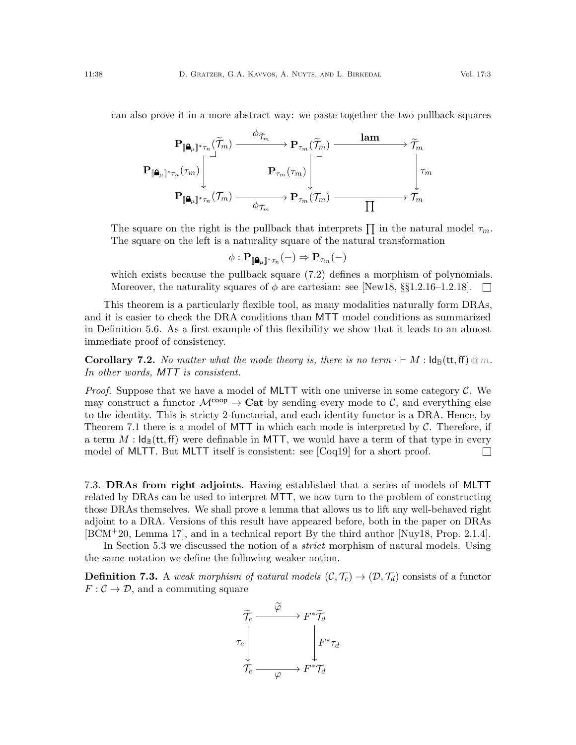can also prove it in a more abstract way: we paste together the two pullback squares

$$
\begin{array}{ccccc}
\mathbf{P}_{[\![\text{🔒}_\mu]\!]^*\tau_n}(\widetilde{\mathcal{T}}_m) & \xrightarrow{\phi_{\widetilde{\mathcal{T}}_m}} & \mathbf{P}_{\tau_m}(\widetilde{\mathcal{T}}_m) & \xrightarrow{\mathbf{lam}} & \widetilde{\mathcal{T}}_m \\
\Big\downarrow {\scriptstyle \mathbf{P}_{[\![\text{🔒}_\mu]\!]^*\tau_n}(\tau_m)} & & \Big\downarrow {\scriptstyle \mathbf{P}_{\tau_m}(\tau_m)} & & \Big\downarrow {\scriptstyle \tau_m} \\
\mathbf{P}_{[\![\text{🔒}_\mu]\!]^*\tau_n}(\mathcal{T}_m) & \xrightarrow[\phi_{\mathcal{T}_m}]{} & \mathbf{P}_{\tau_m}(\mathcal{T}_m) & \xrightarrow[\prod]{} & \mathcal{T}_m
\end{array}
$$

The square on the right is the pullback that interprets $\prod$ in the natural model $\tau_m$. The square on the left is a naturality square of the natural transformation

$$\phi : \mathbf{P}_{[\![\text{🔒}_\mu]\!]^*\tau_n}(-) \Rightarrow \mathbf{P}_{\tau_m}(-)$$

which exists because the pullback square (7.2) defines a morphism of polynomials. Moreover, the naturality squares of $\phi$ are cartesian: see [New18, §§1.2.16–1.2.18]. □

This theorem is a particularly flexible tool, as many modalities naturally form DRAs, and it is easier to check the DRA conditions than MTT model conditions as summarized in Definition 5.6. As a first example of this flexibility we show that it leads to an almost immediate proof of consistency.

**Corollary 7.2.** *No matter what the mode theory is, there is no term* $\cdot \vdash M : \mathsf{Id}_{\mathbb{B}}(\mathsf{tt}, \mathsf{ff})\ @\ m$. *In other words, MTT is consistent.*

*Proof.* Suppose that we have a model of MLTT with one universe in some category $\mathcal{C}$. We may construct a functor $\mathcal{M}^{\mathsf{coop}} \to \mathbf{Cat}$ by sending every mode to $\mathcal{C}$, and everything else to the identity. This is stricty 2-functorial, and each identity functor is a DRA. Hence, by Theorem 7.1 there is a model of MTT in which each mode is interpreted by $\mathcal{C}$. Therefore, if a term $M : \mathsf{Id}_{\mathbb{B}}(\mathsf{tt}, \mathsf{ff})$ were definable in MTT, we would have a term of that type in every model of MLTT. But MLTT itself is consistent: see [Coq19] for a short proof. □

### 7.3. DRAs from right adjoints.

Having established that a series of models of MLTT related by DRAs can be used to interpret MTT, we now turn to the problem of constructing those DRAs themselves. We shall prove a lemma that allows us to lift any well-behaved right adjoint to a DRA. Versions of this result have appeared before, both in the paper on DRAs [BCM+20, Lemma 17], and in a technical report By the third author [Nuy18, Prop. 2.1.4].

In Section 5.3 we discussed the notion of a *strict* morphism of natural models. Using the same notation we define the following weaker notion.

**Definition 7.3.** A *weak morphism of natural models* $(\mathcal{C}, \mathcal{T}_c) \to (\mathcal{D}, \mathcal{T}_d)$ consists of a functor $F : \mathcal{C} \to \mathcal{D}$, and a commuting square

$$
\begin{array}{ccc}
\widetilde{\mathcal{T}}_c & \xrightarrow{\widetilde{\varphi}} & F^*\widetilde{\mathcal{T}}_d \\
\Big\downarrow {\scriptstyle \tau_c} & & \Big\downarrow {\scriptstyle F^*\tau_d} \\
\mathcal{T}_c & \xrightarrow[\varphi]{} & F^*\mathcal{T}_d
\end{array}
$$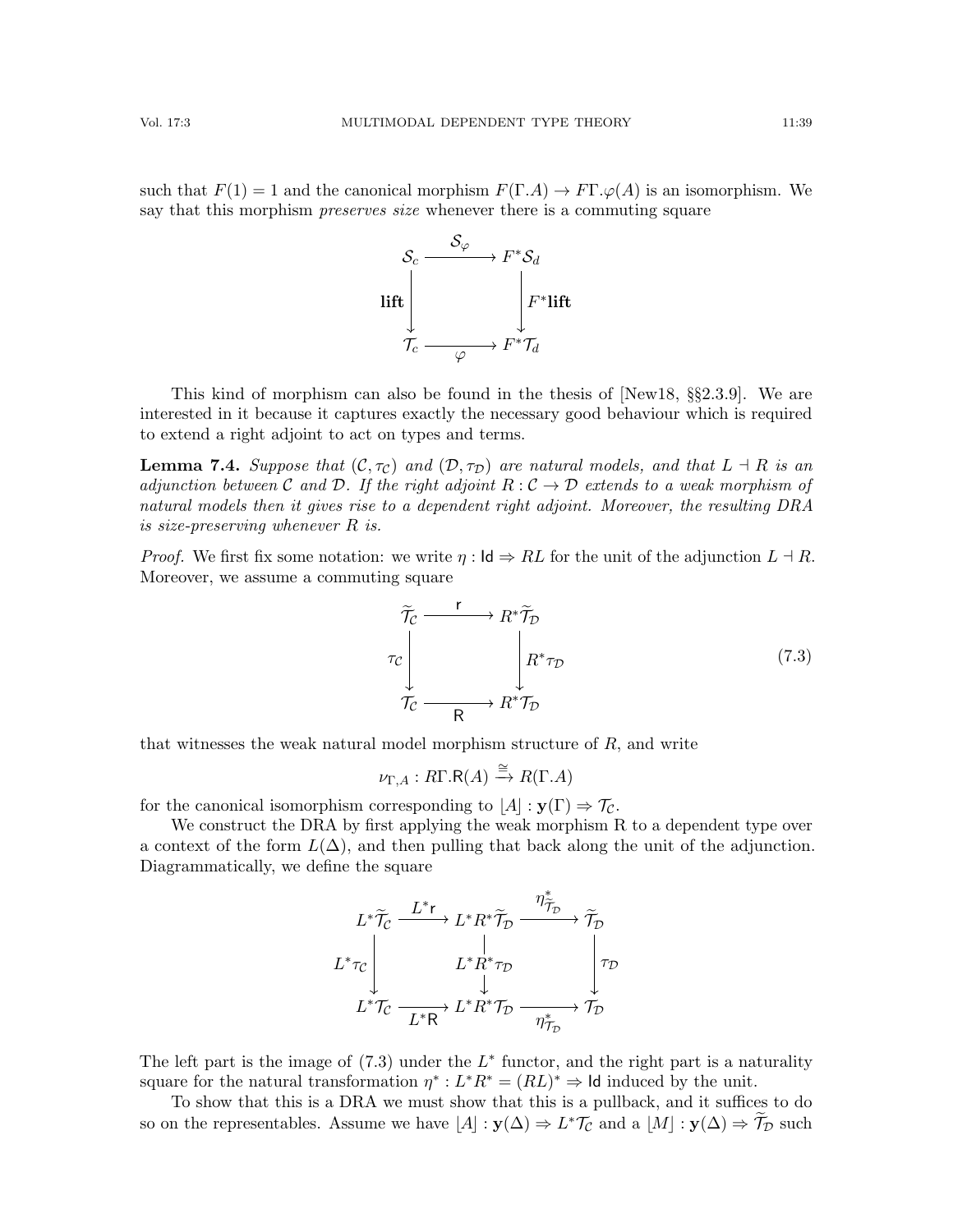such that $F(1) = 1$ and the canonical morphism $F(\Gamma.A) \to F\Gamma.\varphi(A)$ is an isomorphism. We say that this morphism *preserves size* whenever there is a commuting square

$$\begin{array}{ccc} \mathcal{S}_c & \xrightarrow{\mathcal{S}_\varphi} & F^*\mathcal{S}_d \\ {\scriptstyle \mathbf{lift}}\downarrow & & \downarrow{\scriptstyle F^*\mathbf{lift}} \\ \mathcal{T}_c & \xrightarrow[\varphi]{} & F^*\mathcal{T}_d \end{array}$$

This kind of morphism can also be found in the thesis of [New18, §§2.3.9]. We are interested in it because it captures exactly the necessary good behaviour which is required to extend a right adjoint to act on types and terms.

**Lemma 7.4.** *Suppose that $(\mathcal{C}, \tau_\mathcal{C})$ and $(\mathcal{D}, \tau_\mathcal{D})$ are natural models, and that $L \dashv R$ is an adjunction between $\mathcal{C}$ and $\mathcal{D}$. If the right adjoint $R : \mathcal{C} \to \mathcal{D}$ extends to a weak morphism of natural models then it gives rise to a dependent right adjoint. Moreover, the resulting DRA is size-preserving whenever $R$ is.*

*Proof.* We first fix some notation: we write $\eta : \mathsf{Id} \Rightarrow RL$ for the unit of the adjunction $L \dashv R$. Moreover, we assume a commuting square

$$\begin{array}{ccc} \widetilde{\mathcal{T}}_\mathcal{C} & \xrightarrow{\mathsf{r}} & R^*\widetilde{\mathcal{T}}_\mathcal{D} \\ {\scriptstyle \tau_\mathcal{C}}\downarrow & & \downarrow{\scriptstyle R^*\tau_\mathcal{D}} \\ \mathcal{T}_\mathcal{C} & \xrightarrow[\mathsf{R}]{} & R^*\mathcal{T}_\mathcal{D} \end{array} \tag{7.3}$$

that witnesses the weak natural model morphism structure of $R$, and write

$$\nu_{\Gamma,A} : R\Gamma.\mathsf{R}(A) \xrightarrow{\cong} R(\Gamma.A)$$

for the canonical isomorphism corresponding to $\lfloor A \rfloor : \mathbf{y}(\Gamma) \Rightarrow \mathcal{T}_\mathcal{C}$.

We construct the DRA by first applying the weak morphism R to a dependent type over a context of the form $L(\Delta)$, and then pulling that back along the unit of the adjunction. Diagrammatically, we define the square

$$\begin{array}{ccccc} L^*\widetilde{\mathcal{T}}_\mathcal{C} & \xrightarrow{L^*\mathsf{r}} & L^*R^*\widetilde{\mathcal{T}}_\mathcal{D} & \xrightarrow{\eta^*_{\widetilde{\mathcal{T}}_\mathcal{D}}} & \widetilde{\mathcal{T}}_\mathcal{D} \\ {\scriptstyle L^*\tau_\mathcal{C}}\downarrow & & \downarrow{\scriptstyle L^*R^*\tau_\mathcal{D}} & & \downarrow{\scriptstyle \tau_\mathcal{D}} \\ L^*\mathcal{T}_\mathcal{C} & \xrightarrow[L^*\mathsf{R}]{} & L^*R^*\mathcal{T}_\mathcal{D} & \xrightarrow[\eta^*_{\mathcal{T}_\mathcal{D}}]{} & \mathcal{T}_\mathcal{D} \end{array}$$

The left part is the image of (7.3) under the $L^*$ functor, and the right part is a naturality square for the natural transformation $\eta^* : L^*R^* = (RL)^* \Rightarrow \mathsf{Id}$ induced by the unit.

To show that this is a DRA we must show that this is a pullback, and it suffices to do so on the representables. Assume we have $\lfloor A \rfloor : \mathbf{y}(\Delta) \Rightarrow L^*\mathcal{T}_\mathcal{C}$ and a $\lfloor M \rfloor : \mathbf{y}(\Delta) \Rightarrow \widetilde{\mathcal{T}}_\mathcal{D}$ such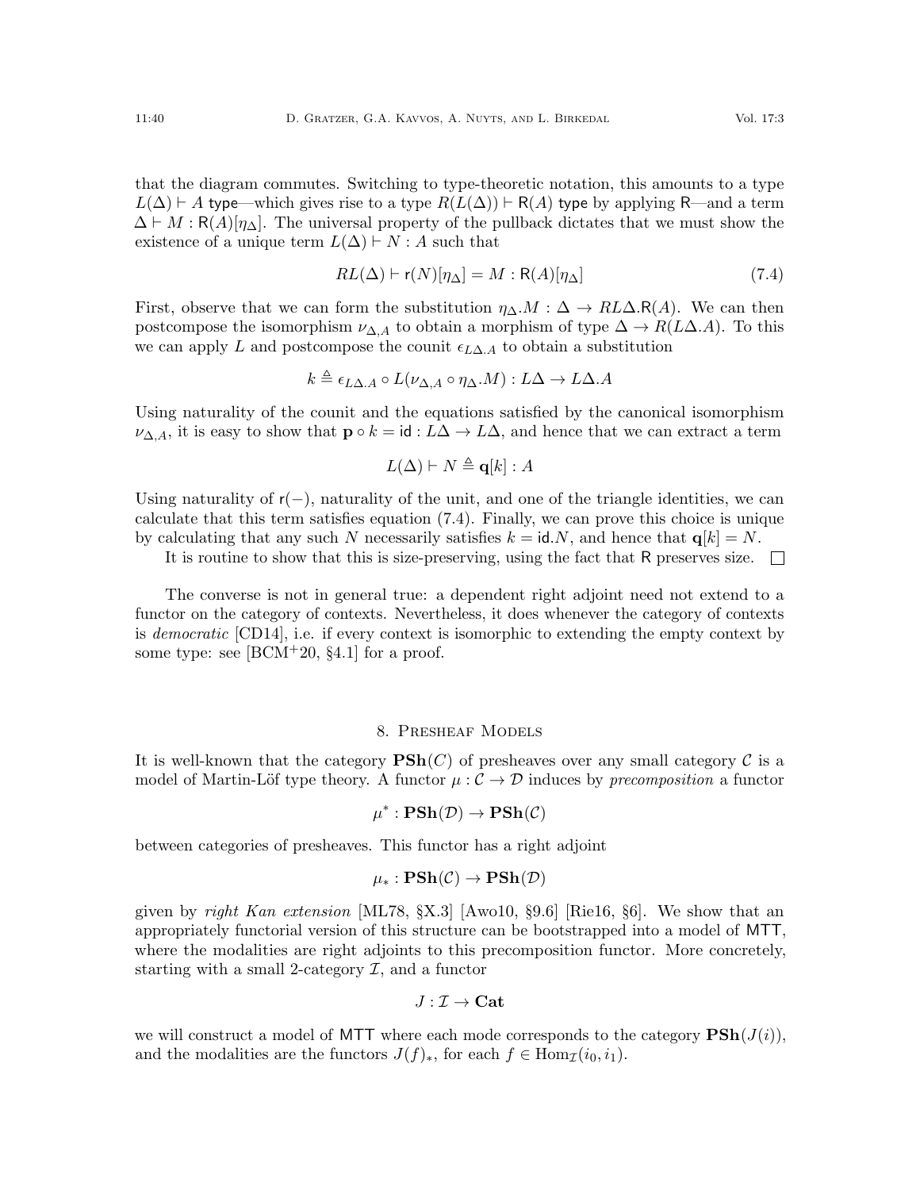that the diagram commutes. Switching to type-theoretic notation, this amounts to a type $L(\Delta) \vdash A$ type—which gives rise to a type $R(L(\Delta)) \vdash \mathsf{R}(A)$ type by applying $\mathsf{R}$—and a term $\Delta \vdash M : \mathsf{R}(A)[\eta_\Delta]$. The universal property of the pullback dictates that we must show the existence of a unique term $L(\Delta) \vdash N : A$ such that

$$RL(\Delta) \vdash \mathsf{r}(N)[\eta_\Delta] = M : \mathsf{R}(A)[\eta_\Delta] \tag{7.4}$$

First, observe that we can form the substitution $\eta_\Delta.M : \Delta \to RL\Delta.\mathsf{R}(A)$. We can then postcompose the isomorphism $\nu_{\Delta,A}$ to obtain a morphism of type $\Delta \to R(L\Delta.A)$. To this we can apply $L$ and postcompose the counit $\epsilon_{L\Delta.A}$ to obtain a substitution

$$k \triangleq \epsilon_{L\Delta.A} \circ L(\nu_{\Delta,A} \circ \eta_\Delta.M) : L\Delta \to L\Delta.A$$

Using naturality of the counit and the equations satisfied by the canonical isomorphism $\nu_{\Delta,A}$, it is easy to show that $\mathbf{p} \circ k = \mathsf{id} : L\Delta \to L\Delta$, and hence that we can extract a term

$$L(\Delta) \vdash N \triangleq \mathbf{q}[k] : A$$

Using naturality of $\mathsf{r}(-)$, naturality of the unit, and one of the triangle identities, we can calculate that this term satisfies equation (7.4). Finally, we can prove this choice is unique by calculating that any such $N$ necessarily satisfies $k = \mathsf{id}.N$, and hence that $\mathbf{q}[k] = N$.

It is routine to show that this is size-preserving, using the fact that $\mathsf{R}$ preserves size. ◻

The converse is not in general true: a dependent right adjoint need not extend to a functor on the category of contexts. Nevertheless, it does whenever the category of contexts is *democratic* [CD14], i.e. if every context is isomorphic to extending the empty context by some type: see [BCM+20, §4.1] for a proof.

## 8. Presheaf Models

It is well-known that the category $\mathbf{PSh}(C)$ of presheaves over any small category $\mathcal{C}$ is a model of Martin-Löf type theory. A functor $\mu : \mathcal{C} \to \mathcal{D}$ induces by *precomposition* a functor

$$\mu^* : \mathbf{PSh}(\mathcal{D}) \to \mathbf{PSh}(\mathcal{C})$$

between categories of presheaves. This functor has a right adjoint

$$\mu_* : \mathbf{PSh}(\mathcal{C}) \to \mathbf{PSh}(\mathcal{D})$$

given by *right Kan extension* [ML78, §X.3] [Awo10, §9.6] [Rie16, §6]. We show that an appropriately functorial version of this structure can be bootstrapped into a model of MTT, where the modalities are right adjoints to this precomposition functor. More concretely, starting with a small 2-category $\mathcal{I}$, and a functor

$$J : \mathcal{I} \to \mathbf{Cat}$$

we will construct a model of MTT where each mode corresponds to the category $\mathbf{PSh}(J(i))$, and the modalities are the functors $J(f)_*$, for each $f \in \mathrm{Hom}_{\mathcal{I}}(i_0, i_1)$.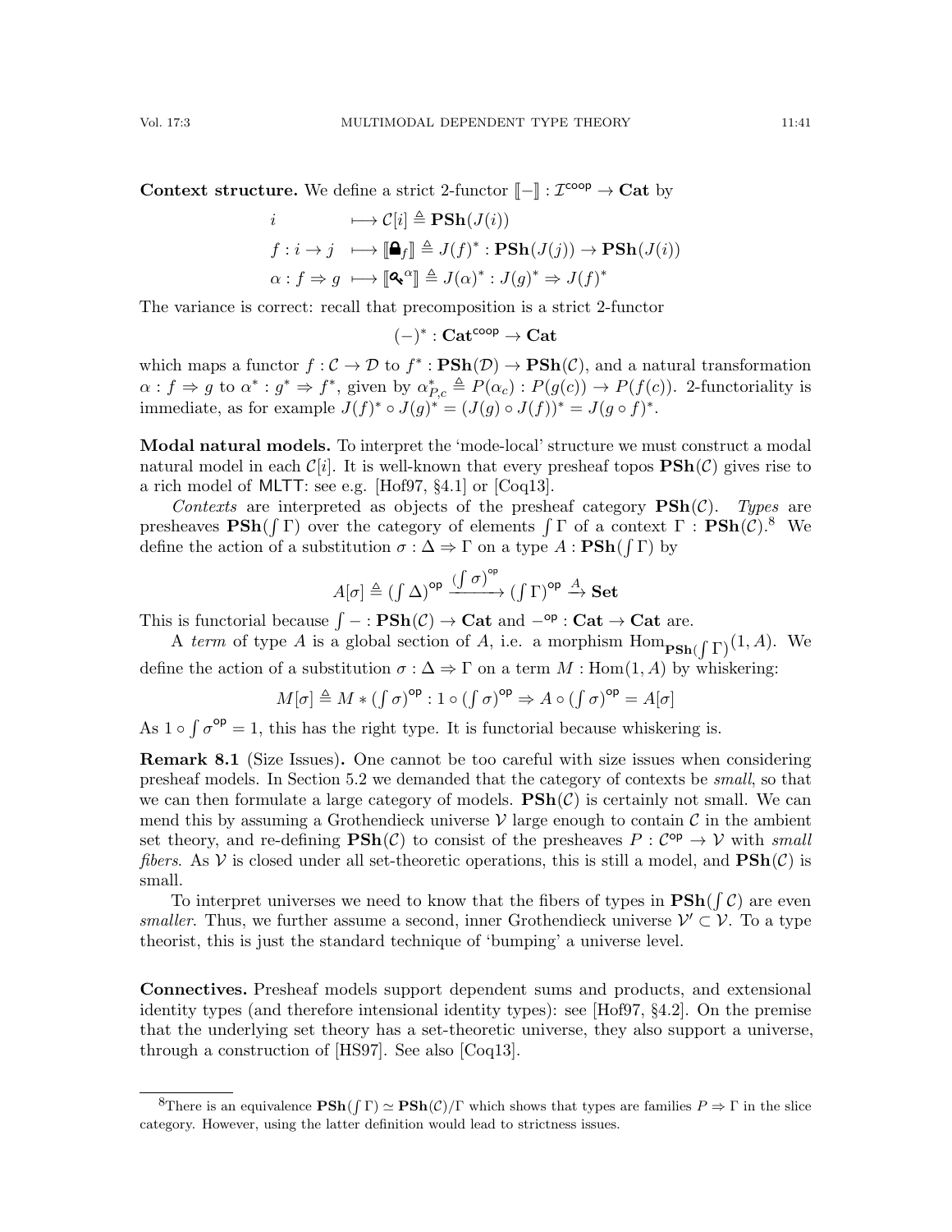**Context structure.** We define a strict 2-functor $[\![-]\!] : \mathcal{I}^{\mathsf{coop}} \to \mathbf{Cat}$ by

$$
\begin{aligned}
i \quad &\longmapsto \mathcal{C}[i] \triangleq \mathbf{PSh}(J(i)) \\
f : i \to j \quad &\longmapsto [\![\text{🔒}_f]\!] \triangleq J(f)^* : \mathbf{PSh}(J(j)) \to \mathbf{PSh}(J(i)) \\
\alpha : f \Rightarrow g \quad &\longmapsto [\![\text{🔑}^\alpha]\!] \triangleq J(\alpha)^* : J(g)^* \Rightarrow J(f)^*
\end{aligned}
$$

The variance is correct: recall that precomposition is a strict 2-functor

$$(-)^* : \mathbf{Cat}^{\mathsf{coop}} \to \mathbf{Cat}$$

which maps a functor $f : \mathcal{C} \to \mathcal{D}$ to $f^* : \mathbf{PSh}(\mathcal{D}) \to \mathbf{PSh}(\mathcal{C})$, and a natural transformation $\alpha : f \Rightarrow g$ to $\alpha^* : g^* \Rightarrow f^*$, given by $\alpha^*_{P,c} \triangleq P(\alpha_c) : P(g(c)) \to P(f(c))$. 2-functoriality is immediate, as for example $J(f)^* \circ J(g)^* = (J(g) \circ J(f))^* = J(g \circ f)^*$.

**Modal natural models.** To interpret the 'mode-local' structure we must construct a modal natural model in each $\mathcal{C}[i]$. It is well-known that every presheaf topos $\mathbf{PSh}(\mathcal{C})$ gives rise to a rich model of MLTT: see e.g. [Hof97, §4.1] or [Coq13].

*Contexts* are interpreted as objects of the presheaf category $\mathbf{PSh}(\mathcal{C})$. *Types* are presheaves $\mathbf{PSh}(\int \Gamma)$ over the category of elements $\int \Gamma$ of a context $\Gamma : \mathbf{PSh}(\mathcal{C})$.[8] We define the action of a substitution $\sigma : \Delta \Rightarrow \Gamma$ on a type $A : \mathbf{PSh}(\int \Gamma)$ by

$$A[\sigma] \triangleq (\textstyle\int \Delta)^{\mathsf{op}} \xrightarrow{(\int \sigma)^{\mathsf{op}}} (\textstyle\int \Gamma)^{\mathsf{op}} \xrightarrow{A} \mathbf{Set}$$

This is functorial because $\int - : \mathbf{PSh}(\mathcal{C}) \to \mathbf{Cat}$ and $-^{\mathsf{op}} : \mathbf{Cat} \to \mathbf{Cat}$ are.

A *term* of type $A$ is a global section of $A$, i.e. a morphism $\mathrm{Hom}_{\mathbf{PSh}(\int \Gamma)}(1, A)$. We define the action of a substitution $\sigma : \Delta \Rightarrow \Gamma$ on a term $M : \mathrm{Hom}(1, A)$ by whiskering:

$$M[\sigma] \triangleq M * (\textstyle\int \sigma)^{\mathsf{op}} : 1 \circ (\textstyle\int \sigma)^{\mathsf{op}} \Rightarrow A \circ (\textstyle\int \sigma)^{\mathsf{op}} = A[\sigma]$$

As $1 \circ \int \sigma^{\mathsf{op}} = 1$, this has the right type. It is functorial because whiskering is.

**Remark 8.1** (Size Issues)**.** One cannot be too careful with size issues when considering presheaf models. In Section 5.2 we demanded that the category of contexts be *small*, so that we can then formulate a large category of models. $\mathbf{PSh}(\mathcal{C})$ is certainly not small. We can mend this by assuming a Grothendieck universe $\mathcal{V}$ large enough to contain $\mathcal{C}$ in the ambient set theory, and re-defining $\mathbf{PSh}(\mathcal{C})$ to consist of the presheaves $P : \mathcal{C}^{\mathsf{op}} \to \mathcal{V}$ with *small fibers*. As $\mathcal{V}$ is closed under all set-theoretic operations, this is still a model, and $\mathbf{PSh}(\mathcal{C})$ is small.

To interpret universes we need to know that the fibers of types in $\mathbf{PSh}(\int \mathcal{C})$ are even *smaller*. Thus, we further assume a second, inner Grothendieck universe $\mathcal{V}' \subset \mathcal{V}$. To a type theorist, this is just the standard technique of 'bumping' a universe level.

**Connectives.** Presheaf models support dependent sums and products, and extensional identity types (and therefore intensional identity types): see [Hof97, §4.2]. On the premise that the underlying set theory has a set-theoretic universe, they also support a universe, through a construction of [HS97]. See also [Coq13].

---

[8] There is an equivalence $\mathbf{PSh}(\int \Gamma) \simeq \mathbf{PSh}(\mathcal{C})/\Gamma$ which shows that types are families $P \Rightarrow \Gamma$ in the slice category. However, using the latter definition would lead to strictness issues.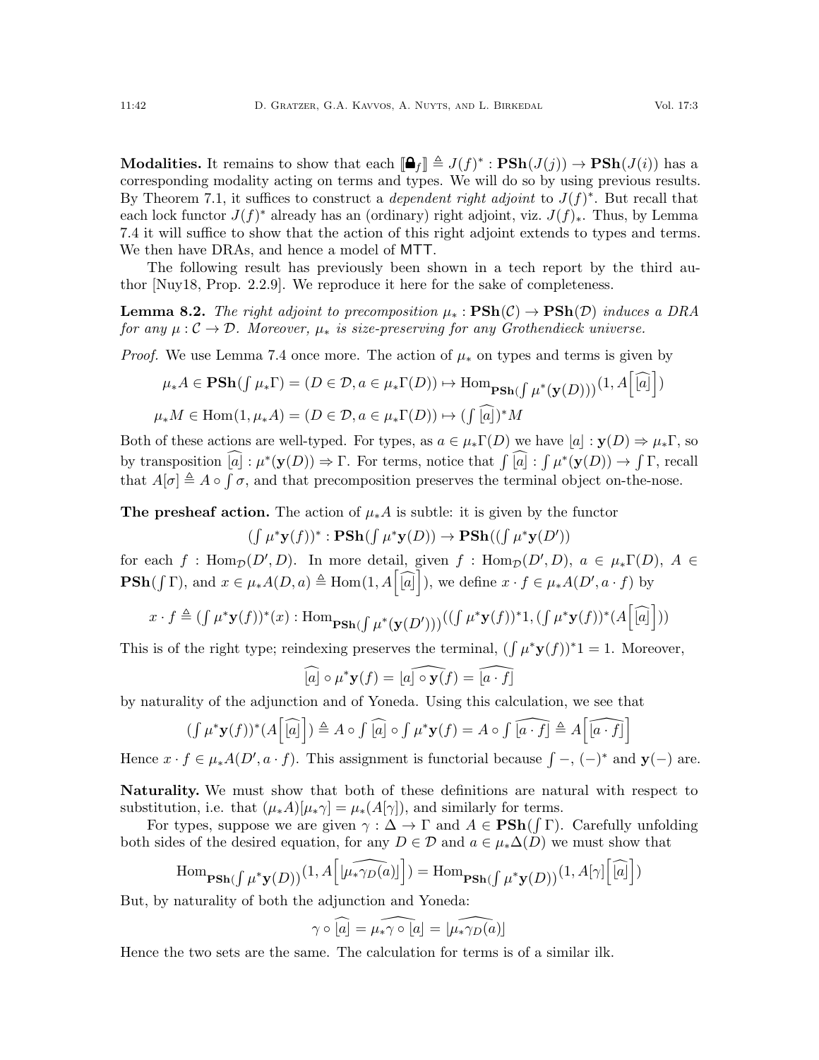**Modalities.** It remains to show that each $[\![\text{🔒}_f]\!] \triangleq J(f)^* : \mathbf{PSh}(J(j)) \to \mathbf{PSh}(J(i))$ has a corresponding modality acting on terms and types. We will do so by using previous results. By Theorem 7.1, it suffices to construct a *dependent right adjoint* to $J(f)^*$. But recall that each lock functor $J(f)^*$ already has an (ordinary) right adjoint, viz. $J(f)_*$. Thus, by Lemma 7.4 it will suffice to show that the action of this right adjoint extends to types and terms. We then have DRAs, and hence a model of MTT.

The following result has previously been shown in a tech report by the third author [Nuy18, Prop. 2.2.9]. We reproduce it here for the sake of completeness.

**Lemma 8.2.** *The right adjoint to precomposition $\mu_* : \mathbf{PSh}(\mathcal{C}) \to \mathbf{PSh}(\mathcal{D})$ induces a DRA for any $\mu : \mathcal{C} \to \mathcal{D}$. Moreover, $\mu_*$ is size-preserving for any Grothendieck universe.*

*Proof.* We use Lemma 7.4 once more. The action of $\mu_*$ on types and terms is given by

$$\mu_* A \in \mathbf{PSh}(\textstyle\int \mu_* \Gamma) = (D \in \mathcal{D}, a \in \mu_* \Gamma(D)) \mapsto \mathrm{Hom}_{\mathbf{PSh}(\int \mu^*(\mathbf{y}(D)))}(1, A\Big[\widehat{\lfloor a \rfloor}\Big])$$

$$\mu_* M \in \mathrm{Hom}(1, \mu_* A) = (D \in \mathcal{D}, a \in \mu_* \Gamma(D)) \mapsto (\textstyle\int \widehat{\lfloor a \rfloor})^* M$$

Both of these actions are well-typed. For types, as $a \in \mu_* \Gamma(D)$ we have $\lfloor a \rfloor : \mathbf{y}(D) \Rightarrow \mu_* \Gamma$, so by transposition $\widehat{\lfloor a \rfloor} : \mu^*(\mathbf{y}(D)) \Rightarrow \Gamma$. For terms, notice that $\int \widehat{\lfloor a \rfloor} : \int \mu^*(\mathbf{y}(D)) \to \int \Gamma$, recall that $A[\sigma] \triangleq A \circ \int \sigma$, and that precomposition preserves the terminal object on-the-nose.

**The presheaf action.** The action of $\mu_* A$ is subtle: it is given by the functor

$$(\textstyle\int \mu^* \mathbf{y}(f))^* : \mathbf{PSh}(\int \mu^* \mathbf{y}(D)) \to \mathbf{PSh}((\int \mu^* \mathbf{y}(D'))$$

for each $f : \mathrm{Hom}_{\mathcal{D}}(D', D)$. In more detail, given $f : \mathrm{Hom}_{\mathcal{D}}(D', D)$, $a \in \mu_* \Gamma(D)$, $A \in \mathbf{PSh}(\int \Gamma)$, and $x \in \mu_* A(D, a) \triangleq \mathrm{Hom}(1, A\Big[\widehat{\lfloor a \rfloor}\Big])$, we define $x \cdot f \in \mu_* A(D', a \cdot f)$ by

$$x \cdot f \triangleq (\textstyle\int \mu^* \mathbf{y}(f))^*(x) : \mathrm{Hom}_{\mathbf{PSh}(\int \mu^*(\mathbf{y}(D')))}((\int \mu^* \mathbf{y}(f))^* 1, (\int \mu^* \mathbf{y}(f))^*(A\Big[\widehat{\lfloor a \rfloor}\Big]))$$

This is of the right type; reindexing preserves the terminal, $(\int \mu^* \mathbf{y}(f))^* 1 = 1$. Moreover,

$$\widehat{\lfloor a \rfloor} \circ \mu^* \mathbf{y}(f) = \widehat{\lfloor a \rfloor \circ \mathbf{y}(f)} = \widehat{\lfloor a \cdot f \rfloor}$$

by naturality of the adjunction and of Yoneda. Using this calculation, we see that

$$(\textstyle\int \mu^* \mathbf{y}(f))^*(A\Big[\widehat{\lfloor a \rfloor}\Big]) \triangleq A \circ \int \widehat{\lfloor a \rfloor} \circ \int \mu^* \mathbf{y}(f) = A \circ \int \widehat{\lfloor a \cdot f \rfloor} \triangleq A\Big[\widehat{\lfloor a \cdot f \rfloor}\Big]$$

Hence $x \cdot f \in \mu_* A(D', a \cdot f)$. This assignment is functorial because $\int -$, $(-)^*$ and $\mathbf{y}(-)$ are.

**Naturality.** We must show that both of these definitions are natural with respect to substitution, i.e. that $(\mu_* A)[\mu_* \gamma] = \mu_*(A[\gamma])$, and similarly for terms.

For types, suppose we are given $\gamma : \Delta \to \Gamma$ and $A \in \mathbf{PSh}(\int \Gamma)$. Carefully unfolding both sides of the desired equation, for any $D \in \mathcal{D}$ and $a \in \mu_* \Delta(D)$ we must show that

$$\mathrm{Hom}_{\mathbf{PSh}(\int \mu^* \mathbf{y}(D))}(1, A\Big[\widehat{\lfloor \mu_* \gamma_D(a) \rfloor}\Big]) = \mathrm{Hom}_{\mathbf{PSh}(\int \mu^* \mathbf{y}(D))}(1, A[\gamma]\Big[\widehat{\lfloor a \rfloor}\Big])$$

But, by naturality of both the adjunction and Yoneda:

$$\gamma \circ \widehat{\lfloor a \rfloor} = \widehat{\mu_* \gamma \circ \lfloor a \rfloor} = \widehat{\lfloor \mu_* \gamma_D(a) \rfloor}$$

Hence the two sets are the same. The calculation for terms is of a similar ilk.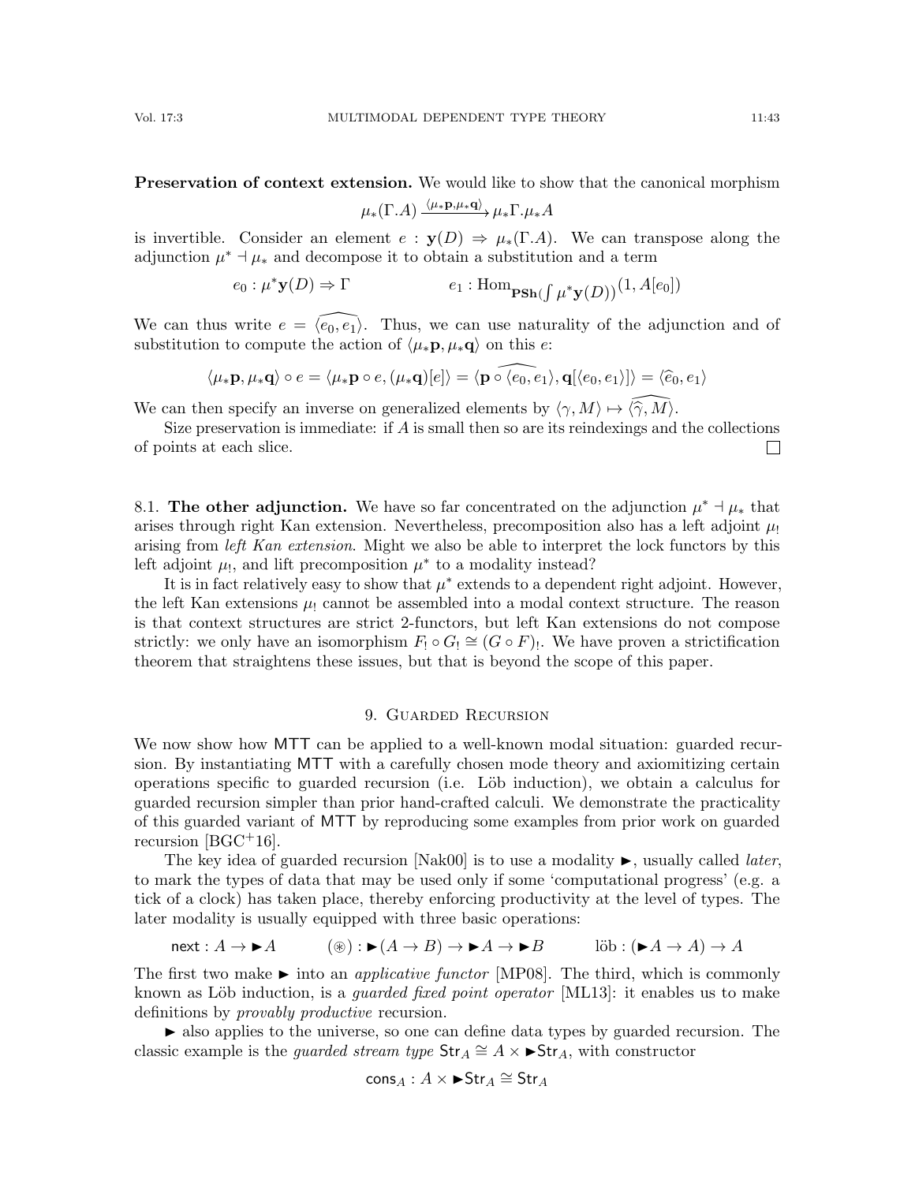**Preservation of context extension.** We would like to show that the canonical morphism

$$\mu_*(\Gamma.A) \xrightarrow{\langle \mu_*\mathbf{p}, \mu_*\mathbf{q}\rangle} \mu_*\Gamma.\mu_*A$$

is invertible. Consider an element $e : \mathbf{y}(D) \Rightarrow \mu_*(\Gamma.A)$. We can transpose along the adjunction $\mu^* \dashv \mu_*$ and decompose it to obtain a substitution and a term

$$e_0 : \mu^*\mathbf{y}(D) \Rightarrow \Gamma \qquad\qquad e_1 : \mathrm{Hom}_{\mathbf{PSh}(\int \mu^*\mathbf{y}(D))}(1, A[e_0])$$

We can thus write $e = \widehat{\langle e_0, e_1\rangle}$. Thus, we can use naturality of the adjunction and of substitution to compute the action of $\langle \mu_*\mathbf{p}, \mu_*\mathbf{q}\rangle$ on this $e$:

$$\langle \mu_*\mathbf{p}, \mu_*\mathbf{q}\rangle \circ e = \langle \mu_*\mathbf{p} \circ e, (\mu_*\mathbf{q})[e]\rangle = \langle \widehat{\mathbf{p} \circ \langle e_0, e_1}\rangle, \mathbf{q}[\langle e_0, e_1\rangle]\rangle = \langle \widehat{e}_0, e_1\rangle$$

We can then specify an inverse on generalized elements by $\langle \gamma, M\rangle \mapsto \widehat{\langle \widehat{\gamma}, M\rangle}$.

Size preservation is immediate: if $A$ is small then so are its reindexings and the collections of points at each slice. ☐

8.1. **The other adjunction.** We have so far concentrated on the adjunction $\mu^* \dashv \mu_*$ that arises through right Kan extension. Nevertheless, precomposition also has a left adjoint $\mu_!$ arising from *left Kan extension*. Might we also be able to interpret the lock functors by this left adjoint $\mu_!$, and lift precomposition $\mu^*$ to a modality instead?

It is in fact relatively easy to show that $\mu^*$ extends to a dependent right adjoint. However, the left Kan extensions $\mu_!$ cannot be assembled into a modal context structure. The reason is that context structures are strict 2-functors, but left Kan extensions do not compose strictly: we only have an isomorphism $F_! \circ G_! \cong (G \circ F)_!$. We have proven a strictification theorem that straightens these issues, but that is beyond the scope of this paper.

## 9. Guarded Recursion

We now show how MTT can be applied to a well-known modal situation: guarded recursion. By instantiating MTT with a carefully chosen mode theory and axiomitizing certain operations specific to guarded recursion (i.e. Löb induction), we obtain a calculus for guarded recursion simpler than prior hand-crafted calculi. We demonstrate the practicality of this guarded variant of MTT by reproducing some examples from prior work on guarded recursion [BGC+16].

The key idea of guarded recursion [Nak00] is to use a modality $\blacktriangleright$, usually called *later*, to mark the types of data that may be used only if some 'computational progress' (e.g. a tick of a clock) has taken place, thereby enforcing productivity at the level of types. The later modality is usually equipped with three basic operations:

$$\mathsf{next} : A \to \blacktriangleright A \qquad (\circledast) : \blacktriangleright(A \to B) \to \blacktriangleright A \to \blacktriangleright B \qquad \text{löb} : (\blacktriangleright A \to A) \to A$$

The first two make $\blacktriangleright$ into an *applicative functor* [MP08]. The third, which is commonly known as Löb induction, is a *guarded fixed point operator* [ML13]: it enables us to make definitions by *provably productive* recursion.

$\blacktriangleright$ also applies to the universe, so one can define data types by guarded recursion. The classic example is the *guarded stream type* $\mathsf{Str}_A \cong A \times \blacktriangleright\mathsf{Str}_A$, with constructor

$$\mathsf{cons}_A : A \times \blacktriangleright\mathsf{Str}_A \cong \mathsf{Str}_A$$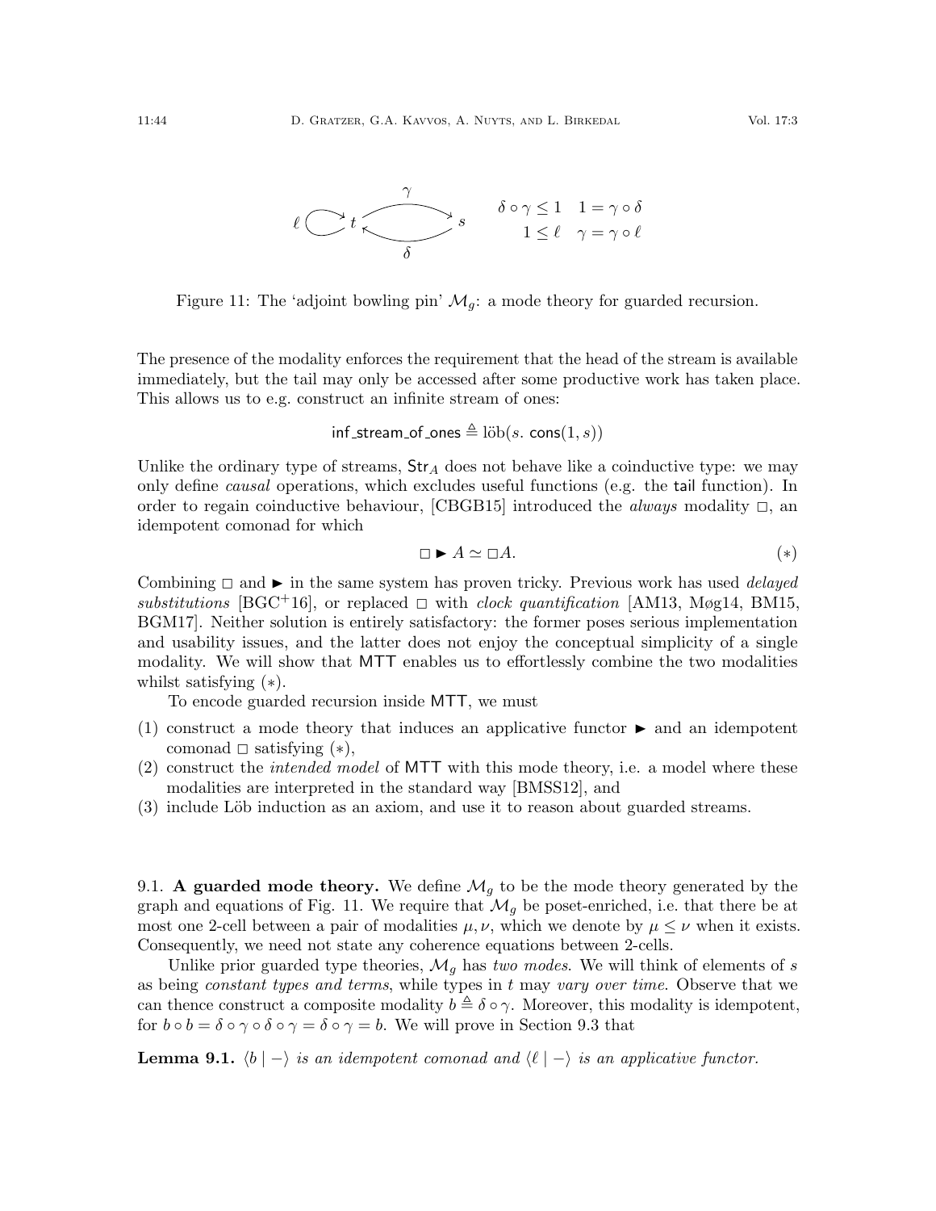$$\ell \circlearrowleft t \underset{\delta}{\overset{\gamma}{\rightleftarrows}} s \qquad \begin{array}{rr} \delta \circ \gamma \leq 1 & 1 = \gamma \circ \delta \\ 1 \leq \ell & \gamma = \gamma \circ \ell \end{array}$$

Figure 11: The 'adjoint bowling pin' $\mathcal{M}_g$: a mode theory for guarded recursion.

The presence of the modality enforces the requirement that the head of the stream is available immediately, but the tail may only be accessed after some productive work has taken place. This allows us to e.g. construct an infinite stream of ones:

$$\mathsf{inf\_stream\_of\_ones} \triangleq \text{löb}(s.\ \mathsf{cons}(1, s))$$

Unlike the ordinary type of streams, $\mathsf{Str}_A$ does not behave like a coinductive type: we may only define *causal* operations, which excludes useful functions (e.g. the $\mathsf{tail}$ function). In order to regain coinductive behaviour, [CBGB15] introduced the *always* modality $\square$, an idempotent comonad for which

$$\square \blacktriangleright A \simeq \square A. \tag{$*$}$$

Combining $\square$ and $\blacktriangleright$ in the same system has proven tricky. Previous work has used *delayed substitutions* [BGC+16], or replaced $\square$ with *clock quantification* [AM13, Møg14, BM15, BGM17]. Neither solution is entirely satisfactory: the former poses serious implementation and usability issues, and the latter does not enjoy the conceptual simplicity of a single modality. We will show that MTT enables us to effortlessly combine the two modalities whilst satisfying $(*)$.

To encode guarded recursion inside MTT, we must

(1) construct a mode theory that induces an applicative functor $\blacktriangleright$ and an idempotent comonad $\square$ satisfying $(*)$,
(2) construct the *intended model* of MTT with this mode theory, i.e. a model where these modalities are interpreted in the standard way [BMSS12], and
(3) include Löb induction as an axiom, and use it to reason about guarded streams.

9.1. **A guarded mode theory.** We define $\mathcal{M}_g$ to be the mode theory generated by the graph and equations of Fig. 11. We require that $\mathcal{M}_g$ be poset-enriched, i.e. that there be at most one 2-cell between a pair of modalities $\mu, \nu$, which we denote by $\mu \leq \nu$ when it exists. Consequently, we need not state any coherence equations between 2-cells.

Unlike prior guarded type theories, $\mathcal{M}_g$ has *two modes*. We will think of elements of $s$ as being *constant types and terms*, while types in $t$ may *vary over time*. Observe that we can thence construct a composite modality $b \triangleq \delta \circ \gamma$. Moreover, this modality is idempotent, for $b \circ b = \delta \circ \gamma \circ \delta \circ \gamma = \delta \circ \gamma = b$. We will prove in Section 9.3 that

**Lemma 9.1.** *$\langle b \mid - \rangle$ is an idempotent comonad and $\langle \ell \mid - \rangle$ is an applicative functor.*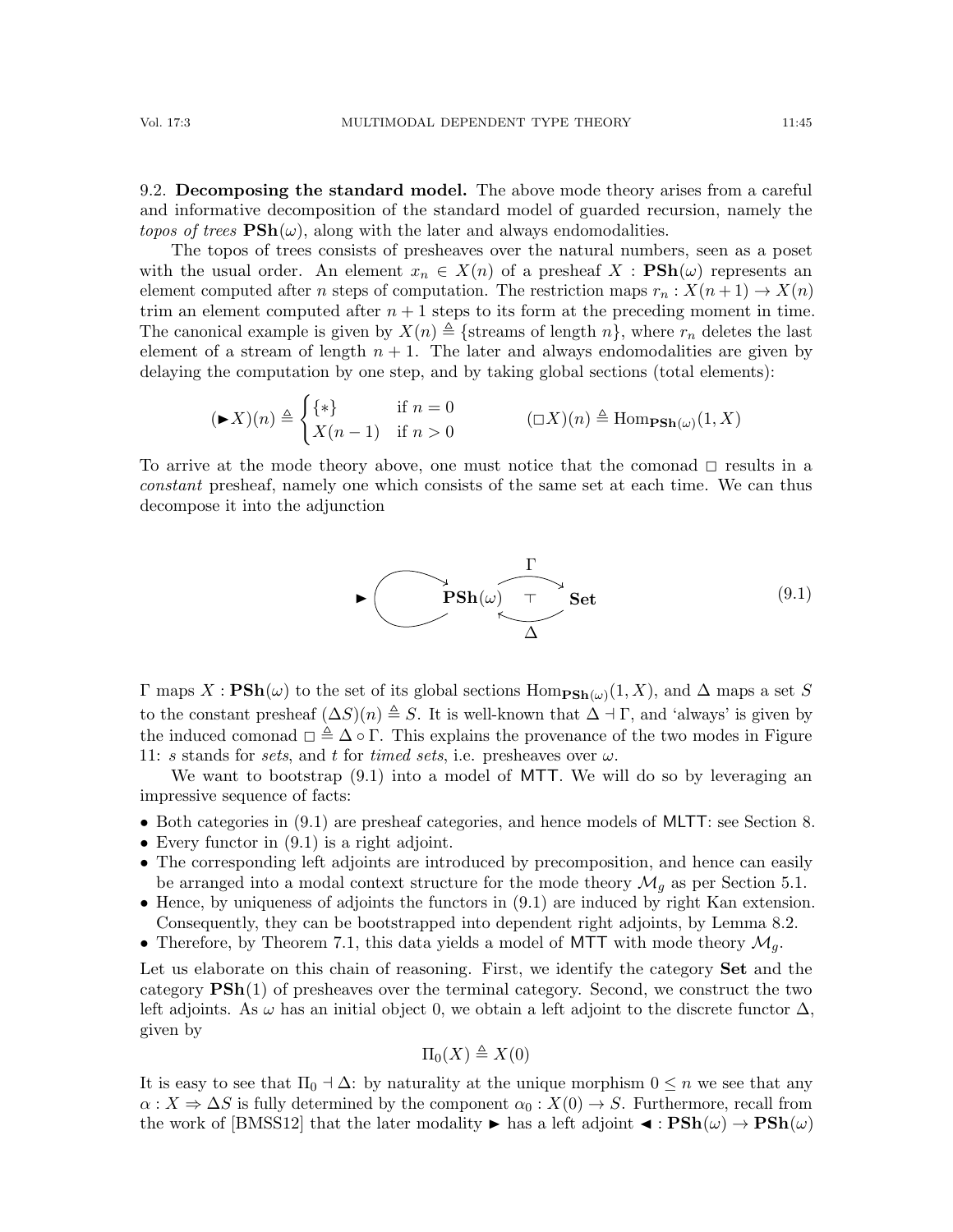### 9.2. Decomposing the standard model.

The above mode theory arises from a careful and informative decomposition of the standard model of guarded recursion, namely the *topos of trees* $\mathbf{PSh}(\omega)$, along with the later and always endomodalities.

The topos of trees consists of presheaves over the natural numbers, seen as a poset with the usual order. An element $x_n \in X(n)$ of a presheaf $X : \mathbf{PSh}(\omega)$ represents an element computed after $n$ steps of computation. The restriction maps $r_n : X(n+1) \to X(n)$ trim an element computed after $n+1$ steps to its form at the preceding moment in time. The canonical example is given by $X(n) \triangleq \{\text{streams of length } n\}$, where $r_n$ deletes the last element of a stream of length $n+1$. The later and always endomodalities are given by delaying the computation by one step, and by taking global sections (total elements):

$$(\blacktriangleright X)(n) \triangleq \begin{cases} \{*\} & \text{if } n = 0 \\ X(n-1) & \text{if } n > 0 \end{cases} \qquad\qquad (\square X)(n) \triangleq \mathrm{Hom}_{\mathbf{PSh}(\omega)}(1, X)$$

To arrive at the mode theory above, one must notice that the comonad $\square$ results in a *constant* presheaf, namely one which consists of the same set at each time. We can thus decompose it into the adjunction

$$\blacktriangleright \circlearrowright \mathbf{PSh}(\omega) \underset{\Delta}{\overset{\Gamma}{\rightleftarrows}} \mathbf{Set} \quad (\Delta \dashv \Gamma) \tag{9.1}$$

$\Gamma$ maps $X : \mathbf{PSh}(\omega)$ to the set of its global sections $\mathrm{Hom}_{\mathbf{PSh}(\omega)}(1, X)$, and $\Delta$ maps a set $S$ to the constant presheaf $(\Delta S)(n) \triangleq S$. It is well-known that $\Delta \dashv \Gamma$, and 'always' is given by the induced comonad $\square \triangleq \Delta \circ \Gamma$. This explains the provenance of the two modes in Figure 11: $s$ stands for *sets*, and $t$ for *timed sets*, i.e. presheaves over $\omega$.

We want to bootstrap (9.1) into a model of MTT. We will do so by leveraging an impressive sequence of facts:

- Both categories in (9.1) are presheaf categories, and hence models of MLTT: see Section 8.
- Every functor in (9.1) is a right adjoint.
- The corresponding left adjoints are introduced by precomposition, and hence can easily be arranged into a modal context structure for the mode theory $\mathcal{M}_g$ as per Section 5.1.
- Hence, by uniqueness of adjoints the functors in (9.1) are induced by right Kan extension. Consequently, they can be bootstrapped into dependent right adjoints, by Lemma 8.2.
- Therefore, by Theorem 7.1, this data yields a model of MTT with mode theory $\mathcal{M}_g$.

Let us elaborate on this chain of reasoning. First, we identify the category $\mathbf{Set}$ and the category $\mathbf{PSh}(1)$ of presheaves over the terminal category. Second, we construct the two left adjoints. As $\omega$ has an initial object 0, we obtain a left adjoint to the discrete functor $\Delta$, given by

$$\Pi_0(X) \triangleq X(0)$$

It is easy to see that $\Pi_0 \dashv \Delta$: by naturality at the unique morphism $0 \leq n$ we see that any $\alpha : X \Rightarrow \Delta S$ is fully determined by the component $\alpha_0 : X(0) \to S$. Furthermore, recall from the work of [BMSS12] that the later modality $\blacktriangleright$ has a left adjoint $\blacktriangleleft : \mathbf{PSh}(\omega) \to \mathbf{PSh}(\omega)$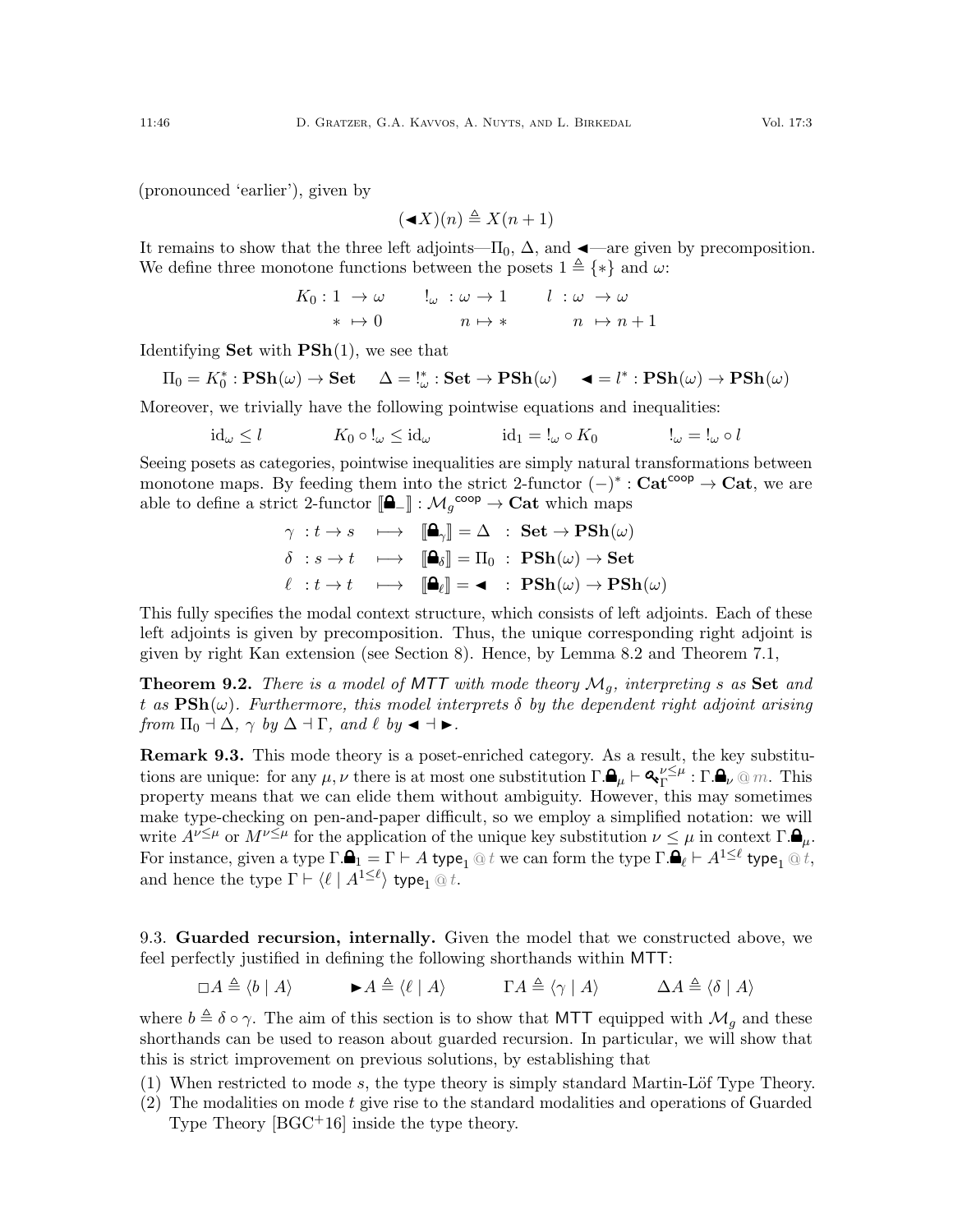(pronounced 'earlier'), given by

$$(\blacktriangleleft X)(n) \triangleq X(n+1)$$

It remains to show that the three left adjoints—$\Pi_0$, $\Delta$, and $\blacktriangleleft$—are given by precomposition. We define three monotone functions between the posets $1 \triangleq \{*\}$ and $\omega$:

$$\begin{array}{llll} K_0 : 1 \to \omega & \quad !_\omega : \omega \to 1 & \quad l : \omega \to \omega \\ \quad * \mapsto 0 & \quad\quad n \mapsto * & \quad\quad n \mapsto n+1 \end{array}$$

Identifying $\mathbf{Set}$ with $\mathbf{PSh}(1)$, we see that

$$\Pi_0 = K_0^* : \mathbf{PSh}(\omega) \to \mathbf{Set} \qquad \Delta = !_\omega^* : \mathbf{Set} \to \mathbf{PSh}(\omega) \qquad \blacktriangleleft = l^* : \mathbf{PSh}(\omega) \to \mathbf{PSh}(\omega)$$

Moreover, we trivially have the following pointwise equations and inequalities:

$$\mathrm{id}_\omega \leq l \qquad K_0 \circ !_\omega \leq \mathrm{id}_\omega \qquad \mathrm{id}_1 = !_\omega \circ K_0 \qquad !_\omega = !_\omega \circ l$$

Seeing posets as categories, pointwise inequalities are simply natural transformations between monotone maps. By feeding them into the strict 2-functor $(-)^* : \mathbf{Cat}^{\mathsf{coop}} \to \mathbf{Cat}$, we are able to define a strict 2-functor $[\![\text{🔒}_-]\!] : \mathcal{M}_g{}^{\mathsf{coop}} \to \mathbf{Cat}$ which maps

$$\begin{array}{lcl} \gamma \ : t \to s & \longmapsto & [\![\text{🔒}_\gamma]\!] = \Delta \ : \ \mathbf{Set} \to \mathbf{PSh}(\omega) \\ \delta \ : s \to t & \longmapsto & [\![\text{🔒}_\delta]\!] = \Pi_0 \ : \ \mathbf{PSh}(\omega) \to \mathbf{Set} \\ \ell \ : t \to t & \longmapsto & [\![\text{🔒}_\ell]\!] = \blacktriangleleft \ : \ \mathbf{PSh}(\omega) \to \mathbf{PSh}(\omega) \end{array}$$

This fully specifies the modal context structure, which consists of left adjoints. Each of these left adjoints is given by precomposition. Thus, the unique corresponding right adjoint is given by right Kan extension (see Section 8). Hence, by Lemma 8.2 and Theorem 7.1,

**Theorem 9.2.** *There is a model of MTT with mode theory $\mathcal{M}_g$, interpreting $s$ as* $\mathbf{Set}$ *and $t$ as* $\mathbf{PSh}(\omega)$. *Furthermore, this model interprets $\delta$ by the dependent right adjoint arising from $\Pi_0 \dashv \Delta$, $\gamma$ by $\Delta \dashv \Gamma$, and $\ell$ by $\blacktriangleleft \dashv \blacktriangleright$.*

**Remark 9.3.** This mode theory is a poset-enriched category. As a result, the key substitutions are unique: for any $\mu, \nu$ there is at most one substitution $\Gamma.\text{🔒}_\mu \vdash \text{🔑}_\Gamma^{\nu \leq \mu} : \Gamma.\text{🔒}_\nu \ @\ m$. This property means that we can elide them without ambiguity. However, this may sometimes make type-checking on pen-and-paper difficult, so we employ a simplified notation: we will write $A^{\nu \leq \mu}$ or $M^{\nu \leq \mu}$ for the application of the unique key substitution $\nu \leq \mu$ in context $\Gamma.\text{🔒}_\mu$. For instance, given a type $\Gamma.\text{🔒}_1 = \Gamma \vdash A\ \mathsf{type}_1 \ @\ t$ we can form the type $\Gamma.\text{🔒}_\ell \vdash A^{1 \leq \ell}\ \mathsf{type}_1 \ @\ t$, and hence the type $\Gamma \vdash \langle \ell \mid A^{1 \leq \ell} \rangle\ \mathsf{type}_1 \ @\ t$.

### 9.3. Guarded recursion, internally.

Given the model that we constructed above, we feel perfectly justified in defining the following shorthands within MTT:

$$\square A \triangleq \langle b \mid A \rangle \qquad \blacktriangleright A \triangleq \langle \ell \mid A \rangle \qquad \Gamma A \triangleq \langle \gamma \mid A \rangle \qquad \Delta A \triangleq \langle \delta \mid A \rangle$$

where $b \triangleq \delta \circ \gamma$. The aim of this section is to show that MTT equipped with $\mathcal{M}_g$ and these shorthands can be used to reason about guarded recursion. In particular, we will show that this is strict improvement on previous solutions, by establishing that

1. When restricted to mode $s$, the type theory is simply standard Martin-Löf Type Theory.
2. The modalities on mode $t$ give rise to the standard modalities and operations of Guarded Type Theory [BGC+16] inside the type theory.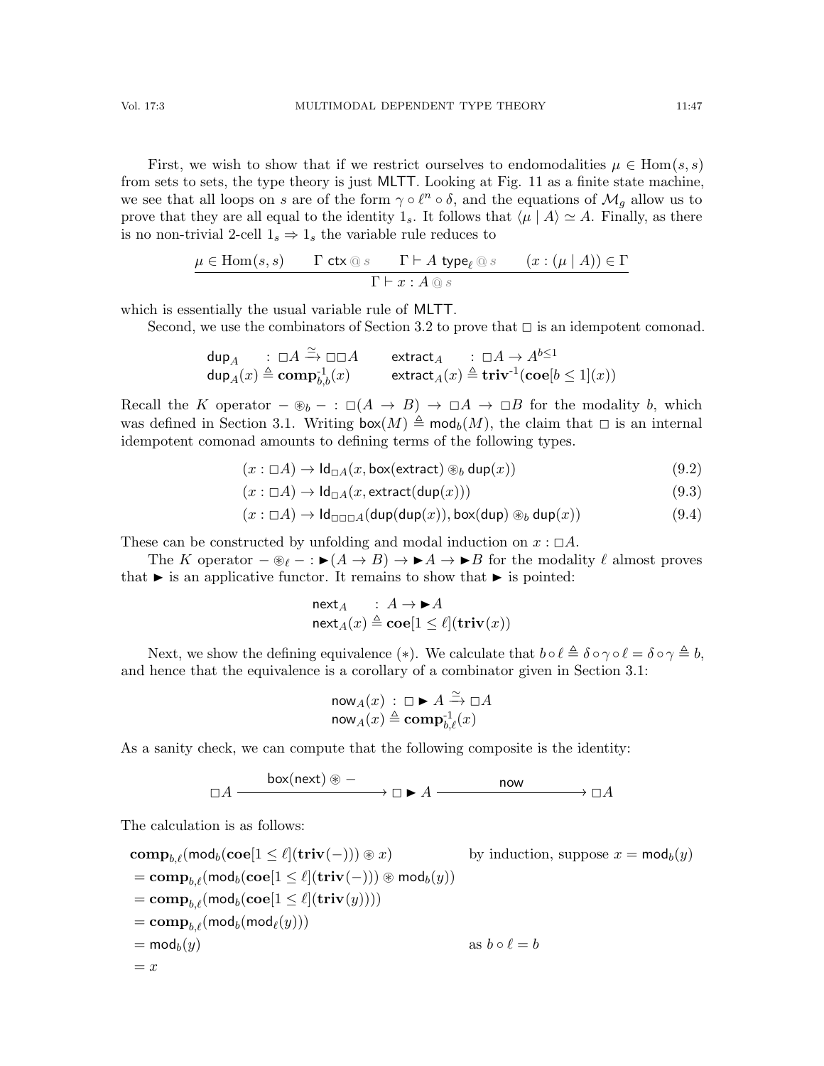First, we wish to show that if we restrict ourselves to endomodalities $\mu \in \text{Hom}(s, s)$ from sets to sets, the type theory is just MLTT. Looking at Fig. 11 as a finite state machine, we see that all loops on $s$ are of the form $\gamma \circ \ell^n \circ \delta$, and the equations of $\mathcal{M}_g$ allow us to prove that they are all equal to the identity $1_s$. It follows that $\langle \mu \mid A \rangle \simeq A$. Finally, as there is no non-trivial 2-cell $1_s \Rightarrow 1_s$ the variable rule reduces to

$$\frac{\mu \in \text{Hom}(s, s) \qquad \Gamma \ \mathsf{ctx} \ @ \ s \qquad \Gamma \vdash A \ \mathsf{type}_\ell \ @ \ s \qquad (x : (\mu \mid A)) \in \Gamma}{\Gamma \vdash x : A \ @ \ s}$$

which is essentially the usual variable rule of MLTT.

Second, we use the combinators of Section 3.2 to prove that $\square$ is an idempotent comonad.

$$\begin{array}{llll} \mathsf{dup}_A & : \square A \xrightarrow{\simeq} \square\square A & \qquad \mathsf{extract}_A & : \square A \to A^{b \leq 1} \\ \mathsf{dup}_A(x) & \triangleq \mathbf{comp}^{-1}_{b,b}(x) & \qquad \mathsf{extract}_A(x) & \triangleq \mathbf{triv}^{-1}(\mathbf{coe}[b \leq 1](x)) \end{array}$$

Recall the $K$ operator $- \circledast_b - : \square(A \to B) \to \square A \to \square B$ for the modality $b$, which was defined in Section 3.1. Writing $\mathsf{box}(M) \triangleq \mathsf{mod}_b(M)$, the claim that $\square$ is an internal idempotent comonad amounts to defining terms of the following types.

$$(x : \square A) \to \mathsf{Id}_{\square A}(x, \mathsf{box}(\mathsf{extract}) \circledast_b \mathsf{dup}(x)) \tag{9.2}$$

$$(x : \square A) \to \mathsf{Id}_{\square A}(x, \mathsf{extract}(\mathsf{dup}(x))) \tag{9.3}$$

$$(x : \square A) \to \mathsf{Id}_{\square\square\square A}(\mathsf{dup}(\mathsf{dup}(x)), \mathsf{box}(\mathsf{dup}) \circledast_b \mathsf{dup}(x)) \tag{9.4}$$

These can be constructed by unfolding and modal induction on $x : \square A$.

The $K$ operator $- \circledast_\ell - : \blacktriangleright(A \to B) \to \blacktriangleright A \to \blacktriangleright B$ for the modality $\ell$ almost proves that $\blacktriangleright$ is an applicative functor. It remains to show that $\blacktriangleright$ is pointed:

$$\begin{array}{ll} \mathsf{next}_A & : A \to \blacktriangleright A \\ \mathsf{next}_A(x) & \triangleq \mathbf{coe}[1 \leq \ell](\mathbf{triv}(x)) \end{array}$$

Next, we show the defining equivalence $(*)$. We calculate that $b \circ \ell \triangleq \delta \circ \gamma \circ \ell = \delta \circ \gamma \triangleq b$, and hence that the equivalence is a corollary of a combinator given in Section 3.1:

$$\begin{array}{l} \mathsf{now}_A(x) \ : \ \square \blacktriangleright A \xrightarrow{\simeq} \square A \\ \mathsf{now}_A(x) \triangleq \mathbf{comp}^{-1}_{b,\ell}(x) \end{array}$$

As a sanity check, we can compute that the following composite is the identity:

$$\square A \xrightarrow{\quad \mathsf{box}(\mathsf{next}) \circledast - \quad} \square \blacktriangleright A \xrightarrow{\quad \mathsf{now} \quad} \square A$$

The calculation is as follows:

$$\begin{array}{ll} \mathbf{comp}_{b,\ell}(\mathsf{mod}_b(\mathbf{coe}[1 \leq \ell](\mathbf{triv}(-))) \circledast x) & \text{by induction, suppose } x = \mathsf{mod}_b(y) \\ = \mathbf{comp}_{b,\ell}(\mathsf{mod}_b(\mathbf{coe}[1 \leq \ell](\mathbf{triv}(-))) \circledast \mathsf{mod}_b(y)) & \\ = \mathbf{comp}_{b,\ell}(\mathsf{mod}_b(\mathbf{coe}[1 \leq \ell](\mathbf{triv}(y)))) & \\ = \mathbf{comp}_{b,\ell}(\mathsf{mod}_b(\mathsf{mod}_\ell(y))) & \\ = \mathsf{mod}_b(y) & \text{as } b \circ \ell = b \\ = x & \end{array}$$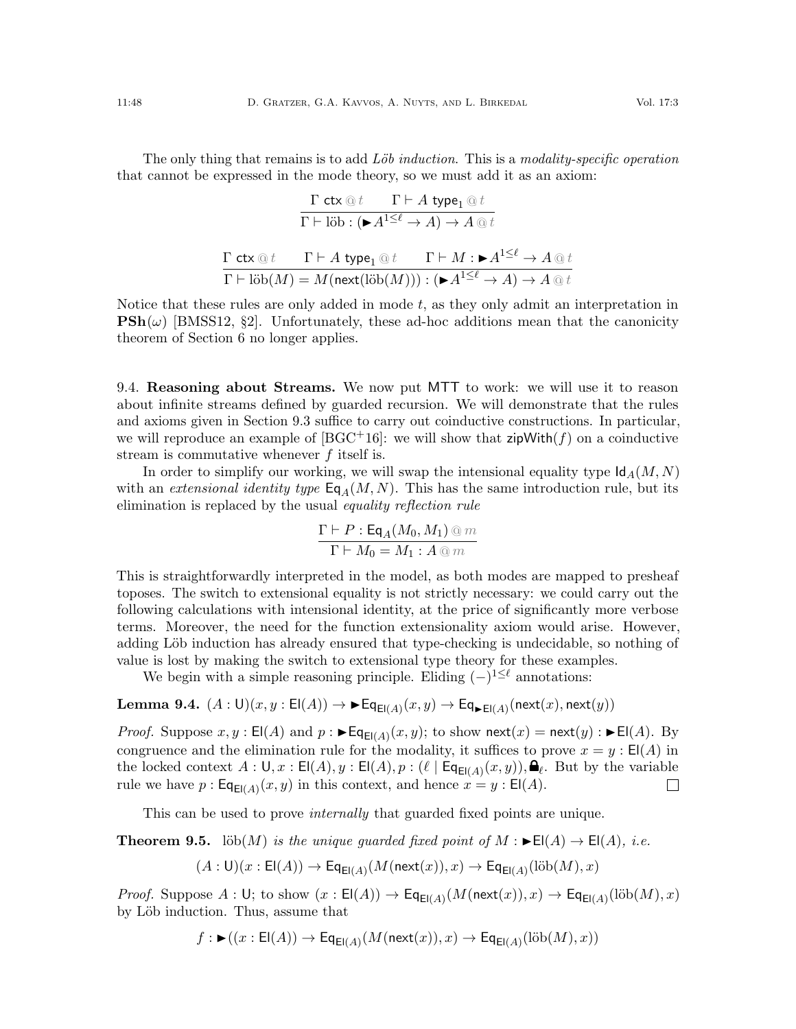The only thing that remains is to add *Löb induction*. This is a *modality-specific operation* that cannot be expressed in the mode theory, so we must add it as an axiom:

$$\frac{\Gamma\ \mathsf{ctx} \mathbin{@} t \qquad \Gamma \vdash A\ \mathsf{type}_1 \mathbin{@} t}{\Gamma \vdash \text{löb} : (\blacktriangleright A^{1\leq \ell} \to A) \to A \mathbin{@} t}$$

$$\frac{\Gamma\ \mathsf{ctx} \mathbin{@} t \qquad \Gamma \vdash A\ \mathsf{type}_1 \mathbin{@} t \qquad \Gamma \vdash M : \blacktriangleright A^{1\leq \ell} \to A \mathbin{@} t}{\Gamma \vdash \text{löb}(M) = M(\mathsf{next}(\text{löb}(M))) : (\blacktriangleright A^{1\leq \ell} \to A) \to A \mathbin{@} t}$$

Notice that these rules are only added in mode $t$, as they only admit an interpretation in $\mathbf{PSh}(\omega)$ [BMSS12, §2]. Unfortunately, these ad-hoc additions mean that the canonicity theorem of Section 6 no longer applies.

## 9.4. Reasoning about Streams.

We now put MTT to work: we will use it to reason about infinite streams defined by guarded recursion. We will demonstrate that the rules and axioms given in Section 9.3 suffice to carry out coinductive constructions. In particular, we will reproduce an example of [BGC+16]: we will show that $\mathsf{zipWith}(f)$ on a coinductive stream is commutative whenever $f$ itself is.

In order to simplify our working, we will swap the intensional equality type $\mathsf{Id}_A(M, N)$ with an *extensional identity type* $\mathsf{Eq}_A(M, N)$. This has the same introduction rule, but its elimination is replaced by the usual *equality reflection rule*

$$\frac{\Gamma \vdash P : \mathsf{Eq}_A(M_0, M_1) \mathbin{@} m}{\Gamma \vdash M_0 = M_1 : A \mathbin{@} m}$$

This is straightforwardly interpreted in the model, as both modes are mapped to presheaf toposes. The switch to extensional equality is not strictly necessary: we could carry out the following calculations with intensional identity, at the price of significantly more verbose terms. Moreover, the need for the function extensionality axiom would arise. However, adding Löb induction has already ensured that type-checking is undecidable, so nothing of value is lost by making the switch to extensional type theory for these examples.

We begin with a simple reasoning principle. Eliding $(-)^{1\leq \ell}$ annotations:

**Lemma 9.4.** $(A : \mathsf{U})(x, y : \mathsf{El}(A)) \to \blacktriangleright \mathsf{Eq}_{\mathsf{El}(A)}(x, y) \to \mathsf{Eq}_{\blacktriangleright \mathsf{El}(A)}(\mathsf{next}(x), \mathsf{next}(y))$

*Proof.* Suppose $x, y : \mathsf{El}(A)$ and $p : \blacktriangleright \mathsf{Eq}_{\mathsf{El}(A)}(x, y)$; to show $\mathsf{next}(x) = \mathsf{next}(y) : \blacktriangleright \mathsf{El}(A)$. By congruence and the elimination rule for the modality, it suffices to prove $x = y : \mathsf{El}(A)$ in the locked context $A : \mathsf{U}, x : \mathsf{El}(A), y : \mathsf{El}(A), p : (\ell \mid \mathsf{Eq}_{\mathsf{El}(A)}(x, y)), \text{🔒}_\ell$. But by the variable rule we have $p : \mathsf{Eq}_{\mathsf{El}(A)}(x, y)$ in this context, and hence $x = y : \mathsf{El}(A)$. ◻

This can be used to prove *internally* that guarded fixed points are unique.

**Theorem 9.5.** *löb$(M)$ is the unique guarded fixed point of $M : \blacktriangleright \mathsf{El}(A) \to \mathsf{El}(A)$, i.e.*

$$(A : \mathsf{U})(x : \mathsf{El}(A)) \to \mathsf{Eq}_{\mathsf{El}(A)}(M(\mathsf{next}(x)), x) \to \mathsf{Eq}_{\mathsf{El}(A)}(\text{löb}(M), x)$$

*Proof.* Suppose $A : \mathsf{U}$; to show $(x : \mathsf{El}(A)) \to \mathsf{Eq}_{\mathsf{El}(A)}(M(\mathsf{next}(x)), x) \to \mathsf{Eq}_{\mathsf{El}(A)}(\text{löb}(M), x)$ by Löb induction. Thus, assume that

$$f : \blacktriangleright((x : \mathsf{El}(A)) \to \mathsf{Eq}_{\mathsf{El}(A)}(M(\mathsf{next}(x)), x) \to \mathsf{Eq}_{\mathsf{El}(A)}(\text{löb}(M), x))$$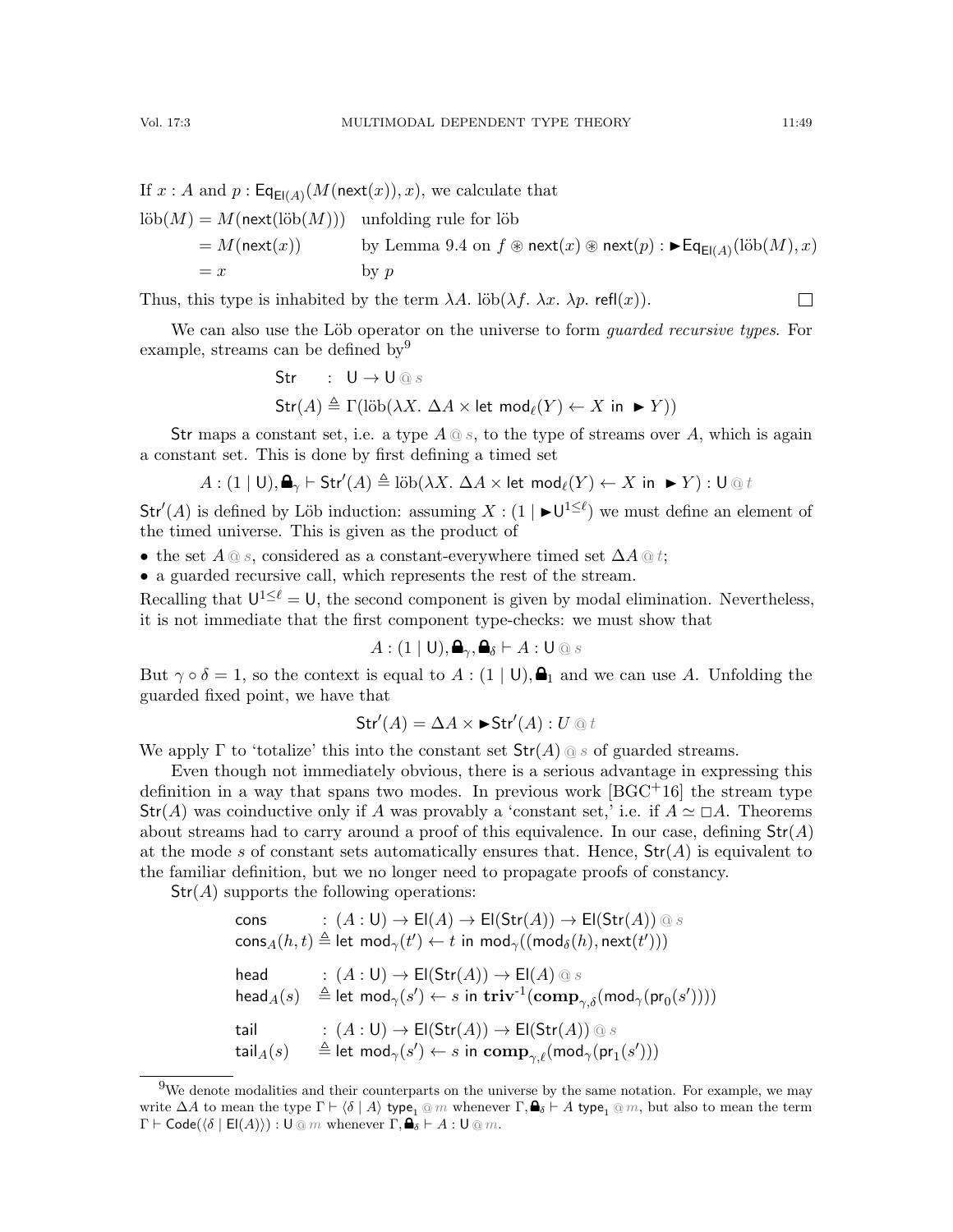If $x : A$ and $p : \mathsf{Eq}_{\mathsf{El}(A)}(M(\mathsf{next}(x)), x)$, we calculate that

$$
\begin{aligned}
\text{löb}(M) &= M(\mathsf{next}(\text{löb}(M))) && \text{unfolding rule for löb} \\
&= M(\mathsf{next}(x)) && \text{by Lemma 9.4 on } f \circledast \mathsf{next}(x) \circledast \mathsf{next}(p) : \blacktriangleright \mathsf{Eq}_{\mathsf{El}(A)}(\text{löb}(M), x) \\
&= x && \text{by } p
\end{aligned}
$$

Thus, this type is inhabited by the term $\lambda A.\ \text{löb}(\lambda f.\ \lambda x.\ \lambda p.\ \mathsf{refl}(x))$. □

We can also use the Löb operator on the universe to form *guarded recursive types*. For example, streams can be defined by[9]

$$
\begin{aligned}
&\mathsf{Str} \quad : \ \mathsf{U} \to \mathsf{U} \ @\ s \\
&\mathsf{Str}(A) \triangleq \Gamma(\text{löb}(\lambda X.\ \Delta A \times \mathsf{let}\ \mathsf{mod}_\ell(Y) \leftarrow X\ \mathsf{in}\ \blacktriangleright Y))
\end{aligned}
$$

$\mathsf{Str}$ maps a constant set, i.e. a type $A \ @\ s$, to the type of streams over $A$, which is again a constant set. This is done by first defining a timed set

$$A : (1 \mid \mathsf{U}), \text{🔒}_\gamma \vdash \mathsf{Str}'(A) \triangleq \text{löb}(\lambda X.\ \Delta A \times \mathsf{let}\ \mathsf{mod}_\ell(Y) \leftarrow X\ \mathsf{in}\ \blacktriangleright Y) : \mathsf{U}\ @\ t$$

$\mathsf{Str}'(A)$ is defined by Löb induction: assuming $X : (1 \mid \blacktriangleright \mathsf{U}^{1 \leq \ell})$ we must define an element of the timed universe. This is given as the product of

- the set $A \ @\ s$, considered as a constant-everywhere timed set $\Delta A \ @\ t$;
- a guarded recursive call, which represents the rest of the stream.

Recalling that $\mathsf{U}^{1 \leq \ell} = \mathsf{U}$, the second component is given by modal elimination. Nevertheless, it is not immediate that the first component type-checks: we must show that

$$A : (1 \mid \mathsf{U}), \text{🔒}_\gamma, \text{🔒}_\delta \vdash A : \mathsf{U}\ @\ s$$

But $\gamma \circ \delta = 1$, so the context is equal to $A : (1 \mid \mathsf{U}), \text{🔒}_1$ and we can use $A$. Unfolding the guarded fixed point, we have that

$$\mathsf{Str}'(A) = \Delta A \times \blacktriangleright \mathsf{Str}'(A) : U\ @\ t$$

We apply $\Gamma$ to 'totalize' this into the constant set $\mathsf{Str}(A)\ @\ s$ of guarded streams.

Even though not immediately obvious, there is a serious advantage in expressing this definition in a way that spans two modes. In previous work [BGC+16] the stream type $\mathsf{Str}(A)$ was coinductive only if $A$ was provably a 'constant set,' i.e. if $A \simeq \Box A$. Theorems about streams had to carry around a proof of this equivalence. In our case, defining $\mathsf{Str}(A)$ at the mode $s$ of constant sets automatically ensures that. Hence, $\mathsf{Str}(A)$ is equivalent to the familiar definition, but we no longer need to propagate proofs of constancy.

$\mathsf{Str}(A)$ supports the following operations:

$$
\begin{aligned}
&\mathsf{cons} \quad : (A : \mathsf{U}) \to \mathsf{El}(A) \to \mathsf{El}(\mathsf{Str}(A)) \to \mathsf{El}(\mathsf{Str}(A))\ @\ s \\
&\mathsf{cons}_A(h, t) \triangleq \mathsf{let}\ \mathsf{mod}_\gamma(t') \leftarrow t\ \mathsf{in}\ \mathsf{mod}_\gamma((\mathsf{mod}_\delta(h), \mathsf{next}(t'))) \\[1em]
&\mathsf{head} \quad : (A : \mathsf{U}) \to \mathsf{El}(\mathsf{Str}(A)) \to \mathsf{El}(A)\ @\ s \\
&\mathsf{head}_A(s) \quad \triangleq \mathsf{let}\ \mathsf{mod}_\gamma(s') \leftarrow s\ \mathsf{in}\ \mathbf{triv}^{-1}(\mathbf{comp}_{\gamma,\delta}(\mathsf{mod}_\gamma(\mathsf{pr}_0(s')))) \\[1em]
&\mathsf{tail} \quad : (A : \mathsf{U}) \to \mathsf{El}(\mathsf{Str}(A)) \to \mathsf{El}(\mathsf{Str}(A))\ @\ s \\
&\mathsf{tail}_A(s) \quad \triangleq \mathsf{let}\ \mathsf{mod}_\gamma(s') \leftarrow s\ \mathsf{in}\ \mathbf{comp}_{\gamma,\ell}(\mathsf{mod}_\gamma(\mathsf{pr}_1(s')))
\end{aligned}
$$

---

[9] We denote modalities and their counterparts on the universe by the same notation. For example, we may write $\Delta A$ to mean the type $\Gamma \vdash \langle \delta \mid A \rangle\ \mathsf{type}_1\ @\ m$ whenever $\Gamma, \text{🔒}_\delta \vdash A\ \mathsf{type}_1\ @\ m$, but also to mean the term $\Gamma \vdash \mathsf{Code}(\langle \delta \mid \mathsf{El}(A) \rangle) : \mathsf{U}\ @\ m$ whenever $\Gamma, \text{🔒}_\delta \vdash A : \mathsf{U}\ @\ m$.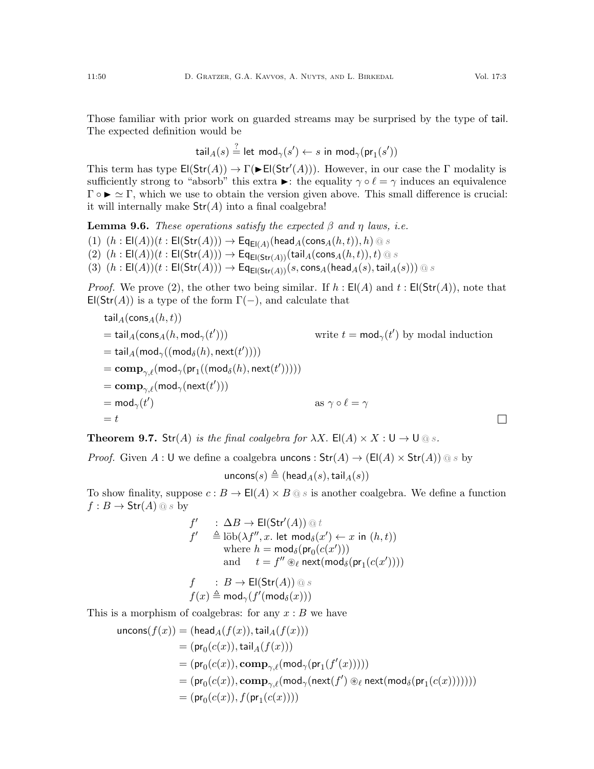Those familiar with prior work on guarded streams may be surprised by the type of $\mathsf{tail}$. The expected definition would be

$$\mathsf{tail}_A(s) \stackrel{?}{=} \mathsf{let}\ \mathsf{mod}_\gamma(s') \leftarrow s\ \mathsf{in}\ \mathsf{mod}_\gamma(\mathsf{pr}_1(s'))$$

This term has type $\mathsf{El}(\mathsf{Str}(A)) \to \Gamma(\blacktriangleright \mathsf{El}(\mathsf{Str}'(A)))$. However, in our case the $\Gamma$ modality is sufficiently strong to "absorb" this extra $\blacktriangleright$: the equality $\gamma \circ \ell = \gamma$ induces an equivalence $\Gamma \circ \blacktriangleright \simeq \Gamma$, which we use to obtain the version given above. This small difference is crucial: it will internally make $\mathsf{Str}(A)$ into a final coalgebra!

**Lemma 9.6.** *These operations satisfy the expected $\beta$ and $\eta$ laws, i.e.*

(1) $(h : \mathsf{El}(A))(t : \mathsf{El}(\mathsf{Str}(A))) \to \mathsf{Eq}_{\mathsf{El}(A)}(\mathsf{head}_A(\mathsf{cons}_A(h,t)), h) \ @\ s$
(2) $(h : \mathsf{El}(A))(t : \mathsf{El}(\mathsf{Str}(A))) \to \mathsf{Eq}_{\mathsf{El}(\mathsf{Str}(A))}(\mathsf{tail}_A(\mathsf{cons}_A(h,t)), t) \ @\ s$
(3) $(h : \mathsf{El}(A))(t : \mathsf{El}(\mathsf{Str}(A))) \to \mathsf{Eq}_{\mathsf{El}(\mathsf{Str}(A))}(s, \mathsf{cons}_A(\mathsf{head}_A(s), \mathsf{tail}_A(s))) \ @\ s$

*Proof.* We prove (2), the other two being similar. If $h : \mathsf{El}(A)$ and $t : \mathsf{El}(\mathsf{Str}(A))$, note that $\mathsf{El}(\mathsf{Str}(A))$ is a type of the form $\Gamma(-)$, and calculate that

$$\begin{aligned}
&\mathsf{tail}_A(\mathsf{cons}_A(h,t)) \\
&= \mathsf{tail}_A(\mathsf{cons}_A(h, \mathsf{mod}_\gamma(t'))) && \text{write } t = \mathsf{mod}_\gamma(t') \text{ by modal induction} \\
&= \mathsf{tail}_A(\mathsf{mod}_\gamma((\mathsf{mod}_\delta(h), \mathsf{next}(t')))) \\
&= \mathbf{comp}_{\gamma,\ell}(\mathsf{mod}_\gamma(\mathsf{pr}_1((\mathsf{mod}_\delta(h), \mathsf{next}(t'))))) \\
&= \mathbf{comp}_{\gamma,\ell}(\mathsf{mod}_\gamma(\mathsf{next}(t'))) \\
&= \mathsf{mod}_\gamma(t') && \text{as } \gamma \circ \ell = \gamma \\
&= t
\end{aligned}$$

∎

**Theorem 9.7.** *$\mathsf{Str}(A)$ is the final coalgebra for $\lambda X.\ \mathsf{El}(A) \times X : \mathsf{U} \to \mathsf{U} \ @\ s$.*

*Proof.* Given $A : \mathsf{U}$ we define a coalgebra $\mathsf{uncons} : \mathsf{Str}(A) \to (\mathsf{El}(A) \times \mathsf{Str}(A)) \ @\ s$ by

$$\mathsf{uncons}(s) \triangleq (\mathsf{head}_A(s), \mathsf{tail}_A(s))$$

To show finality, suppose $c : B \to \mathsf{El}(A) \times B \ @\ s$ is another coalgebra. We define a function $f : B \to \mathsf{Str}(A) \ @\ s$ by

$$\begin{aligned}
f' &\ : \Delta B \to \mathsf{El}(\mathsf{Str}'(A)) \ @\ t \\
f' &\triangleq \text{löb}(\lambda f'', x.\ \mathsf{let}\ \mathsf{mod}_\delta(x') \leftarrow x\ \mathsf{in}\ (h,t)) \\
&\quad \text{where } h = \mathsf{mod}_\delta(\mathsf{pr}_0(c(x'))) \\
&\quad \text{and } \quad t = f'' \circledast_\ell \mathsf{next}(\mathsf{mod}_\delta(\mathsf{pr}_1(c(x'))))
\end{aligned}$$

$$\begin{aligned}
f &\ : B \to \mathsf{El}(\mathsf{Str}(A)) \ @\ s \\
f(x) &\triangleq \mathsf{mod}_\gamma(f'(\mathsf{mod}_\delta(x)))
\end{aligned}$$

This is a morphism of coalgebras: for any $x : B$ we have

$$\begin{aligned}
\mathsf{uncons}(f(x)) &= (\mathsf{head}_A(f(x)), \mathsf{tail}_A(f(x))) \\
&= (\mathsf{pr}_0(c(x)), \mathsf{tail}_A(f(x))) \\
&= (\mathsf{pr}_0(c(x)), \mathbf{comp}_{\gamma,\ell}(\mathsf{mod}_\gamma(\mathsf{pr}_1(f'(x))))) \\
&= (\mathsf{pr}_0(c(x)), \mathbf{comp}_{\gamma,\ell}(\mathsf{mod}_\gamma(\mathsf{next}(f') \circledast_\ell \mathsf{next}(\mathsf{mod}_\delta(\mathsf{pr}_1(c(x))))))) \\
&= (\mathsf{pr}_0(c(x)), f(\mathsf{pr}_1(c(x))))
\end{aligned}$$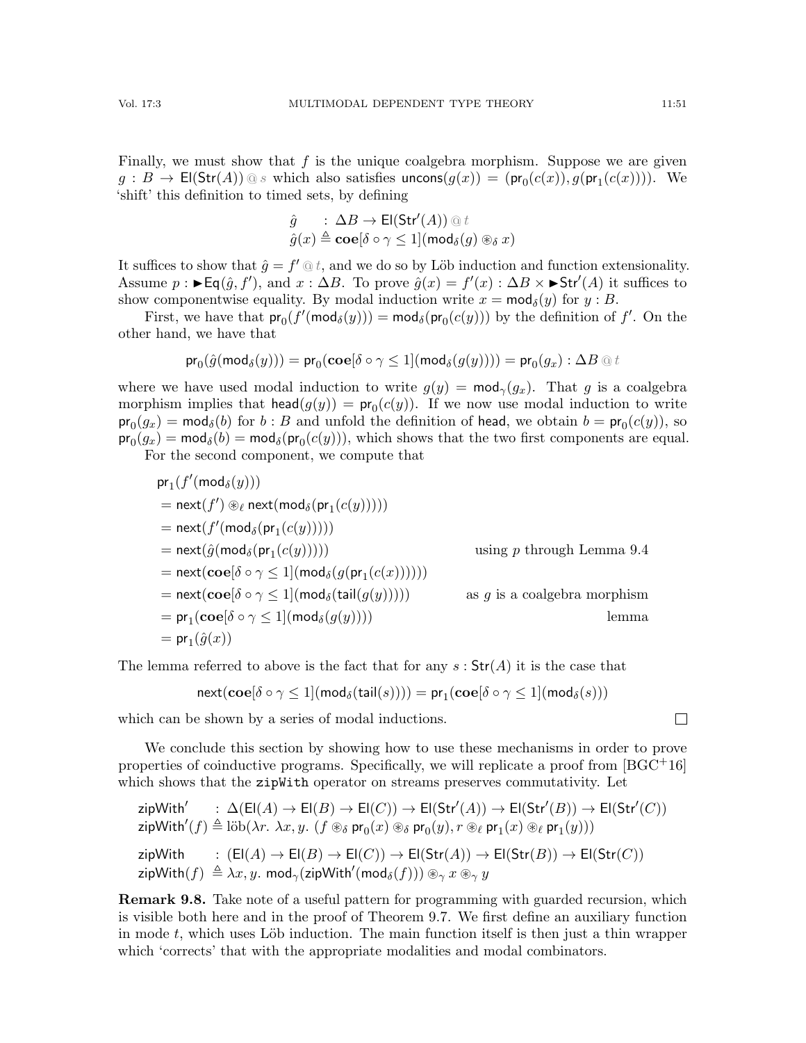Finally, we must show that $f$ is the unique coalgebra morphism. Suppose we are given $g : B \to \mathsf{El}(\mathsf{Str}(A)) \mathbin{@} s$ which also satisfies $\mathsf{uncons}(g(x)) = (\mathsf{pr}_0(c(x)), g(\mathsf{pr}_1(c(x))))$. We 'shift' this definition to timed sets, by defining

$$
\begin{aligned}
&\hat{g} \quad : \Delta B \to \mathsf{El}(\mathsf{Str}'(A)) \mathbin{@} t \\
&\hat{g}(x) \triangleq \mathbf{coe}[\delta \circ \gamma \leq 1](\mathsf{mod}_\delta(g) \circledast_\delta x)
\end{aligned}
$$

It suffices to show that $\hat{g} = f' \mathbin{@} t$, and we do so by Löb induction and function extensionality. Assume $p : \blacktriangleright \mathsf{Eq}(\hat{g}, f')$, and $x : \Delta B$. To prove $\hat{g}(x) = f'(x) : \Delta B \times \blacktriangleright \mathsf{Str}'(A)$ it suffices to show componentwise equality. By modal induction write $x = \mathsf{mod}_\delta(y)$ for $y : B$.

First, we have that $\mathsf{pr}_0(f'(\mathsf{mod}_\delta(y))) = \mathsf{mod}_\delta(\mathsf{pr}_0(c(y)))$ by the definition of $f'$. On the other hand, we have that

$$
\mathsf{pr}_0(\hat{g}(\mathsf{mod}_\delta(y))) = \mathsf{pr}_0(\mathbf{coe}[\delta \circ \gamma \leq 1](\mathsf{mod}_\delta(g(y)))) = \mathsf{pr}_0(g_x) : \Delta B \mathbin{@} t
$$

where we have used modal induction to write $g(y) = \mathsf{mod}_\gamma(g_x)$. That $g$ is a coalgebra morphism implies that $\mathsf{head}(g(y)) = \mathsf{pr}_0(c(y))$. If we now use modal induction to write $\mathsf{pr}_0(g_x) = \mathsf{mod}_\delta(b)$ for $b : B$ and unfold the definition of $\mathsf{head}$, we obtain $b = \mathsf{pr}_0(c(y))$, so $\mathsf{pr}_0(g_x) = \mathsf{mod}_\delta(b) = \mathsf{mod}_\delta(\mathsf{pr}_0(c(y)))$, which shows that the two first components are equal.

For the second component, we compute that

$$
\begin{aligned}
&\mathsf{pr}_1(f'(\mathsf{mod}_\delta(y))) \\
&= \mathsf{next}(f') \circledast_\ell \mathsf{next}(\mathsf{mod}_\delta(\mathsf{pr}_1(c(y)))) \\
&= \mathsf{next}(f'(\mathsf{mod}_\delta(\mathsf{pr}_1(c(y))))) \\
&= \mathsf{next}(\hat{g}(\mathsf{mod}_\delta(\mathsf{pr}_1(c(y))))) && \text{using } p \text{ through Lemma 9.4} \\
&= \mathsf{next}(\mathbf{coe}[\delta \circ \gamma \leq 1](\mathsf{mod}_\delta(g(\mathsf{pr}_1(c(x)))))) \\
&= \mathsf{next}(\mathbf{coe}[\delta \circ \gamma \leq 1](\mathsf{mod}_\delta(\mathsf{tail}(g(y))))) && \text{as } g \text{ is a coalgebra morphism} \\
&= \mathsf{pr}_1(\mathbf{coe}[\delta \circ \gamma \leq 1](\mathsf{mod}_\delta(g(y)))) && \text{lemma} \\
&= \mathsf{pr}_1(\hat{g}(x))
\end{aligned}
$$

The lemma referred to above is the fact that for any $s : \mathsf{Str}(A)$ it is the case that

$$
\mathsf{next}(\mathbf{coe}[\delta \circ \gamma \leq 1](\mathsf{mod}_\delta(\mathsf{tail}(s)))) = \mathsf{pr}_1(\mathbf{coe}[\delta \circ \gamma \leq 1](\mathsf{mod}_\delta(s)))
$$

which can be shown by a series of modal inductions. ☐

We conclude this section by showing how to use these mechanisms in order to prove properties of coinductive programs. Specifically, we will replicate a proof from [BGC+16] which shows that the `zipWith` operator on streams preserves commutativity. Let

$$
\begin{aligned}
&\mathsf{zipWith}' \quad : \Delta(\mathsf{El}(A) \to \mathsf{El}(B) \to \mathsf{El}(C)) \to \mathsf{El}(\mathsf{Str}'(A)) \to \mathsf{El}(\mathsf{Str}'(B)) \to \mathsf{El}(\mathsf{Str}'(C)) \\
&\mathsf{zipWith}'(f) \triangleq \text{löb}(\lambda r.\ \lambda x, y.\ (f \circledast_\delta \mathsf{pr}_0(x) \circledast_\delta \mathsf{pr}_0(y), r \circledast_\ell \mathsf{pr}_1(x) \circledast_\ell \mathsf{pr}_1(y)))
\end{aligned}
$$

$$
\begin{aligned}
&\mathsf{zipWith} \quad : (\mathsf{El}(A) \to \mathsf{El}(B) \to \mathsf{El}(C)) \to \mathsf{El}(\mathsf{Str}(A)) \to \mathsf{El}(\mathsf{Str}(B)) \to \mathsf{El}(\mathsf{Str}(C)) \\
&\mathsf{zipWith}(f) \ \triangleq \lambda x, y.\ \mathsf{mod}_\gamma(\mathsf{zipWith}'(\mathsf{mod}_\delta(f))) \circledast_\gamma x \circledast_\gamma y
\end{aligned}
$$

**Remark 9.8.** Take note of a useful pattern for programming with guarded recursion, which is visible both here and in the proof of Theorem 9.7. We first define an auxiliary function in mode $t$, which uses Löb induction. The main function itself is then just a thin wrapper which 'corrects' that with the appropriate modalities and modal combinators.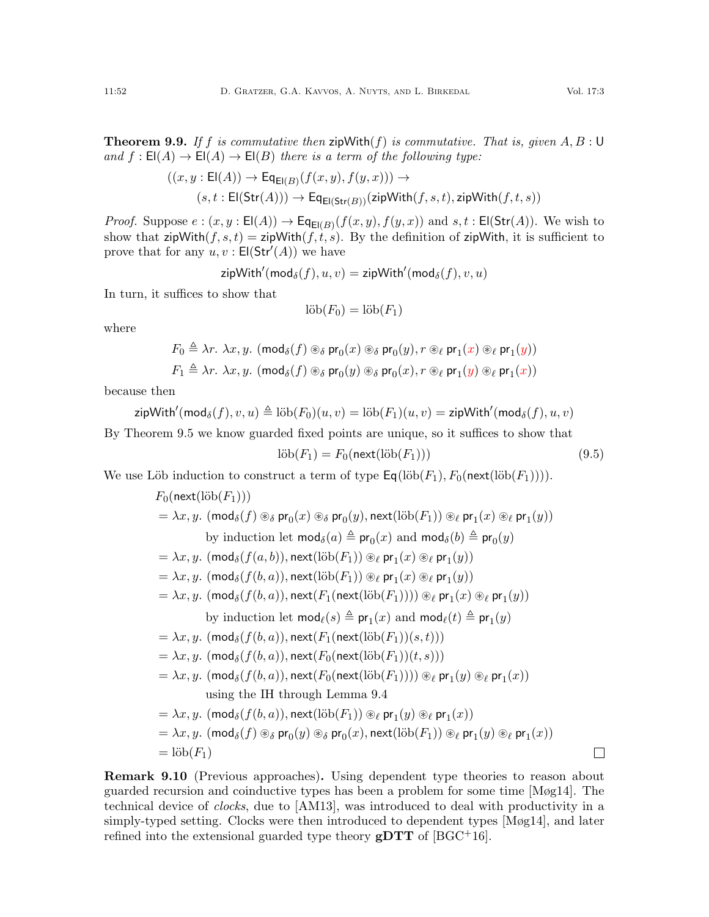**Theorem 9.9.** *If $f$ is commutative then $\mathsf{zipWith}(f)$ is commutative. That is, given $A, B : \mathsf{U}$ and $f : \mathsf{El}(A) \to \mathsf{El}(A) \to \mathsf{El}(B)$ there is a term of the following type:*

$$((x, y : \mathsf{El}(A)) \to \mathsf{Eq}_{\mathsf{El}(B)}(f(x, y), f(y, x))) \to$$
$$(s, t : \mathsf{El}(\mathsf{Str}(A))) \to \mathsf{Eq}_{\mathsf{El}(\mathsf{Str}(B))}(\mathsf{zipWith}(f, s, t), \mathsf{zipWith}(f, t, s))$$

*Proof.* Suppose $e : (x, y : \mathsf{El}(A)) \to \mathsf{Eq}_{\mathsf{El}(B)}(f(x, y), f(y, x))$ and $s, t : \mathsf{El}(\mathsf{Str}(A))$. We wish to show that $\mathsf{zipWith}(f, s, t) = \mathsf{zipWith}(f, t, s)$. By the definition of $\mathsf{zipWith}$, it is sufficient to prove that for any $u, v : \mathsf{El}(\mathsf{Str}'(A))$ we have

$$\mathsf{zipWith}'(\mathsf{mod}_\delta(f), u, v) = \mathsf{zipWith}'(\mathsf{mod}_\delta(f), v, u)$$

In turn, it suffices to show that

$$\text{löb}(F_0) = \text{löb}(F_1)$$

where

$$F_0 \triangleq \lambda r.\ \lambda x, y.\ (\mathsf{mod}_\delta(f) \circledast_\delta \mathsf{pr}_0(x) \circledast_\delta \mathsf{pr}_0(y), r \circledast_\ell \mathsf{pr}_1(x) \circledast_\ell \mathsf{pr}_1(y))$$
$$F_1 \triangleq \lambda r.\ \lambda x, y.\ (\mathsf{mod}_\delta(f) \circledast_\delta \mathsf{pr}_0(y) \circledast_\delta \mathsf{pr}_0(x), r \circledast_\ell \mathsf{pr}_1(y) \circledast_\ell \mathsf{pr}_1(x))$$

because then

$$\mathsf{zipWith}'(\mathsf{mod}_\delta(f), v, u) \triangleq \text{löb}(F_0)(u, v) = \text{löb}(F_1)(u, v) = \mathsf{zipWith}'(\mathsf{mod}_\delta(f), u, v)$$

By Theorem 9.5 we know guarded fixed points are unique, so it suffices to show that

$$\text{löb}(F_1) = F_0(\mathsf{next}(\text{löb}(F_1))) \tag{9.5}$$

We use Löb induction to construct a term of type $\mathsf{Eq}(\text{löb}(F_1), F_0(\mathsf{next}(\text{löb}(F_1))))$.

$$\begin{aligned}
&F_0(\mathsf{next}(\text{löb}(F_1))) \\
&= \lambda x, y.\ (\mathsf{mod}_\delta(f) \circledast_\delta \mathsf{pr}_0(x) \circledast_\delta \mathsf{pr}_0(y), \mathsf{next}(\text{löb}(F_1)) \circledast_\ell \mathsf{pr}_1(x) \circledast_\ell \mathsf{pr}_1(y)) \\
&\qquad \text{by induction let } \mathsf{mod}_\delta(a) \triangleq \mathsf{pr}_0(x) \text{ and } \mathsf{mod}_\delta(b) \triangleq \mathsf{pr}_0(y) \\
&= \lambda x, y.\ (\mathsf{mod}_\delta(f(a, b)), \mathsf{next}(\text{löb}(F_1)) \circledast_\ell \mathsf{pr}_1(x) \circledast_\ell \mathsf{pr}_1(y)) \\
&= \lambda x, y.\ (\mathsf{mod}_\delta(f(b, a)), \mathsf{next}(\text{löb}(F_1)) \circledast_\ell \mathsf{pr}_1(x) \circledast_\ell \mathsf{pr}_1(y)) \\
&= \lambda x, y.\ (\mathsf{mod}_\delta(f(b, a)), \mathsf{next}(F_1(\mathsf{next}(\text{löb}(F_1)))) \circledast_\ell \mathsf{pr}_1(x) \circledast_\ell \mathsf{pr}_1(y)) \\
&\qquad \text{by induction let } \mathsf{mod}_\ell(s) \triangleq \mathsf{pr}_1(x) \text{ and } \mathsf{mod}_\ell(t) \triangleq \mathsf{pr}_1(y) \\
&= \lambda x, y.\ (\mathsf{mod}_\delta(f(b, a)), \mathsf{next}(F_1(\mathsf{next}(\text{löb}(F_1))(s, t))) \\
&= \lambda x, y.\ (\mathsf{mod}_\delta(f(b, a)), \mathsf{next}(F_0(\mathsf{next}(\text{löb}(F_1))(t, s))) \\
&= \lambda x, y.\ (\mathsf{mod}_\delta(f(b, a)), \mathsf{next}(F_0(\mathsf{next}(\text{löb}(F_1)))) \circledast_\ell \mathsf{pr}_1(y) \circledast_\ell \mathsf{pr}_1(x)) \\
&\qquad \text{using the IH through Lemma 9.4} \\
&= \lambda x, y.\ (\mathsf{mod}_\delta(f(b, a)), \mathsf{next}(\text{löb}(F_1)) \circledast_\ell \mathsf{pr}_1(y) \circledast_\ell \mathsf{pr}_1(x)) \\
&= \lambda x, y.\ (\mathsf{mod}_\delta(f) \circledast_\delta \mathsf{pr}_0(y) \circledast_\delta \mathsf{pr}_0(x), \mathsf{next}(\text{löb}(F_1)) \circledast_\ell \mathsf{pr}_1(y) \circledast_\ell \mathsf{pr}_1(x)) \\
&= \text{löb}(F_1)
\end{aligned}$$

∎

**Remark 9.10** (Previous approaches)**.** Using dependent type theories to reason about guarded recursion and coinductive types has been a problem for some time [Møg14]. The technical device of *clocks*, due to [AM13], was introduced to deal with productivity in a simply-typed setting. Clocks were then introduced to dependent types [Møg14], and later refined into the extensional guarded type theory **gDTT** of [BGC+16].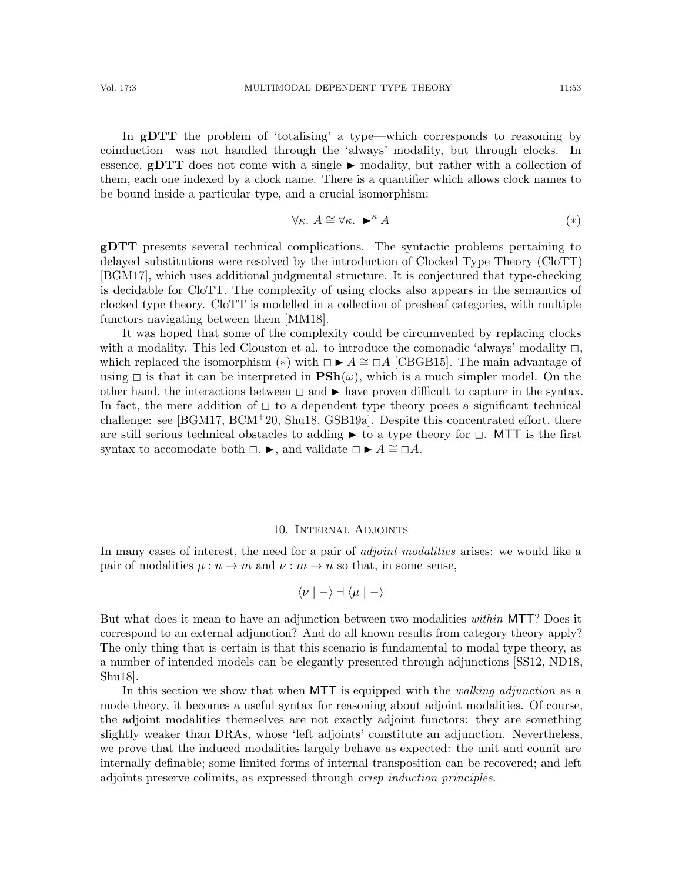In **gDTT** the problem of 'totalising' a type—which corresponds to reasoning by coinduction—was not handled through the 'always' modality, but through clocks. In essence, **gDTT** does not come with a single $\blacktriangleright$ modality, but rather with a collection of them, each one indexed by a clock name. There is a quantifier which allows clock names to be bound inside a particular type, and a crucial isomorphism:

$$\forall \kappa.\ A \cong \forall \kappa.\ \blacktriangleright^{\kappa} A \tag{$*$}$$

**gDTT** presents several technical complications. The syntactic problems pertaining to delayed substitutions were resolved by the introduction of Clocked Type Theory (CloTT) [BGM17], which uses additional judgmental structure. It is conjectured that type-checking is decidable for CloTT. The complexity of using clocks also appears in the semantics of clocked type theory. CloTT is modelled in a collection of presheaf categories, with multiple functors navigating between them [MM18].

It was hoped that some of the complexity could be circumvented by replacing clocks with a modality. This led Clouston et al. to introduce the comonadic 'always' modality $\square$, which replaced the isomorphism $(*)$ with $\square \blacktriangleright A \cong \square A$ [CBGB15]. The main advantage of using $\square$ is that it can be interpreted in $\mathbf{PSh}(\omega)$, which is a much simpler model. On the other hand, the interactions between $\square$ and $\blacktriangleright$ have proven difficult to capture in the syntax. In fact, the mere addition of $\square$ to a dependent type theory poses a significant technical challenge: see [BGM17, BCM[+]20, Shu18, GSB19a]. Despite this concentrated effort, there are still serious technical obstacles to adding $\blacktriangleright$ to a type theory for $\square$. MTT is the first syntax to accomodate both $\square$, $\blacktriangleright$, and validate $\square \blacktriangleright A \cong \square A$.

## 10. Internal Adjoints

In many cases of interest, the need for a pair of *adjoint modalities* arises: we would like a pair of modalities $\mu : n \to m$ and $\nu : m \to n$ so that, in some sense,

$$\langle \nu \mid - \rangle \dashv \langle \mu \mid - \rangle$$

But what does it mean to have an adjunction between two modalities *within* MTT? Does it correspond to an external adjunction? And do all known results from category theory apply? The only thing that is certain is that this scenario is fundamental to modal type theory, as a number of intended models can be elegantly presented through adjunctions [SS12, ND18, Shu18].

In this section we show that when MTT is equipped with the *walking adjunction* as a mode theory, it becomes a useful syntax for reasoning about adjoint modalities. Of course, the adjoint modalities themselves are not exactly adjoint functors: they are something slightly weaker than DRAs, whose 'left adjoints' constitute an adjunction. Nevertheless, we prove that the induced modalities largely behave as expected: the unit and counit are internally definable; some limited forms of internal transposition can be recovered; and left adjoints preserve colimits, as expressed through *crisp induction principles*.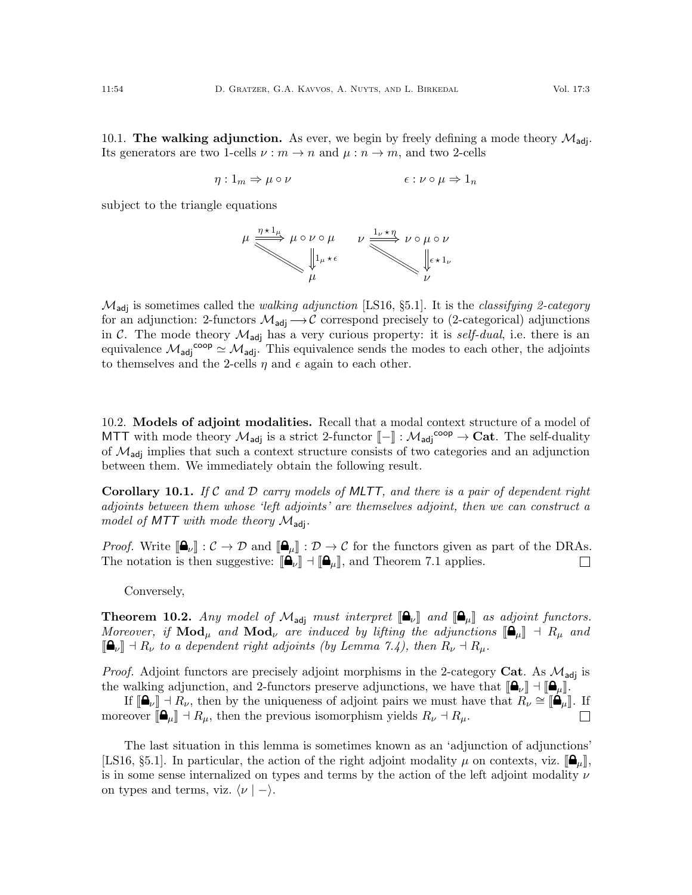**10.1. The walking adjunction.** As ever, we begin by freely defining a mode theory $\mathcal{M}_{\mathsf{adj}}$. Its generators are two 1-cells $\nu : m \to n$ and $\mu : n \to m$, and two 2-cells

$$\eta : 1_m \Rightarrow \mu \circ \nu \qquad\qquad \epsilon : \nu \circ \mu \Rightarrow 1_n$$

subject to the triangle equations

$$\begin{array}{ccc} \mu & \xRightarrow{\eta \star 1_\mu} & \mu \circ \nu \circ \mu \\ & \diagdown\!\!\diagdown & \Downarrow 1_\mu \star \epsilon \\ & & \mu \end{array} \qquad \begin{array}{ccc} \nu & \xRightarrow{1_\nu \star \eta} & \nu \circ \mu \circ \nu \\ & \diagdown\!\!\diagdown & \Downarrow \epsilon \star 1_\nu \\ & & \nu \end{array}$$

$\mathcal{M}_{\mathsf{adj}}$ is sometimes called the *walking adjunction* [LS16, §5.1]. It is the *classifying 2-category* for an adjunction: 2-functors $\mathcal{M}_{\mathsf{adj}} \longrightarrow \mathcal{C}$ correspond precisely to (2-categorical) adjunctions in $\mathcal{C}$. The mode theory $\mathcal{M}_{\mathsf{adj}}$ has a very curious property: it is *self-dual*, i.e. there is an equivalence ${\mathcal{M}_{\mathsf{adj}}}^{\mathsf{coop}} \simeq \mathcal{M}_{\mathsf{adj}}$. This equivalence sends the modes to each other, the adjoints to themselves and the 2-cells $\eta$ and $\epsilon$ again to each other.

**10.2. Models of adjoint modalities.** Recall that a modal context structure of a model of MTT with mode theory $\mathcal{M}_{\mathsf{adj}}$ is a strict 2-functor $[\![-]\!] : {\mathcal{M}_{\mathsf{adj}}}^{\mathsf{coop}} \to \mathbf{Cat}$. The self-duality of $\mathcal{M}_{\mathsf{adj}}$ implies that such a context structure consists of two categories and an adjunction between them. We immediately obtain the following result.

**Corollary 10.1.** *If $\mathcal{C}$ and $\mathcal{D}$ carry models of MLTT, and there is a pair of dependent right adjoints between them whose 'left adjoints' are themselves adjoint, then we can construct a model of MTT with mode theory $\mathcal{M}_{\mathsf{adj}}$.*

*Proof.* Write $[\![🔒_\nu]\!] : \mathcal{C} \to \mathcal{D}$ and $[\![🔒_\mu]\!] : \mathcal{D} \to \mathcal{C}$ for the functors given as part of the DRAs. The notation is then suggestive: $[\![🔒_\nu]\!] \dashv [\![🔒_\mu]\!]$, and Theorem 7.1 applies. □

Conversely,

**Theorem 10.2.** *Any model of $\mathcal{M}_{\mathsf{adj}}$ must interpret $[\![🔒_\nu]\!]$ and $[\![🔒_\mu]\!]$ as adjoint functors. Moreover, if $\mathbf{Mod}_\mu$ and $\mathbf{Mod}_\nu$ are induced by lifting the adjunctions $[\![🔒_\mu]\!] \dashv R_\mu$ and $[\![🔒_\nu]\!] \dashv R_\nu$ to a dependent right adjoints (by Lemma 7.4), then $R_\nu \dashv R_\mu$.*

*Proof.* Adjoint functors are precisely adjoint morphisms in the 2-category $\mathbf{Cat}$. As $\mathcal{M}_{\mathsf{adj}}$ is the walking adjunction, and 2-functors preserve adjunctions, we have that $[\![🔒_\nu]\!] \dashv [\![🔒_\mu]\!]$.

If $[\![🔒_\nu]\!] \dashv R_\nu$, then by the uniqueness of adjoint pairs we must have that $R_\nu \cong [\![🔒_\mu]\!]$. If moreover $[\![🔒_\mu]\!] \dashv R_\mu$, then the previous isomorphism yields $R_\nu \dashv R_\mu$. □

The last situation in this lemma is sometimes known as an 'adjunction of adjunctions' [LS16, §5.1]. In particular, the action of the right adjoint modality $\mu$ on contexts, viz. $[\![🔒_\mu]\!]$, is in some sense internalized on types and terms by the action of the left adjoint modality $\nu$ on types and terms, viz. $\langle \nu \mid - \rangle$.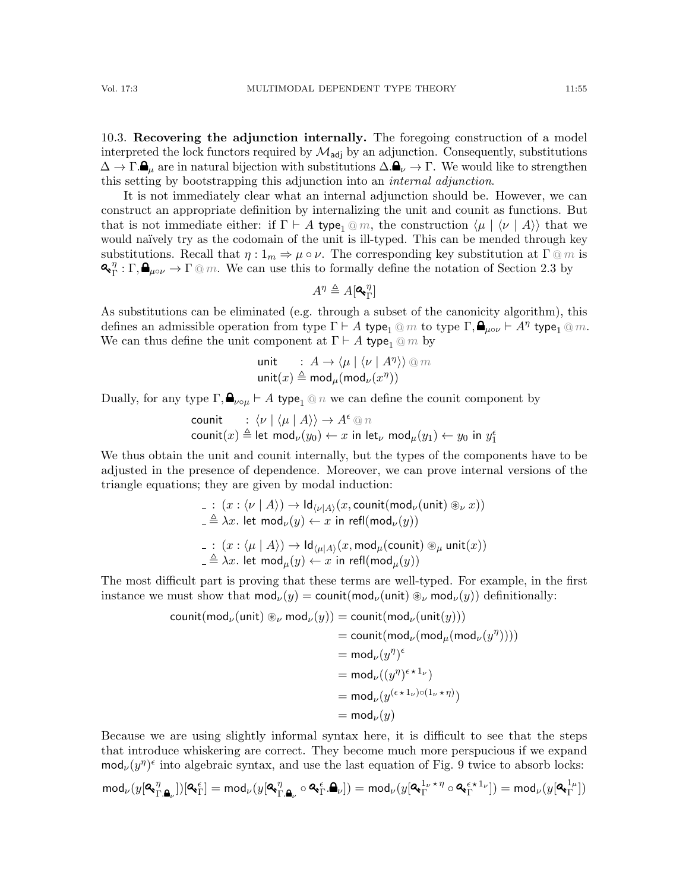**10.3. Recovering the adjunction internally.** The foregoing construction of a model interpreted the lock functors required by $\mathcal{M}_{\mathsf{adj}}$ by an adjunction. Consequently, substitutions $\Delta \to \Gamma.\text{🔒}_\mu$ are in natural bijection with substitutions $\Delta.\text{🔒}_\nu \to \Gamma$. We would like to strengthen this setting by bootstrapping this adjunction into an *internal adjunction*.

It is not immediately clear what an internal adjunction should be. However, we can construct an appropriate definition by internalizing the unit and counit as functions. But that is not immediate either: if $\Gamma \vdash A\ \mathsf{type}_1 \mathbin{@} m$, the construction $\langle \mu \mid \langle \nu \mid A \rangle\rangle$ that we would naïvely try as the codomain of the unit is ill-typed. This can be mended through key substitutions. Recall that $\eta : 1_m \Rightarrow \mu \circ \nu$. The corresponding key substitution at $\Gamma \mathbin{@} m$ is $\text{🔑}^\eta_\Gamma : \Gamma, \text{🔒}_{\mu\circ\nu} \to \Gamma \mathbin{@} m$. We can use this to formally define the notation of Section 2.3 by

$$A^\eta \triangleq A[\text{🔑}^\eta_\Gamma]$$

As substitutions can be eliminated (e.g. through a subset of the canonicity algorithm), this defines an admissible operation from type $\Gamma \vdash A\ \mathsf{type}_1 \mathbin{@} m$ to type $\Gamma, \text{🔒}_{\mu\circ\nu} \vdash A^\eta\ \mathsf{type}_1 \mathbin{@} m$. We can thus define the unit component at $\Gamma \vdash A\ \mathsf{type}_1 \mathbin{@} m$ by

$$\begin{aligned}
&\mathsf{unit} \quad\ : A \to \langle \mu \mid \langle \nu \mid A^\eta \rangle\rangle \mathbin{@} m\\
&\mathsf{unit}(x) \triangleq \mathsf{mod}_\mu(\mathsf{mod}_\nu(x^\eta))
\end{aligned}$$

Dually, for any type $\Gamma, \text{🔒}_{\nu\circ\mu} \vdash A\ \mathsf{type}_1 \mathbin{@} n$ we can define the counit component by

$$\begin{aligned}
&\mathsf{counit} \quad\ : \langle \nu \mid \langle \mu \mid A \rangle\rangle \to A^\epsilon \mathbin{@} n\\
&\mathsf{counit}(x) \triangleq \mathsf{let}\ \mathsf{mod}_\nu(y_0) \leftarrow x\ \mathsf{in}\ \mathsf{let}_\nu\ \mathsf{mod}_\mu(y_1) \leftarrow y_0\ \mathsf{in}\ y_1^\epsilon
\end{aligned}$$

We thus obtain the unit and counit internally, but the types of the components have to be adjusted in the presence of dependence. Moreover, we can prove internal versions of the triangle equations; they are given by modal induction:

$$\begin{aligned}
&\_ : (x : \langle \nu \mid A \rangle) \to \mathsf{Id}_{\langle \nu \mid A \rangle}(x, \mathsf{counit}(\mathsf{mod}_\nu(\mathsf{unit}) \circledast_\nu x))\\
&\_ \triangleq \lambda x.\ \mathsf{let}\ \mathsf{mod}_\nu(y) \leftarrow x\ \mathsf{in}\ \mathsf{refl}(\mathsf{mod}_\nu(y))
\end{aligned}$$

$$\begin{aligned}
&\_ : (x : \langle \mu \mid A \rangle) \to \mathsf{Id}_{\langle \mu \mid A \rangle}(x, \mathsf{mod}_\mu(\mathsf{counit}) \circledast_\mu \mathsf{unit}(x))\\
&\_ \triangleq \lambda x.\ \mathsf{let}\ \mathsf{mod}_\mu(y) \leftarrow x\ \mathsf{in}\ \mathsf{refl}(\mathsf{mod}_\mu(y))
\end{aligned}$$

The most difficult part is proving that these terms are well-typed. For example, in the first instance we must show that $\mathsf{mod}_\nu(y) = \mathsf{counit}(\mathsf{mod}_\nu(\mathsf{unit}) \circledast_\nu \mathsf{mod}_\nu(y))$ definitionally:

$$\begin{aligned}
\mathsf{counit}(\mathsf{mod}_\nu(\mathsf{unit}) \circledast_\nu \mathsf{mod}_\nu(y)) &= \mathsf{counit}(\mathsf{mod}_\nu(\mathsf{unit}(y)))\\
&= \mathsf{counit}(\mathsf{mod}_\nu(\mathsf{mod}_\mu(\mathsf{mod}_\nu(y^\eta))))\\
&= \mathsf{mod}_\nu(y^\eta)^\epsilon\\
&= \mathsf{mod}_\nu((y^\eta)^{\epsilon \star 1_\nu})\\
&= \mathsf{mod}_\nu(y^{(\epsilon \star 1_\nu)\circ(1_\nu \star \eta)})\\
&= \mathsf{mod}_\nu(y)
\end{aligned}$$

Because we are using slightly informal syntax here, it is difficult to see that the steps that introduce whiskering are correct. They become much more perspicuous if we expand $\mathsf{mod}_\nu(y^\eta)^\epsilon$ into algebraic syntax, and use the last equation of Fig. 9 twice to absorb locks:

$$\mathsf{mod}_\nu(y[\text{🔑}^\eta_{\Gamma.\text{🔒}_\nu}])[\text{🔑}^\epsilon_\Gamma] = \mathsf{mod}_\nu(y[\text{🔑}^\eta_{\Gamma.\text{🔒}_\nu} \circ \text{🔑}^\epsilon_\Gamma.\text{🔒}_\nu]) = \mathsf{mod}_\nu(y[\text{🔑}^{1_\nu \star \eta}_\Gamma \circ \text{🔑}^{\epsilon \star 1_\nu}_\Gamma]) = \mathsf{mod}_\nu(y[\text{🔑}^{1_\mu}_\Gamma])$$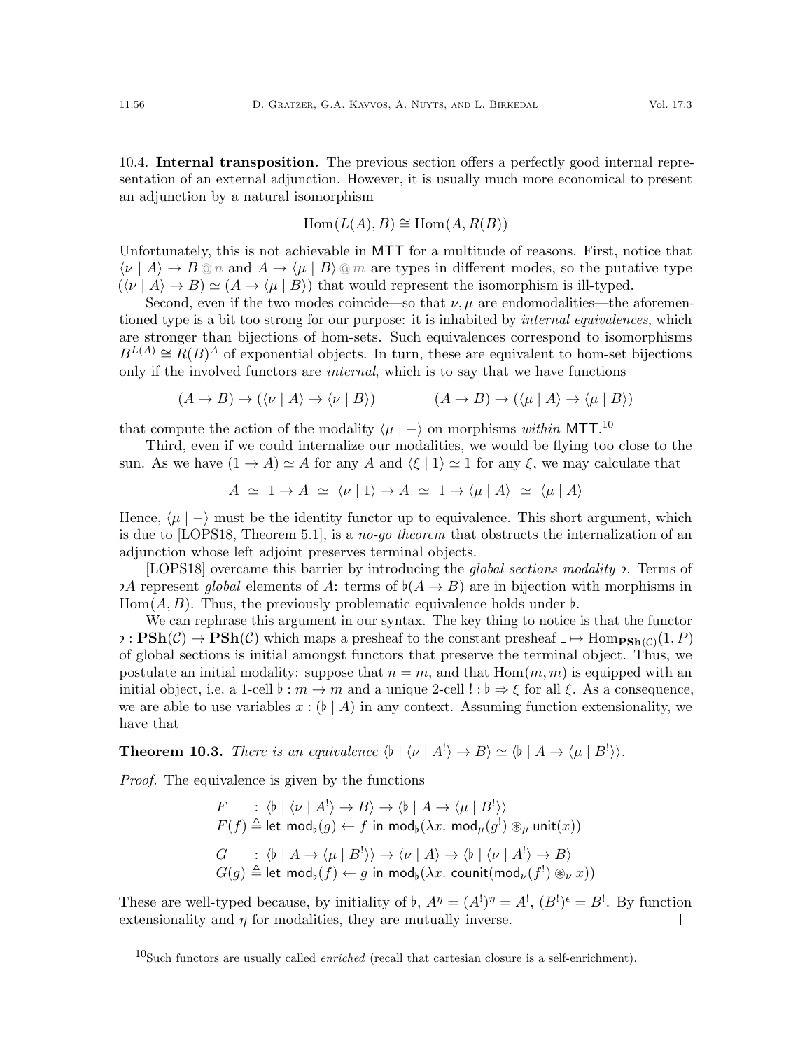### 10.4. Internal transposition.

The previous section offers a perfectly good internal representation of an external adjunction. However, it is usually much more economical to present an adjunction by a natural isomorphism

$$\mathrm{Hom}(L(A), B) \cong \mathrm{Hom}(A, R(B))$$

Unfortunately, this is not achievable in MTT for a multitude of reasons. First, notice that $\langle \nu \mid A \rangle \to B \mathrel{@} n$ and $A \to \langle \mu \mid B \rangle \mathrel{@} m$ are types in different modes, so the putative type $(\langle \nu \mid A \rangle \to B) \simeq (A \to \langle \mu \mid B \rangle)$ that would represent the isomorphism is ill-typed.

Second, even if the two modes coincide—so that $\nu, \mu$ are endomodalities—the aforementioned type is a bit too strong for our purpose: it is inhabited by *internal equivalences*, which are stronger than bijections of hom-sets. Such equivalences correspond to isomorphisms $B^{L(A)} \cong R(B)^A$ of exponential objects. In turn, these are equivalent to hom-set bijections only if the involved functors are *internal*, which is to say that we have functions

$$(A \to B) \to (\langle \nu \mid A \rangle \to \langle \nu \mid B \rangle) \qquad\qquad (A \to B) \to (\langle \mu \mid A \rangle \to \langle \mu \mid B \rangle)$$

that compute the action of the modality $\langle \mu \mid - \rangle$ on morphisms *within* MTT.[10]

Third, even if we could internalize our modalities, we would be flying too close to the sun. As we have $(1 \to A) \simeq A$ for any $A$ and $\langle \xi \mid 1 \rangle \simeq 1$ for any $\xi$, we may calculate that

$$A \;\simeq\; 1 \to A \;\simeq\; \langle \nu \mid 1 \rangle \to A \;\simeq\; 1 \to \langle \mu \mid A \rangle \;\simeq\; \langle \mu \mid A \rangle$$

Hence, $\langle \mu \mid - \rangle$ must be the identity functor up to equivalence. This short argument, which is due to [LOPS18, Theorem 5.1], is a *no-go theorem* that obstructs the internalization of an adjunction whose left adjoint preserves terminal objects.

[LOPS18] overcame this barrier by introducing the *global sections modality* $\flat$. Terms of $\flat A$ represent *global* elements of $A$: terms of $\flat(A \to B)$ are in bijection with morphisms in $\mathrm{Hom}(A, B)$. Thus, the previously problematic equivalence holds under $\flat$.

We can rephrase this argument in our syntax. The key thing to notice is that the functor $\flat : \mathbf{PSh}(\mathcal{C}) \to \mathbf{PSh}(\mathcal{C})$ which maps a presheaf to the constant presheaf $\_ \mapsto \mathrm{Hom}_{\mathbf{PSh}(\mathcal{C})}(1, P)$ of global sections is initial amongst functors that preserve the terminal object. Thus, we postulate an initial modality: suppose that $n = m$, and that $\mathrm{Hom}(m, m)$ is equipped with an initial object, i.e. a 1-cell $\flat : m \to m$ and a unique 2-cell $! : \flat \Rightarrow \xi$ for all $\xi$. As a consequence, we are able to use variables $x : (\flat \mid A)$ in any context. Assuming function extensionality, we have that

**Theorem 10.3.** *There is an equivalence* $\langle \flat \mid \langle \nu \mid A^! \rangle \to B \rangle \simeq \langle \flat \mid A \to \langle \mu \mid B^! \rangle \rangle$.

*Proof.* The equivalence is given by the functions

$$\begin{aligned}
&F \quad\; : \langle \flat \mid \langle \nu \mid A^! \rangle \to B \rangle \to \langle \flat \mid A \to \langle \mu \mid B^! \rangle \rangle \\
&F(f) \triangleq \mathsf{let}\ \mathsf{mod}_\flat(g) \leftarrow f\ \mathsf{in}\ \mathsf{mod}_\flat(\lambda x.\ \mathsf{mod}_\mu(g^!) \circledast_\mu \mathsf{unit}(x)) \\
&G \quad\; : \langle \flat \mid A \to \langle \mu \mid B^! \rangle \rangle \to \langle \nu \mid A \rangle \to \langle \flat \mid \langle \nu \mid A^! \rangle \to B \rangle \\
&G(g) \triangleq \mathsf{let}\ \mathsf{mod}_\flat(f) \leftarrow g\ \mathsf{in}\ \mathsf{mod}_\flat(\lambda x.\ \mathsf{counit}(\mathsf{mod}_\nu(f^!) \circledast_\nu x))
\end{aligned}$$

These are well-typed because, by initiality of $\flat$, $A^\eta = (A^!)^\eta = A^!$, $(B^!)^\epsilon = B^!$. By function extensionality and $\eta$ for modalities, they are mutually inverse. ◻

---

[10] Such functors are usually called *enriched* (recall that cartesian closure is a self-enrichment).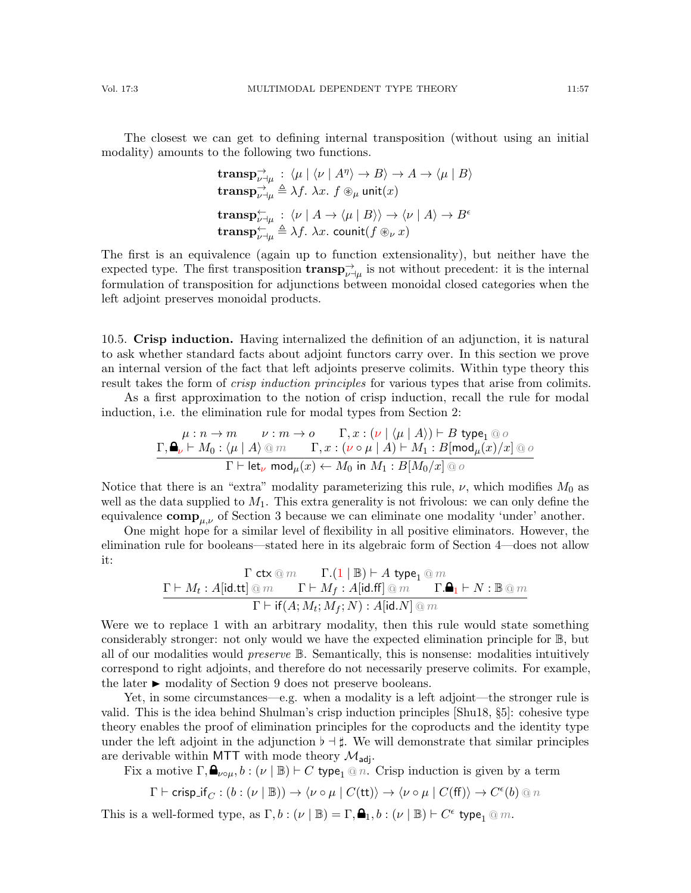The closest we can get to defining internal transposition (without using an initial modality) amounts to the following two functions.

$$\begin{aligned}
&\mathbf{transp}^{\rightarrow}_{\nu \dashv \mu} : \langle \mu \mid \langle \nu \mid A^{\eta} \rangle \to B \rangle \to A \to \langle \mu \mid B \rangle \\
&\mathbf{transp}^{\rightarrow}_{\nu \dashv \mu} \triangleq \lambda f.\ \lambda x.\ f \circledast_{\mu} \mathsf{unit}(x) \\
&\mathbf{transp}^{\leftarrow}_{\nu \dashv \mu} : \langle \nu \mid A \to \langle \mu \mid B \rangle \rangle \to \langle \nu \mid A \rangle \to B^{\epsilon} \\
&\mathbf{transp}^{\leftarrow}_{\nu \dashv \mu} \triangleq \lambda f.\ \lambda x.\ \mathsf{counit}(f \circledast_{\nu} x)
\end{aligned}$$

The first is an equivalence (again up to function extensionality), but neither have the expected type. The first transposition $\mathbf{transp}^{\rightarrow}_{\nu \dashv \mu}$ is not without precedent: it is the internal formulation of transposition for adjunctions between monoidal closed categories when the left adjoint preserves monoidal products.

10.5. **Crisp induction.** Having internalized the definition of an adjunction, it is natural to ask whether standard facts about adjoint functors carry over. In this section we prove an internal version of the fact that left adjoints preserve colimits. Within type theory this result takes the form of *crisp induction principles* for various types that arise from colimits.

As a first approximation to the notion of crisp induction, recall the rule for modal induction, i.e. the elimination rule for modal types from Section 2:

$$\frac{\begin{array}{c}\mu : n \to m \qquad \nu : m \to o \qquad \Gamma, x : (\nu \mid \langle \mu \mid A \rangle) \vdash B\ \mathsf{type}_1 \ @\ o \\ \Gamma, \text{🔒}_{\nu} \vdash M_0 : \langle \mu \mid A \rangle \ @\ m \qquad \Gamma, x : (\nu \circ \mu \mid A) \vdash M_1 : B[\mathsf{mod}_{\mu}(x)/x] \ @\ o\end{array}}{\Gamma \vdash \mathsf{let}_{\nu}\ \mathsf{mod}_{\mu}(x) \leftarrow M_0\ \mathsf{in}\ M_1 : B[M_0/x] \ @\ o}$$

Notice that there is an "extra" modality parameterizing this rule, $\nu$, which modifies $M_0$ as well as the data supplied to $M_1$. This extra generality is not frivolous: we can only define the equivalence $\mathbf{comp}_{\mu,\nu}$ of Section 3 because we can eliminate one modality 'under' another.

One might hope for a similar level of flexibility in all positive eliminators. However, the elimination rule for booleans—stated here in its algebraic form of Section 4—does not allow it:

$$\frac{\begin{array}{c}\Gamma\ \mathsf{ctx} \ @\ m \qquad \Gamma.(1 \mid \mathbb{B}) \vdash A\ \mathsf{type}_1 \ @\ m \\ \Gamma \vdash M_t : A[\mathsf{id}.\mathsf{tt}] \ @\ m \qquad \Gamma \vdash M_f : A[\mathsf{id}.\mathsf{ff}] \ @\ m \qquad \Gamma.\text{🔒}_1 \vdash N : \mathbb{B} \ @\ m\end{array}}{\Gamma \vdash \mathsf{if}(A; M_t; M_f; N) : A[\mathsf{id}.N] \ @\ m}$$

Were we to replace 1 with an arbitrary modality, then this rule would state something considerably stronger: not only would we have the expected elimination principle for $\mathbb{B}$, but all of our modalities would *preserve* $\mathbb{B}$. Semantically, this is nonsense: modalities intuitively correspond to right adjoints, and therefore do not necessarily preserve colimits. For example, the later ► modality of Section 9 does not preserve booleans.

Yet, in some circumstances—e.g. when a modality is a left adjoint—the stronger rule is valid. This is the idea behind Shulman's crisp induction principles [Shu18, §5]: cohesive type theory enables the proof of elimination principles for the coproducts and the identity type under the left adjoint in the adjunction $\flat \dashv \sharp$. We will demonstrate that similar principles are derivable within MTT with mode theory $\mathcal{M}_{\mathsf{adj}}$.

Fix a motive $\Gamma, \text{🔒}_{\nu \circ \mu}, b : (\nu \mid \mathbb{B}) \vdash C\ \mathsf{type}_1 \ @\ n$. Crisp induction is given by a term

$$\Gamma \vdash \mathsf{crisp\_if}_C : (b : (\nu \mid \mathbb{B})) \to \langle \nu \circ \mu \mid C(\mathsf{tt}) \rangle \to \langle \nu \circ \mu \mid C(\mathsf{ff}) \rangle \to C^{\epsilon}(b) \ @\ n$$

This is a well-formed type, as $\Gamma, b : (\nu \mid \mathbb{B}) = \Gamma, \text{🔒}_1, b : (\nu \mid \mathbb{B}) \vdash C^{\epsilon}\ \mathsf{type}_1 \ @\ m$.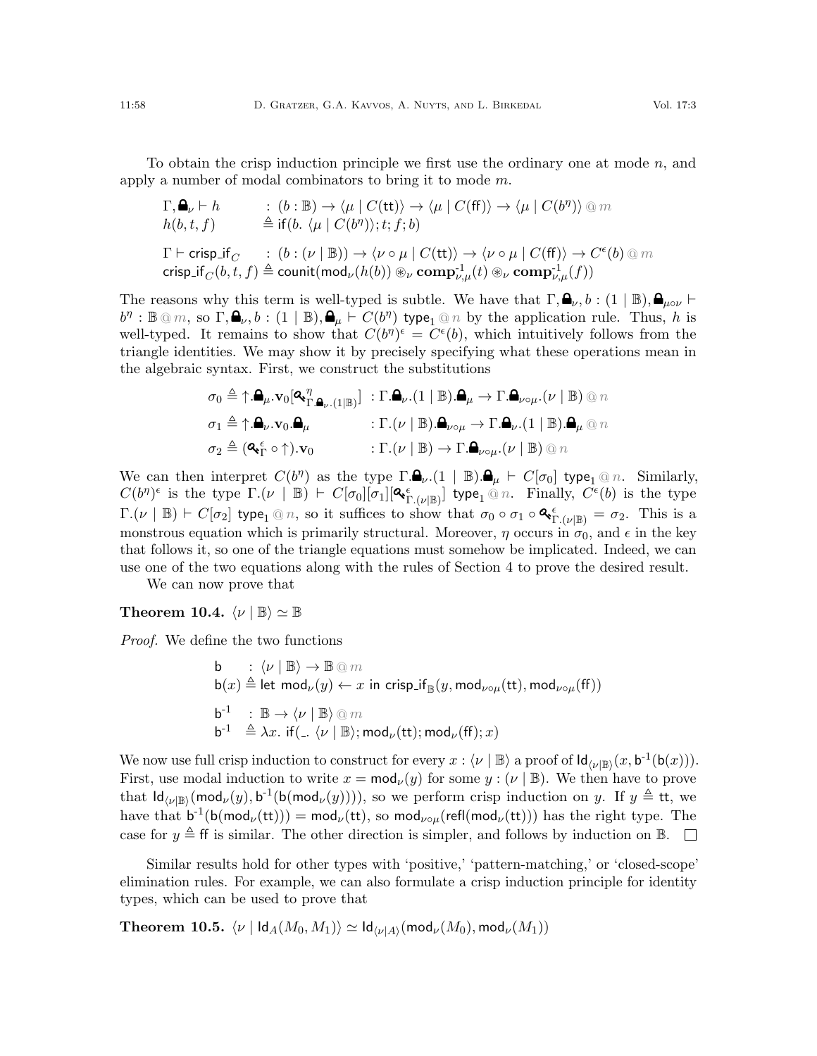To obtain the crisp induction principle we first use the ordinary one at mode $n$, and apply a number of modal combinators to bring it to mode $m$.

$$
\begin{array}{ll}
\Gamma, \text{🔒}_\nu \vdash h & : (b : \mathbb{B}) \to \langle \mu \mid C(\mathsf{tt}) \rangle \to \langle \mu \mid C(\mathsf{ff}) \rangle \to \langle \mu \mid C(b^\eta) \rangle \mathbin{@} m \\
h(b,t,f) & \triangleq \mathsf{if}(b.\ \langle \mu \mid C(b^\eta) \rangle; t; f; b)
\end{array}
$$

$$
\begin{array}{ll}
\Gamma \vdash \mathsf{crisp\_if}_C & : (b : (\nu \mid \mathbb{B})) \to \langle \nu \circ \mu \mid C(\mathsf{tt}) \rangle \to \langle \nu \circ \mu \mid C(\mathsf{ff}) \rangle \to C^\epsilon(b) \mathbin{@} m \\
\mathsf{crisp\_if}_C(b,t,f) & \triangleq \mathsf{counit}(\mathsf{mod}_\nu(h(b)) \circledast_\nu \mathbf{comp}^{-1}_{\nu,\mu}(t) \circledast_\nu \mathbf{comp}^{-1}_{\nu,\mu}(f))
\end{array}
$$

The reasons why this term is well-typed is subtle. We have that $\Gamma, \text{🔒}_\nu, b : (1 \mid \mathbb{B}), \text{🔒}_{\mu\circ\nu} \vdash b^\eta : \mathbb{B} \mathbin{@} m$, so $\Gamma, \text{🔒}_\nu, b : (1 \mid \mathbb{B}), \text{🔒}_\mu \vdash C(b^\eta)\ \mathsf{type}_1 \mathbin{@} n$ by the application rule. Thus, $h$ is well-typed. It remains to show that $C(b^\eta)^\epsilon = C^\epsilon(b)$, which intuitively follows from the triangle identities. We may show it by precisely specifying what these operations mean in the algebraic syntax. First, we construct the substitutions

$$
\begin{array}{ll}
\sigma_0 \triangleq {\uparrow}.\text{🔒}_\mu.\mathbf{v}_0[\text{🔑}^\eta_{\Gamma.\text{🔒}_\nu.(1|\mathbb{B})}] & : \Gamma.\text{🔒}_\nu.(1 \mid \mathbb{B}).\text{🔒}_\mu \to \Gamma.\text{🔒}_{\nu\circ\mu}.(\nu \mid \mathbb{B}) \mathbin{@} n \\
\sigma_1 \triangleq {\uparrow}.\text{🔒}_\nu.\mathbf{v}_0.\text{🔒}_\mu & : \Gamma.(\nu \mid \mathbb{B}).\text{🔒}_{\nu\circ\mu} \to \Gamma.\text{🔒}_\nu.(1 \mid \mathbb{B}).\text{🔒}_\mu \mathbin{@} n \\
\sigma_2 \triangleq (\text{🔑}^\epsilon_\Gamma \circ {\uparrow}).\mathbf{v}_0 & : \Gamma.(\nu \mid \mathbb{B}) \to \Gamma.\text{🔒}_{\nu\circ\mu}.(\nu \mid \mathbb{B}) \mathbin{@} n
\end{array}
$$

We can then interpret $C(b^\eta)$ as the type $\Gamma.\text{🔒}_\nu.(1 \mid \mathbb{B}).\text{🔒}_\mu \vdash C[\sigma_0]\ \mathsf{type}_1 \mathbin{@} n$. Similarly, $C(b^\eta)^\epsilon$ is the type $\Gamma.(\nu \mid \mathbb{B}) \vdash C[\sigma_0][\sigma_1][\text{🔑}^\epsilon_{\Gamma.(\nu|\mathbb{B})}]\ \mathsf{type}_1 \mathbin{@} n$. Finally, $C^\epsilon(b)$ is the type $\Gamma.(\nu \mid \mathbb{B}) \vdash C[\sigma_2]\ \mathsf{type}_1 \mathbin{@} n$, so it suffices to show that $\sigma_0 \circ \sigma_1 \circ \text{🔑}^\epsilon_{\Gamma.(\nu|\mathbb{B})} = \sigma_2$. This is a monstrous equation which is primarily structural. Moreover, $\eta$ occurs in $\sigma_0$, and $\epsilon$ in the key that follows it, so one of the triangle equations must somehow be implicated. Indeed, we can use one of the two equations along with the rules of Section 4 to prove the desired result.

We can now prove that

**Theorem 10.4.** $\langle \nu \mid \mathbb{B} \rangle \simeq \mathbb{B}$

*Proof.* We define the two functions

$$
\begin{array}{ll}
\mathsf{b} & : \langle \nu \mid \mathbb{B} \rangle \to \mathbb{B} \mathbin{@} m \\
\mathsf{b}(x) & \triangleq \mathsf{let}\ \mathsf{mod}_\nu(y) \leftarrow x\ \mathsf{in}\ \mathsf{crisp\_if}_\mathbb{B}(y, \mathsf{mod}_{\nu\circ\mu}(\mathsf{tt}), \mathsf{mod}_{\nu\circ\mu}(\mathsf{ff})) \\[1ex]
\mathsf{b}^{-1} & : \mathbb{B} \to \langle \nu \mid \mathbb{B} \rangle \mathbin{@} m \\
\mathsf{b}^{-1} & \triangleq \lambda x.\ \mathsf{if}(\_.\ \langle \nu \mid \mathbb{B} \rangle; \mathsf{mod}_\nu(\mathsf{tt}); \mathsf{mod}_\nu(\mathsf{ff}); x)
\end{array}
$$

We now use full crisp induction to construct for every $x : \langle \nu \mid \mathbb{B} \rangle$ a proof of $\mathsf{Id}_{\langle \nu|\mathbb{B}\rangle}(x, \mathsf{b}^{-1}(\mathsf{b}(x)))$. First, use modal induction to write $x = \mathsf{mod}_\nu(y)$ for some $y : (\nu \mid \mathbb{B})$. We then have to prove that $\mathsf{Id}_{\langle \nu|\mathbb{B}\rangle}(\mathsf{mod}_\nu(y), \mathsf{b}^{-1}(\mathsf{b}(\mathsf{mod}_\nu(y))))$, so we perform crisp induction on $y$. If $y \triangleq \mathsf{tt}$, we have that $\mathsf{b}^{-1}(\mathsf{b}(\mathsf{mod}_\nu(\mathsf{tt}))) = \mathsf{mod}_\nu(\mathsf{tt})$, so $\mathsf{mod}_{\nu\circ\mu}(\mathsf{refl}(\mathsf{mod}_\nu(\mathsf{tt})))$ has the right type. The case for $y \triangleq \mathsf{ff}$ is similar. The other direction is simpler, and follows by induction on $\mathbb{B}$. $\square$

Similar results hold for other types with 'positive,' 'pattern-matching,' or 'closed-scope' elimination rules. For example, we can also formulate a crisp induction principle for identity types, which can be used to prove that

**Theorem 10.5.** $\langle \nu \mid \mathsf{Id}_A(M_0, M_1) \rangle \simeq \mathsf{Id}_{\langle \nu|A \rangle}(\mathsf{mod}_\nu(M_0), \mathsf{mod}_\nu(M_1))$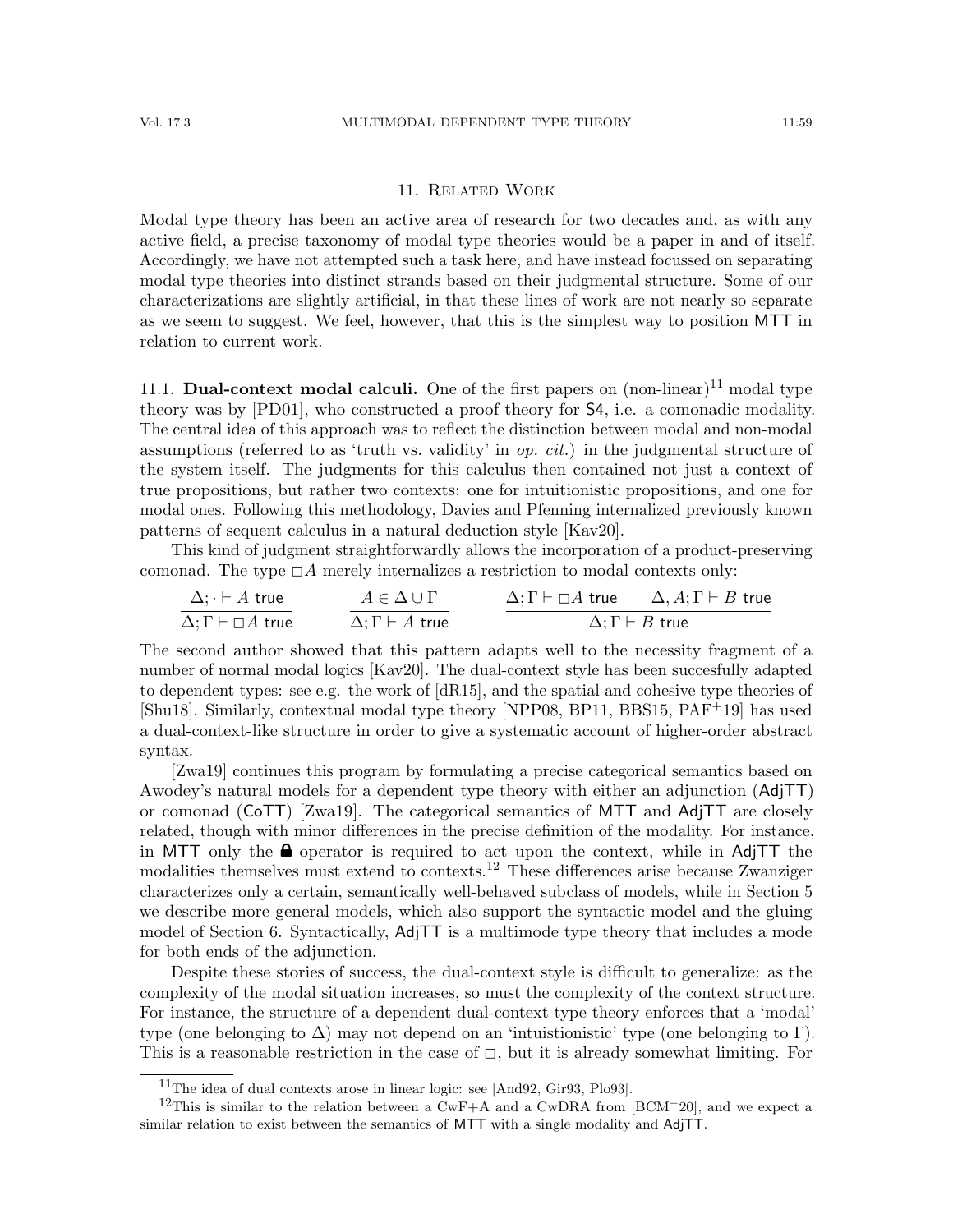## 11. Related Work

Modal type theory has been an active area of research for two decades and, as with any active field, a precise taxonomy of modal type theories would be a paper in and of itself. Accordingly, we have not attempted such a task here, and have instead focussed on separating modal type theories into distinct strands based on their judgmental structure. Some of our characterizations are slightly artificial, in that these lines of work are not nearly so separate as we seem to suggest. We feel, however, that this is the simplest way to position MTT in relation to current work.

11.1. **Dual-context modal calculi.** One of the first papers on (non-linear)[11] modal type theory was by [PD01], who constructed a proof theory for S4, i.e. a comonadic modality. The central idea of this approach was to reflect the distinction between modal and non-modal assumptions (referred to as 'truth vs. validity' in *op. cit.*) in the judgmental structure of the system itself. The judgments for this calculus then contained not just a context of true propositions, but rather two contexts: one for intuitionistic propositions, and one for modal ones. Following this methodology, Davies and Pfenning internalized previously known patterns of sequent calculus in a natural deduction style [Kav20].

This kind of judgment straightforwardly allows the incorporation of a product-preserving comonad. The type $\Box A$ merely internalizes a restriction to modal contexts only:

$$\frac{\Delta; \cdot \vdash A \ \mathsf{true}}{\Delta; \Gamma \vdash \Box A \ \mathsf{true}} \qquad \frac{A \in \Delta \cup \Gamma}{\Delta; \Gamma \vdash A \ \mathsf{true}} \qquad \frac{\Delta; \Gamma \vdash \Box A \ \mathsf{true} \qquad \Delta, A; \Gamma \vdash B \ \mathsf{true}}{\Delta; \Gamma \vdash B \ \mathsf{true}}$$

The second author showed that this pattern adapts well to the necessity fragment of a number of normal modal logics [Kav20]. The dual-context style has been succesfully adapted to dependent types: see e.g. the work of [dR15], and the spatial and cohesive type theories of [Shu18]. Similarly, contextual modal type theory [NPP08, BP11, BBS15, PAF+19] has used a dual-context-like structure in order to give a systematic account of higher-order abstract syntax.

[Zwa19] continues this program by formulating a precise categorical semantics based on Awodey's natural models for a dependent type theory with either an adjunction (AdjTT) or comonad (CoTT) [Zwa19]. The categorical semantics of MTT and AdjTT are closely related, though with minor differences in the precise definition of the modality. For instance, in MTT only the 🔒 operator is required to act upon the context, while in AdjTT the modalities themselves must extend to contexts.[12] These differences arise because Zwanziger characterizes only a certain, semantically well-behaved subclass of models, while in Section 5 we describe more general models, which also support the syntactic model and the gluing model of Section 6. Syntactically, AdjTT is a multimode type theory that includes a mode for both ends of the adjunction.

Despite these stories of success, the dual-context style is difficult to generalize: as the complexity of the modal situation increases, so must the complexity of the context structure. For instance, the structure of a dependent dual-context type theory enforces that a 'modal' type (one belonging to $\Delta$) may not depend on an 'intuistionistic' type (one belonging to $\Gamma$). This is a reasonable restriction in the case of $\Box$, but it is already somewhat limiting. For

---

[11] The idea of dual contexts arose in linear logic: see [And92, Gir93, Plo93].

[12] This is similar to the relation between a CwF+A and a CwDRA from [BCM+20], and we expect a similar relation to exist between the semantics of MTT with a single modality and AdjTT.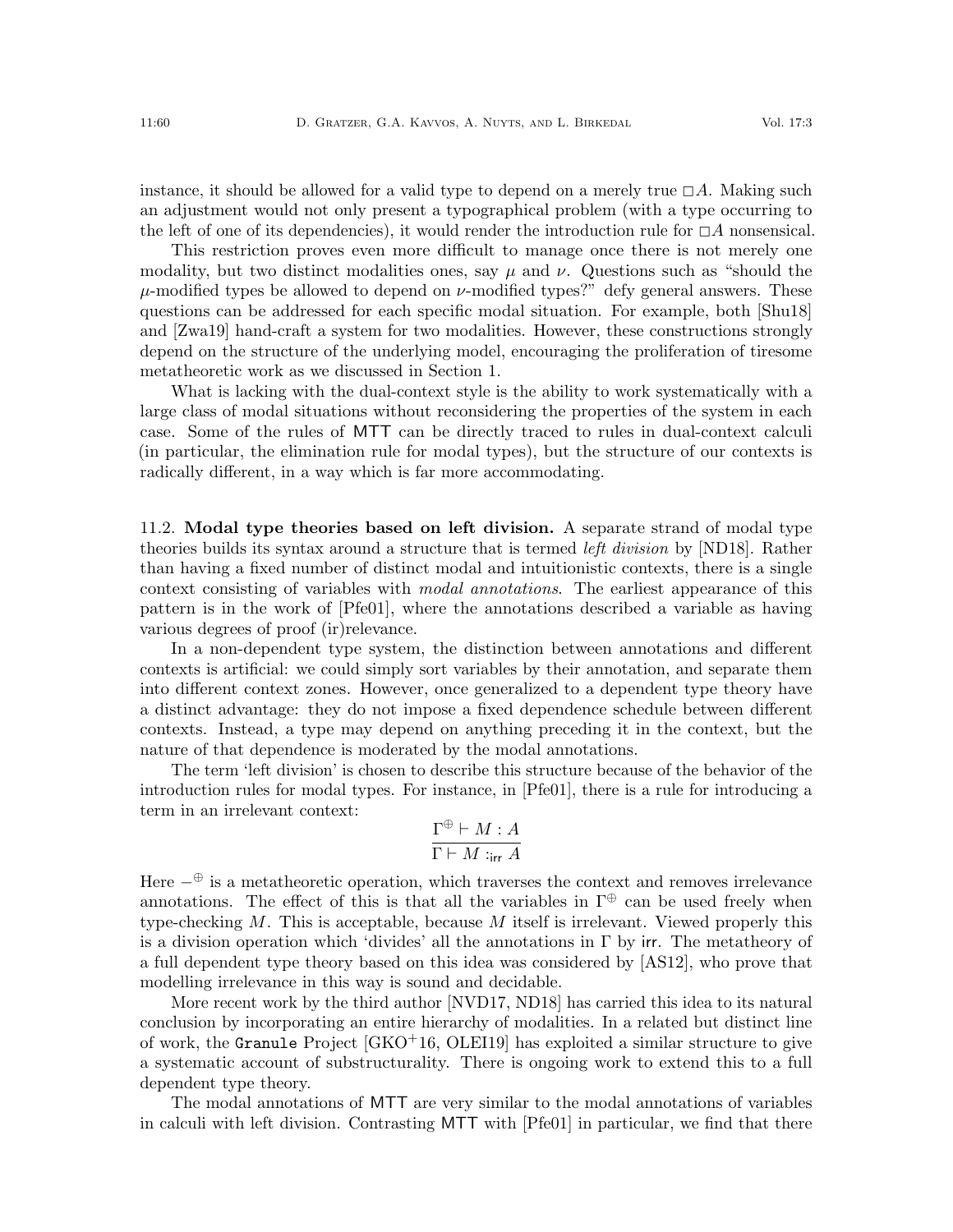instance, it should be allowed for a valid type to depend on a merely true $\Box A$. Making such an adjustment would not only present a typographical problem (with a type occurring to the left of one of its dependencies), it would render the introduction rule for $\Box A$ nonsensical.

This restriction proves even more difficult to manage once there is not merely one modality, but two distinct modalities ones, say $\mu$ and $\nu$. Questions such as "should the $\mu$-modified types be allowed to depend on $\nu$-modified types?" defy general answers. These questions can be addressed for each specific modal situation. For example, both [Shu18] and [Zwa19] hand-craft a system for two modalities. However, these constructions strongly depend on the structure of the underlying model, encouraging the proliferation of tiresome metatheoretic work as we discussed in Section 1.

What is lacking with the dual-context style is the ability to work systematically with a large class of modal situations without reconsidering the properties of the system in each case. Some of the rules of MTT can be directly traced to rules in dual-context calculi (in particular, the elimination rule for modal types), but the structure of our contexts is radically different, in a way which is far more accommodating.

11.2. **Modal type theories based on left division.** A separate strand of modal type theories builds its syntax around a structure that is termed *left division* by [ND18]. Rather than having a fixed number of distinct modal and intuitionistic contexts, there is a single context consisting of variables with *modal annotations*. The earliest appearance of this pattern is in the work of [Pfe01], where the annotations described a variable as having various degrees of proof (ir)relevance.

In a non-dependent type system, the distinction between annotations and different contexts is artificial: we could simply sort variables by their annotation, and separate them into different context zones. However, once generalized to a dependent type theory have a distinct advantage: they do not impose a fixed dependence schedule between different contexts. Instead, a type may depend on anything preceding it in the context, but the nature of that dependence is moderated by the modal annotations.

The term 'left division' is chosen to describe this structure because of the behavior of the introduction rules for modal types. For instance, in [Pfe01], there is a rule for introducing a term in an irrelevant context:

$$\frac{\Gamma^{\oplus} \vdash M : A}{\Gamma \vdash M :_{\mathsf{irr}} A}$$

Here $-^{\oplus}$ is a metatheoretic operation, which traverses the context and removes irrelevance annotations. The effect of this is that all the variables in $\Gamma^{\oplus}$ can be used freely when type-checking $M$. This is acceptable, because $M$ itself is irrelevant. Viewed properly this is a division operation which 'divides' all the annotations in $\Gamma$ by $\mathsf{irr}$. The metatheory of a full dependent type theory based on this idea was considered by [AS12], who prove that modelling irrelevance in this way is sound and decidable.

More recent work by the third author [NVD17, ND18] has carried this idea to its natural conclusion by incorporating an entire hierarchy of modalities. In a related but distinct line of work, the `Granule` Project [GKO+16, OLEI19] has exploited a similar structure to give a systematic account of substructurality. There is ongoing work to extend this to a full dependent type theory.

The modal annotations of MTT are very similar to the modal annotations of variables in calculi with left division. Contrasting MTT with [Pfe01] in particular, we find that there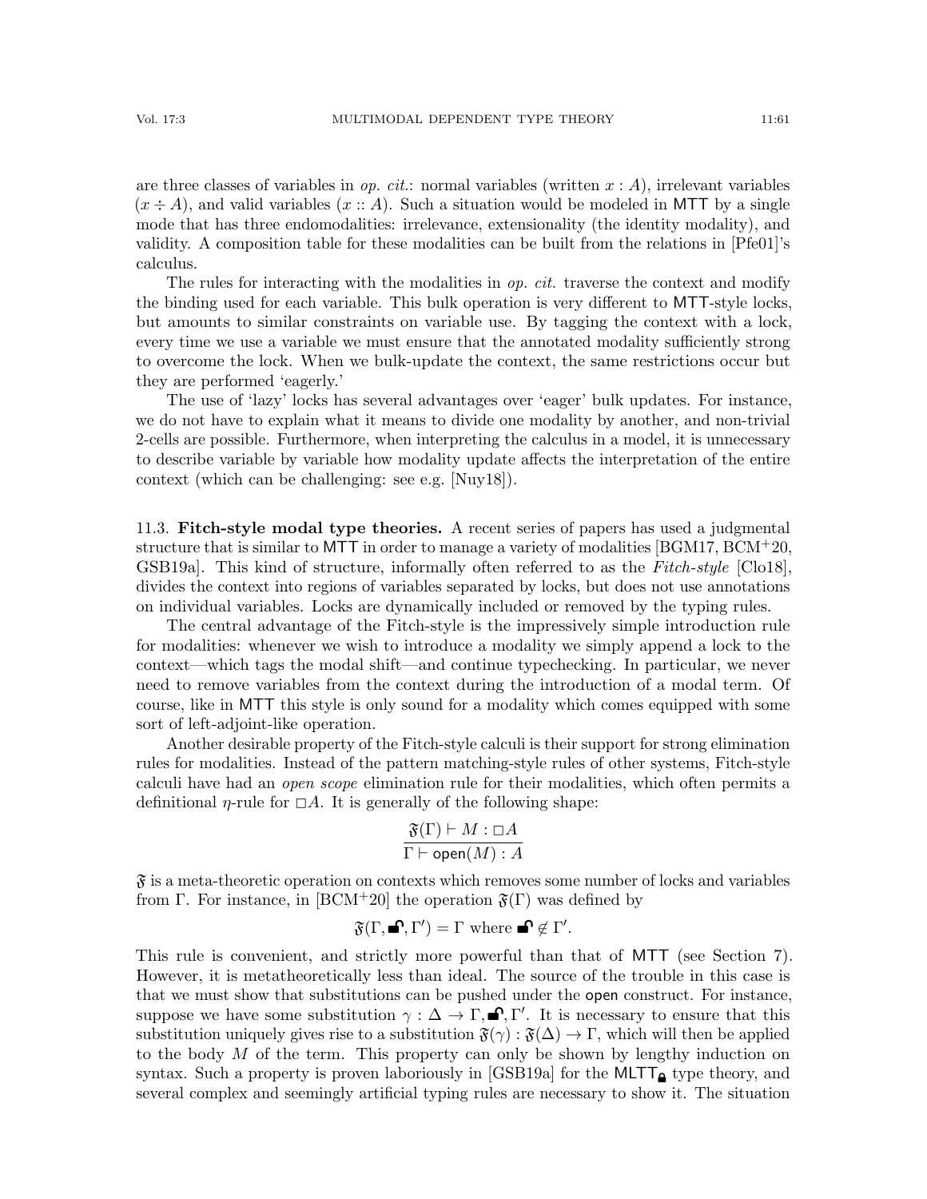are three classes of variables in *op. cit.*: normal variables (written $x : A$), irrelevant variables ($x \div A$), and valid variables ($x :: A$). Such a situation would be modeled in MTT by a single mode that has three endomodalities: irrelevance, extensionality (the identity modality), and validity. A composition table for these modalities can be built from the relations in [Pfe01]'s calculus.

The rules for interacting with the modalities in *op. cit.* traverse the context and modify the binding used for each variable. This bulk operation is very different to MTT-style locks, but amounts to similar constraints on variable use. By tagging the context with a lock, every time we use a variable we must ensure that the annotated modality sufficiently strong to overcome the lock. When we bulk-update the context, the same restrictions occur but they are performed 'eagerly.'

The use of 'lazy' locks has several advantages over 'eager' bulk updates. For instance, we do not have to explain what it means to divide one modality by another, and non-trivial 2-cells are possible. Furthermore, when interpreting the calculus in a model, it is unnecessary to describe variable by variable how modality update affects the interpretation of the entire context (which can be challenging: see e.g. [Nuy18]).

## 11.3. Fitch-style modal type theories.

A recent series of papers has used a judgmental structure that is similar to MTT in order to manage a variety of modalities [BGM17, BCM+20, GSB19a]. This kind of structure, informally often referred to as the *Fitch-style* [Clo18], divides the context into regions of variables separated by locks, but does not use annotations on individual variables. Locks are dynamically included or removed by the typing rules.

The central advantage of the Fitch-style is the impressively simple introduction rule for modalities: whenever we wish to introduce a modality we simply append a lock to the context—which tags the modal shift—and continue typechecking. In particular, we never need to remove variables from the context during the introduction of a modal term. Of course, like in MTT this style is only sound for a modality which comes equipped with some sort of left-adjoint-like operation.

Another desirable property of the Fitch-style calculi is their support for strong elimination rules for modalities. Instead of the pattern matching-style rules of other systems, Fitch-style calculi have had an *open scope* elimination rule for their modalities, which often permits a definitional $\eta$-rule for $\Box A$. It is generally of the following shape:

$$\frac{\mathfrak{F}(\Gamma) \vdash M : \Box A}{\Gamma \vdash \mathsf{open}(M) : A}$$

$\mathfrak{F}$ is a meta-theoretic operation on contexts which removes some number of locks and variables from $\Gamma$. For instance, in [BCM+20] the operation $\mathfrak{F}(\Gamma)$ was defined by

$$\mathfrak{F}(\Gamma, \text{🔓}, \Gamma') = \Gamma \text{ where } \text{🔓} \notin \Gamma'.$$

This rule is convenient, and strictly more powerful than that of MTT (see Section 7). However, it is metatheoretically less than ideal. The source of the trouble in this case is that we must show that substitutions can be pushed under the open construct. For instance, suppose we have some substitution $\gamma : \Delta \to \Gamma, \text{🔓}, \Gamma'$. It is necessary to ensure that this substitution uniquely gives rise to a substitution $\mathfrak{F}(\gamma) : \mathfrak{F}(\Delta) \to \Gamma$, which will then be applied to the body $M$ of the term. This property can only be shown by lengthy induction on syntax. Such a property is proven laboriously in [GSB19a] for the MLTT🔒 type theory, and several complex and seemingly artificial typing rules are necessary to show it. The situation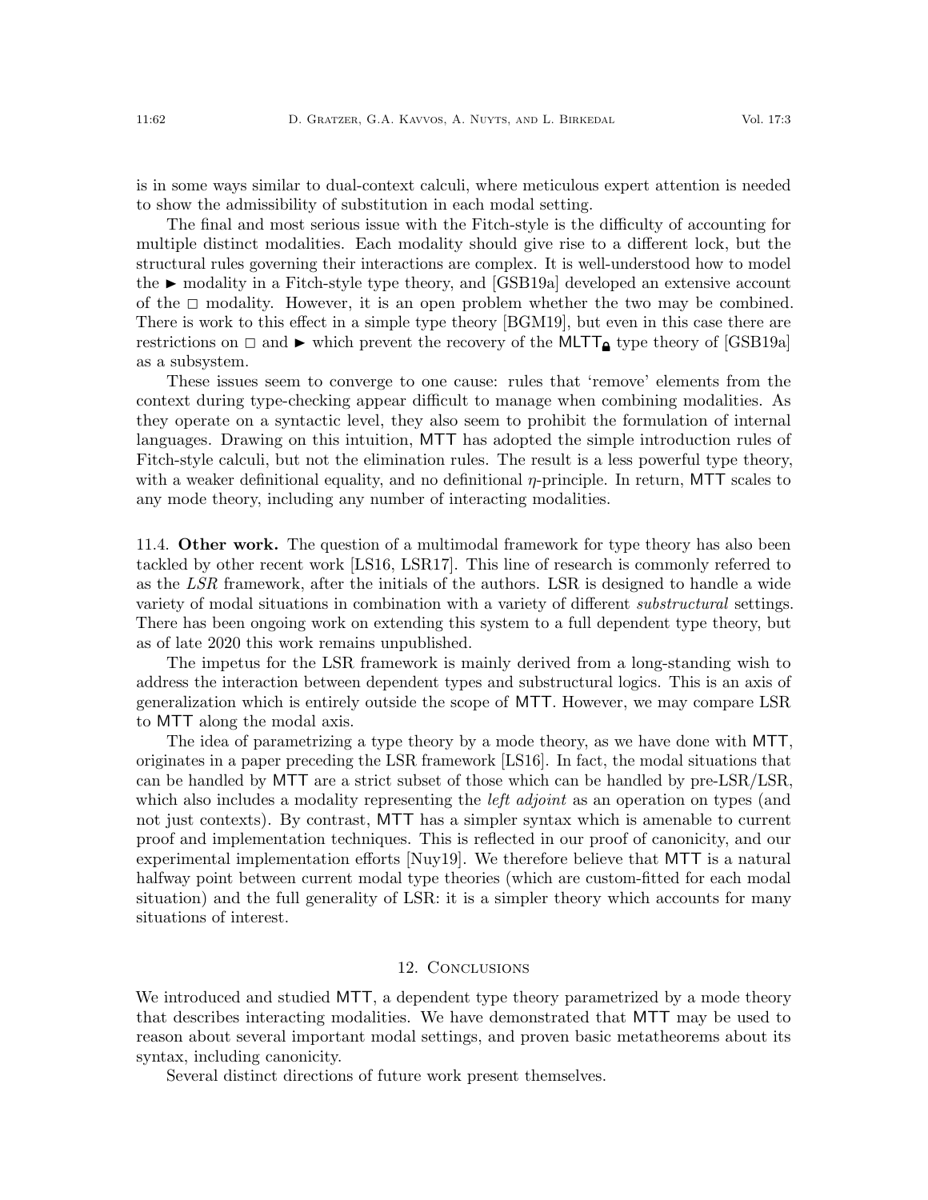is in some ways similar to dual-context calculi, where meticulous expert attention is needed to show the admissibility of substitution in each modal setting.

The final and most serious issue with the Fitch-style is the difficulty of accounting for multiple distinct modalities. Each modality should give rise to a different lock, but the structural rules governing their interactions are complex. It is well-understood how to model the $\blacktriangleright$ modality in a Fitch-style type theory, and [GSB19a] developed an extensive account of the $\Box$ modality. However, it is an open problem whether the two may be combined. There is work to this effect in a simple type theory [BGM19], but even in this case there are restrictions on $\Box$ and $\blacktriangleright$ which prevent the recovery of the $\mathsf{MLTT}_{🔒}$ type theory of [GSB19a] as a subsystem.

These issues seem to converge to one cause: rules that 'remove' elements from the context during type-checking appear difficult to manage when combining modalities. As they operate on a syntactic level, they also seem to prohibit the formulation of internal languages. Drawing on this intuition, MTT has adopted the simple introduction rules of Fitch-style calculi, but not the elimination rules. The result is a less powerful type theory, with a weaker definitional equality, and no definitional $\eta$-principle. In return, MTT scales to any mode theory, including any number of interacting modalities.

### 11.4. Other work.

The question of a multimodal framework for type theory has also been tackled by other recent work [LS16, LSR17]. This line of research is commonly referred to as the *LSR* framework, after the initials of the authors. LSR is designed to handle a wide variety of modal situations in combination with a variety of different *substructural* settings. There has been ongoing work on extending this system to a full dependent type theory, but as of late 2020 this work remains unpublished.

The impetus for the LSR framework is mainly derived from a long-standing wish to address the interaction between dependent types and substructural logics. This is an axis of generalization which is entirely outside the scope of MTT. However, we may compare LSR to MTT along the modal axis.

The idea of parametrizing a type theory by a mode theory, as we have done with MTT, originates in a paper preceding the LSR framework [LS16]. In fact, the modal situations that can be handled by MTT are a strict subset of those which can be handled by pre-LSR/LSR, which also includes a modality representing the *left adjoint* as an operation on types (and not just contexts). By contrast, MTT has a simpler syntax which is amenable to current proof and implementation techniques. This is reflected in our proof of canonicity, and our experimental implementation efforts [Nuy19]. We therefore believe that MTT is a natural halfway point between current modal type theories (which are custom-fitted for each modal situation) and the full generality of LSR: it is a simpler theory which accounts for many situations of interest.

## 12. Conclusions

We introduced and studied MTT, a dependent type theory parametrized by a mode theory that describes interacting modalities. We have demonstrated that MTT may be used to reason about several important modal settings, and proven basic metatheorems about its syntax, including canonicity.

Several distinct directions of future work present themselves.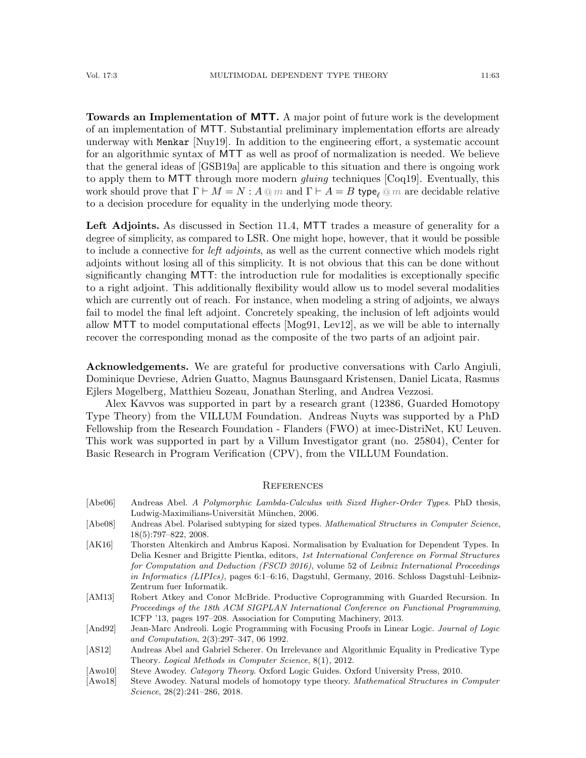**Towards an Implementation of MTT.** A major point of future work is the development of an implementation of MTT. Substantial preliminary implementation efforts are already underway with `Menkar` [Nuy19]. In addition to the engineering effort, a systematic account for an algorithmic syntax of MTT as well as proof of normalization is needed. We believe that the general ideas of [GSB19a] are applicable to this situation and there is ongoing work to apply them to MTT through more modern *gluing* techniques [Coq19]. Eventually, this work should prove that $\Gamma \vdash M = N : A \mathbin{@} m$ and $\Gamma \vdash A = B \ \mathsf{type}_\ell \mathbin{@} m$ are decidable relative to a decision procedure for equality in the underlying mode theory.

**Left Adjoints.** As discussed in Section 11.4, MTT trades a measure of generality for a degree of simplicity, as compared to LSR. One might hope, however, that it would be possible to include a connective for *left adjoints*, as well as the current connective which models right adjoints without losing all of this simplicity. It is not obvious that this can be done without significantly changing MTT: the introduction rule for modalities is exceptionally specific to a right adjoint. This additionally flexibility would allow us to model several modalities which are currently out of reach. For instance, when modeling a string of adjoints, we always fail to model the final left adjoint. Concretely speaking, the inclusion of left adjoints would allow MTT to model computational effects [Mog91, Lev12], as we will be able to internally recover the corresponding monad as the composite of the two parts of an adjoint pair.

**Acknowledgements.** We are grateful for productive conversations with Carlo Angiuli, Dominique Devriese, Adrien Guatto, Magnus Baunsgaard Kristensen, Daniel Licata, Rasmus Ejlers Møgelberg, Matthieu Sozeau, Jonathan Sterling, and Andrea Vezzosi.

Alex Kavvos was supported in part by a research grant (12386, Guarded Homotopy Type Theory) from the VILLUM Foundation. Andreas Nuyts was supported by a PhD Fellowship from the Research Foundation - Flanders (FWO) at imec-DistriNet, KU Leuven. This work was supported in part by a Villum Investigator grant (no. 25804), Center for Basic Research in Program Verification (CPV), from the VILLUM Foundation.

## References

- [Abe06] Andreas Abel. *A Polymorphic Lambda-Calculus with Sized Higher-Order Types*. PhD thesis, Ludwig-Maximilians-Universität München, 2006.
- [Abe08] Andreas Abel. Polarised subtyping for sized types. *Mathematical Structures in Computer Science*, 18(5):797–822, 2008.
- [AK16] Thorsten Altenkirch and Ambrus Kaposi. Normalisation by Evaluation for Dependent Types. In Delia Kesner and Brigitte Pientka, editors, *1st International Conference on Formal Structures for Computation and Deduction (FSCD 2016)*, volume 52 of *Leibniz International Proceedings in Informatics (LIPIcs)*, pages 6:1–6:16, Dagstuhl, Germany, 2016. Schloss Dagstuhl–Leibniz-Zentrum fuer Informatik.
- [AM13] Robert Atkey and Conor McBride. Productive Coprogramming with Guarded Recursion. In *Proceedings of the 18th ACM SIGPLAN International Conference on Functional Programming*, ICFP '13, pages 197–208. Association for Computing Machinery, 2013.
- [And92] Jean-Marc Andreoli. Logic Programming with Focusing Proofs in Linear Logic. *Journal of Logic and Computation*, 2(3):297–347, 06 1992.
- [AS12] Andreas Abel and Gabriel Scherer. On Irrelevance and Algorithmic Equality in Predicative Type Theory. *Logical Methods in Computer Science*, 8(1), 2012.
- [Awo10] Steve Awodey. *Category Theory*. Oxford Logic Guides. Oxford University Press, 2010.
- [Awo18] Steve Awodey. Natural models of homotopy type theory. *Mathematical Structures in Computer Science*, 28(2):241–286, 2018.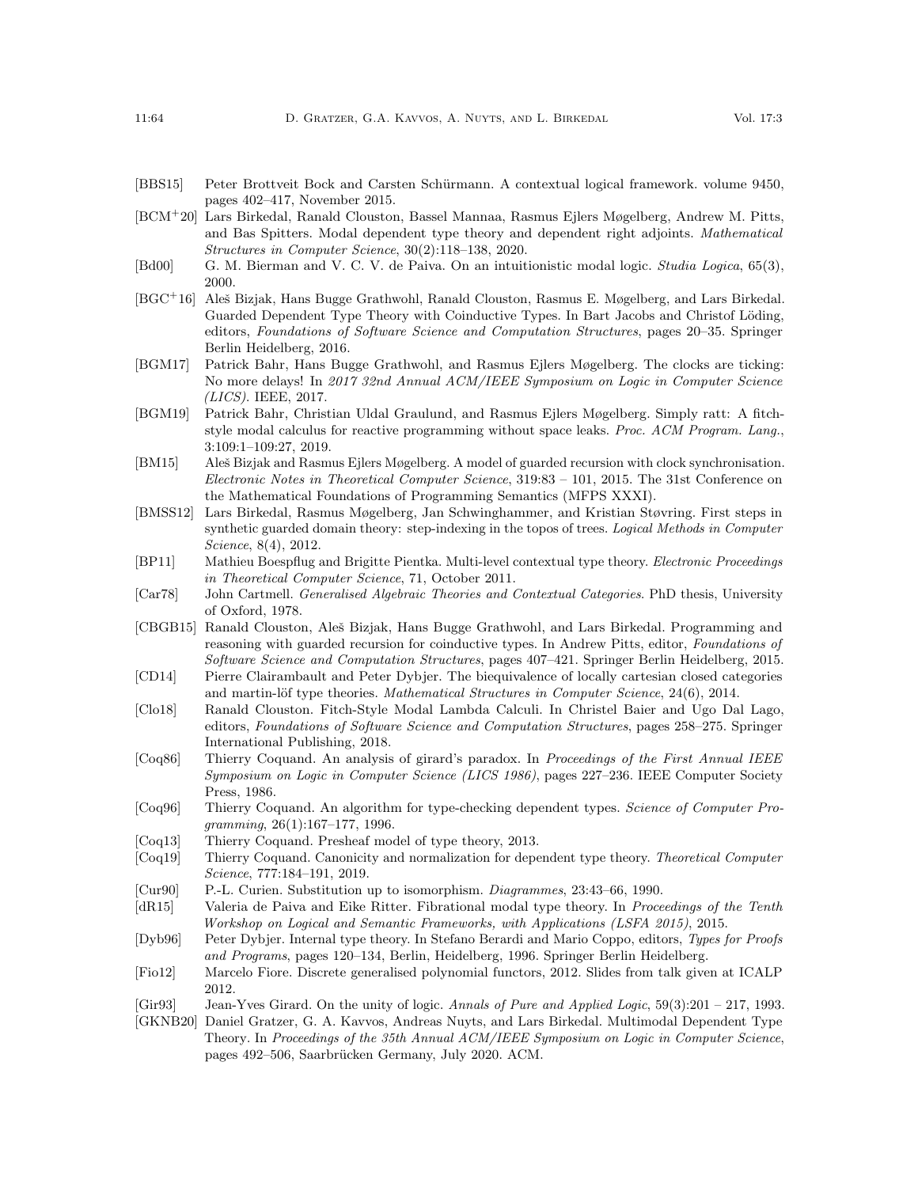[BBS15] Peter Brottveit Bock and Carsten Schürmann. A contextual logical framework. volume 9450, pages 402–417, November 2015.

[BCM+20] Lars Birkedal, Ranald Clouston, Bassel Mannaa, Rasmus Ejlers Møgelberg, Andrew M. Pitts, and Bas Spitters. Modal dependent type theory and dependent right adjoints. *Mathematical Structures in Computer Science*, 30(2):118–138, 2020.

[Bd00] G. M. Bierman and V. C. V. de Paiva. On an intuitionistic modal logic. *Studia Logica*, 65(3), 2000.

[BGC+16] Aleš Bizjak, Hans Bugge Grathwohl, Ranald Clouston, Rasmus E. Møgelberg, and Lars Birkedal. Guarded Dependent Type Theory with Coinductive Types. In Bart Jacobs and Christof Löding, editors, *Foundations of Software Science and Computation Structures*, pages 20–35. Springer Berlin Heidelberg, 2016.

[BGM17] Patrick Bahr, Hans Bugge Grathwohl, and Rasmus Ejlers Møgelberg. The clocks are ticking: No more delays! In *2017 32nd Annual ACM/IEEE Symposium on Logic in Computer Science (LICS)*. IEEE, 2017.

[BGM19] Patrick Bahr, Christian Uldal Graulund, and Rasmus Ejlers Møgelberg. Simply ratt: A fitch-style modal calculus for reactive programming without space leaks. *Proc. ACM Program. Lang.*, 3:109:1–109:27, 2019.

[BM15] Aleš Bizjak and Rasmus Ejlers Møgelberg. A model of guarded recursion with clock synchronisation. *Electronic Notes in Theoretical Computer Science*, 319:83 – 101, 2015. The 31st Conference on the Mathematical Foundations of Programming Semantics (MFPS XXXI).

[BMSS12] Lars Birkedal, Rasmus Møgelberg, Jan Schwinghammer, and Kristian Støvring. First steps in synthetic guarded domain theory: step-indexing in the topos of trees. *Logical Methods in Computer Science*, 8(4), 2012.

[BP11] Mathieu Boespflug and Brigitte Pientka. Multi-level contextual type theory. *Electronic Proceedings in Theoretical Computer Science*, 71, October 2011.

[Car78] John Cartmell. *Generalised Algebraic Theories and Contextual Categories*. PhD thesis, University of Oxford, 1978.

[CBGB15] Ranald Clouston, Aleš Bizjak, Hans Bugge Grathwohl, and Lars Birkedal. Programming and reasoning with guarded recursion for coinductive types. In Andrew Pitts, editor, *Foundations of Software Science and Computation Structures*, pages 407–421. Springer Berlin Heidelberg, 2015.

[CD14] Pierre Clairambault and Peter Dybjer. The biequivalence of locally cartesian closed categories and martin-löf type theories. *Mathematical Structures in Computer Science*, 24(6), 2014.

[Clo18] Ranald Clouston. Fitch-Style Modal Lambda Calculi. In Christel Baier and Ugo Dal Lago, editors, *Foundations of Software Science and Computation Structures*, pages 258–275. Springer International Publishing, 2018.

[Coq86] Thierry Coquand. An analysis of girard's paradox. In *Proceedings of the First Annual IEEE Symposium on Logic in Computer Science (LICS 1986)*, pages 227–236. IEEE Computer Society Press, 1986.

[Coq96] Thierry Coquand. An algorithm for type-checking dependent types. *Science of Computer Programming*, 26(1):167–177, 1996.

[Coq13] Thierry Coquand. Presheaf model of type theory, 2013.

[Coq19] Thierry Coquand. Canonicity and normalization for dependent type theory. *Theoretical Computer Science*, 777:184–191, 2019.

[Cur90] P.-L. Curien. Substitution up to isomorphism. *Diagrammes*, 23:43–66, 1990.

[dR15] Valeria de Paiva and Eike Ritter. Fibrational modal type theory. In *Proceedings of the Tenth Workshop on Logical and Semantic Frameworks, with Applications (LSFA 2015)*, 2015.

[Dyb96] Peter Dybjer. Internal type theory. In Stefano Berardi and Mario Coppo, editors, *Types for Proofs and Programs*, pages 120–134, Berlin, Heidelberg, 1996. Springer Berlin Heidelberg.

[Fio12] Marcelo Fiore. Discrete generalised polynomial functors, 2012. Slides from talk given at ICALP 2012.

[Gir93] Jean-Yves Girard. On the unity of logic. *Annals of Pure and Applied Logic*, 59(3):201 – 217, 1993.

[GKNB20] Daniel Gratzer, G. A. Kavvos, Andreas Nuyts, and Lars Birkedal. Multimodal Dependent Type Theory. In *Proceedings of the 35th Annual ACM/IEEE Symposium on Logic in Computer Science*, pages 492–506, Saarbrücken Germany, July 2020. ACM.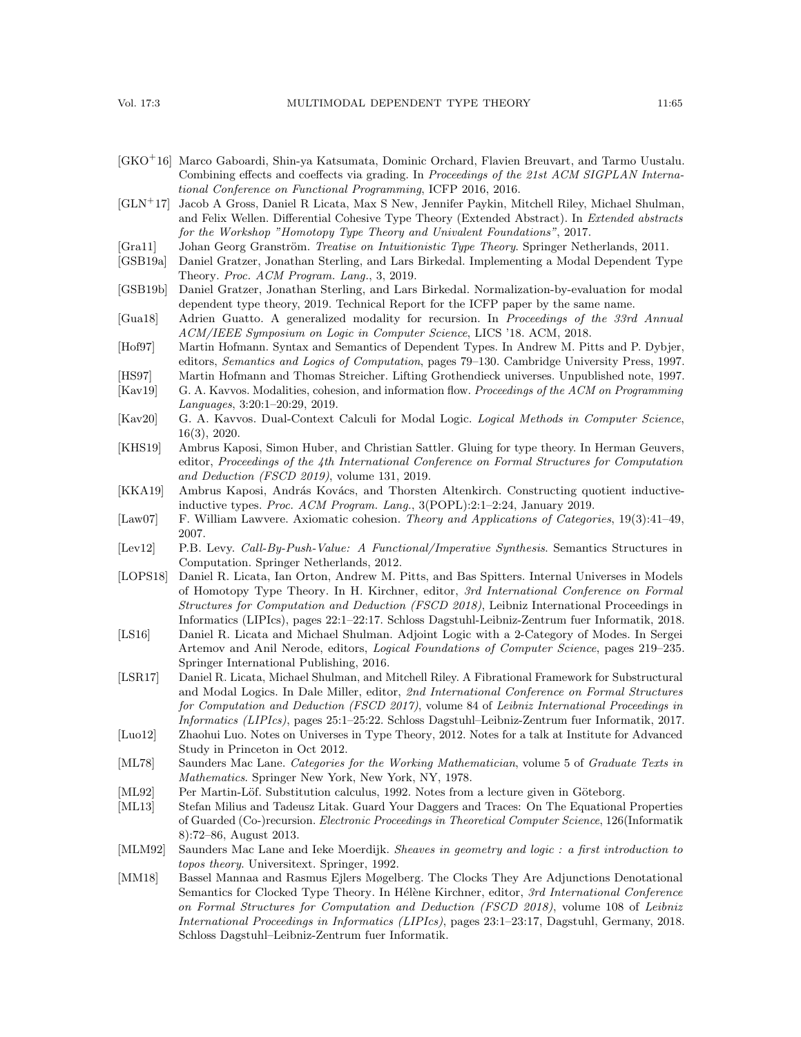[GKO$^+$16] Marco Gaboardi, Shin-ya Katsumata, Dominic Orchard, Flavien Breuvart, and Tarmo Uustalu. Combining effects and coeffects via grading. In *Proceedings of the 21st ACM SIGPLAN International Conference on Functional Programming*, ICFP 2016, 2016.

[GLN$^+$17] Jacob A Gross, Daniel R Licata, Max S New, Jennifer Paykin, Mitchell Riley, Michael Shulman, and Felix Wellen. Differential Cohesive Type Theory (Extended Abstract). In *Extended abstracts for the Workshop "Homotopy Type Theory and Univalent Foundations"*, 2017.

[Gra11] Johan Georg Granström. *Treatise on Intuitionistic Type Theory*. Springer Netherlands, 2011.

[GSB19a] Daniel Gratzer, Jonathan Sterling, and Lars Birkedal. Implementing a Modal Dependent Type Theory. *Proc. ACM Program. Lang.*, 3, 2019.

[GSB19b] Daniel Gratzer, Jonathan Sterling, and Lars Birkedal. Normalization-by-evaluation for modal dependent type theory, 2019. Technical Report for the ICFP paper by the same name.

[Gua18] Adrien Guatto. A generalized modality for recursion. In *Proceedings of the 33rd Annual ACM/IEEE Symposium on Logic in Computer Science*, LICS '18. ACM, 2018.

[Hof97] Martin Hofmann. Syntax and Semantics of Dependent Types. In Andrew M. Pitts and P. Dybjer, editors, *Semantics and Logics of Computation*, pages 79–130. Cambridge University Press, 1997.

[HS97] Martin Hofmann and Thomas Streicher. Lifting Grothendieck universes. Unpublished note, 1997.

[Kav19] G. A. Kavvos. Modalities, cohesion, and information flow. *Proceedings of the ACM on Programming Languages*, 3:20:1–20:29, 2019.

[Kav20] G. A. Kavvos. Dual-Context Calculi for Modal Logic. *Logical Methods in Computer Science*, 16(3), 2020.

[KHS19] Ambrus Kaposi, Simon Huber, and Christian Sattler. Gluing for type theory. In Herman Geuvers, editor, *Proceedings of the 4th International Conference on Formal Structures for Computation and Deduction (FSCD 2019)*, volume 131, 2019.

[KKA19] Ambrus Kaposi, András Kovács, and Thorsten Altenkirch. Constructing quotient inductive-inductive types. *Proc. ACM Program. Lang.*, 3(POPL):2:1–2:24, January 2019.

[Law07] F. William Lawvere. Axiomatic cohesion. *Theory and Applications of Categories*, 19(3):41–49, 2007.

[Lev12] P.B. Levy. *Call-By-Push-Value: A Functional/Imperative Synthesis*. Semantics Structures in Computation. Springer Netherlands, 2012.

[LOPS18] Daniel R. Licata, Ian Orton, Andrew M. Pitts, and Bas Spitters. Internal Universes in Models of Homotopy Type Theory. In H. Kirchner, editor, *3rd International Conference on Formal Structures for Computation and Deduction (FSCD 2018)*, Leibniz International Proceedings in Informatics (LIPIcs), pages 22:1–22:17. Schloss Dagstuhl-Leibniz-Zentrum fuer Informatik, 2018.

[LS16] Daniel R. Licata and Michael Shulman. Adjoint Logic with a 2-Category of Modes. In Sergei Artemov and Anil Nerode, editors, *Logical Foundations of Computer Science*, pages 219–235. Springer International Publishing, 2016.

[LSR17] Daniel R. Licata, Michael Shulman, and Mitchell Riley. A Fibrational Framework for Substructural and Modal Logics. In Dale Miller, editor, *2nd International Conference on Formal Structures for Computation and Deduction (FSCD 2017)*, volume 84 of *Leibniz International Proceedings in Informatics (LIPIcs)*, pages 25:1–25:22. Schloss Dagstuhl–Leibniz-Zentrum fuer Informatik, 2017.

[Luo12] Zhaohui Luo. Notes on Universes in Type Theory, 2012. Notes for a talk at Institute for Advanced Study in Princeton in Oct 2012.

[ML78] Saunders Mac Lane. *Categories for the Working Mathematician*, volume 5 of *Graduate Texts in Mathematics*. Springer New York, New York, NY, 1978.

[ML92] Per Martin-Löf. Substitution calculus, 1992. Notes from a lecture given in Göteborg.

[ML13] Stefan Milius and Tadeusz Litak. Guard Your Daggers and Traces: On The Equational Properties of Guarded (Co-)recursion. *Electronic Proceedings in Theoretical Computer Science*, 126(Informatik 8):72–86, August 2013.

[MLM92] Saunders Mac Lane and Ieke Moerdijk. *Sheaves in geometry and logic : a first introduction to topos theory*. Universitext. Springer, 1992.

[MM18] Bassel Mannaa and Rasmus Ejlers Møgelberg. The Clocks They Are Adjunctions Denotational Semantics for Clocked Type Theory. In Hélène Kirchner, editor, *3rd International Conference on Formal Structures for Computation and Deduction (FSCD 2018)*, volume 108 of *Leibniz International Proceedings in Informatics (LIPIcs)*, pages 23:1–23:17, Dagstuhl, Germany, 2018. Schloss Dagstuhl–Leibniz-Zentrum fuer Informatik.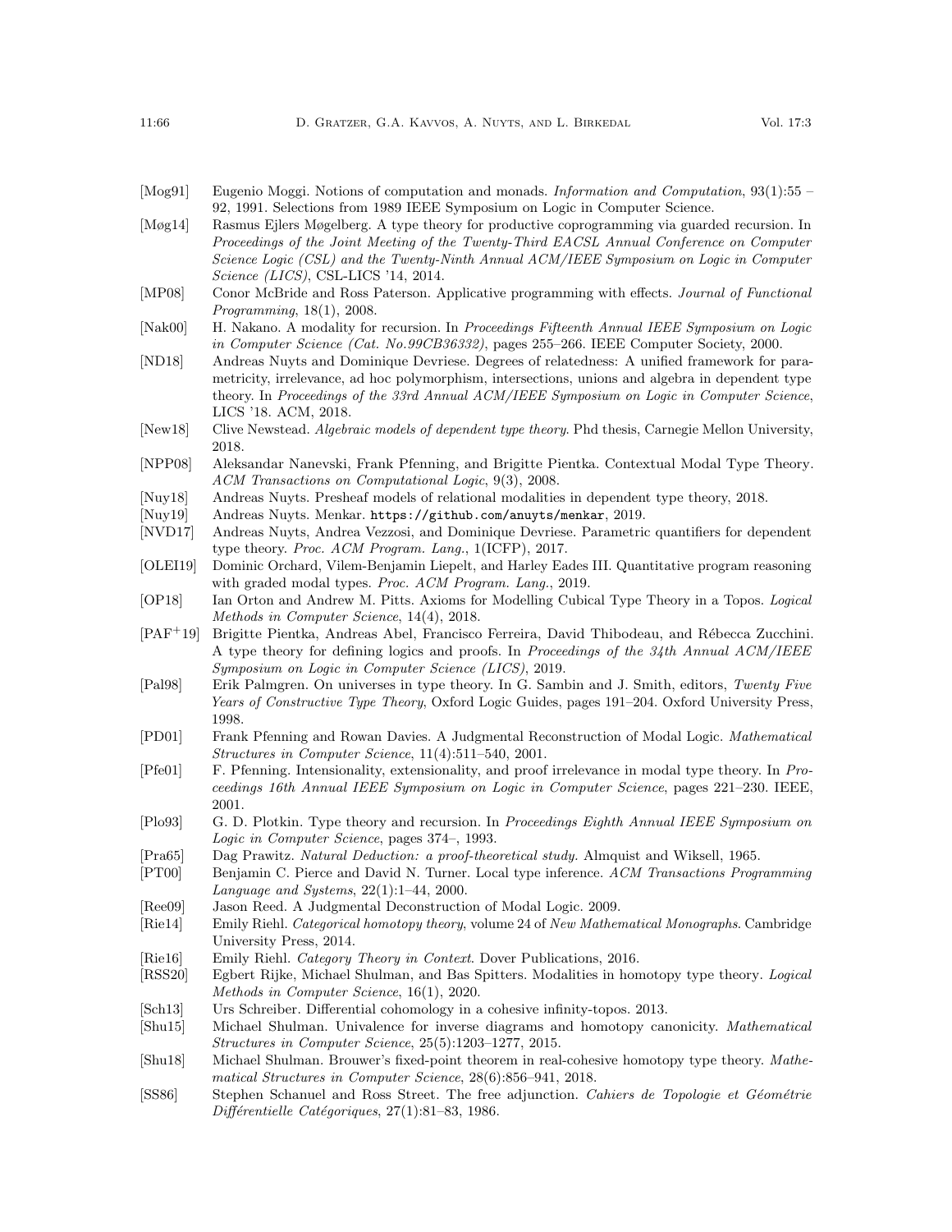[Mog91] Eugenio Moggi. Notions of computation and monads. *Information and Computation*, 93(1):55 – 92, 1991. Selections from 1989 IEEE Symposium on Logic in Computer Science.

[Møg14] Rasmus Ejlers Møgelberg. A type theory for productive coprogramming via guarded recursion. In *Proceedings of the Joint Meeting of the Twenty-Third EACSL Annual Conference on Computer Science Logic (CSL) and the Twenty-Ninth Annual ACM/IEEE Symposium on Logic in Computer Science (LICS)*, CSL-LICS '14, 2014.

[MP08] Conor McBride and Ross Paterson. Applicative programming with effects. *Journal of Functional Programming*, 18(1), 2008.

[Nak00] H. Nakano. A modality for recursion. In *Proceedings Fifteenth Annual IEEE Symposium on Logic in Computer Science (Cat. No.99CB36332)*, pages 255–266. IEEE Computer Society, 2000.

[ND18] Andreas Nuyts and Dominique Devriese. Degrees of relatedness: A unified framework for parametricity, irrelevance, ad hoc polymorphism, intersections, unions and algebra in dependent type theory. In *Proceedings of the 33rd Annual ACM/IEEE Symposium on Logic in Computer Science*, LICS '18. ACM, 2018.

[New18] Clive Newstead. *Algebraic models of dependent type theory*. Phd thesis, Carnegie Mellon University, 2018.

[NPP08] Aleksandar Nanevski, Frank Pfenning, and Brigitte Pientka. Contextual Modal Type Theory. *ACM Transactions on Computational Logic*, 9(3), 2008.

[Nuy18] Andreas Nuyts. Presheaf models of relational modalities in dependent type theory, 2018.

[Nuy19] Andreas Nuyts. Menkar. `https://github.com/anuyts/menkar`, 2019.

[NVD17] Andreas Nuyts, Andrea Vezzosi, and Dominique Devriese. Parametric quantifiers for dependent type theory. *Proc. ACM Program. Lang.*, 1(ICFP), 2017.

[OLEI19] Dominic Orchard, Vilem-Benjamin Liepelt, and Harley Eades III. Quantitative program reasoning with graded modal types. *Proc. ACM Program. Lang.*, 2019.

[OP18] Ian Orton and Andrew M. Pitts. Axioms for Modelling Cubical Type Theory in a Topos. *Logical Methods in Computer Science*, 14(4), 2018.

[PAF+19] Brigitte Pientka, Andreas Abel, Francisco Ferreira, David Thibodeau, and Rébecca Zucchini. A type theory for defining logics and proofs. In *Proceedings of the 34th Annual ACM/IEEE Symposium on Logic in Computer Science (LICS)*, 2019.

[Pal98] Erik Palmgren. On universes in type theory. In G. Sambin and J. Smith, editors, *Twenty Five Years of Constructive Type Theory*, Oxford Logic Guides, pages 191–204. Oxford University Press, 1998.

[PD01] Frank Pfenning and Rowan Davies. A Judgmental Reconstruction of Modal Logic. *Mathematical Structures in Computer Science*, 11(4):511–540, 2001.

[Pfe01] F. Pfenning. Intensionality, extensionality, and proof irrelevance in modal type theory. In *Proceedings 16th Annual IEEE Symposium on Logic in Computer Science*, pages 221–230. IEEE, 2001.

[Plo93] G. D. Plotkin. Type theory and recursion. In *Proceedings Eighth Annual IEEE Symposium on Logic in Computer Science*, pages 374–, 1993.

[Pra65] Dag Prawitz. *Natural Deduction: a proof-theoretical study.* Almquist and Wiksell, 1965.

[PT00] Benjamin C. Pierce and David N. Turner. Local type inference. *ACM Transactions Programming Language and Systems*, 22(1):1–44, 2000.

[Ree09] Jason Reed. A Judgmental Deconstruction of Modal Logic. 2009.

[Rie14] Emily Riehl. *Categorical homotopy theory*, volume 24 of *New Mathematical Monographs*. Cambridge University Press, 2014.

[Rie16] Emily Riehl. *Category Theory in Context*. Dover Publications, 2016.

[RSS20] Egbert Rijke, Michael Shulman, and Bas Spitters. Modalities in homotopy type theory. *Logical Methods in Computer Science*, 16(1), 2020.

[Sch13] Urs Schreiber. Differential cohomology in a cohesive infinity-topos. 2013.

[Shu15] Michael Shulman. Univalence for inverse diagrams and homotopy canonicity. *Mathematical Structures in Computer Science*, 25(5):1203–1277, 2015.

[Shu18] Michael Shulman. Brouwer's fixed-point theorem in real-cohesive homotopy type theory. *Mathematical Structures in Computer Science*, 28(6):856–941, 2018.

[SS86] Stephen Schanuel and Ross Street. The free adjunction. *Cahiers de Topologie et Géométrie Différentielle Catégoriques*, 27(1):81–83, 1986.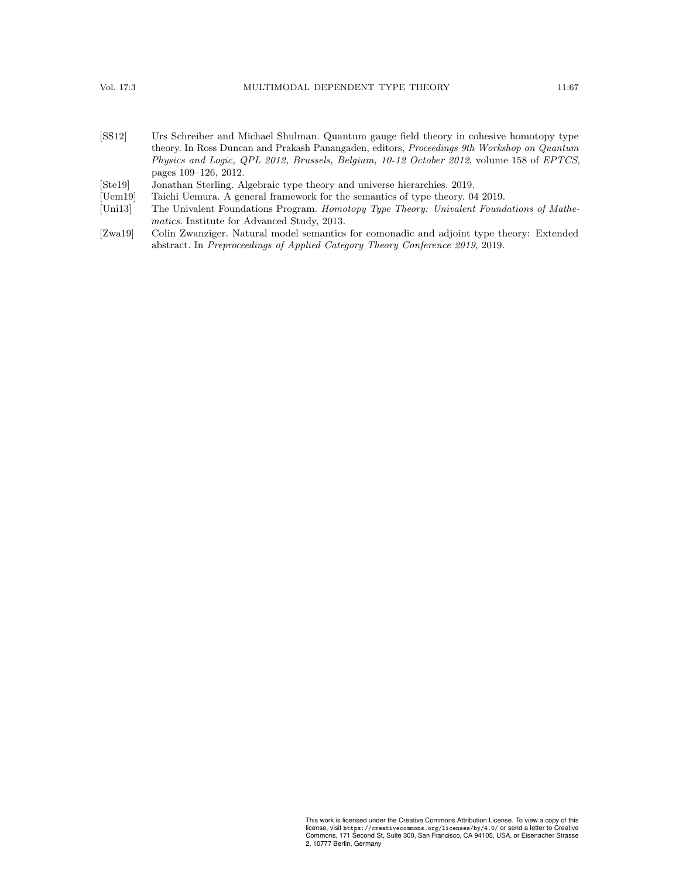[SS12] Urs Schreiber and Michael Shulman. Quantum gauge field theory in cohesive homotopy type theory. In Ross Duncan and Prakash Panangaden, editors, *Proceedings 9th Workshop on Quantum Physics and Logic, QPL 2012, Brussels, Belgium, 10-12 October 2012*, volume 158 of *EPTCS*, pages 109–126, 2012.

[Ste19] Jonathan Sterling. Algebraic type theory and universe hierarchies. 2019.

[Uem19] Taichi Uemura. A general framework for the semantics of type theory. 04 2019.

[Uni13] The Univalent Foundations Program. *Homotopy Type Theory: Univalent Foundations of Mathematics*. Institute for Advanced Study, 2013.

[Zwa19] Colin Zwanziger. Natural model semantics for comonadic and adjoint type theory: Extended abstract. In *Preproceedings of Applied Category Theory Conference 2019*, 2019.

This work is licensed under the Creative Commons Attribution License. To view a copy of this license, visit https://creativecommons.org/licenses/by/4.0/ or send a letter to Creative Commons, 171 Second St, Suite 300, San Francisco, CA 94105, USA, or Eisenacher Strasse 2, 10777 Berlin, Germany